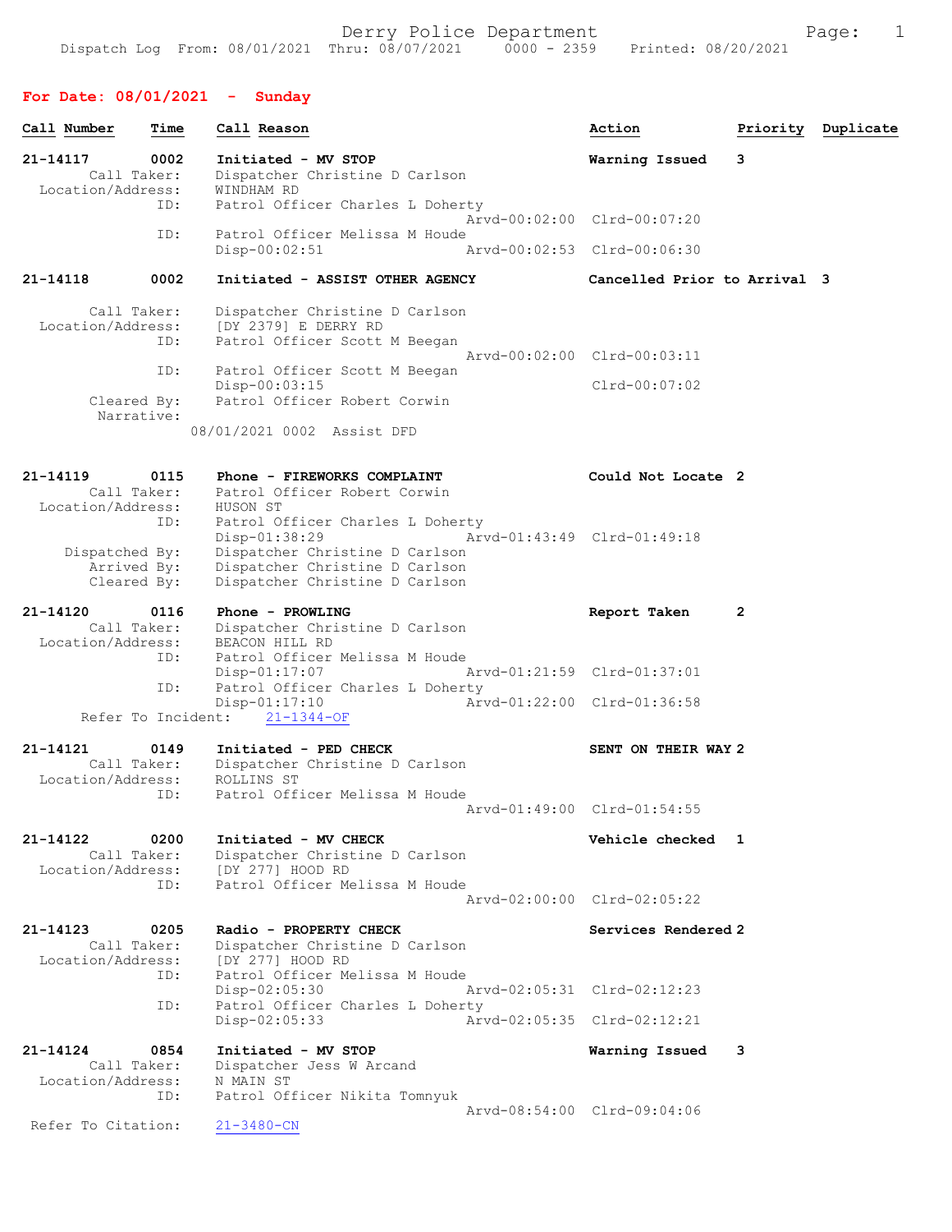Derry Police Department

Dispatch Log From: 08/01/2021 Thru: 08/07/2021 0000 - 2359 Printed: 08/20/2021

## For Date: 08/01/2021 - Sunday

| Call Number | Time | Call Reason | Action | Priority | Duplicate |
|---|---|---|---|---|---|

**21-14117 0002 Initiated - MV STOP** — Warning Issued — 3

Call Taker: Dispatcher Christine D Carlson
Location/Address: WINDHAM RD
ID: Patrol Officer Charles L Doherty
Arvd-00:02:00 Clrd-00:07:20
ID: Patrol Officer Melissa M Houde
Disp-00:02:51 Arvd-00:02:53 Clrd-00:06:30

**21-14118 0002 Initiated - ASSIST OTHER AGENCY** — Cancelled Prior to Arrival — 3

Call Taker: Dispatcher Christine D Carlson
Location/Address: [DY 2379] E DERRY RD
ID: Patrol Officer Scott M Beegan
Arvd-00:02:00 Clrd-00:03:11
ID: Patrol Officer Scott M Beegan
Disp-00:03:15 Clrd-00:07:02
Cleared By: Patrol Officer Robert Corwin
Narrative:
08/01/2021 0002 Assist DFD

**21-14119 0115 Phone - FIREWORKS COMPLAINT** — Could Not Locate — 2

Call Taker: Patrol Officer Robert Corwin
Location/Address: HUSON ST
ID: Patrol Officer Charles L Doherty
Disp-01:38:29 Arvd-01:43:49 Clrd-01:49:18
Dispatched By: Dispatcher Christine D Carlson
Arrived By: Dispatcher Christine D Carlson
Cleared By: Dispatcher Christine D Carlson

**21-14120 0116 Phone - PROWLING** — Report Taken — 2

Call Taker: Dispatcher Christine D Carlson
Location/Address: BEACON HILL RD
ID: Patrol Officer Melissa M Houde
Disp-01:17:07 Arvd-01:21:59 Clrd-01:37:01
ID: Patrol Officer Charles L Doherty
Disp-01:17:10 Arvd-01:22:00 Clrd-01:36:58
Refer To Incident: 21-1344-OF

**21-14121 0149 Initiated - PED CHECK** — SENT ON THEIR WAY — 2

Call Taker: Dispatcher Christine D Carlson
Location/Address: ROLLINS ST
ID: Patrol Officer Melissa M Houde
Arvd-01:49:00 Clrd-01:54:55

**21-14122 0200 Initiated - MV CHECK** — Vehicle checked — 1

Call Taker: Dispatcher Christine D Carlson
Location/Address: [DY 277] HOOD RD
ID: Patrol Officer Melissa M Houde
Arvd-02:00:00 Clrd-02:05:22

**21-14123 0205 Radio - PROPERTY CHECK** — Services Rendered — 2

Call Taker: Dispatcher Christine D Carlson
Location/Address: [DY 277] HOOD RD
ID: Patrol Officer Melissa M Houde
Disp-02:05:30 Arvd-02:05:31 Clrd-02:12:23
ID: Patrol Officer Charles L Doherty
Disp-02:05:33 Arvd-02:05:35 Clrd-02:12:21

**21-14124 0854 Initiated - MV STOP** — Warning Issued — 3

Call Taker: Dispatcher Jess W Arcand
Location/Address: N MAIN ST
ID: Patrol Officer Nikita Tomnyuk
Arvd-08:54:00 Clrd-09:04:06
Refer To Citation: 21-3480-CN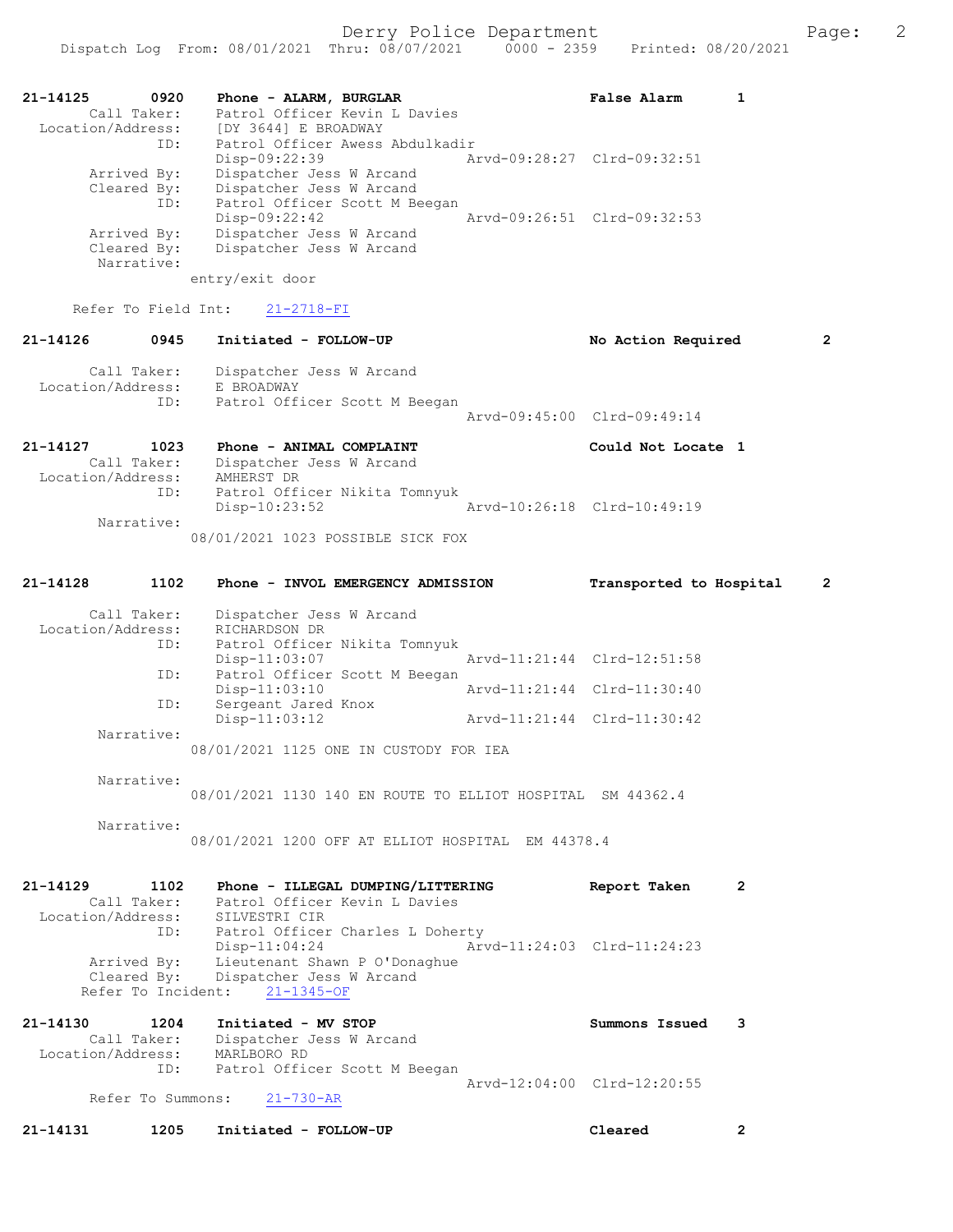Derry Police Department

Dispatch Log From: 08/01/2021 Thru: 08/07/2021 0000 - 2359 Printed: 08/20/2021

```
21-14125        0920    Phone - ALARM, BURGLAR                    False Alarm      1
        Call Taker:     Patrol Officer Kevin L Davies
  Location/Address:     [DY 3644] E BROADWAY
                ID:     Patrol Officer Awess Abdulkadir
                        Disp-09:22:39                Arvd-09:28:27  Clrd-09:32:51
        Arrived By:     Dispatcher Jess W Arcand
        Cleared By:     Dispatcher Jess W Arcand
                ID:     Patrol Officer Scott M Beegan
                        Disp-09:22:42                Arvd-09:26:51  Clrd-09:32:53
        Arrived By:     Dispatcher Jess W Arcand
        Cleared By:     Dispatcher Jess W Arcand
         Narrative:
                      entry/exit door

      Refer To Field Int:     21-2718-FI

21-14126        0945    Initiated - FOLLOW-UP                     No Action Required       2

        Call Taker:     Dispatcher Jess W Arcand
  Location/Address:     E BROADWAY
                ID:     Patrol Officer Scott M Beegan
                                                     Arvd-09:45:00  Clrd-09:49:14

21-14127        1023    Phone - ANIMAL COMPLAINT                  Could Not Locate 1
        Call Taker:     Dispatcher Jess W Arcand
  Location/Address:     AMHERST DR
                ID:     Patrol Officer Nikita Tomnyuk
                        Disp-10:23:52                Arvd-10:26:18  Clrd-10:49:19
         Narrative:
                      08/01/2021 1023 POSSIBLE SICK FOX

21-14128        1102    Phone - INVOL EMERGENCY ADMISSION         Transported to Hospital    2

        Call Taker:     Dispatcher Jess W Arcand
  Location/Address:     RICHARDSON DR
                ID:     Patrol Officer Nikita Tomnyuk
                        Disp-11:03:07                Arvd-11:21:44  Clrd-12:51:58
                ID:     Patrol Officer Scott M Beegan
                        Disp-11:03:10                Arvd-11:21:44  Clrd-11:30:40
                ID:     Sergeant Jared Knox
                        Disp-11:03:12                Arvd-11:21:44  Clrd-11:30:42
         Narrative:
                      08/01/2021 1125 ONE IN CUSTODY FOR IEA

         Narrative:
                      08/01/2021 1130 140 EN ROUTE TO ELLIOT HOSPITAL  SM 44362.4

         Narrative:
                      08/01/2021 1200 OFF AT ELLIOT HOSPITAL  EM 44378.4

21-14129        1102    Phone - ILLEGAL DUMPING/LITTERING         Report Taken     2
        Call Taker:     Patrol Officer Kevin L Davies
  Location/Address:     SILVESTRI CIR
                ID:     Patrol Officer Charles L Doherty
                        Disp-11:04:24                Arvd-11:24:03  Clrd-11:24:23
        Arrived By:     Lieutenant Shawn P O'Donaghue
        Cleared By:     Dispatcher Jess W Arcand
     Refer To Incident:     21-1345-OF

21-14130        1204    Initiated - MV STOP                       Summons Issued   3
        Call Taker:     Dispatcher Jess W Arcand
  Location/Address:     MARLBORO RD
                ID:     Patrol Officer Scott M Beegan
                                                     Arvd-12:04:00  Clrd-12:20:55
      Refer To Summons:     21-730-AR

21-14131        1205    Initiated - FOLLOW-UP                     Cleared          2
```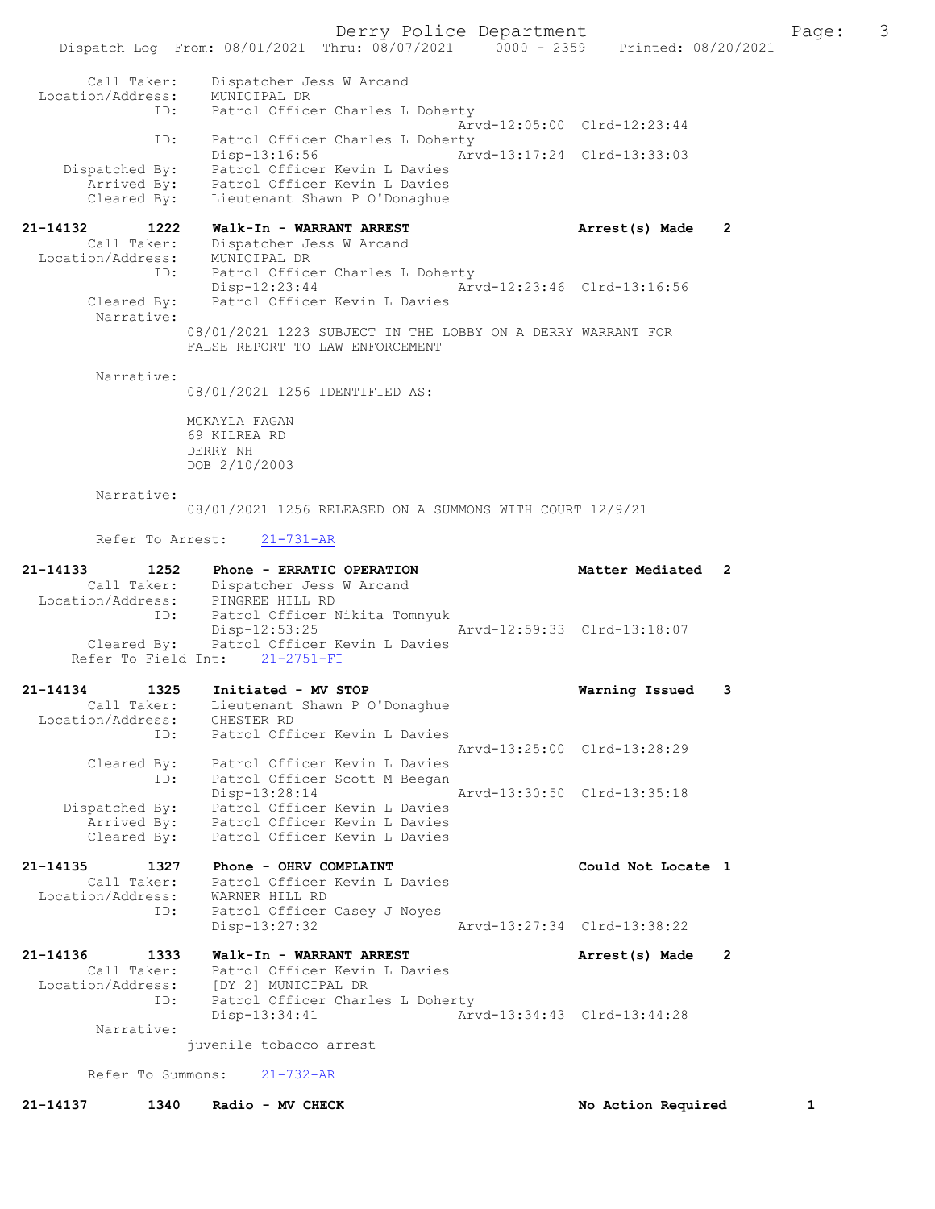```
        Call Taker:    Dispatcher Jess W Arcand
  Location/Address:    MUNICIPAL DR
                ID:    Patrol Officer Charles L Doherty
                                                 Arvd-12:05:00  Clrd-12:23:44
                ID:    Patrol Officer Charles L Doherty
                       Disp-13:16:56             Arvd-13:17:24  Clrd-13:33:03
     Dispatched By:    Patrol Officer Kevin L Davies
        Arrived By:    Patrol Officer Kevin L Davies
        Cleared By:    Lieutenant Shawn P O'Donaghue

21-14132        1222    Walk-In - WARRANT ARREST                       Arrest(s) Made    2
        Call Taker:    Dispatcher Jess W Arcand
  Location/Address:    MUNICIPAL DR
                ID:    Patrol Officer Charles L Doherty
                       Disp-12:23:44             Arvd-12:23:46  Clrd-13:16:56
        Cleared By:    Patrol Officer Kevin L Davies
         Narrative:
                08/01/2021 1223 SUBJECT IN THE LOBBY ON A DERRY WARRANT FOR
                FALSE REPORT TO LAW ENFORCEMENT

         Narrative:
                08/01/2021 1256 IDENTIFIED AS:

                MCKAYLA FAGAN
                69 KILREA RD
                DERRY NH
                DOB 2/10/2003

         Narrative:
                08/01/2021 1256 RELEASED ON A SUMMONS WITH COURT 12/9/21

        Refer To Arrest:    21-731-AR

21-14133        1252    Phone - ERRATIC OPERATION                      Matter Mediated   2
        Call Taker:    Dispatcher Jess W Arcand
  Location/Address:    PINGREE HILL RD
                ID:    Patrol Officer Nikita Tomnyuk
                       Disp-12:53:25             Arvd-12:59:33  Clrd-13:18:07
        Cleared By:    Patrol Officer Kevin L Davies
    Refer To Field Int:    21-2751-FI

21-14134        1325    Initiated - MV STOP                            Warning Issued    3
        Call Taker:    Lieutenant Shawn P O'Donaghue
  Location/Address:    CHESTER RD
                ID:    Patrol Officer Kevin L Davies
                                                 Arvd-13:25:00  Clrd-13:28:29
        Cleared By:    Patrol Officer Kevin L Davies
                ID:    Patrol Officer Scott M Beegan
                       Disp-13:28:14             Arvd-13:30:50  Clrd-13:35:18
     Dispatched By:    Patrol Officer Kevin L Davies
        Arrived By:    Patrol Officer Kevin L Davies
        Cleared By:    Patrol Officer Kevin L Davies

21-14135        1327    Phone - OHRV COMPLAINT                         Could Not Locate  1
        Call Taker:    Patrol Officer Kevin L Davies
  Location/Address:    WARNER HILL RD
                ID:    Patrol Officer Casey J Noyes
                       Disp-13:27:32             Arvd-13:27:34  Clrd-13:38:22

21-14136        1333    Walk-In - WARRANT ARREST                       Arrest(s) Made    2
        Call Taker:    Patrol Officer Kevin L Davies
  Location/Address:    [DY 2] MUNICIPAL DR
                ID:    Patrol Officer Charles L Doherty
                       Disp-13:34:41             Arvd-13:34:43  Clrd-13:44:28
         Narrative:
                juvenile tobacco arrest

        Refer To Summons:    21-732-AR

21-14137        1340    Radio - MV CHECK                               No Action Required          1
```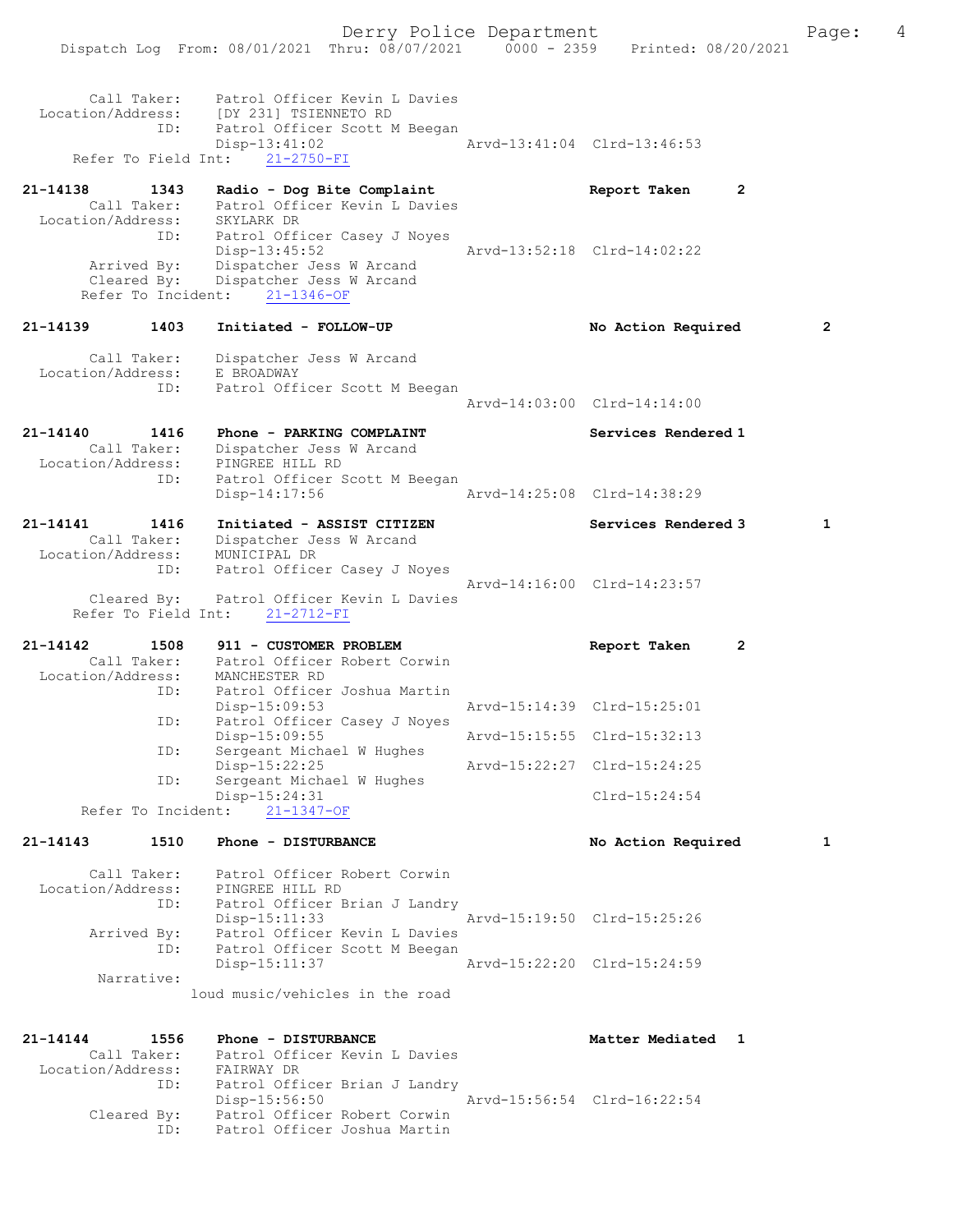```
        Call Taker:    Patrol Officer Kevin L Davies
  Location/Address:    [DY 231] TSIENNETO RD
                ID:    Patrol Officer Scott M Beegan
                       Disp-13:41:02                 Arvd-13:41:04  Clrd-13:46:53
      Refer To Field Int:    21-2750-FI

21-14138        1343    Radio - Dog Bite Complaint                 Report Taken      2
        Call Taker:    Patrol Officer Kevin L Davies
  Location/Address:    SKYLARK DR
                ID:    Patrol Officer Casey J Noyes
                       Disp-13:45:52                 Arvd-13:52:18  Clrd-14:02:22
        Arrived By:    Dispatcher Jess W Arcand
        Cleared By:    Dispatcher Jess W Arcand
       Refer To Incident:    21-1346-OF

21-14139        1403    Initiated - FOLLOW-UP                      No Action Required        2

        Call Taker:    Dispatcher Jess W Arcand
  Location/Address:    E BROADWAY
                ID:    Patrol Officer Scott M Beegan
                                                     Arvd-14:03:00  Clrd-14:14:00

21-14140        1416    Phone - PARKING COMPLAINT                  Services Rendered 1
        Call Taker:    Dispatcher Jess W Arcand
  Location/Address:    PINGREE HILL RD
                ID:    Patrol Officer Scott M Beegan
                       Disp-14:17:56                 Arvd-14:25:08  Clrd-14:38:29

21-14141        1416    Initiated - ASSIST CITIZEN                 Services Rendered 3        1
        Call Taker:    Dispatcher Jess W Arcand
  Location/Address:    MUNICIPAL DR
                ID:    Patrol Officer Casey J Noyes
                                                     Arvd-14:16:00  Clrd-14:23:57
        Cleared By:    Patrol Officer Kevin L Davies
      Refer To Field Int:    21-2712-FI

21-14142        1508    911 - CUSTOMER PROBLEM                     Report Taken      2
        Call Taker:    Patrol Officer Robert Corwin
  Location/Address:    MANCHESTER RD
                ID:    Patrol Officer Joshua Martin
                       Disp-15:09:53                 Arvd-15:14:39  Clrd-15:25:01
                ID:    Patrol Officer Casey J Noyes
                       Disp-15:09:55                 Arvd-15:15:55  Clrd-15:32:13
                ID:    Sergeant Michael W Hughes
                       Disp-15:22:25                 Arvd-15:22:27  Clrd-15:24:25
                ID:    Sergeant Michael W Hughes
                       Disp-15:24:31                                Clrd-15:24:54
       Refer To Incident:    21-1347-OF

21-14143        1510    Phone - DISTURBANCE                        No Action Required        1

        Call Taker:    Patrol Officer Robert Corwin
  Location/Address:    PINGREE HILL RD
                ID:    Patrol Officer Brian J Landry
                       Disp-15:11:33                 Arvd-15:19:50  Clrd-15:25:26
        Arrived By:    Patrol Officer Kevin L Davies
                ID:    Patrol Officer Scott M Beegan
                       Disp-15:11:37                 Arvd-15:22:20  Clrd-15:24:59
         Narrative:
                    loud music/vehicles in the road

21-14144        1556    Phone - DISTURBANCE                        Matter Mediated   1
        Call Taker:    Patrol Officer Kevin L Davies
  Location/Address:    FAIRWAY DR
                ID:    Patrol Officer Brian J Landry
                       Disp-15:56:50                 Arvd-15:56:54  Clrd-16:22:54
        Cleared By:    Patrol Officer Robert Corwin
                ID:    Patrol Officer Joshua Martin
```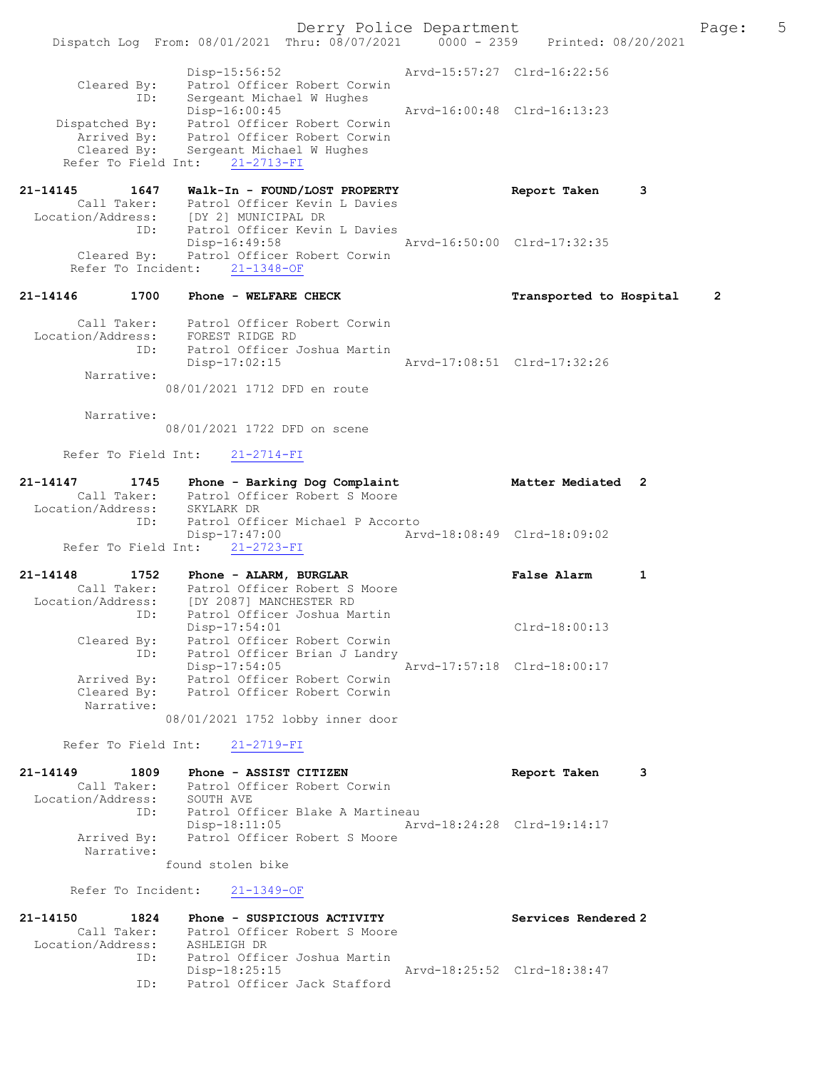```
                Disp-15:56:52                Arvd-15:57:27  Clrd-16:22:56
     Cleared By:    Patrol Officer Robert Corwin
            ID:     Sergeant Michael W Hughes
                    Disp-16:00:45                Arvd-16:00:48  Clrd-16:13:23
  Dispatched By:    Patrol Officer Robert Corwin
     Arrived By:    Patrol Officer Robert Corwin
     Cleared By:    Sergeant Michael W Hughes
  Refer To Field Int:    21-2713-FI

21-14145      1647    Walk-In - FOUND/LOST PROPERTY              Report Taken      3
     Call Taker:    Patrol Officer Kevin L Davies
 Location/Address:  [DY 2] MUNICIPAL DR
            ID:     Patrol Officer Kevin L Davies
                    Disp-16:49:58                Arvd-16:50:00  Clrd-17:32:35
     Cleared By:    Patrol Officer Robert Corwin
   Refer To Incident:    21-1348-OF

21-14146      1700    Phone - WELFARE CHECK                      Transported to Hospital    2

     Call Taker:    Patrol Officer Robert Corwin
 Location/Address:  FOREST RIDGE RD
            ID:     Patrol Officer Joshua Martin
                    Disp-17:02:15                Arvd-17:08:51  Clrd-17:32:26
      Narrative:
                 08/01/2021 1712 DFD en route

      Narrative:
                 08/01/2021 1722 DFD on scene

  Refer To Field Int:    21-2714-FI

21-14147      1745    Phone - Barking Dog Complaint              Matter Mediated   2
     Call Taker:    Patrol Officer Robert S Moore
 Location/Address:  SKYLARK DR
            ID:     Patrol Officer Michael P Accorto
                    Disp-17:47:00                Arvd-18:08:49  Clrd-18:09:02
  Refer To Field Int:    21-2723-FI

21-14148      1752    Phone - ALARM, BURGLAR                     False Alarm       1
     Call Taker:    Patrol Officer Robert S Moore
 Location/Address:  [DY 2087] MANCHESTER RD
            ID:     Patrol Officer Joshua Martin
                    Disp-17:54:01                               Clrd-18:00:13
     Cleared By:    Patrol Officer Robert Corwin
            ID:     Patrol Officer Brian J Landry
                    Disp-17:54:05                Arvd-17:57:18  Clrd-18:00:17
     Arrived By:    Patrol Officer Robert Corwin
     Cleared By:    Patrol Officer Robert Corwin
      Narrative:
                 08/01/2021 1752 lobby inner door

  Refer To Field Int:    21-2719-FI

21-14149      1809    Phone - ASSIST CITIZEN                     Report Taken      3
     Call Taker:    Patrol Officer Robert Corwin
 Location/Address:  SOUTH AVE
            ID:     Patrol Officer Blake A Martineau
                    Disp-18:11:05                Arvd-18:24:28  Clrd-19:14:17
     Arrived By:    Patrol Officer Robert S Moore
      Narrative:
                 found stolen bike

   Refer To Incident:    21-1349-OF

21-14150      1824    Phone - SUSPICIOUS ACTIVITY                Services Rendered 2
     Call Taker:    Patrol Officer Robert S Moore
 Location/Address:  ASHLEIGH DR
            ID:     Patrol Officer Joshua Martin
                    Disp-18:25:15                Arvd-18:25:52  Clrd-18:38:47
            ID:     Patrol Officer Jack Stafford
```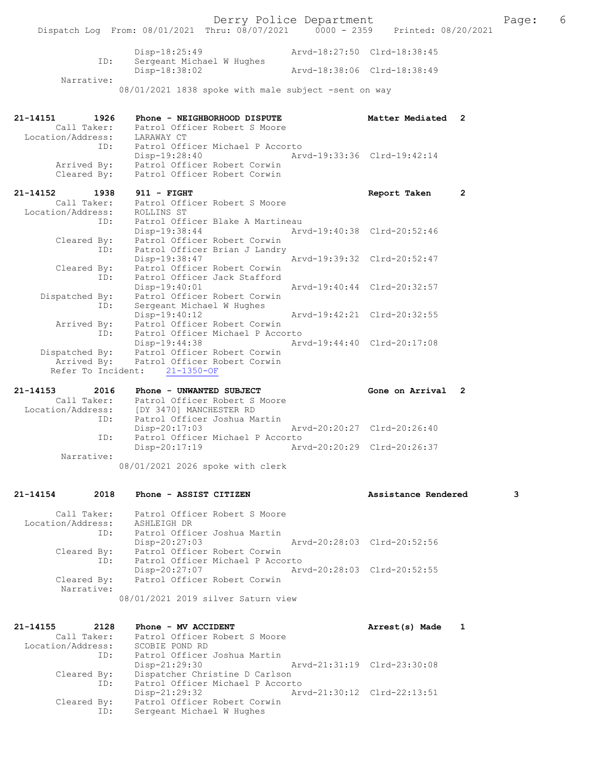```
              Disp-18:25:49                Arvd-18:27:50  Clrd-18:38:45
         ID:  Sergeant Michael W Hughes
              Disp-18:38:02                Arvd-18:38:06  Clrd-18:38:49
  Narrative:
            08/01/2021 1838 spoke with male subject -sent on way


21-14151      1926   Phone - NEIGHBORHOOD DISPUTE              Matter Mediated   2
      Call Taker:    Patrol Officer Robert S Moore
  Location/Address:  LARAWAY CT
               ID:   Patrol Officer Michael P Accorto
                     Disp-19:28:40             Arvd-19:33:36  Clrd-19:42:14
      Arrived By:    Patrol Officer Robert Corwin
      Cleared By:    Patrol Officer Robert Corwin

21-14152      1938   911 - FIGHT                               Report Taken      2
      Call Taker:    Patrol Officer Robert S Moore
  Location/Address:  ROLLINS ST
               ID:   Patrol Officer Blake A Martineau
                     Disp-19:38:44             Arvd-19:40:38  Clrd-20:52:46
      Cleared By:    Patrol Officer Robert Corwin
               ID:   Patrol Officer Brian J Landry
                     Disp-19:38:47             Arvd-19:39:32  Clrd-20:52:47
      Cleared By:    Patrol Officer Robert Corwin
               ID:   Patrol Officer Jack Stafford
                     Disp-19:40:01             Arvd-19:40:44  Clrd-20:32:57
   Dispatched By:    Patrol Officer Robert Corwin
               ID:   Sergeant Michael W Hughes
                     Disp-19:40:12             Arvd-19:42:21  Clrd-20:32:55
      Arrived By:    Patrol Officer Robert Corwin
               ID:   Patrol Officer Michael P Accorto
                     Disp-19:44:38             Arvd-19:44:40  Clrd-20:17:08
   Dispatched By:    Patrol Officer Robert Corwin
      Arrived By:    Patrol Officer Robert Corwin
   Refer To Incident:   21-1350-OF

21-14153      2016   Phone - UNWANTED SUBJECT                  Gone on Arrival   2
      Call Taker:    Patrol Officer Robert S Moore
  Location/Address:  [DY 3470] MANCHESTER RD
               ID:   Patrol Officer Joshua Martin
                     Disp-20:17:03             Arvd-20:20:27  Clrd-20:26:40
               ID:   Patrol Officer Michael P Accorto
                     Disp-20:17:19             Arvd-20:20:29  Clrd-20:26:37
       Narrative:
            08/01/2021 2026 spoke with clerk


21-14154      2018   Phone - ASSIST CITIZEN                    Assistance Rendered       3

      Call Taker:    Patrol Officer Robert S Moore
  Location/Address:  ASHLEIGH DR
               ID:   Patrol Officer Joshua Martin
                     Disp-20:27:03             Arvd-20:28:03  Clrd-20:52:56
      Cleared By:    Patrol Officer Robert Corwin
               ID:   Patrol Officer Michael P Accorto
                     Disp-20:27:07             Arvd-20:28:03  Clrd-20:52:55
      Cleared By:    Patrol Officer Robert Corwin
       Narrative:
            08/01/2021 2019 silver Saturn view


21-14155      2128   Phone - MV ACCIDENT                       Arrest(s) Made    1
      Call Taker:    Patrol Officer Robert S Moore
  Location/Address:  SCOBIE POND RD
               ID:   Patrol Officer Joshua Martin
                     Disp-21:29:30             Arvd-21:31:19  Clrd-23:30:08
      Cleared By:    Dispatcher Christine D Carlson
               ID:   Patrol Officer Michael P Accorto
                     Disp-21:29:32             Arvd-21:30:12  Clrd-22:13:51
      Cleared By:    Patrol Officer Robert Corwin
               ID:   Sergeant Michael W Hughes
```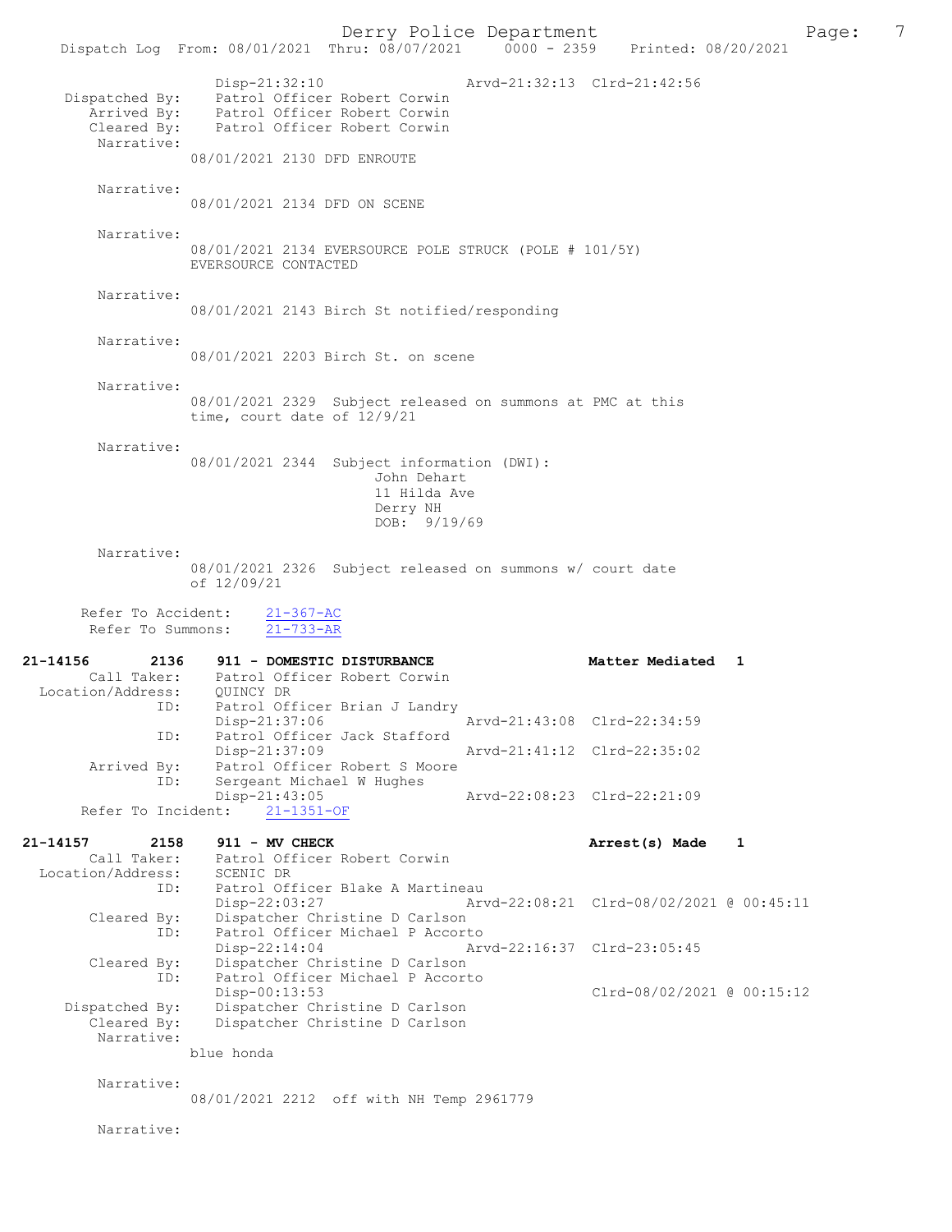```
                Disp-21:32:10                 Arvd-21:32:13  Clrd-21:42:56
  Dispatched By:    Patrol Officer Robert Corwin
     Arrived By:    Patrol Officer Robert Corwin
     Cleared By:    Patrol Officer Robert Corwin
      Narrative:
             08/01/2021 2130 DFD ENROUTE

      Narrative:
             08/01/2021 2134 DFD ON SCENE

      Narrative:
             08/01/2021 2134 EVERSOURCE POLE STRUCK (POLE # 101/5Y)
             EVERSOURCE CONTACTED

      Narrative:
             08/01/2021 2143 Birch St notified/responding

      Narrative:
             08/01/2021 2203 Birch St. on scene

      Narrative:
             08/01/2021 2329  Subject released on summons at PMC at this
             time, court date of 12/9/21

      Narrative:
             08/01/2021 2344  Subject information (DWI):
                               John Dehart
                               11 Hilda Ave
                               Derry NH
                               DOB:  9/19/69

      Narrative:
             08/01/2021 2326  Subject released on summons w/ court date
             of 12/09/21

     Refer To Accident:    21-367-AC
     Refer To Summons:     21-733-AR

21-14156        2136    911 - DOMESTIC DISTURBANCE                  Matter Mediated  1
        Call Taker:     Patrol Officer Robert Corwin
  Location/Address:     QUINCY DR
                ID:     Patrol Officer Brian J Landry
                        Disp-21:37:06                Arvd-21:43:08  Clrd-22:34:59
                ID:     Patrol Officer Jack Stafford
                        Disp-21:37:09                Arvd-21:41:12  Clrd-22:35:02
        Arrived By:     Patrol Officer Robert S Moore
                ID:     Sergeant Michael W Hughes
                        Disp-21:43:05                Arvd-22:08:23  Clrd-22:21:09
     Refer To Incident:    21-1351-OF

21-14157        2158    911 - MV CHECK                              Arrest(s) Made   1
        Call Taker:     Patrol Officer Robert Corwin
  Location/Address:     SCENIC DR
                ID:     Patrol Officer Blake A Martineau
                        Disp-22:03:27                Arvd-22:08:21  Clrd-08/02/2021 @ 00:45:11
        Cleared By:     Dispatcher Christine D Carlson
                ID:     Patrol Officer Michael P Accorto
                        Disp-22:14:04                Arvd-22:16:37  Clrd-23:05:45
        Cleared By:     Dispatcher Christine D Carlson
                ID:     Patrol Officer Michael P Accorto
                        Disp-00:13:53                               Clrd-08/02/2021 @ 00:15:12
     Dispatched By:     Dispatcher Christine D Carlson
        Cleared By:     Dispatcher Christine D Carlson
         Narrative:
             blue honda

         Narrative:
             08/01/2021 2212  off with NH Temp 2961779

         Narrative:
```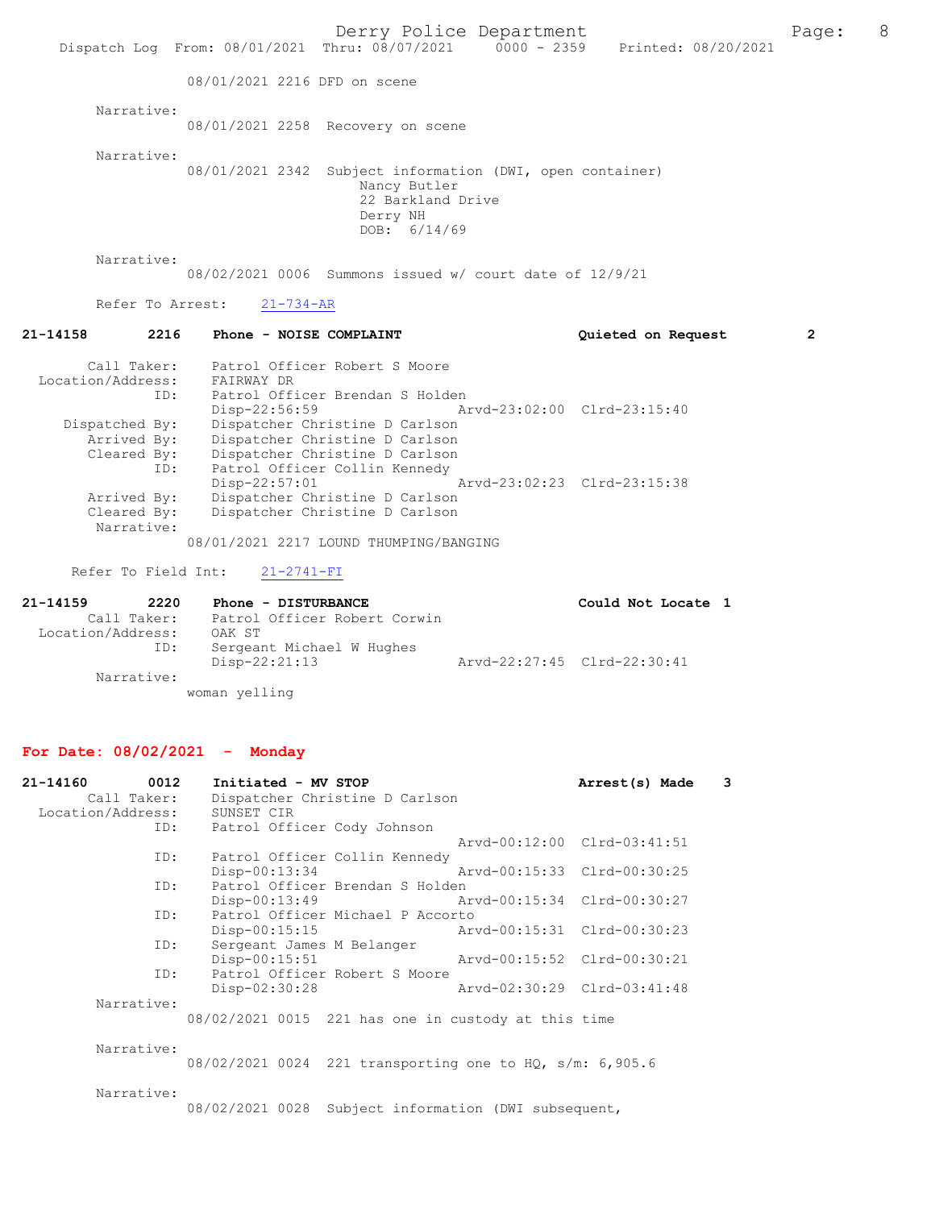08/01/2021 2216 DFD on scene

Narrative:
08/01/2021 2258 Recovery on scene

Narrative:
08/01/2021 2342 Subject information (DWI, open container)
Nancy Butler
22 Barkland Drive
Derry NH
DOB: 6/14/69

Narrative:
08/02/2021 0006 Summons issued w/ court date of 12/9/21

Refer To Arrest: 21-734-AR

**21-14158 2216 Phone - NOISE COMPLAINT Quieted on Request 2**

Call Taker: Patrol Officer Robert S Moore
Location/Address: FAIRWAY DR
ID: Patrol Officer Brendan S Holden
Disp-22:56:59 Arvd-23:02:00 Clrd-23:15:40
Dispatched By: Dispatcher Christine D Carlson
Arrived By: Dispatcher Christine D Carlson
Cleared By: Dispatcher Christine D Carlson
ID: Patrol Officer Collin Kennedy
Disp-22:57:01 Arvd-23:02:23 Clrd-23:15:38
Arrived By: Dispatcher Christine D Carlson
Cleared By: Dispatcher Christine D Carlson
Narrative:
08/01/2021 2217 LOUND THUMPING/BANGING

Refer To Field Int: 21-2741-FI

**21-14159 2220 Phone - DISTURBANCE Could Not Locate 1**

Call Taker: Patrol Officer Robert Corwin
Location/Address: OAK ST
ID: Sergeant Michael W Hughes
Disp-22:21:13 Arvd-22:27:45 Clrd-22:30:41
Narrative:
woman yelling

## For Date: 08/02/2021 - Monday

**21-14160 0012 Initiated - MV STOP Arrest(s) Made 3**

Call Taker: Dispatcher Christine D Carlson
Location/Address: SUNSET CIR
ID: Patrol Officer Cody Johnson
Arvd-00:12:00 Clrd-03:41:51
ID: Patrol Officer Collin Kennedy
Disp-00:13:34 Arvd-00:15:33 Clrd-00:30:25
ID: Patrol Officer Brendan S Holden
Disp-00:13:49 Arvd-00:15:34 Clrd-00:30:27
ID: Patrol Officer Michael P Accorto
Disp-00:15:15 Arvd-00:15:31 Clrd-00:30:23
ID: Sergeant James M Belanger
Disp-00:15:51 Arvd-00:15:52 Clrd-00:30:21
ID: Patrol Officer Robert S Moore
Disp-02:30:28 Arvd-02:30:29 Clrd-03:41:48

Narrative:
08/02/2021 0015 221 has one in custody at this time

Narrative:
08/02/2021 0024 221 transporting one to HQ, s/m: 6,905.6

Narrative:
08/02/2021 0028 Subject information (DWI subsequent,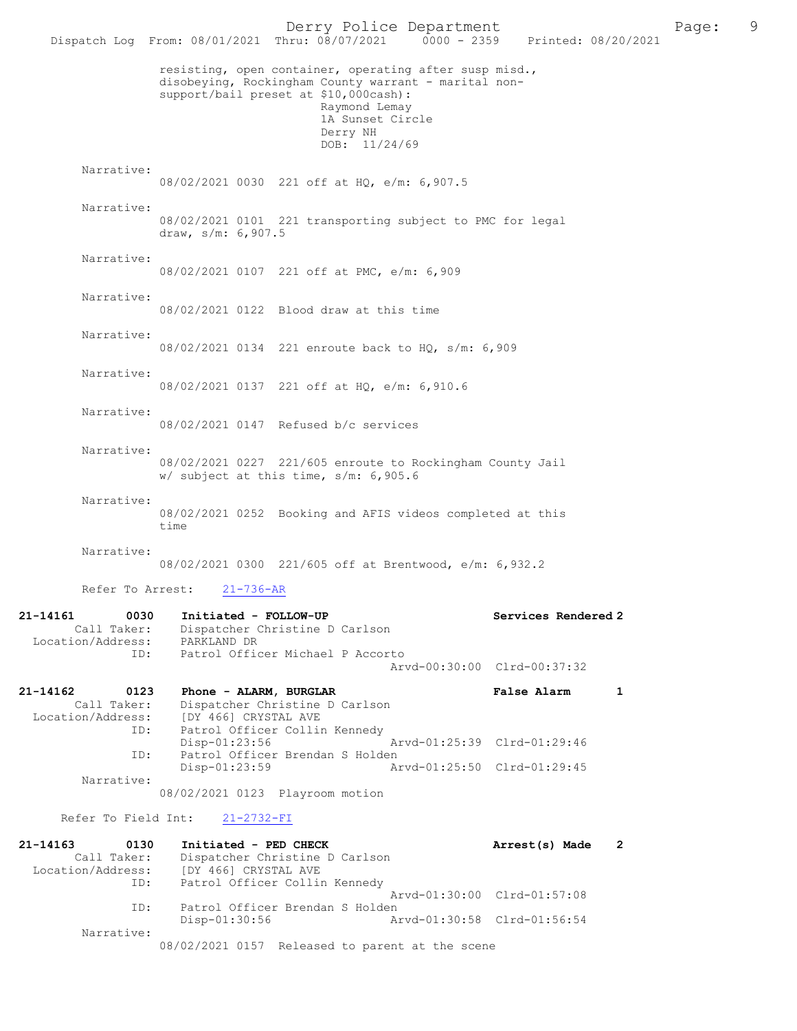resisting, open container, operating after susp misd., disobeying, Rockingham County warrant - marital non-support/bail preset at $10,000cash):
Raymond Lemay
1A Sunset Circle
Derry NH
DOB: 11/24/69

Narrative:
08/02/2021 0030 221 off at HQ, e/m: 6,907.5

Narrative:
08/02/2021 0101 221 transporting subject to PMC for legal draw, s/m: 6,907.5

Narrative:
08/02/2021 0107 221 off at PMC, e/m: 6,909

Narrative:
08/02/2021 0122 Blood draw at this time

Narrative:
08/02/2021 0134 221 enroute back to HQ, s/m: 6,909

Narrative:
08/02/2021 0137 221 off at HQ, e/m: 6,910.6

Narrative:
08/02/2021 0147 Refused b/c services

Narrative:
08/02/2021 0227 221/605 enroute to Rockingham County Jail w/ subject at this time, s/m: 6,905.6

Narrative:
08/02/2021 0252 Booking and AFIS videos completed at this time

Narrative:
08/02/2021 0300 221/605 off at Brentwood, e/m: 6,932.2

Refer To Arrest: 21-736-AR

**21-14161 0030 Initiated - FOLLOW-UP — Services Rendered 2**
Call Taker: Dispatcher Christine D Carlson
Location/Address: PARKLAND DR
ID: Patrol Officer Michael P Accorto
Arvd-00:30:00 Clrd-00:37:32

**21-14162 0123 Phone - ALARM, BURGLAR — False Alarm 1**
Call Taker: Dispatcher Christine D Carlson
Location/Address: [DY 466] CRYSTAL AVE
ID: Patrol Officer Collin Kennedy
Disp-01:23:56 Arvd-01:25:39 Clrd-01:29:46
ID: Patrol Officer Brendan S Holden
Disp-01:23:59 Arvd-01:25:50 Clrd-01:29:45
Narrative:
08/02/2021 0123 Playroom motion

Refer To Field Int: 21-2732-FI

**21-14163 0130 Initiated - PED CHECK — Arrest(s) Made 2**
Call Taker: Dispatcher Christine D Carlson
Location/Address: [DY 466] CRYSTAL AVE
ID: Patrol Officer Collin Kennedy
Arvd-01:30:00 Clrd-01:57:08
ID: Patrol Officer Brendan S Holden
Disp-01:30:56 Arvd-01:30:58 Clrd-01:56:54
Narrative:
08/02/2021 0157 Released to parent at the scene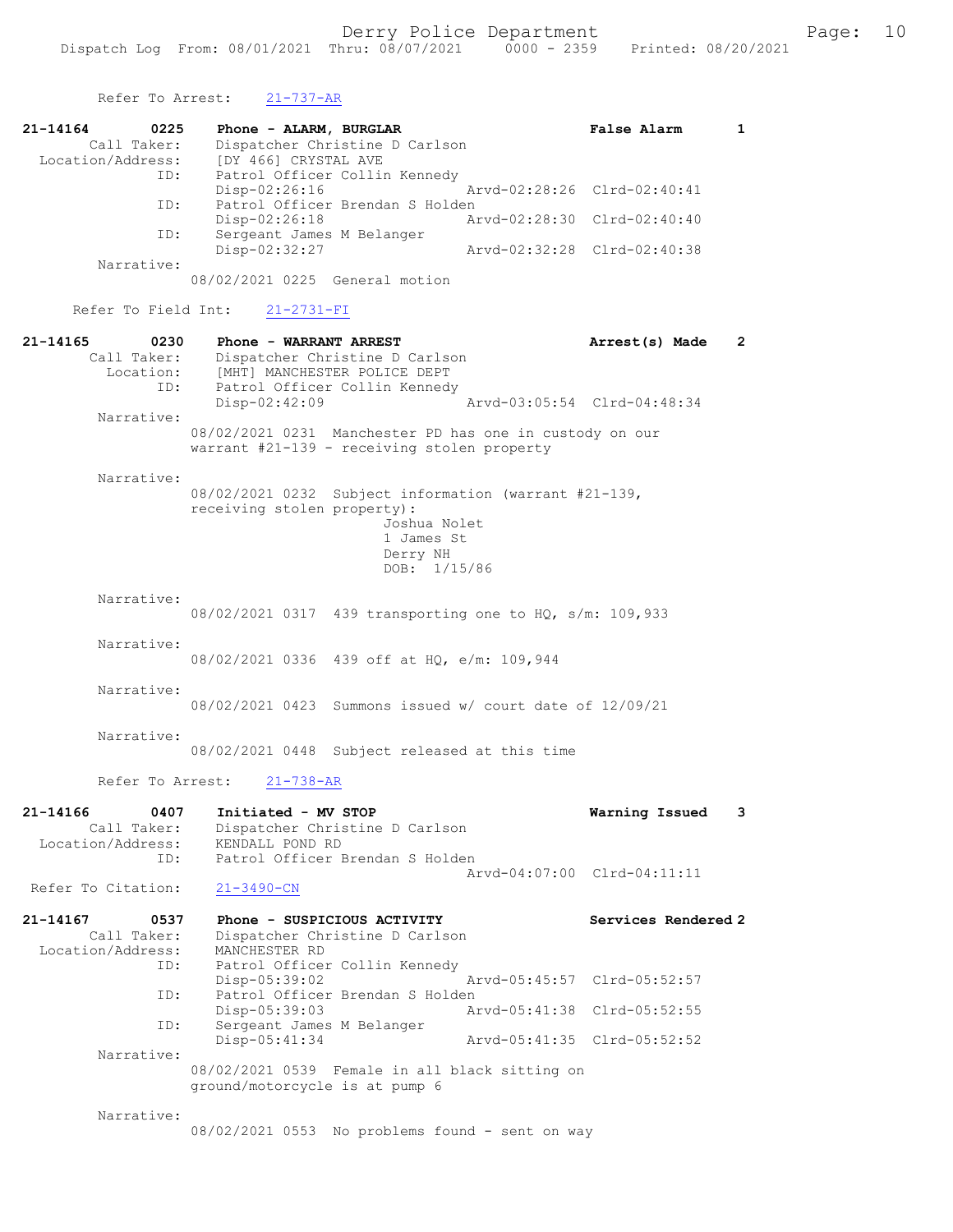Refer To Arrest: 21-737-AR

```
21-14164        0225    Phone - ALARM, BURGLAR                    False Alarm      1
        Call Taker:     Dispatcher Christine D Carlson
  Location/Address:     [DY 466] CRYSTAL AVE
                ID:     Patrol Officer Collin Kennedy
                        Disp-02:26:16                  Arvd-02:28:26  Clrd-02:40:41
                ID:     Patrol Officer Brendan S Holden
                        Disp-02:26:18                  Arvd-02:28:30  Clrd-02:40:40
                ID:     Sergeant James M Belanger
                        Disp-02:32:27                  Arvd-02:32:28  Clrd-02:40:38
         Narrative:
                        08/02/2021 0225  General motion
```

Refer To Field Int: 21-2731-FI

```
21-14165        0230    Phone - WARRANT ARREST                    Arrest(s) Made   2
        Call Taker:     Dispatcher Christine D Carlson
          Location:     [MHT] MANCHESTER POLICE DEPT
                ID:     Patrol Officer Collin Kennedy
                        Disp-02:42:09                  Arvd-03:05:54  Clrd-04:48:34
         Narrative:
                        08/02/2021 0231  Manchester PD has one in custody on our
                        warrant #21-139 - receiving stolen property

         Narrative:
                        08/02/2021 0232  Subject information (warrant #21-139,
                        receiving stolen property):
                                        Joshua Nolet
                                        1 James St
                                        Derry NH
                                        DOB:  1/15/86

         Narrative:
                        08/02/2021 0317  439 transporting one to HQ, s/m: 109,933

         Narrative:
                        08/02/2021 0336  439 off at HQ, e/m: 109,944

         Narrative:
                        08/02/2021 0423  Summons issued w/ court date of 12/09/21

         Narrative:
                        08/02/2021 0448  Subject released at this time
```

Refer To Arrest: 21-738-AR

```
21-14166        0407    Initiated - MV STOP                       Warning Issued   3
        Call Taker:     Dispatcher Christine D Carlson
  Location/Address:     KENDALL POND RD
                ID:     Patrol Officer Brendan S Holden
                                                       Arvd-04:07:00  Clrd-04:11:11
Refer To Citation:      21-3490-CN

21-14167        0537    Phone - SUSPICIOUS ACTIVITY               Services Rendered 2
        Call Taker:     Dispatcher Christine D Carlson
  Location/Address:     MANCHESTER RD
                ID:     Patrol Officer Collin Kennedy
                        Disp-05:39:02                  Arvd-05:45:57  Clrd-05:52:57
                ID:     Patrol Officer Brendan S Holden
                        Disp-05:39:03                  Arvd-05:41:38  Clrd-05:52:55
                ID:     Sergeant James M Belanger
                        Disp-05:41:34                  Arvd-05:41:35  Clrd-05:52:52
         Narrative:
                        08/02/2021 0539  Female in all black sitting on
                        ground/motorcycle is at pump 6

         Narrative:
                        08/02/2021 0553  No problems found - sent on way
```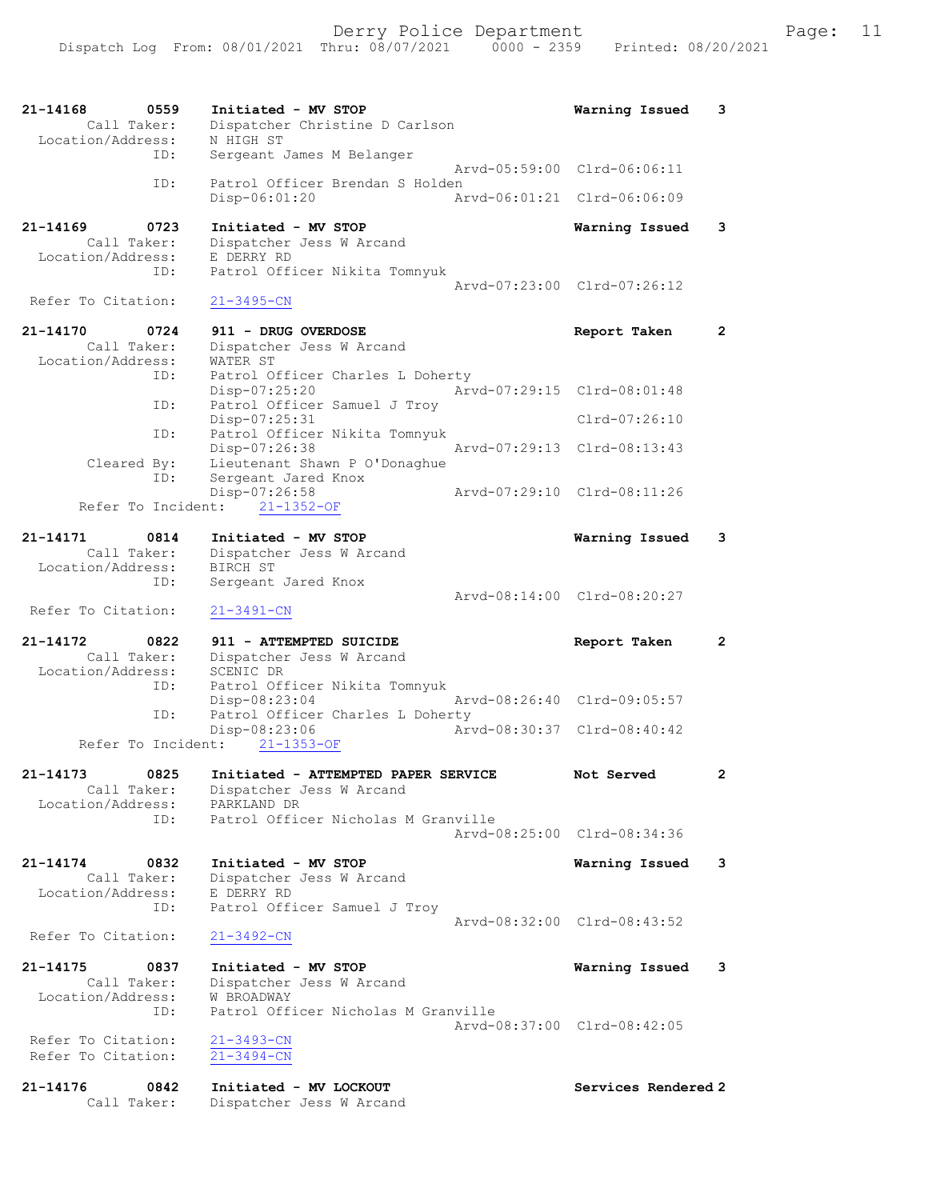```
21-14168        0559    Initiated - MV STOP                          Warning Issued    3
        Call Taker:     Dispatcher Christine D Carlson
  Location/Address:     N HIGH ST
                ID:     Sergeant James M Belanger
                                                  Arvd-05:59:00  Clrd-06:06:11
                ID:     Patrol Officer Brendan S Holden
                        Disp-06:01:20             Arvd-06:01:21  Clrd-06:06:09

21-14169        0723    Initiated - MV STOP                          Warning Issued    3
        Call Taker:     Dispatcher Jess W Arcand
  Location/Address:     E DERRY RD
                ID:     Patrol Officer Nikita Tomnyuk
                                                  Arvd-07:23:00  Clrd-07:26:12
  Refer To Citation:    21-3495-CN

21-14170        0724    911 - DRUG OVERDOSE                          Report Taken      2
        Call Taker:     Dispatcher Jess W Arcand
  Location/Address:     WATER ST
                ID:     Patrol Officer Charles L Doherty
                        Disp-07:25:20             Arvd-07:29:15  Clrd-08:01:48
                ID:     Patrol Officer Samuel J Troy
                        Disp-07:25:31                            Clrd-07:26:10
                ID:     Patrol Officer Nikita Tomnyuk
                        Disp-07:26:38             Arvd-07:29:13  Clrd-08:13:43
        Cleared By:     Lieutenant Shawn P O'Donaghue
                ID:     Sergeant Jared Knox
                        Disp-07:26:58             Arvd-07:29:10  Clrd-08:11:26
     Refer To Incident:    21-1352-OF

21-14171        0814    Initiated - MV STOP                          Warning Issued    3
        Call Taker:     Dispatcher Jess W Arcand
  Location/Address:     BIRCH ST
                ID:     Sergeant Jared Knox
                                                  Arvd-08:14:00  Clrd-08:20:27
  Refer To Citation:    21-3491-CN

21-14172        0822    911 - ATTEMPTED SUICIDE                      Report Taken      2
        Call Taker:     Dispatcher Jess W Arcand
  Location/Address:     SCENIC DR
                ID:     Patrol Officer Nikita Tomnyuk
                        Disp-08:23:04             Arvd-08:26:40  Clrd-09:05:57
                ID:     Patrol Officer Charles L Doherty
                        Disp-08:23:06             Arvd-08:30:37  Clrd-08:40:42
     Refer To Incident:    21-1353-OF

21-14173        0825    Initiated - ATTEMPTED PAPER SERVICE          Not Served        2
        Call Taker:     Dispatcher Jess W Arcand
  Location/Address:     PARKLAND DR
                ID:     Patrol Officer Nicholas M Granville
                                                  Arvd-08:25:00  Clrd-08:34:36

21-14174        0832    Initiated - MV STOP                          Warning Issued    3
        Call Taker:     Dispatcher Jess W Arcand
  Location/Address:     E DERRY RD
                ID:     Patrol Officer Samuel J Troy
                                                  Arvd-08:32:00  Clrd-08:43:52
  Refer To Citation:    21-3492-CN

21-14175        0837    Initiated - MV STOP                          Warning Issued    3
        Call Taker:     Dispatcher Jess W Arcand
  Location/Address:     W BROADWAY
                ID:     Patrol Officer Nicholas M Granville
                                                  Arvd-08:37:00  Clrd-08:42:05
  Refer To Citation:    21-3493-CN
  Refer To Citation:    21-3494-CN

21-14176        0842    Initiated - MV LOCKOUT                       Services Rendered 2
        Call Taker:     Dispatcher Jess W Arcand
```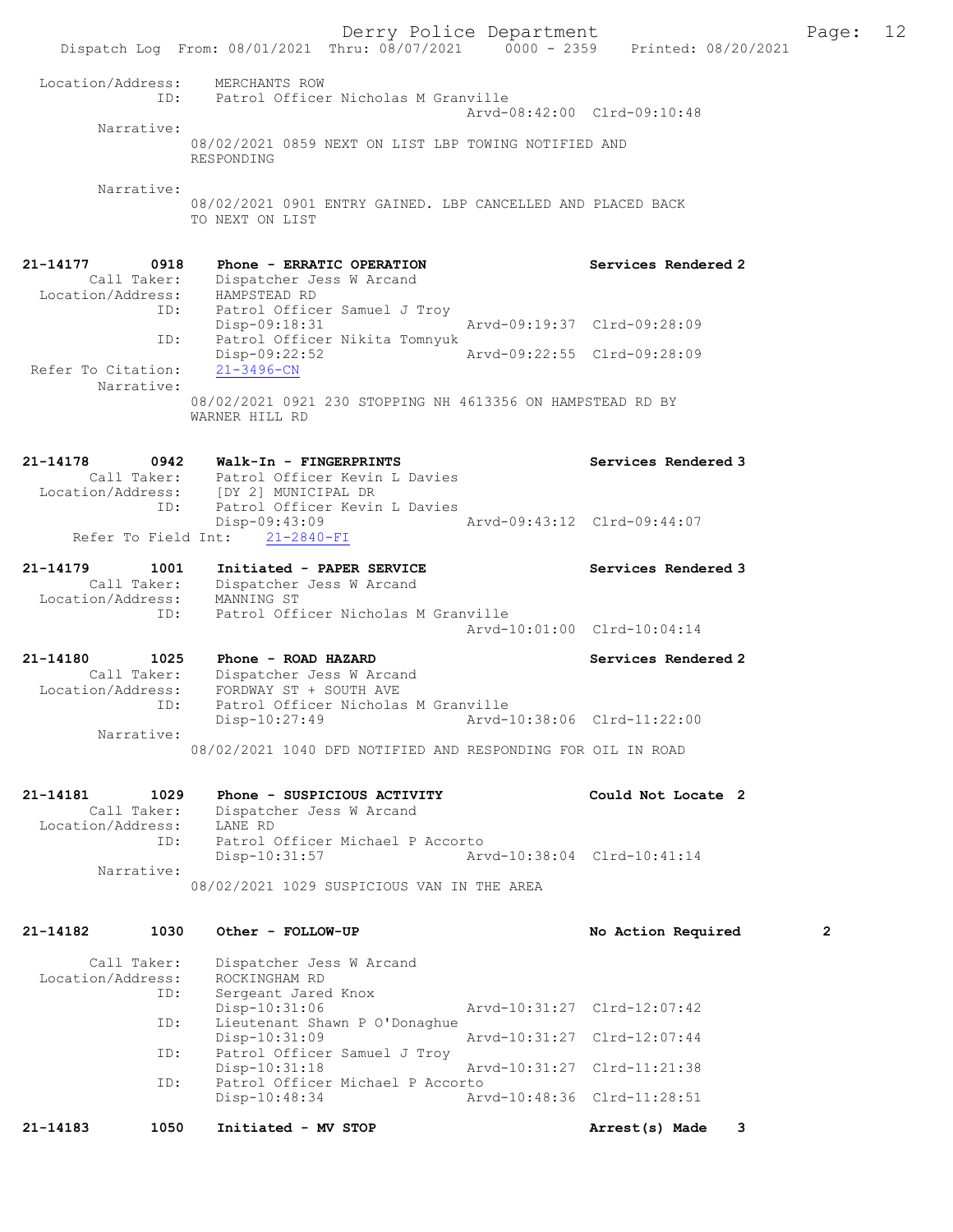Location/Address: MERCHANTS ROW
ID: Patrol Officer Nicholas M Granville
Arvd-08:42:00 Clrd-09:10:48

Narrative:
08/02/2021 0859 NEXT ON LIST LBP TOWING NOTIFIED AND RESPONDING

Narrative:
08/02/2021 0901 ENTRY GAINED. LBP CANCELLED AND PLACED BACK TO NEXT ON LIST

**21-14177 0918 Phone - ERRATIC OPERATION** Services Rendered 2
Call Taker: Dispatcher Jess W Arcand
Location/Address: HAMPSTEAD RD
ID: Patrol Officer Samuel J Troy
Disp-09:18:31 Arvd-09:19:37 Clrd-09:28:09
ID: Patrol Officer Nikita Tomnyuk
Disp-09:22:52 Arvd-09:22:55 Clrd-09:28:09
Refer To Citation: 21-3496-CN
Narrative:
08/02/2021 0921 230 STOPPING NH 4613356 ON HAMPSTEAD RD BY WARNER HILL RD

**21-14178 0942 Walk-In - FINGERPRINTS** Services Rendered 3
Call Taker: Patrol Officer Kevin L Davies
Location/Address: [DY 2] MUNICIPAL DR
ID: Patrol Officer Kevin L Davies
Disp-09:43:09 Arvd-09:43:12 Clrd-09:44:07
Refer To Field Int: 21-2840-FI

**21-14179 1001 Initiated - PAPER SERVICE** Services Rendered 3
Call Taker: Dispatcher Jess W Arcand
Location/Address: MANNING ST
ID: Patrol Officer Nicholas M Granville
Arvd-10:01:00 Clrd-10:04:14

**21-14180 1025 Phone - ROAD HAZARD** Services Rendered 2
Call Taker: Dispatcher Jess W Arcand
Location/Address: FORDWAY ST + SOUTH AVE
ID: Patrol Officer Nicholas M Granville
Disp-10:27:49 Arvd-10:38:06 Clrd-11:22:00
Narrative:
08/02/2021 1040 DFD NOTIFIED AND RESPONDING FOR OIL IN ROAD

**21-14181 1029 Phone - SUSPICIOUS ACTIVITY** Could Not Locate 2
Call Taker: Dispatcher Jess W Arcand
Location/Address: LANE RD
ID: Patrol Officer Michael P Accorto
Disp-10:31:57 Arvd-10:38:04 Clrd-10:41:14
Narrative:
08/02/2021 1029 SUSPICIOUS VAN IN THE AREA

**21-14182 1030 Other - FOLLOW-UP** No Action Required 2
Call Taker: Dispatcher Jess W Arcand
Location/Address: ROCKINGHAM RD
ID: Sergeant Jared Knox
Disp-10:31:06 Arvd-10:31:27 Clrd-12:07:42
ID: Lieutenant Shawn P O'Donaghue
Disp-10:31:09 Arvd-10:31:27 Clrd-12:07:44
ID: Patrol Officer Samuel J Troy
Disp-10:31:18 Arvd-10:31:27 Clrd-11:21:38
ID: Patrol Officer Michael P Accorto
Disp-10:48:34 Arvd-10:48:36 Clrd-11:28:51

**21-14183 1050 Initiated - MV STOP** Arrest(s) Made 3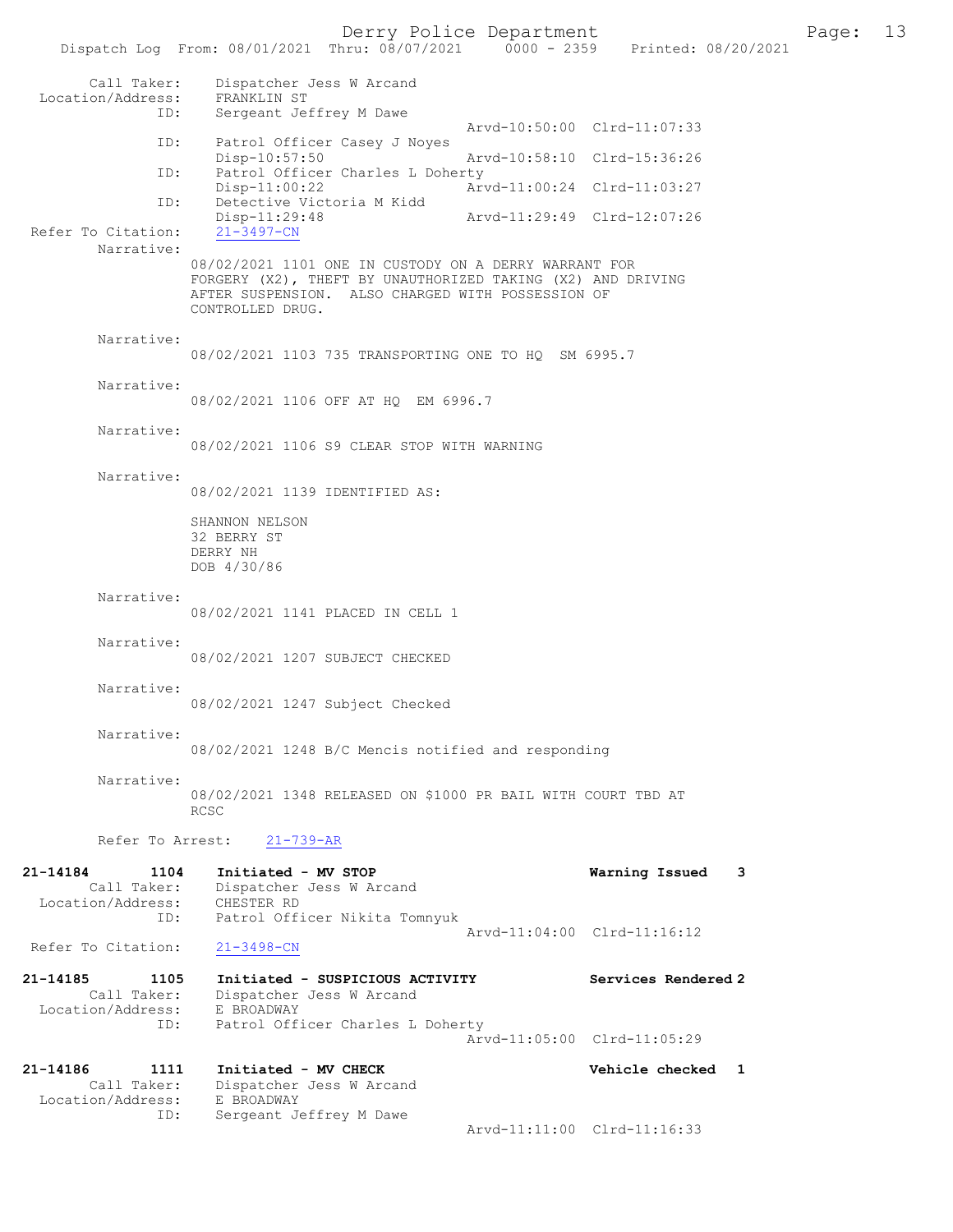```
        Call Taker:    Dispatcher Jess W Arcand
  Location/Address:    FRANKLIN ST
                ID:    Sergeant Jeffrey M Dawe
                                                 Arvd-10:50:00  Clrd-11:07:33
                ID:    Patrol Officer Casey J Noyes
                       Disp-10:57:50             Arvd-10:58:10  Clrd-15:36:26
                ID:    Patrol Officer Charles L Doherty
                       Disp-11:00:22             Arvd-11:00:24  Clrd-11:03:27
                ID:    Detective Victoria M Kidd
                       Disp-11:29:48             Arvd-11:29:49  Clrd-12:07:26
 Refer To Citation:    21-3497-CN
         Narrative:
                     08/02/2021 1101 ONE IN CUSTODY ON A DERRY WARRANT FOR
                     FORGERY (X2), THEFT BY UNAUTHORIZED TAKING (X2) AND DRIVING
                     AFTER SUSPENSION.  ALSO CHARGED WITH POSSESSION OF
                     CONTROLLED DRUG.

         Narrative:
                     08/02/2021 1103 735 TRANSPORTING ONE TO HQ  SM 6995.7

         Narrative:
                     08/02/2021 1106 OFF AT HQ  EM 6996.7

         Narrative:
                     08/02/2021 1106 S9 CLEAR STOP WITH WARNING

         Narrative:
                     08/02/2021 1139 IDENTIFIED AS:

                     SHANNON NELSON
                     32 BERRY ST
                     DERRY NH
                     DOB 4/30/86

         Narrative:
                     08/02/2021 1141 PLACED IN CELL 1

         Narrative:
                     08/02/2021 1207 SUBJECT CHECKED

         Narrative:
                     08/02/2021 1247 Subject Checked

         Narrative:
                     08/02/2021 1248 B/C Mencis notified and responding

         Narrative:
                     08/02/2021 1348 RELEASED ON $1000 PR BAIL WITH COURT TBD AT
                     RCSC

         Refer To Arrest:    21-739-AR

21-14184        1104   Initiated - MV STOP                      Warning Issued    3
        Call Taker:    Dispatcher Jess W Arcand
  Location/Address:    CHESTER RD
                ID:    Patrol Officer Nikita Tomnyuk
                                                 Arvd-11:04:00  Clrd-11:16:12
 Refer To Citation:    21-3498-CN

21-14185        1105   Initiated - SUSPICIOUS ACTIVITY          Services Rendered 2
        Call Taker:    Dispatcher Jess W Arcand
  Location/Address:    E BROADWAY
                ID:    Patrol Officer Charles L Doherty
                                                 Arvd-11:05:00  Clrd-11:05:29

21-14186        1111   Initiated - MV CHECK                     Vehicle checked  1
        Call Taker:    Dispatcher Jess W Arcand
  Location/Address:    E BROADWAY
                ID:    Sergeant Jeffrey M Dawe
                                                 Arvd-11:11:00  Clrd-11:16:33
```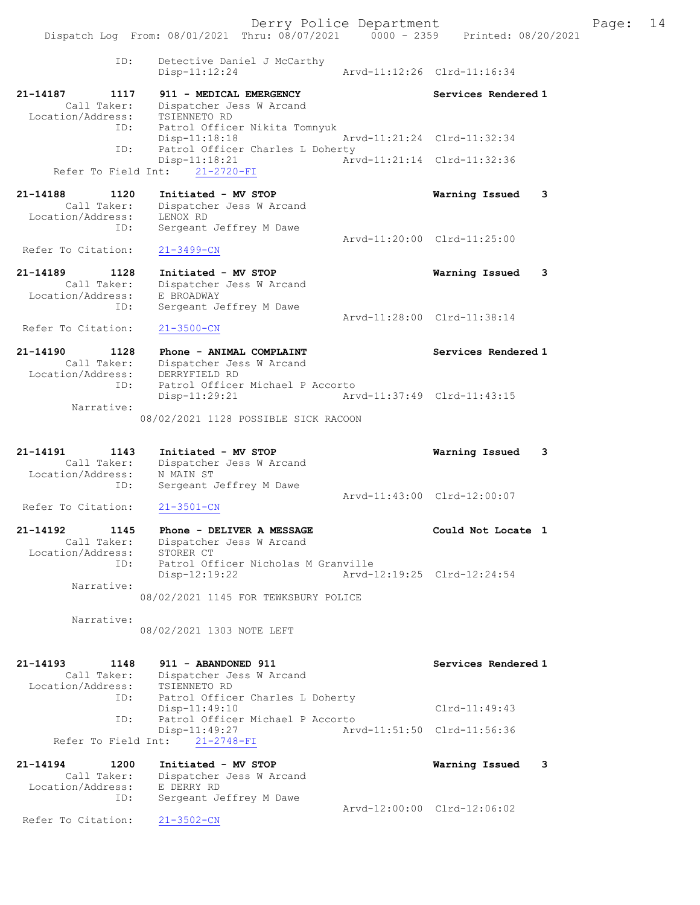```
            ID:      Detective Daniel J McCarthy
                     Disp-11:12:24                Arvd-11:12:26  Clrd-11:16:34

21-14187        1117    911 - MEDICAL EMERGENCY                    Services Rendered 1
        Call Taker:     Dispatcher Jess W Arcand
  Location/Address:     TSIENNETO RD
                ID:     Patrol Officer Nikita Tomnyuk
                        Disp-11:18:18              Arvd-11:21:24  Clrd-11:32:34
                ID:     Patrol Officer Charles L Doherty
                        Disp-11:18:21              Arvd-11:21:14  Clrd-11:32:36
     Refer To Field Int:    21-2720-FI

21-14188        1120    Initiated - MV STOP                        Warning Issued   3
        Call Taker:     Dispatcher Jess W Arcand
  Location/Address:     LENOX RD
                ID:     Sergeant Jeffrey M Dawe
                                                   Arvd-11:20:00  Clrd-11:25:00
  Refer To Citation:    21-3499-CN

21-14189        1128    Initiated - MV STOP                        Warning Issued   3
        Call Taker:     Dispatcher Jess W Arcand
  Location/Address:     E BROADWAY
                ID:     Sergeant Jeffrey M Dawe
                                                   Arvd-11:28:00  Clrd-11:38:14
  Refer To Citation:    21-3500-CN

21-14190        1128    Phone - ANIMAL COMPLAINT                   Services Rendered 1
        Call Taker:     Dispatcher Jess W Arcand
  Location/Address:     DERRYFIELD RD
                ID:     Patrol Officer Michael P Accorto
                        Disp-11:29:21              Arvd-11:37:49  Clrd-11:43:15
         Narrative:
                    08/02/2021 1128 POSSIBLE SICK RACOON

21-14191        1143    Initiated - MV STOP                        Warning Issued   3
        Call Taker:     Dispatcher Jess W Arcand
  Location/Address:     N MAIN ST
                ID:     Sergeant Jeffrey M Dawe
                                                   Arvd-11:43:00  Clrd-12:00:07
  Refer To Citation:    21-3501-CN

21-14192        1145    Phone - DELIVER A MESSAGE                  Could Not Locate 1
        Call Taker:     Dispatcher Jess W Arcand
  Location/Address:     STORER CT
                ID:     Patrol Officer Nicholas M Granville
                        Disp-12:19:22              Arvd-12:19:25  Clrd-12:24:54
         Narrative:
                    08/02/2021 1145 FOR TEWKSBURY POLICE

         Narrative:
                    08/02/2021 1303 NOTE LEFT

21-14193        1148    911 - ABANDONED 911                        Services Rendered 1
        Call Taker:     Dispatcher Jess W Arcand
  Location/Address:     TSIENNETO RD
                ID:     Patrol Officer Charles L Doherty
                        Disp-11:49:10                             Clrd-11:49:43
                ID:     Patrol Officer Michael P Accorto
                        Disp-11:49:27              Arvd-11:51:50  Clrd-11:56:36
     Refer To Field Int:    21-2748-FI

21-14194        1200    Initiated - MV STOP                        Warning Issued   3
        Call Taker:     Dispatcher Jess W Arcand
  Location/Address:     E DERRY RD
                ID:     Sergeant Jeffrey M Dawe
                                                   Arvd-12:00:00  Clrd-12:06:02
  Refer To Citation:    21-3502-CN
```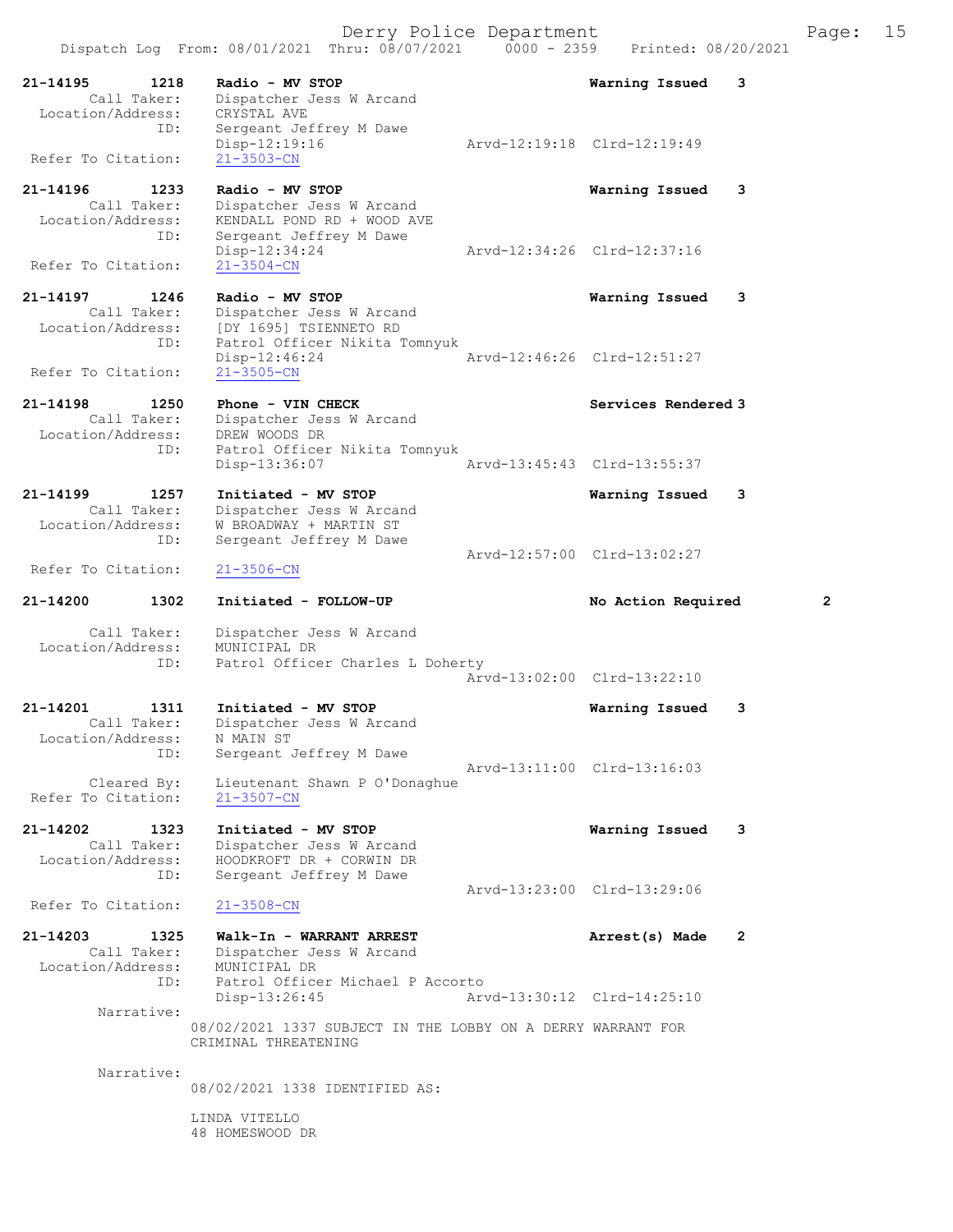Dispatch Log From: 08/01/2021 Thru: 08/07/2021 0000 - 2359 Printed: 08/20/2021

```
21-14195        1218    Radio - MV STOP                              Warning Issued    3
        Call Taker:     Dispatcher Jess W Arcand
  Location/Address:     CRYSTAL AVE
                ID:     Sergeant Jeffrey M Dawe
                        Disp-12:19:16                   Arvd-12:19:18  Clrd-12:19:49
 Refer To Citation:     21-3503-CN

21-14196        1233    Radio - MV STOP                              Warning Issued    3
        Call Taker:     Dispatcher Jess W Arcand
  Location/Address:     KENDALL POND RD + WOOD AVE
                ID:     Sergeant Jeffrey M Dawe
                        Disp-12:34:24                   Arvd-12:34:26  Clrd-12:37:16
 Refer To Citation:     21-3504-CN

21-14197        1246    Radio - MV STOP                              Warning Issued    3
        Call Taker:     Dispatcher Jess W Arcand
  Location/Address:     [DY 1695] TSIENNETO RD
                ID:     Patrol Officer Nikita Tomnyuk
                        Disp-12:46:24                   Arvd-12:46:26  Clrd-12:51:27
 Refer To Citation:     21-3505-CN

21-14198        1250    Phone - VIN CHECK                            Services Rendered 3
        Call Taker:     Dispatcher Jess W Arcand
  Location/Address:     DREW WOODS DR
                ID:     Patrol Officer Nikita Tomnyuk
                        Disp-13:36:07                   Arvd-13:45:43  Clrd-13:55:37

21-14199        1257    Initiated - MV STOP                          Warning Issued    3
        Call Taker:     Dispatcher Jess W Arcand
  Location/Address:     W BROADWAY + MARTIN ST
                ID:     Sergeant Jeffrey M Dawe
                                                        Arvd-12:57:00  Clrd-13:02:27
 Refer To Citation:     21-3506-CN

21-14200        1302    Initiated - FOLLOW-UP                        No Action Required        2

        Call Taker:     Dispatcher Jess W Arcand
  Location/Address:     MUNICIPAL DR
                ID:     Patrol Officer Charles L Doherty
                                                        Arvd-13:02:00  Clrd-13:22:10

21-14201        1311    Initiated - MV STOP                          Warning Issued    3
        Call Taker:     Dispatcher Jess W Arcand
  Location/Address:     N MAIN ST
                ID:     Sergeant Jeffrey M Dawe
                                                        Arvd-13:11:00  Clrd-13:16:03
        Cleared By:     Lieutenant Shawn P O'Donaghue
 Refer To Citation:     21-3507-CN

21-14202        1323    Initiated - MV STOP                          Warning Issued    3
        Call Taker:     Dispatcher Jess W Arcand
  Location/Address:     HOODKROFT DR + CORWIN DR
                ID:     Sergeant Jeffrey M Dawe
                                                        Arvd-13:23:00  Clrd-13:29:06
 Refer To Citation:     21-3508-CN

21-14203        1325    Walk-In - WARRANT ARREST                     Arrest(s) Made    2
        Call Taker:     Dispatcher Jess W Arcand
  Location/Address:     MUNICIPAL DR
                ID:     Patrol Officer Michael P Accorto
                        Disp-13:26:45                   Arvd-13:30:12  Clrd-14:25:10
         Narrative:
                      08/02/2021 1337 SUBJECT IN THE LOBBY ON A DERRY WARRANT FOR
                      CRIMINAL THREATENING

         Narrative:
                      08/02/2021 1338 IDENTIFIED AS:

                      LINDA VITELLO
                      48 HOMESWOOD DR
```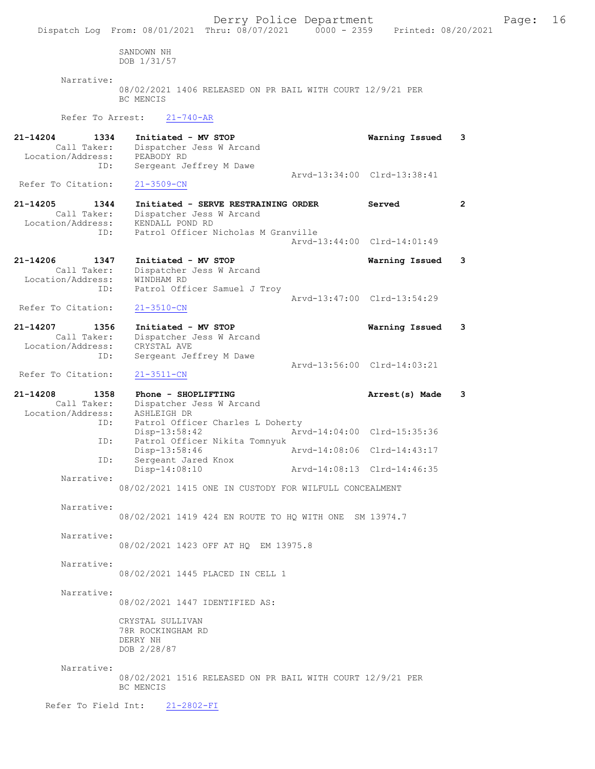SANDOWN NH
DOB 1/31/57

Narrative:
08/02/2021 1406 RELEASED ON PR BAIL WITH COURT 12/9/21 PER BC MENCIS

Refer To Arrest: 21-740-AR

**21-14204 1334 Initiated - MV STOP** — **Warning Issued 3**
Call Taker: Dispatcher Jess W Arcand
Location/Address: PEABODY RD
ID: Sergeant Jeffrey M Dawe
Arvd-13:34:00 Clrd-13:38:41
Refer To Citation: 21-3509-CN

**21-14205 1344 Initiated - SERVE RESTRAINING ORDER** — **Served 2**
Call Taker: Dispatcher Jess W Arcand
Location/Address: KENDALL POND RD
ID: Patrol Officer Nicholas M Granville
Arvd-13:44:00 Clrd-14:01:49

**21-14206 1347 Initiated - MV STOP** — **Warning Issued 3**
Call Taker: Dispatcher Jess W Arcand
Location/Address: WINDHAM RD
ID: Patrol Officer Samuel J Troy
Arvd-13:47:00 Clrd-13:54:29
Refer To Citation: 21-3510-CN

**21-14207 1356 Initiated - MV STOP** — **Warning Issued 3**
Call Taker: Dispatcher Jess W Arcand
Location/Address: CRYSTAL AVE
ID: Sergeant Jeffrey M Dawe
Arvd-13:56:00 Clrd-14:03:21
Refer To Citation: 21-3511-CN

**21-14208 1358 Phone - SHOPLIFTING** — **Arrest(s) Made 3**
Call Taker: Dispatcher Jess W Arcand
Location/Address: ASHLEIGH DR
ID: Patrol Officer Charles L Doherty
Disp-13:58:42 Arvd-14:04:00 Clrd-15:35:36
ID: Patrol Officer Nikita Tomnyuk
Disp-13:58:46 Arvd-14:08:06 Clrd-14:43:17
ID: Sergeant Jared Knox
Disp-14:08:10 Arvd-14:08:13 Clrd-14:46:35

Narrative:
08/02/2021 1415 ONE IN CUSTODY FOR WILFULL CONCEALMENT

Narrative:
08/02/2021 1419 424 EN ROUTE TO HQ WITH ONE SM 13974.7

Narrative:
08/02/2021 1423 OFF AT HQ EM 13975.8

Narrative:
08/02/2021 1445 PLACED IN CELL 1

Narrative:
08/02/2021 1447 IDENTIFIED AS:

CRYSTAL SULLIVAN
78R ROCKINGHAM RD
DERRY NH
DOB 2/28/87

Narrative:
08/02/2021 1516 RELEASED ON PR BAIL WITH COURT 12/9/21 PER BC MENCIS

Refer To Field Int: 21-2802-FI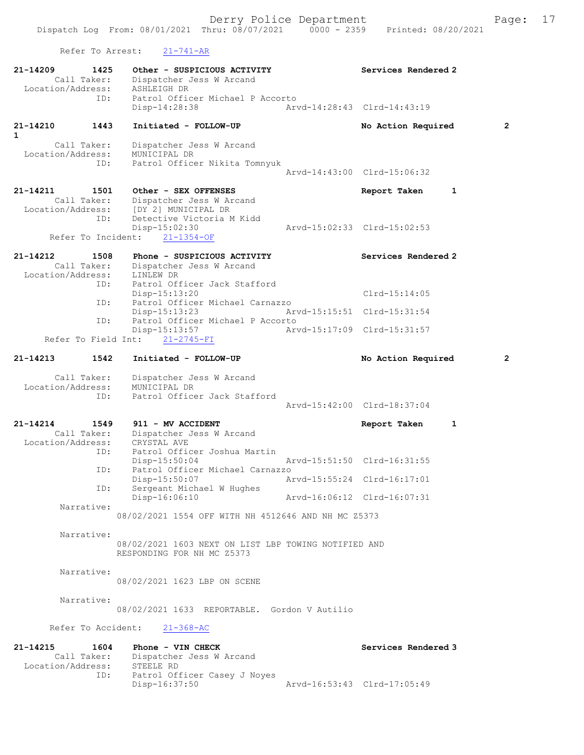Refer To Arrest: 21-741-AR

```
21-14209      1425    Other - SUSPICIOUS ACTIVITY              Services Rendered 2
        Call Taker:   Dispatcher Jess W Arcand
   Location/Address:  ASHLEIGH DR
                ID:   Patrol Officer Michael P Accorto
                      Disp-14:28:38              Arvd-14:28:43  Clrd-14:43:19

21-14210      1443    Initiated - FOLLOW-UP                    No Action Required      2
1
        Call Taker:   Dispatcher Jess W Arcand
   Location/Address:  MUNICIPAL DR
                ID:   Patrol Officer Nikita Tomnyuk
                                                 Arvd-14:43:00  Clrd-15:06:32

21-14211      1501    Other - SEX OFFENSES                     Report Taken        1
        Call Taker:   Dispatcher Jess W Arcand
   Location/Address:  [DY 2] MUNICIPAL DR
                ID:   Detective Victoria M Kidd
                      Disp-15:02:30              Arvd-15:02:33  Clrd-15:02:53
      Refer To Incident:   21-1354-OF

21-14212      1508    Phone - SUSPICIOUS ACTIVITY              Services Rendered 2
        Call Taker:   Dispatcher Jess W Arcand
   Location/Address:  LINLEW DR
                ID:   Patrol Officer Jack Stafford
                      Disp-15:13:20                             Clrd-15:14:05
                ID:   Patrol Officer Michael Carnazzo
                      Disp-15:13:23              Arvd-15:15:51  Clrd-15:31:54
                ID:   Patrol Officer Michael P Accorto
                      Disp-15:13:57              Arvd-15:17:09  Clrd-15:31:57
     Refer To Field Int:   21-2745-FI

21-14213      1542    Initiated - FOLLOW-UP                    No Action Required      2

        Call Taker:   Dispatcher Jess W Arcand
   Location/Address:  MUNICIPAL DR
                ID:   Patrol Officer Jack Stafford
                                                 Arvd-15:42:00  Clrd-18:37:04

21-14214      1549    911 - MV ACCIDENT                        Report Taken        1
        Call Taker:   Dispatcher Jess W Arcand
   Location/Address:  CRYSTAL AVE
                ID:   Patrol Officer Joshua Martin
                      Disp-15:50:04              Arvd-15:51:50  Clrd-16:31:55
                ID:   Patrol Officer Michael Carnazzo
                      Disp-15:50:07              Arvd-15:55:24  Clrd-16:17:01
                ID:   Sergeant Michael W Hughes
                      Disp-16:06:10              Arvd-16:06:12  Clrd-16:07:31
         Narrative:
                08/02/2021 1554 OFF WITH NH 4512646 AND NH MC Z5373

         Narrative:
                08/02/2021 1603 NEXT ON LIST LBP TOWING NOTIFIED AND
                RESPONDING FOR NH MC Z5373

         Narrative:
                08/02/2021 1623 LBP ON SCENE

         Narrative:
                08/02/2021 1633  REPORTABLE.  Gordon V Autilio

      Refer To Accident:   21-368-AC

21-14215      1604    Phone - VIN CHECK                        Services Rendered 3
        Call Taker:   Dispatcher Jess W Arcand
   Location/Address:  STEELE RD
                ID:   Patrol Officer Casey J Noyes
                      Disp-16:37:50              Arvd-16:53:43  Clrd-17:05:49
```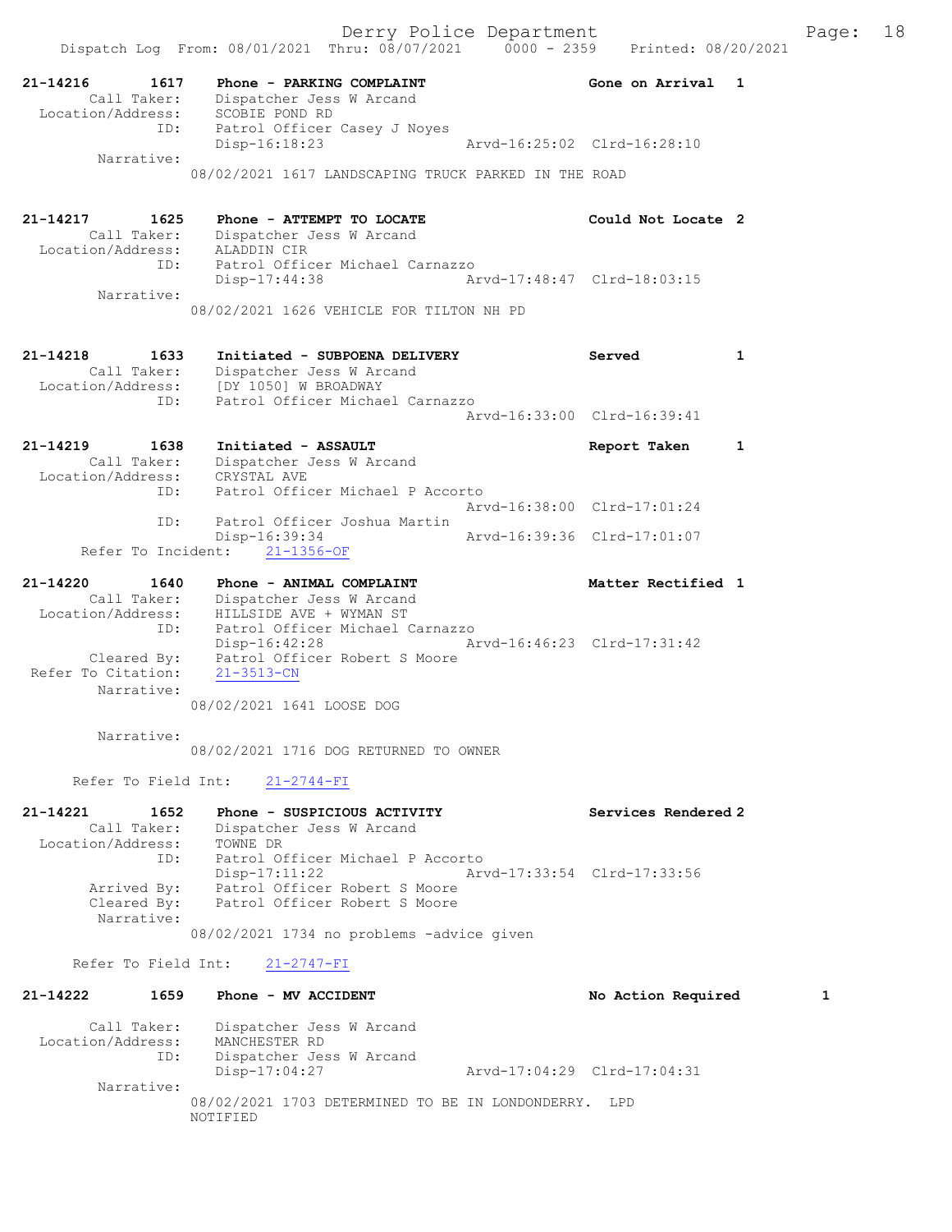```
21-14216        1617    Phone - PARKING COMPLAINT                    Gone on Arrival  1
        Call Taker:     Dispatcher Jess W Arcand
  Location/Address:     SCOBIE POND RD
                ID:     Patrol Officer Casey J Noyes
                        Disp-16:18:23                Arvd-16:25:02  Clrd-16:28:10
         Narrative:
                      08/02/2021 1617 LANDSCAPING TRUCK PARKED IN THE ROAD

21-14217        1625    Phone - ATTEMPT TO LOCATE                    Could Not Locate 2
        Call Taker:     Dispatcher Jess W Arcand
  Location/Address:     ALADDIN CIR
                ID:     Patrol Officer Michael Carnazzo
                        Disp-17:44:38                Arvd-17:48:47  Clrd-18:03:15
         Narrative:
                      08/02/2021 1626 VEHICLE FOR TILTON NH PD

21-14218        1633    Initiated - SUBPOENA DELIVERY                Served           1
        Call Taker:     Dispatcher Jess W Arcand
  Location/Address:     [DY 1050] W BROADWAY
                ID:     Patrol Officer Michael Carnazzo
                                                     Arvd-16:33:00  Clrd-16:39:41

21-14219        1638    Initiated - ASSAULT                          Report Taken     1
        Call Taker:     Dispatcher Jess W Arcand
  Location/Address:     CRYSTAL AVE
                ID:     Patrol Officer Michael P Accorto
                                                     Arvd-16:38:00  Clrd-17:01:24
                ID:     Patrol Officer Joshua Martin
                        Disp-16:39:34                Arvd-16:39:36  Clrd-17:01:07
     Refer To Incident:    21-1356-OF

21-14220        1640    Phone - ANIMAL COMPLAINT                     Matter Rectified 1
        Call Taker:     Dispatcher Jess W Arcand
  Location/Address:     HILLSIDE AVE + WYMAN ST
                ID:     Patrol Officer Michael Carnazzo
                        Disp-16:42:28                Arvd-16:46:23  Clrd-17:31:42
        Cleared By:     Patrol Officer Robert S Moore
 Refer To Citation:     21-3513-CN
         Narrative:
                      08/02/2021 1641 LOOSE DOG

         Narrative:
                      08/02/2021 1716 DOG RETURNED TO OWNER

     Refer To Field Int:    21-2744-FI

21-14221        1652    Phone - SUSPICIOUS ACTIVITY                  Services Rendered 2
        Call Taker:     Dispatcher Jess W Arcand
  Location/Address:     TOWNE DR
                ID:     Patrol Officer Michael P Accorto
                        Disp-17:11:22                Arvd-17:33:54  Clrd-17:33:56
        Arrived By:     Patrol Officer Robert S Moore
        Cleared By:     Patrol Officer Robert S Moore
         Narrative:
                      08/02/2021 1734 no problems -advice given

     Refer To Field Int:    21-2747-FI

21-14222        1659    Phone - MV ACCIDENT                          No Action Required        1

        Call Taker:     Dispatcher Jess W Arcand
  Location/Address:     MANCHESTER RD
                ID:     Dispatcher Jess W Arcand
                        Disp-17:04:27                Arvd-17:04:29  Clrd-17:04:31
         Narrative:
                      08/02/2021 1703 DETERMINED TO BE IN LONDONDERRY.  LPD
                      NOTIFIED
```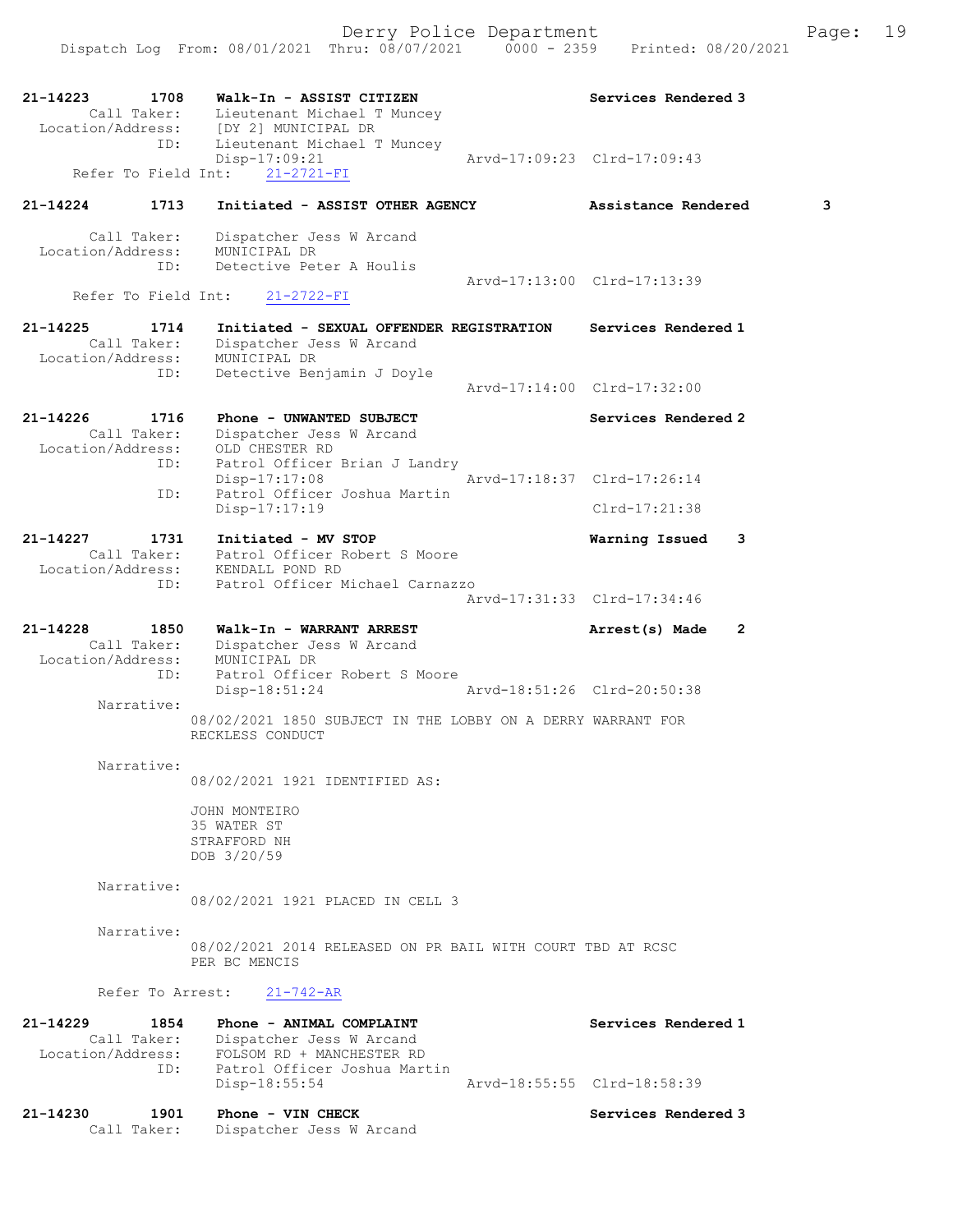```
21-14223        1708    Walk-In - ASSIST CITIZEN                        Services Rendered 3
        Call Taker:     Lieutenant Michael T Muncey
  Location/Address:     [DY 2] MUNICIPAL DR
                ID:     Lieutenant Michael T Muncey
                        Disp-17:09:21                   Arvd-17:09:23  Clrd-17:09:43
     Refer To Field Int:     21-2721-FI

21-14224        1713    Initiated - ASSIST OTHER AGENCY                 Assistance Rendered        3

        Call Taker:     Dispatcher Jess W Arcand
  Location/Address:     MUNICIPAL DR
                ID:     Detective Peter A Houlis
                                                        Arvd-17:13:00  Clrd-17:13:39
     Refer To Field Int:     21-2722-FI

21-14225        1714    Initiated - SEXUAL OFFENDER REGISTRATION        Services Rendered 1
        Call Taker:     Dispatcher Jess W Arcand
  Location/Address:     MUNICIPAL DR
                ID:     Detective Benjamin J Doyle
                                                        Arvd-17:14:00  Clrd-17:32:00

21-14226        1716    Phone - UNWANTED SUBJECT                        Services Rendered 2
        Call Taker:     Dispatcher Jess W Arcand
  Location/Address:     OLD CHESTER RD
                ID:     Patrol Officer Brian J Landry
                        Disp-17:17:08                   Arvd-17:18:37  Clrd-17:26:14
                ID:     Patrol Officer Joshua Martin
                        Disp-17:17:19                                  Clrd-17:21:38

21-14227        1731    Initiated - MV STOP                             Warning Issued    3
        Call Taker:     Patrol Officer Robert S Moore
  Location/Address:     KENDALL POND RD
                ID:     Patrol Officer Michael Carnazzo
                                                        Arvd-17:31:33  Clrd-17:34:46

21-14228        1850    Walk-In - WARRANT ARREST                        Arrest(s) Made    2
        Call Taker:     Dispatcher Jess W Arcand
  Location/Address:     MUNICIPAL DR
                ID:     Patrol Officer Robert S Moore
                        Disp-18:51:24                   Arvd-18:51:26  Clrd-20:50:38
         Narrative:
                      08/02/2021 1850 SUBJECT IN THE LOBBY ON A DERRY WARRANT FOR
                      RECKLESS CONDUCT

         Narrative:
                      08/02/2021 1921 IDENTIFIED AS:

                      JOHN MONTEIRO
                      35 WATER ST
                      STRAFFORD NH
                      DOB 3/20/59

         Narrative:
                      08/02/2021 1921 PLACED IN CELL 3

         Narrative:
                      08/02/2021 2014 RELEASED ON PR BAIL WITH COURT TBD AT RCSC
                      PER BC MENCIS

         Refer To Arrest:    21-742-AR

21-14229        1854    Phone - ANIMAL COMPLAINT                        Services Rendered 1
        Call Taker:     Dispatcher Jess W Arcand
  Location/Address:     FOLSOM RD + MANCHESTER RD
                ID:     Patrol Officer Joshua Martin
                        Disp-18:55:54                   Arvd-18:55:55  Clrd-18:58:39

21-14230        1901    Phone - VIN CHECK                               Services Rendered 3
        Call Taker:     Dispatcher Jess W Arcand
```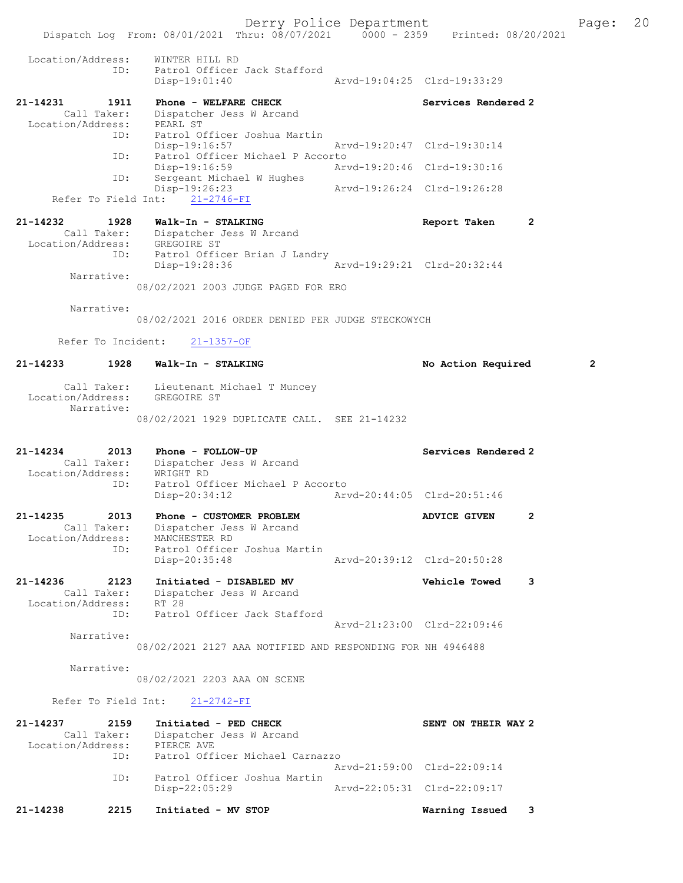```
 Location/Address:    WINTER HILL RD
              ID:     Patrol Officer Jack Stafford
                      Disp-19:01:40                Arvd-19:04:25  Clrd-19:33:29

21-14231       1911    Phone - WELFARE CHECK                       Services Rendered 2
       Call Taker:    Dispatcher Jess W Arcand
 Location/Address:    PEARL ST
              ID:     Patrol Officer Joshua Martin
                      Disp-19:16:57                Arvd-19:20:47  Clrd-19:30:14
              ID:     Patrol Officer Michael P Accorto
                      Disp-19:16:59                Arvd-19:20:46  Clrd-19:30:16
              ID:     Sergeant Michael W Hughes
                      Disp-19:26:23                Arvd-19:26:24  Clrd-19:26:28
     Refer To Field Int:    21-2746-FI

21-14232       1928    Walk-In - STALKING                          Report Taken      2
       Call Taker:    Dispatcher Jess W Arcand
 Location/Address:    GREGOIRE ST
              ID:     Patrol Officer Brian J Landry
                      Disp-19:28:36                Arvd-19:29:21  Clrd-20:32:44
        Narrative:
                      08/02/2021 2003 JUDGE PAGED FOR ERO

        Narrative:
                      08/02/2021 2016 ORDER DENIED PER JUDGE STECKOWYCH

      Refer To Incident:    21-1357-OF

21-14233       1928    Walk-In - STALKING                          No Action Required        2

       Call Taker:    Lieutenant Michael T Muncey
 Location/Address:    GREGOIRE ST
        Narrative:
                      08/02/2021 1929 DUPLICATE CALL.  SEE 21-14232


21-14234       2013    Phone - FOLLOW-UP                           Services Rendered 2
       Call Taker:    Dispatcher Jess W Arcand
 Location/Address:    WRIGHT RD
              ID:     Patrol Officer Michael P Accorto
                      Disp-20:34:12                Arvd-20:44:05  Clrd-20:51:46

21-14235       2013    Phone - CUSTOMER PROBLEM                    ADVICE GIVEN      2
       Call Taker:    Dispatcher Jess W Arcand
 Location/Address:    MANCHESTER RD
              ID:     Patrol Officer Joshua Martin
                      Disp-20:35:48                Arvd-20:39:12  Clrd-20:50:28

21-14236       2123    Initiated - DISABLED MV                     Vehicle Towed     3
       Call Taker:    Dispatcher Jess W Arcand
 Location/Address:    RT 28
              ID:     Patrol Officer Jack Stafford
                                                   Arvd-21:23:00  Clrd-22:09:46
        Narrative:
                      08/02/2021 2127 AAA NOTIFIED AND RESPONDING FOR NH 4946488

        Narrative:
                      08/02/2021 2203 AAA ON SCENE

     Refer To Field Int:    21-2742-FI

21-14237       2159    Initiated - PED CHECK                       SENT ON THEIR WAY 2
       Call Taker:    Dispatcher Jess W Arcand
 Location/Address:    PIERCE AVE
              ID:     Patrol Officer Michael Carnazzo
                                                   Arvd-21:59:00  Clrd-22:09:14
              ID:     Patrol Officer Joshua Martin
                      Disp-22:05:29                Arvd-22:05:31  Clrd-22:09:17

21-14238       2215    Initiated - MV STOP                         Warning Issued    3
```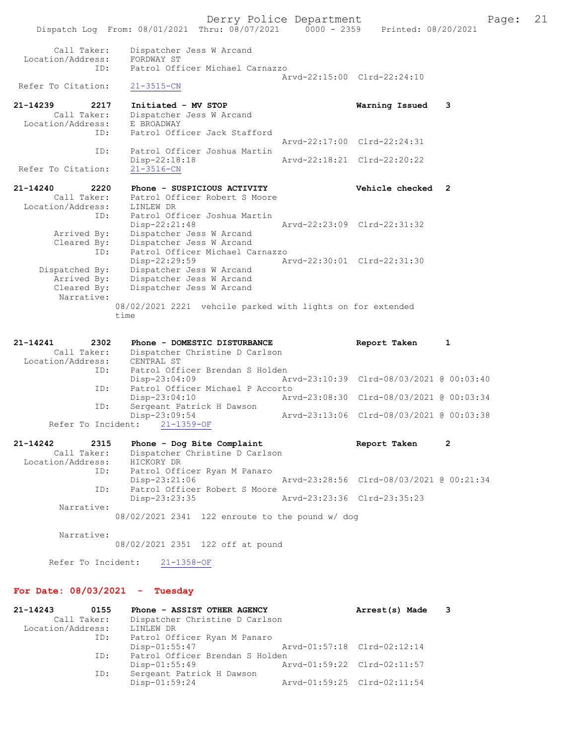```
        Call Taker:    Dispatcher Jess W Arcand
  Location/Address:    FORDWAY ST
                ID:    Patrol Officer Michael Carnazzo
                                                  Arvd-22:15:00  Clrd-22:24:10
 Refer To Citation:    21-3515-CN

21-14239        2217    Initiated - MV STOP                          Warning Issued    3
        Call Taker:    Dispatcher Jess W Arcand
  Location/Address:    E BROADWAY
                ID:    Patrol Officer Jack Stafford
                                                  Arvd-22:17:00  Clrd-22:24:31
                ID:    Patrol Officer Joshua Martin
                       Disp-22:18:18              Arvd-22:18:21  Clrd-22:20:22
 Refer To Citation:    21-3516-CN

21-14240        2220    Phone - SUSPICIOUS ACTIVITY                  Vehicle checked  2
        Call Taker:    Patrol Officer Robert S Moore
  Location/Address:    LINLEW DR
                ID:    Patrol Officer Joshua Martin
                       Disp-22:21:48              Arvd-22:23:09  Clrd-22:31:32
       Arrived By:    Dispatcher Jess W Arcand
       Cleared By:    Dispatcher Jess W Arcand
                ID:    Patrol Officer Michael Carnazzo
                       Disp-22:29:59              Arvd-22:30:01  Clrd-22:31:30
    Dispatched By:    Dispatcher Jess W Arcand
       Arrived By:    Dispatcher Jess W Arcand
       Cleared By:    Dispatcher Jess W Arcand
        Narrative:
                   08/02/2021 2221  vehcile parked with lights on for extended
                   time

21-14241        2302    Phone - DOMESTIC DISTURBANCE                 Report Taken      1
        Call Taker:    Dispatcher Christine D Carlson
  Location/Address:    CENTRAL ST
                ID:    Patrol Officer Brendan S Holden
                       Disp-23:04:09              Arvd-23:10:39  Clrd-08/03/2021 @ 00:03:40
                ID:    Patrol Officer Michael P Accorto
                       Disp-23:04:10              Arvd-23:08:30  Clrd-08/03/2021 @ 00:03:34
                ID:    Sergeant Patrick H Dawson
                       Disp-23:09:54              Arvd-23:13:06  Clrd-08/03/2021 @ 00:03:38
      Refer To Incident:    21-1359-OF

21-14242        2315    Phone - Dog Bite Complaint                   Report Taken      2
        Call Taker:    Dispatcher Christine D Carlson
  Location/Address:    HICKORY DR
                ID:    Patrol Officer Ryan M Panaro
                       Disp-23:21:06              Arvd-23:28:56  Clrd-08/03/2021 @ 00:21:34
                ID:    Patrol Officer Robert S Moore
                       Disp-23:23:35              Arvd-23:23:36  Clrd-23:35:23
        Narrative:
                   08/02/2021 2341  122 enroute to the pound w/ dog

        Narrative:
                   08/02/2021 2351  122 off at pound

      Refer To Incident:    21-1358-OF
```

**For Date: 08/03/2021 - Tuesday**

```
21-14243        0155    Phone - ASSIST OTHER AGENCY                  Arrest(s) Made    3
        Call Taker:    Dispatcher Christine D Carlson
  Location/Address:    LINLEW DR
                ID:    Patrol Officer Ryan M Panaro
                       Disp-01:55:47              Arvd-01:57:18  Clrd-02:12:14
                ID:    Patrol Officer Brendan S Holden
                       Disp-01:55:49              Arvd-01:59:22  Clrd-02:11:57
                ID:    Sergeant Patrick H Dawson
                       Disp-01:59:24              Arvd-01:59:25  Clrd-02:11:54
```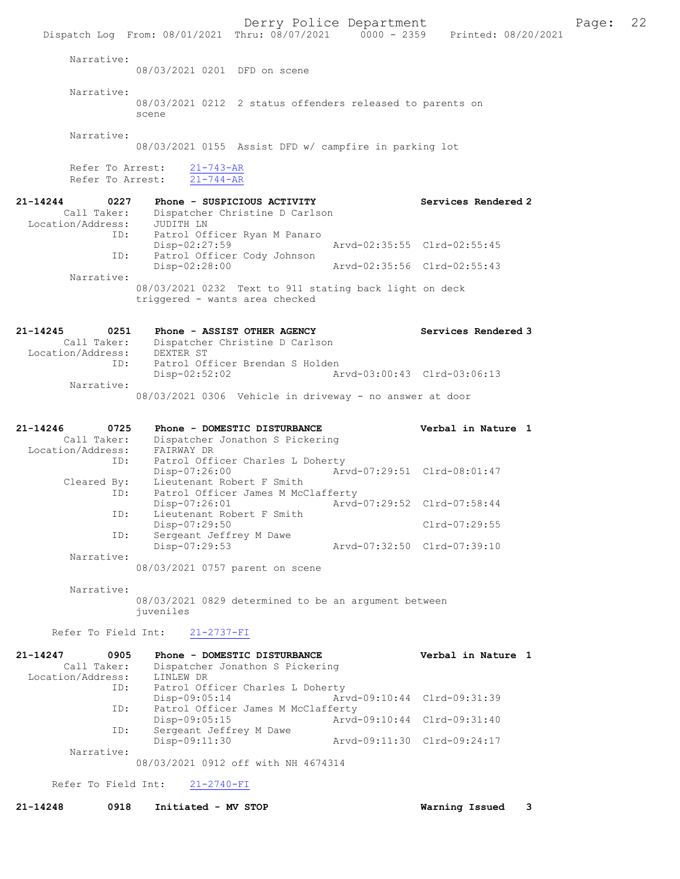Narrative:
08/03/2021 0201 DFD on scene

Narrative:
08/03/2021 0212 2 status offenders released to parents on scene

Narrative:
08/03/2021 0155 Assist DFD w/ campfire in parking lot

Refer To Arrest: 21-743-AR
Refer To Arrest: 21-744-AR

**21-14244 0227 Phone - SUSPICIOUS ACTIVITY — Services Rendered 2**

Call Taker: Dispatcher Christine D Carlson
Location/Address: JUDITH LN
ID: Patrol Officer Ryan M Panaro
Disp-02:27:59 Arvd-02:35:55 Clrd-02:55:45
ID: Patrol Officer Cody Johnson
Disp-02:28:00 Arvd-02:35:56 Clrd-02:55:43
Narrative:
08/03/2021 0232 Text to 911 stating back light on deck triggered - wants area checked

**21-14245 0251 Phone - ASSIST OTHER AGENCY — Services Rendered 3**

Call Taker: Dispatcher Christine D Carlson
Location/Address: DEXTER ST
ID: Patrol Officer Brendan S Holden
Disp-02:52:02 Arvd-03:00:43 Clrd-03:06:13
Narrative:
08/03/2021 0306 Vehicle in driveway - no answer at door

**21-14246 0725 Phone - DOMESTIC DISTURBANCE — Verbal in Nature 1**

Call Taker: Dispatcher Jonathon S Pickering
Location/Address: FAIRWAY DR
ID: Patrol Officer Charles L Doherty
Disp-07:26:00 Arvd-07:29:51 Clrd-08:01:47
Cleared By: Lieutenant Robert F Smith
ID: Patrol Officer James M McClafferty
Disp-07:26:01 Arvd-07:29:52 Clrd-07:58:44
ID: Lieutenant Robert F Smith
Disp-07:29:50 Clrd-07:29:55
ID: Sergeant Jeffrey M Dawe
Disp-07:29:53 Arvd-07:32:50 Clrd-07:39:10
Narrative:
08/03/2021 0757 parent on scene

Narrative:
08/03/2021 0829 determined to be an argument between juveniles

Refer To Field Int: 21-2737-FI

**21-14247 0905 Phone - DOMESTIC DISTURBANCE — Verbal in Nature 1**

Call Taker: Dispatcher Jonathon S Pickering
Location/Address: LINLEW DR
ID: Patrol Officer Charles L Doherty
Disp-09:05:14 Arvd-09:10:44 Clrd-09:31:39
ID: Patrol Officer James M McClafferty
Disp-09:05:15 Arvd-09:10:44 Clrd-09:31:40
ID: Sergeant Jeffrey M Dawe
Disp-09:11:30 Arvd-09:11:30 Clrd-09:24:17
Narrative:
08/03/2021 0912 off with NH 4674314

Refer To Field Int: 21-2740-FI

**21-14248 0918 Initiated - MV STOP — Warning Issued 3**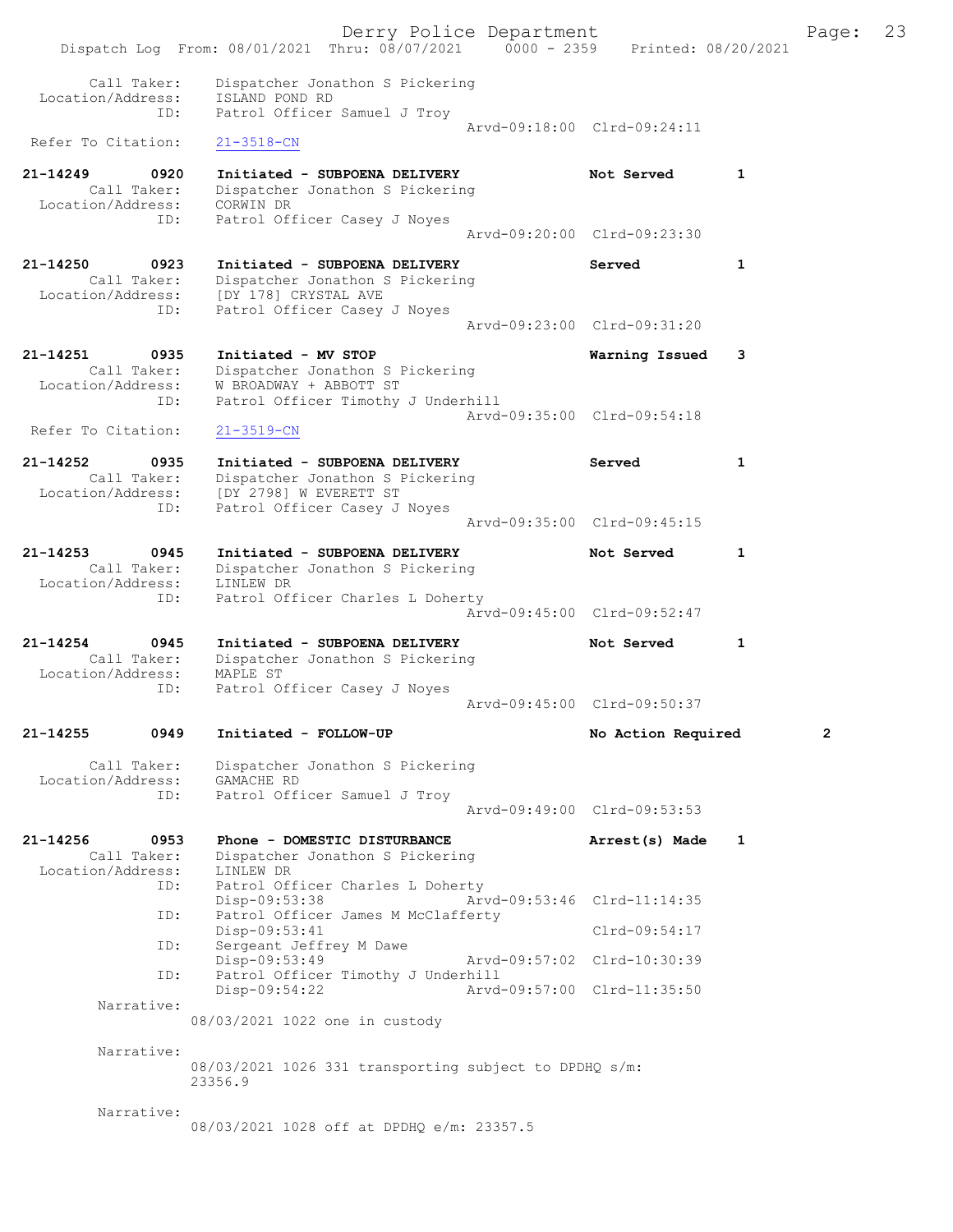Call Taker: Dispatcher Jonathon S Pickering
Location/Address: ISLAND POND RD
ID: Patrol Officer Samuel J Troy
Arvd-09:18:00 Clrd-09:24:11
Refer To Citation: 21-3518-CN

**21-14249 0920 Initiated - SUBPOENA DELIVERY** Not Served 1
Call Taker: Dispatcher Jonathon S Pickering
Location/Address: CORWIN DR
ID: Patrol Officer Casey J Noyes
Arvd-09:20:00 Clrd-09:23:30

**21-14250 0923 Initiated - SUBPOENA DELIVERY** Served 1
Call Taker: Dispatcher Jonathon S Pickering
Location/Address: [DY 178] CRYSTAL AVE
ID: Patrol Officer Casey J Noyes
Arvd-09:23:00 Clrd-09:31:20

**21-14251 0935 Initiated - MV STOP** Warning Issued 3
Call Taker: Dispatcher Jonathon S Pickering
Location/Address: W BROADWAY + ABBOTT ST
ID: Patrol Officer Timothy J Underhill
Arvd-09:35:00 Clrd-09:54:18
Refer To Citation: 21-3519-CN

**21-14252 0935 Initiated - SUBPOENA DELIVERY** Served 1
Call Taker: Dispatcher Jonathon S Pickering
Location/Address: [DY 2798] W EVERETT ST
ID: Patrol Officer Casey J Noyes
Arvd-09:35:00 Clrd-09:45:15

**21-14253 0945 Initiated - SUBPOENA DELIVERY** Not Served 1
Call Taker: Dispatcher Jonathon S Pickering
Location/Address: LINLEW DR
ID: Patrol Officer Charles L Doherty
Arvd-09:45:00 Clrd-09:52:47

**21-14254 0945 Initiated - SUBPOENA DELIVERY** Not Served 1
Call Taker: Dispatcher Jonathon S Pickering
Location/Address: MAPLE ST
ID: Patrol Officer Casey J Noyes
Arvd-09:45:00 Clrd-09:50:37

**21-14255 0949 Initiated - FOLLOW-UP** No Action Required 2
Call Taker: Dispatcher Jonathon S Pickering
Location/Address: GAMACHE RD
ID: Patrol Officer Samuel J Troy
Arvd-09:49:00 Clrd-09:53:53

**21-14256 0953 Phone - DOMESTIC DISTURBANCE** Arrest(s) Made 1
Call Taker: Dispatcher Jonathon S Pickering
Location/Address: LINLEW DR
ID: Patrol Officer Charles L Doherty
Disp-09:53:38 Arvd-09:53:46 Clrd-11:14:35
ID: Patrol Officer James M McClafferty
Disp-09:53:41 Clrd-09:54:17
ID: Sergeant Jeffrey M Dawe
Disp-09:53:49 Arvd-09:57:02 Clrd-10:30:39
ID: Patrol Officer Timothy J Underhill
Disp-09:54:22 Arvd-09:57:00 Clrd-11:35:50
Narrative:
08/03/2021 1022 one in custody

Narrative:
08/03/2021 1026 331 transporting subject to DPDHQ s/m: 23356.9

Narrative:
08/03/2021 1028 off at DPDHQ e/m: 23357.5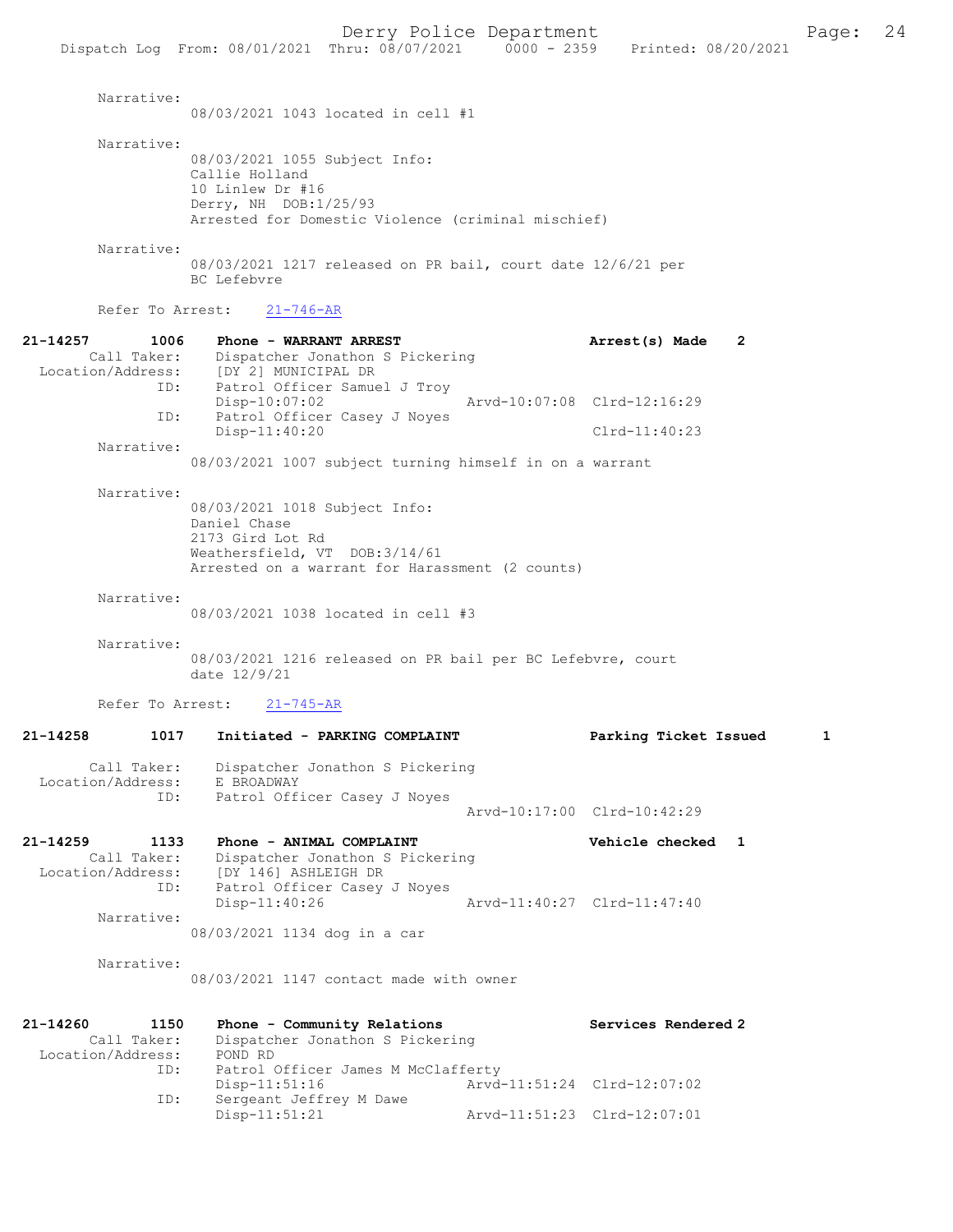Narrative:
08/03/2021 1043 located in cell #1

Narrative:
08/03/2021 1055 Subject Info:
Callie Holland
10 Linlew Dr #16
Derry, NH DOB:1/25/93
Arrested for Domestic Violence (criminal mischief)

Narrative:
08/03/2021 1217 released on PR bail, court date 12/6/21 per BC Lefebvre

Refer To Arrest: 21-746-AR

**21-14257 1006 Phone - WARRANT ARREST — Arrest(s) Made 2**

Call Taker: Dispatcher Jonathon S Pickering
Location/Address: [DY 2] MUNICIPAL DR
ID: Patrol Officer Samuel J Troy
Disp-10:07:02 Arvd-10:07:08 Clrd-12:16:29
ID: Patrol Officer Casey J Noyes
Disp-11:40:20 Clrd-11:40:23

Narrative:
08/03/2021 1007 subject turning himself in on a warrant

Narrative:
08/03/2021 1018 Subject Info:
Daniel Chase
2173 Gird Lot Rd
Weathersfield, VT DOB:3/14/61
Arrested on a warrant for Harassment (2 counts)

Narrative:
08/03/2021 1038 located in cell #3

Narrative:
08/03/2021 1216 released on PR bail per BC Lefebvre, court date 12/9/21

Refer To Arrest: 21-745-AR

**21-14258 1017 Initiated - PARKING COMPLAINT — Parking Ticket Issued 1**

Call Taker: Dispatcher Jonathon S Pickering
Location/Address: E BROADWAY
ID: Patrol Officer Casey J Noyes
Arvd-10:17:00 Clrd-10:42:29

**21-14259 1133 Phone - ANIMAL COMPLAINT — Vehicle checked 1**

Call Taker: Dispatcher Jonathon S Pickering
Location/Address: [DY 146] ASHLEIGH DR
ID: Patrol Officer Casey J Noyes
Disp-11:40:26 Arvd-11:40:27 Clrd-11:47:40

Narrative:
08/03/2021 1134 dog in a car

Narrative:
08/03/2021 1147 contact made with owner

**21-14260 1150 Phone - Community Relations — Services Rendered 2**

Call Taker: Dispatcher Jonathon S Pickering
Location/Address: POND RD
ID: Patrol Officer James M McClafferty
Disp-11:51:16 Arvd-11:51:24 Clrd-12:07:02
ID: Sergeant Jeffrey M Dawe
Disp-11:51:21 Arvd-11:51:23 Clrd-12:07:01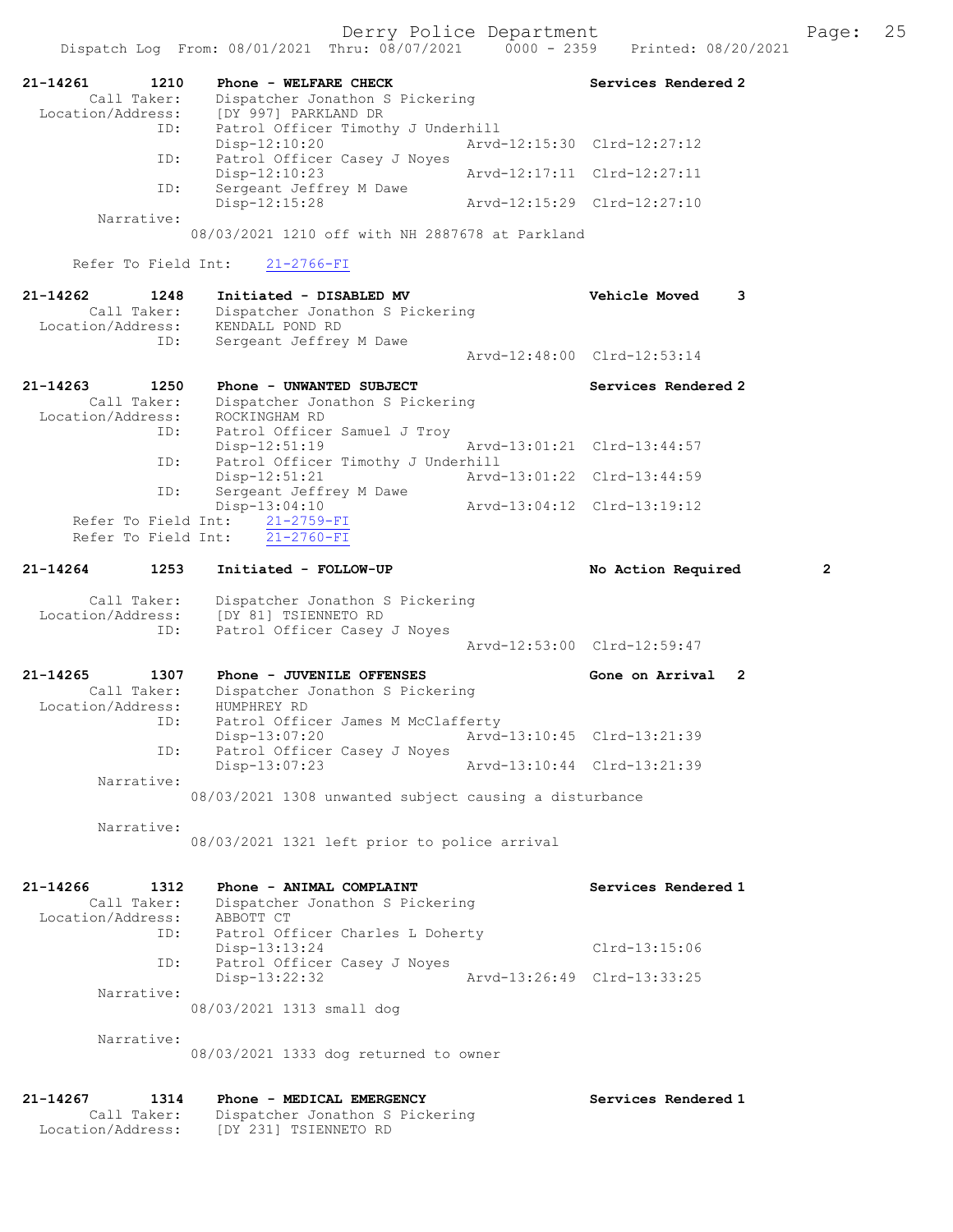21-14261 1210 Phone - WELFARE CHECK Services Rendered 2
Call Taker: Dispatcher Jonathon S Pickering
Location/Address: [DY 997] PARKLAND DR
ID: Patrol Officer Timothy J Underhill
Disp-12:10:20 Arvd-12:15:30 Clrd-12:27:12
ID: Patrol Officer Casey J Noyes
Disp-12:10:23 Arvd-12:17:11 Clrd-12:27:11
ID: Sergeant Jeffrey M Dawe
Disp-12:15:28 Arvd-12:15:29 Clrd-12:27:10
Narrative:
08/03/2021 1210 off with NH 2887678 at Parkland

Refer To Field Int: 21-2766-FI

21-14262 1248 Initiated - DISABLED MV Vehicle Moved 3
Call Taker: Dispatcher Jonathon S Pickering
Location/Address: KENDALL POND RD
ID: Sergeant Jeffrey M Dawe
Arvd-12:48:00 Clrd-12:53:14

21-14263 1250 Phone - UNWANTED SUBJECT Services Rendered 2
Call Taker: Dispatcher Jonathon S Pickering
Location/Address: ROCKINGHAM RD
ID: Patrol Officer Samuel J Troy
Disp-12:51:19 Arvd-13:01:21 Clrd-13:44:57
ID: Patrol Officer Timothy J Underhill
Disp-12:51:21 Arvd-13:01:22 Clrd-13:44:59
ID: Sergeant Jeffrey M Dawe
Disp-13:04:10 Arvd-13:04:12 Clrd-13:19:12
Refer To Field Int: 21-2759-FI
Refer To Field Int: 21-2760-FI

21-14264 1253 Initiated - FOLLOW-UP No Action Required 2

Call Taker: Dispatcher Jonathon S Pickering
Location/Address: [DY 81] TSIENNETO RD
ID: Patrol Officer Casey J Noyes
Arvd-12:53:00 Clrd-12:59:47

21-14265 1307 Phone - JUVENILE OFFENSES Gone on Arrival 2
Call Taker: Dispatcher Jonathon S Pickering
Location/Address: HUMPHREY RD
ID: Patrol Officer James M McClafferty
Disp-13:07:20 Arvd-13:10:45 Clrd-13:21:39
ID: Patrol Officer Casey J Noyes
Disp-13:07:23 Arvd-13:10:44 Clrd-13:21:39
Narrative:
08/03/2021 1308 unwanted subject causing a disturbance

Narrative:
08/03/2021 1321 left prior to police arrival

21-14266 1312 Phone - ANIMAL COMPLAINT Services Rendered 1
Call Taker: Dispatcher Jonathon S Pickering
Location/Address: ABBOTT CT
ID: Patrol Officer Charles L Doherty
Disp-13:13:24 Clrd-13:15:06
ID: Patrol Officer Casey J Noyes
Disp-13:22:32 Arvd-13:26:49 Clrd-13:33:25
Narrative:
08/03/2021 1313 small dog

Narrative:
08/03/2021 1333 dog returned to owner

21-14267 1314 Phone - MEDICAL EMERGENCY Services Rendered 1
Call Taker: Dispatcher Jonathon S Pickering
Location/Address: [DY 231] TSIENNETO RD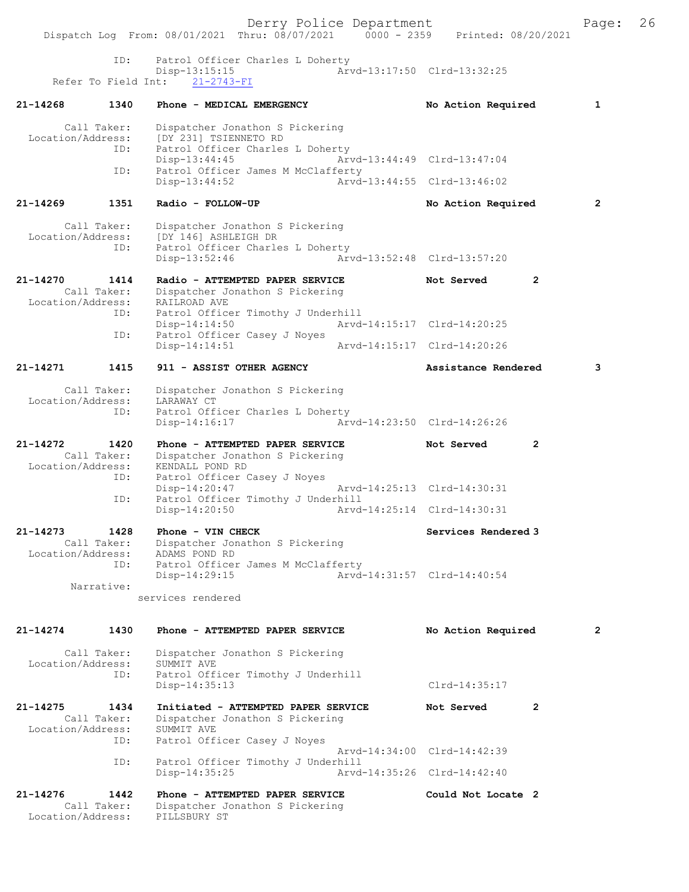```
            ID:    Patrol Officer Charles L Doherty
                   Disp-13:15:15                 Arvd-13:17:50  Clrd-13:32:25
  Refer To Field Int:    21-2743-FI

21-14268       1340    Phone - MEDICAL EMERGENCY               No Action Required         1

      Call Taker:    Dispatcher Jonathon S Pickering
  Location/Address:    [DY 231] TSIENNETO RD
            ID:    Patrol Officer Charles L Doherty
                   Disp-13:44:45                 Arvd-13:44:49  Clrd-13:47:04
            ID:    Patrol Officer James M McClafferty
                   Disp-13:44:52                 Arvd-13:44:55  Clrd-13:46:02

21-14269       1351    Radio - FOLLOW-UP                       No Action Required         2

      Call Taker:    Dispatcher Jonathon S Pickering
  Location/Address:    [DY 146] ASHLEIGH DR
            ID:    Patrol Officer Charles L Doherty
                   Disp-13:52:46                 Arvd-13:52:48  Clrd-13:57:20

21-14270       1414    Radio - ATTEMPTED PAPER SERVICE         Not Served         2
      Call Taker:    Dispatcher Jonathon S Pickering
  Location/Address:    RAILROAD AVE
            ID:    Patrol Officer Timothy J Underhill
                   Disp-14:14:50                 Arvd-14:15:17  Clrd-14:20:25
            ID:    Patrol Officer Casey J Noyes
                   Disp-14:14:51                 Arvd-14:15:17  Clrd-14:20:26

21-14271       1415    911 - ASSIST OTHER AGENCY               Assistance Rendered        3

      Call Taker:    Dispatcher Jonathon S Pickering
  Location/Address:    LARAWAY CT
            ID:    Patrol Officer Charles L Doherty
                   Disp-14:16:17                 Arvd-14:23:50  Clrd-14:26:26

21-14272       1420    Phone - ATTEMPTED PAPER SERVICE         Not Served         2
      Call Taker:    Dispatcher Jonathon S Pickering
  Location/Address:    KENDALL POND RD
            ID:    Patrol Officer Casey J Noyes
                   Disp-14:20:47                 Arvd-14:25:13  Clrd-14:30:31
            ID:    Patrol Officer Timothy J Underhill
                   Disp-14:20:50                 Arvd-14:25:14  Clrd-14:30:31

21-14273       1428    Phone - VIN CHECK                       Services Rendered 3
      Call Taker:    Dispatcher Jonathon S Pickering
  Location/Address:    ADAMS POND RD
            ID:    Patrol Officer James M McClafferty
                   Disp-14:29:15                 Arvd-14:31:57  Clrd-14:40:54
      Narrative:
                 services rendered


21-14274       1430    Phone - ATTEMPTED PAPER SERVICE         No Action Required         2

      Call Taker:    Dispatcher Jonathon S Pickering
  Location/Address:    SUMMIT AVE
            ID:    Patrol Officer Timothy J Underhill
                   Disp-14:35:13                                Clrd-14:35:17

21-14275       1434    Initiated - ATTEMPTED PAPER SERVICE     Not Served         2
      Call Taker:    Dispatcher Jonathon S Pickering
  Location/Address:    SUMMIT AVE
            ID:    Patrol Officer Casey J Noyes
                                                 Arvd-14:34:00  Clrd-14:42:39
            ID:    Patrol Officer Timothy J Underhill
                   Disp-14:35:25                 Arvd-14:35:26  Clrd-14:42:40

21-14276       1442    Phone - ATTEMPTED PAPER SERVICE         Could Not Locate 2
      Call Taker:    Dispatcher Jonathon S Pickering
  Location/Address:    PILLSBURY ST
```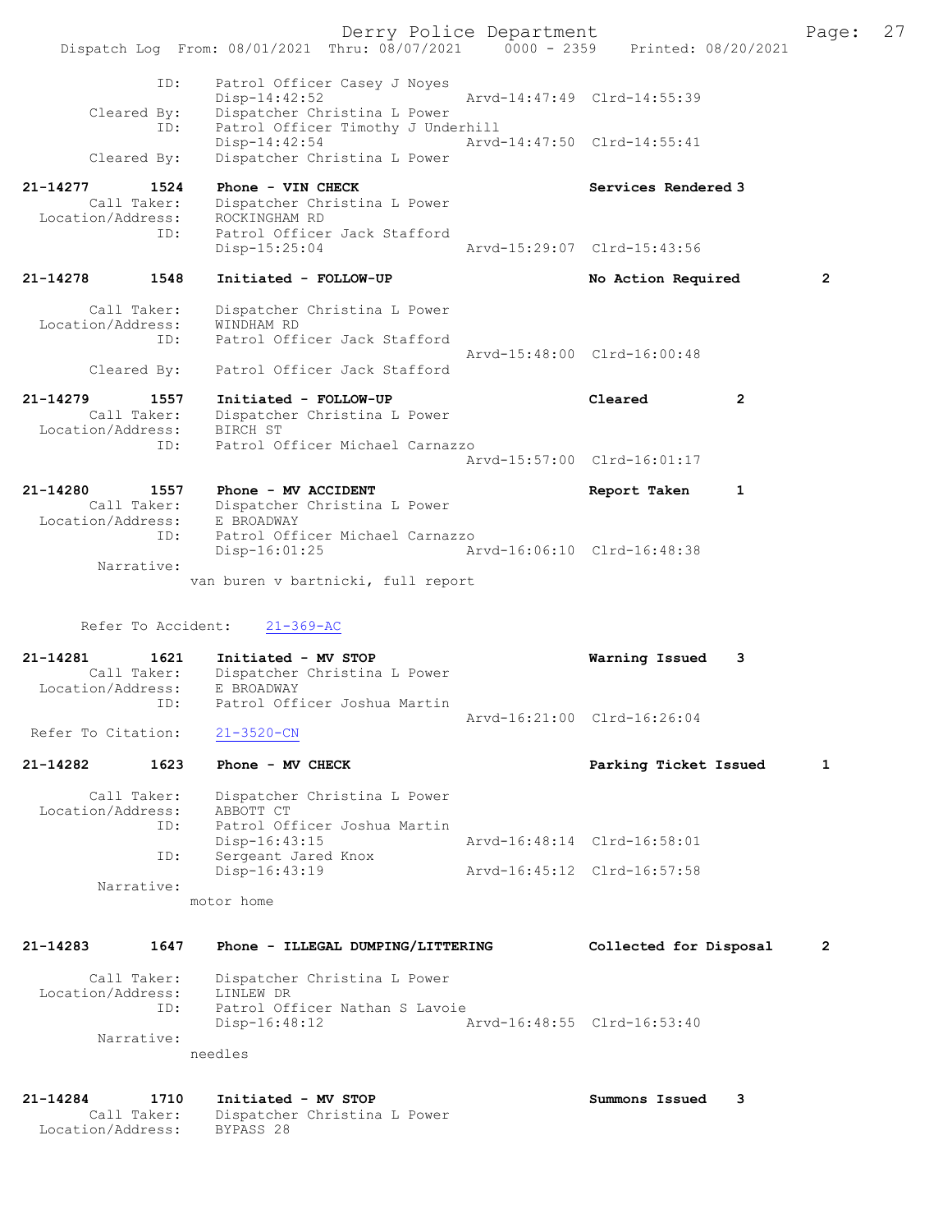```
           ID:     Patrol Officer Casey J Noyes
                   Disp-14:42:52              Arvd-14:47:49  Clrd-14:55:39
   Cleared By:     Dispatcher Christina L Power
           ID:     Patrol Officer Timothy J Underhill
                   Disp-14:42:54              Arvd-14:47:50  Clrd-14:55:41
   Cleared By:     Dispatcher Christina L Power

21-14277      1524     Phone - VIN CHECK                    Services Rendered 3
       Call Taker:     Dispatcher Christina L Power
 Location/Address:     ROCKINGHAM RD
               ID:     Patrol Officer Jack Stafford
                       Disp-15:25:04              Arvd-15:29:07  Clrd-15:43:56

21-14278      1548     Initiated - FOLLOW-UP                No Action Required        2

       Call Taker:     Dispatcher Christina L Power
 Location/Address:     WINDHAM RD
               ID:     Patrol Officer Jack Stafford
                                                  Arvd-15:48:00  Clrd-16:00:48
       Cleared By:     Patrol Officer Jack Stafford

21-14279      1557     Initiated - FOLLOW-UP                Cleared              2
       Call Taker:     Dispatcher Christina L Power
 Location/Address:     BIRCH ST
               ID:     Patrol Officer Michael Carnazzo
                                                  Arvd-15:57:00  Clrd-16:01:17

21-14280      1557     Phone - MV ACCIDENT                  Report Taken         1
       Call Taker:     Dispatcher Christina L Power
 Location/Address:     E BROADWAY
               ID:     Patrol Officer Michael Carnazzo
                       Disp-16:01:25              Arvd-16:06:10  Clrd-16:48:38
        Narrative:
                   van buren v bartnicki, full report

     Refer To Accident:     21-369-AC

21-14281      1621     Initiated - MV STOP                  Warning Issued       3
       Call Taker:     Dispatcher Christina L Power
 Location/Address:     E BROADWAY
               ID:     Patrol Officer Joshua Martin
                                                  Arvd-16:21:00  Clrd-16:26:04
  Refer To Citation:     21-3520-CN

21-14282      1623     Phone - MV CHECK                     Parking Ticket Issued     1

       Call Taker:     Dispatcher Christina L Power
 Location/Address:     ABBOTT CT
               ID:     Patrol Officer Joshua Martin
                       Disp-16:43:15              Arvd-16:48:14  Clrd-16:58:01
               ID:     Sergeant Jared Knox
                       Disp-16:43:19              Arvd-16:45:12  Clrd-16:57:58
        Narrative:
                   motor home

21-14283      1647     Phone - ILLEGAL DUMPING/LITTERING    Collected for Disposal    2

       Call Taker:     Dispatcher Christina L Power
 Location/Address:     LINLEW DR
               ID:     Patrol Officer Nathan S Lavoie
                       Disp-16:48:12              Arvd-16:48:55  Clrd-16:53:40
        Narrative:
                   needles

21-14284      1710     Initiated - MV STOP                  Summons Issued       3
       Call Taker:     Dispatcher Christina L Power
 Location/Address:     BYPASS 28
```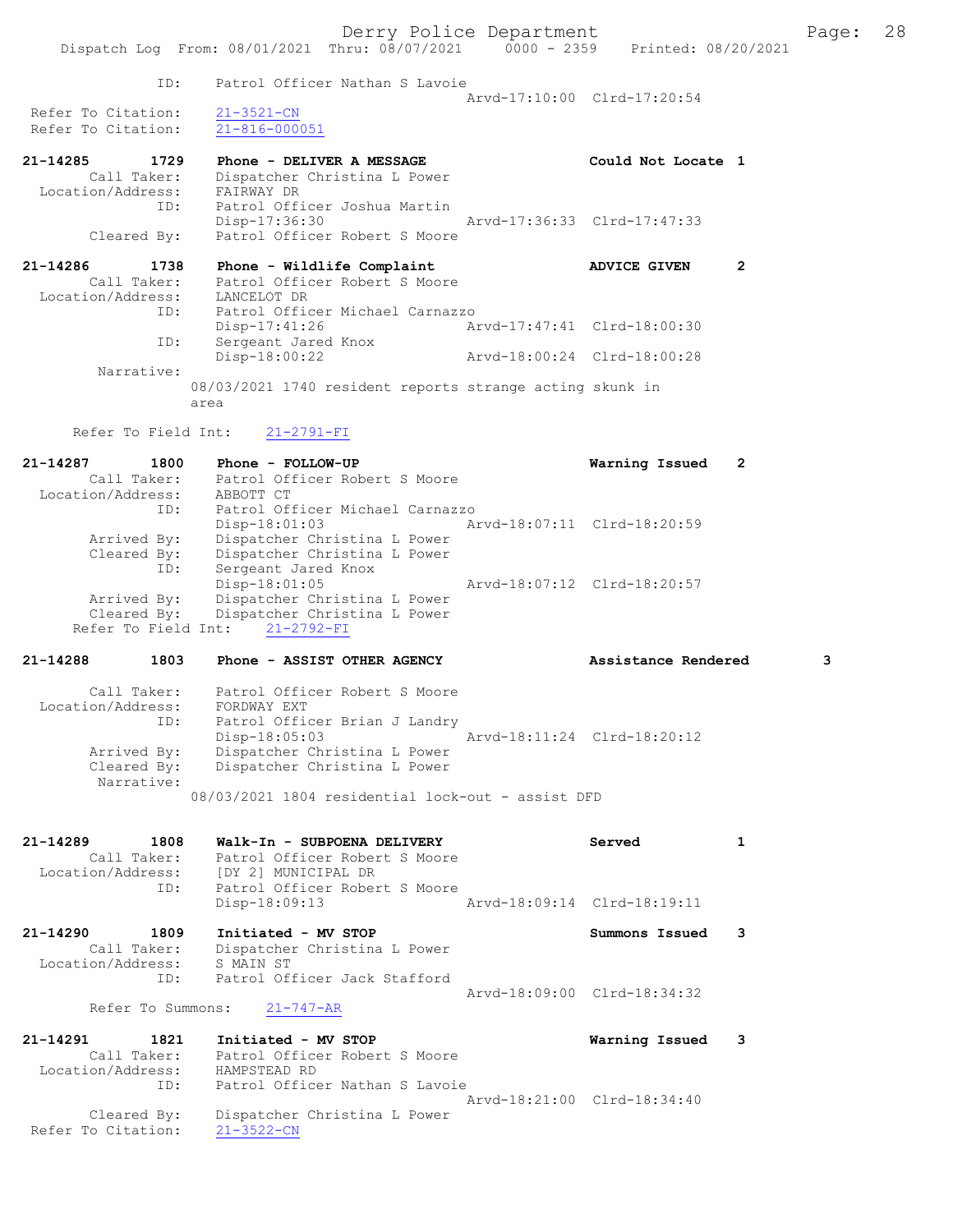```
            ID:        Patrol Officer Nathan S Lavoie
                                                   Arvd-17:10:00  Clrd-17:20:54
 Refer To Citation:    21-3521-CN
 Refer To Citation:    21-816-000051

21-14285       1729    Phone - DELIVER A MESSAGE                   Could Not Locate 1
        Call Taker:    Dispatcher Christina L Power
  Location/Address:    FAIRWAY DR
                ID:    Patrol Officer Joshua Martin
                       Disp-17:36:30               Arvd-17:36:33  Clrd-17:47:33
        Cleared By:    Patrol Officer Robert S Moore

21-14286       1738    Phone - Wildlife Complaint                  ADVICE GIVEN     2
        Call Taker:    Patrol Officer Robert S Moore
  Location/Address:    LANCELOT DR
                ID:    Patrol Officer Michael Carnazzo
                       Disp-17:41:26               Arvd-17:47:41  Clrd-18:00:30
                ID:    Sergeant Jared Knox
                       Disp-18:00:22               Arvd-18:00:24  Clrd-18:00:28
         Narrative:
                      08/03/2021 1740 resident reports strange acting skunk in
                      area

      Refer To Field Int:    21-2791-FI

21-14287       1800    Phone - FOLLOW-UP                           Warning Issued   2
        Call Taker:    Patrol Officer Robert S Moore
  Location/Address:    ABBOTT CT
                ID:    Patrol Officer Michael Carnazzo
                       Disp-18:01:03               Arvd-18:07:11  Clrd-18:20:59
        Arrived By:    Dispatcher Christina L Power
        Cleared By:    Dispatcher Christina L Power
                ID:    Sergeant Jared Knox
                       Disp-18:01:05               Arvd-18:07:12  Clrd-18:20:57
        Arrived By:    Dispatcher Christina L Power
        Cleared By:    Dispatcher Christina L Power
      Refer To Field Int:    21-2792-FI

21-14288       1803    Phone - ASSIST OTHER AGENCY                 Assistance Rendered        3

        Call Taker:    Patrol Officer Robert S Moore
  Location/Address:    FORDWAY EXT
                ID:    Patrol Officer Brian J Landry
                       Disp-18:05:03               Arvd-18:11:24  Clrd-18:20:12
        Arrived By:    Dispatcher Christina L Power
        Cleared By:    Dispatcher Christina L Power
         Narrative:
                      08/03/2021 1804 residential lock-out - assist DFD


21-14289       1808    Walk-In - SUBPOENA DELIVERY                 Served           1
        Call Taker:    Patrol Officer Robert S Moore
  Location/Address:    [DY 2] MUNICIPAL DR
                ID:    Patrol Officer Robert S Moore
                       Disp-18:09:13               Arvd-18:09:14  Clrd-18:19:11

21-14290       1809    Initiated - MV STOP                         Summons Issued   3
        Call Taker:    Dispatcher Christina L Power
  Location/Address:    S MAIN ST
                ID:    Patrol Officer Jack Stafford
                                                   Arvd-18:09:00  Clrd-18:34:32
       Refer To Summons:    21-747-AR

21-14291       1821    Initiated - MV STOP                         Warning Issued   3
        Call Taker:    Patrol Officer Robert S Moore
  Location/Address:    HAMPSTEAD RD
                ID:    Patrol Officer Nathan S Lavoie
                                                   Arvd-18:21:00  Clrd-18:34:40
        Cleared By:    Dispatcher Christina L Power
 Refer To Citation:    21-3522-CN
```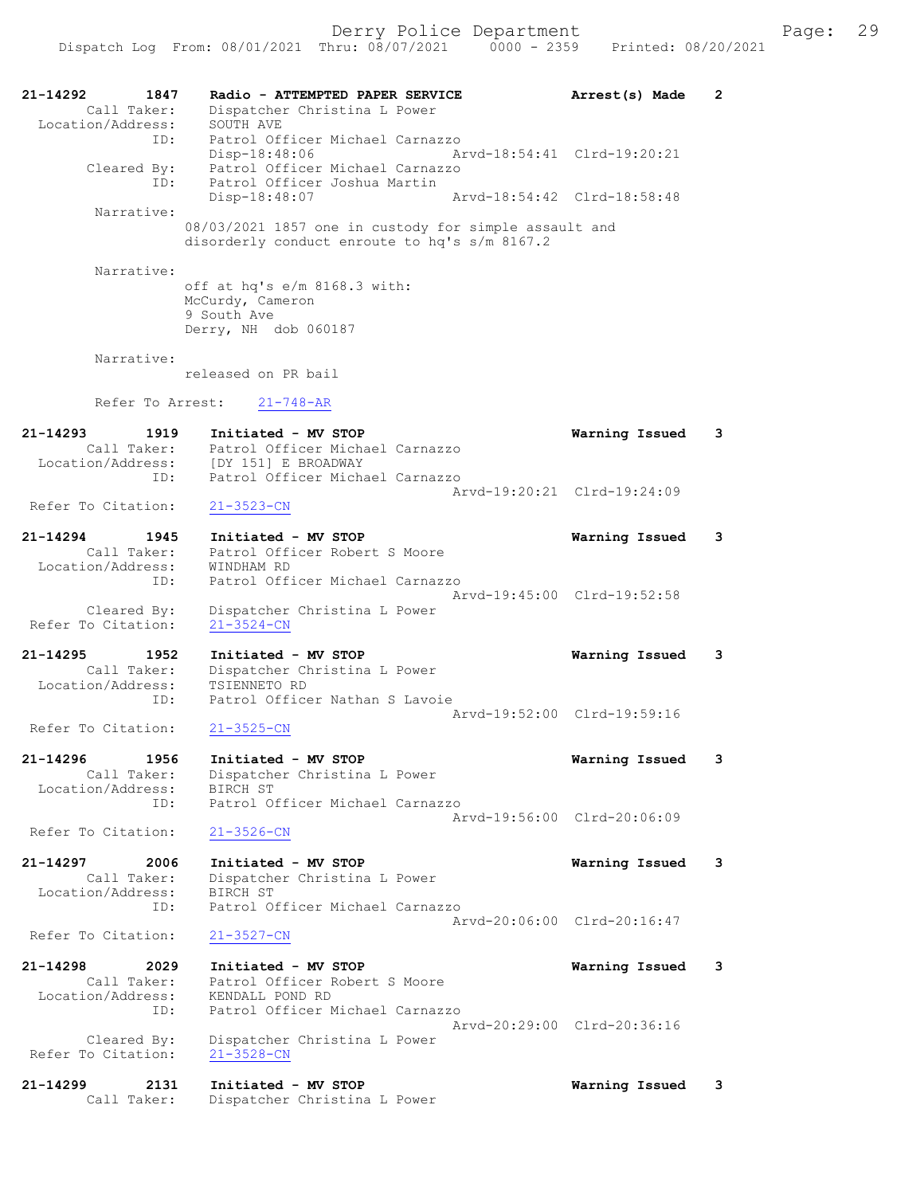```
21-14292        1847    Radio - ATTEMPTED PAPER SERVICE           Arrest(s) Made    2
        Call Taker:     Dispatcher Christina L Power
  Location/Address:     SOUTH AVE
                ID:     Patrol Officer Michael Carnazzo
                        Disp-18:48:06                 Arvd-18:54:41  Clrd-19:20:21
        Cleared By:     Patrol Officer Michael Carnazzo
                ID:     Patrol Officer Joshua Martin
                        Disp-18:48:07                 Arvd-18:54:42  Clrd-18:58:48
         Narrative:
                      08/03/2021 1857 one in custody for simple assault and
                      disorderly conduct enroute to hq's s/m 8167.2

         Narrative:
                      off at hq's e/m 8168.3 with:
                      McCurdy, Cameron
                      9 South Ave
                      Derry, NH  dob 060187

         Narrative:
                      released on PR bail

         Refer To Arrest:    21-748-AR

21-14293        1919    Initiated - MV STOP                       Warning Issued    3
        Call Taker:     Patrol Officer Michael Carnazzo
  Location/Address:     [DY 151] E BROADWAY
                ID:     Patrol Officer Michael Carnazzo
                                                      Arvd-19:20:21  Clrd-19:24:09
 Refer To Citation:     21-3523-CN

21-14294        1945    Initiated - MV STOP                       Warning Issued    3
        Call Taker:     Patrol Officer Robert S Moore
  Location/Address:     WINDHAM RD
                ID:     Patrol Officer Michael Carnazzo
                                                      Arvd-19:45:00  Clrd-19:52:58
        Cleared By:     Dispatcher Christina L Power
 Refer To Citation:     21-3524-CN

21-14295        1952    Initiated - MV STOP                       Warning Issued    3
        Call Taker:     Dispatcher Christina L Power
  Location/Address:     TSIENNETO RD
                ID:     Patrol Officer Nathan S Lavoie
                                                      Arvd-19:52:00  Clrd-19:59:16
 Refer To Citation:     21-3525-CN

21-14296        1956    Initiated - MV STOP                       Warning Issued    3
        Call Taker:     Dispatcher Christina L Power
  Location/Address:     BIRCH ST
                ID:     Patrol Officer Michael Carnazzo
                                                      Arvd-19:56:00  Clrd-20:06:09
 Refer To Citation:     21-3526-CN

21-14297        2006    Initiated - MV STOP                       Warning Issued    3
        Call Taker:     Dispatcher Christina L Power
  Location/Address:     BIRCH ST
                ID:     Patrol Officer Michael Carnazzo
                                                      Arvd-20:06:00  Clrd-20:16:47
 Refer To Citation:     21-3527-CN

21-14298        2029    Initiated - MV STOP                       Warning Issued    3
        Call Taker:     Patrol Officer Robert S Moore
  Location/Address:     KENDALL POND RD
                ID:     Patrol Officer Michael Carnazzo
                                                      Arvd-20:29:00  Clrd-20:36:16
        Cleared By:     Dispatcher Christina L Power
 Refer To Citation:     21-3528-CN

21-14299        2131    Initiated - MV STOP                       Warning Issued    3
        Call Taker:     Dispatcher Christina L Power
```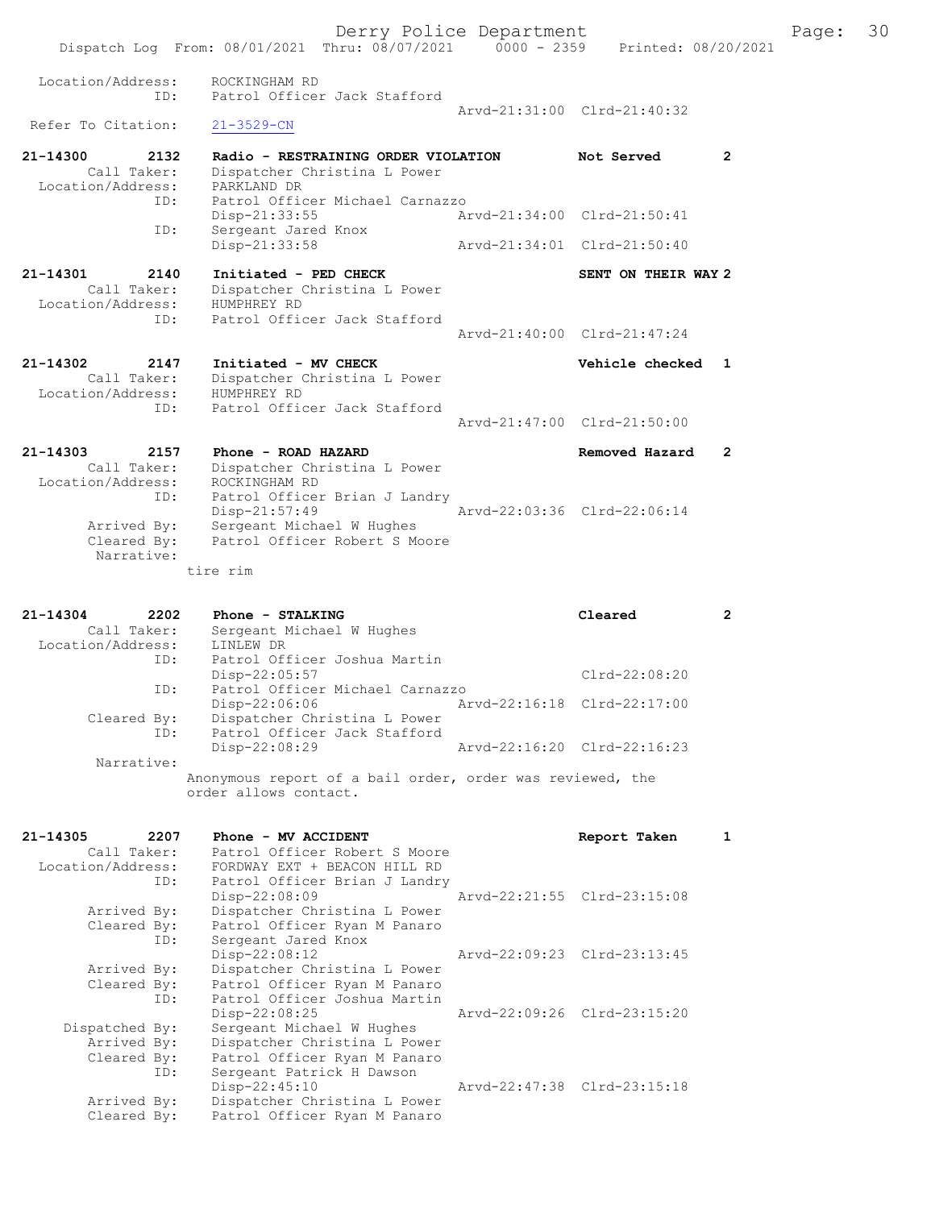```
Location/Address:     ROCKINGHAM RD
              ID:     Patrol Officer Jack Stafford
                                                   Arvd-21:31:00  Clrd-21:40:32
Refer To Citation:    21-3529-CN

21-14300        2132   Radio - RESTRAINING ORDER VIOLATION          Not Served        2
      Call Taker:     Dispatcher Christina L Power
Location/Address:     PARKLAND DR
              ID:     Patrol Officer Michael Carnazzo
                      Disp-21:33:55                Arvd-21:34:00  Clrd-21:50:41
              ID:     Sergeant Jared Knox
                      Disp-21:33:58                Arvd-21:34:01  Clrd-21:50:40

21-14301        2140   Initiated - PED CHECK                        SENT ON THEIR WAY 2
      Call Taker:     Dispatcher Christina L Power
Location/Address:     HUMPHREY RD
              ID:     Patrol Officer Jack Stafford
                                                   Arvd-21:40:00  Clrd-21:47:24

21-14302        2147   Initiated - MV CHECK                         Vehicle checked   1
      Call Taker:     Dispatcher Christina L Power
Location/Address:     HUMPHREY RD
              ID:     Patrol Officer Jack Stafford
                                                   Arvd-21:47:00  Clrd-21:50:00

21-14303        2157   Phone - ROAD HAZARD                          Removed Hazard    2
      Call Taker:     Dispatcher Christina L Power
Location/Address:     ROCKINGHAM RD
              ID:     Patrol Officer Brian J Landry
                      Disp-21:57:49                Arvd-22:03:36  Clrd-22:06:14
      Arrived By:     Sergeant Michael W Hughes
      Cleared By:     Patrol Officer Robert S Moore
       Narrative:
                    tire rim

21-14304        2202   Phone - STALKING                             Cleared           2
      Call Taker:     Sergeant Michael W Hughes
Location/Address:     LINLEW DR
              ID:     Patrol Officer Joshua Martin
                      Disp-22:05:57                               Clrd-22:08:20
              ID:     Patrol Officer Michael Carnazzo
                      Disp-22:06:06                Arvd-22:16:18  Clrd-22:17:00
      Cleared By:     Dispatcher Christina L Power
              ID:     Patrol Officer Jack Stafford
                      Disp-22:08:29                Arvd-22:16:20  Clrd-22:16:23
       Narrative:
                    Anonymous report of a bail order, order was reviewed, the
                    order allows contact.

21-14305        2207   Phone - MV ACCIDENT                          Report Taken      1
      Call Taker:     Patrol Officer Robert S Moore
Location/Address:     FORDWAY EXT + BEACON HILL RD
              ID:     Patrol Officer Brian J Landry
                      Disp-22:08:09                Arvd-22:21:55  Clrd-23:15:08
      Arrived By:     Dispatcher Christina L Power
      Cleared By:     Patrol Officer Ryan M Panaro
              ID:     Sergeant Jared Knox
                      Disp-22:08:12                Arvd-22:09:23  Clrd-23:13:45
      Arrived By:     Dispatcher Christina L Power
      Cleared By:     Patrol Officer Ryan M Panaro
              ID:     Patrol Officer Joshua Martin
                      Disp-22:08:25                Arvd-22:09:26  Clrd-23:15:20
   Dispatched By:     Sergeant Michael W Hughes
      Arrived By:     Dispatcher Christina L Power
      Cleared By:     Patrol Officer Ryan M Panaro
              ID:     Sergeant Patrick H Dawson
                      Disp-22:45:10                Arvd-22:47:38  Clrd-23:15:18
      Arrived By:     Dispatcher Christina L Power
      Cleared By:     Patrol Officer Ryan M Panaro
```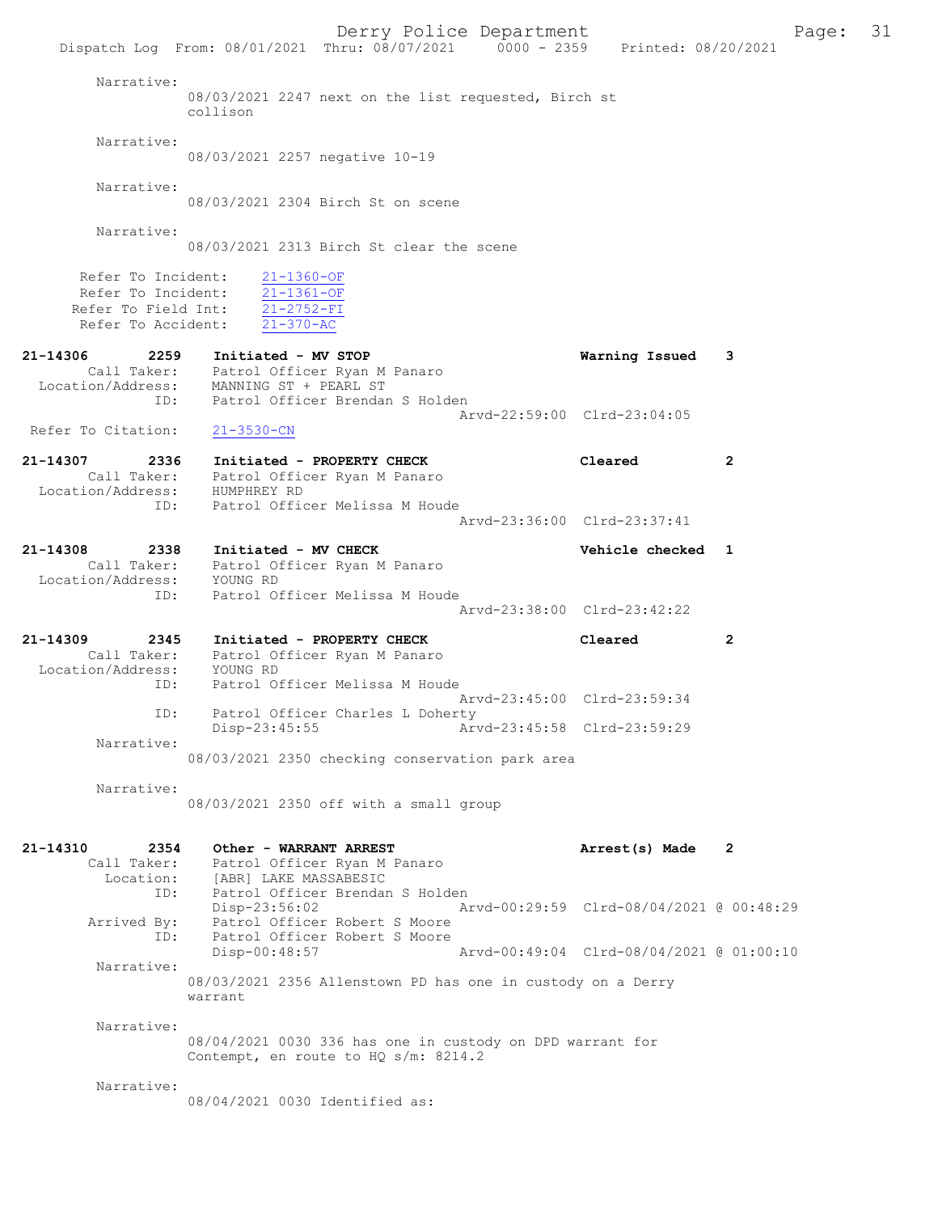Narrative:
08/03/2021 2247 next on the list requested, Birch st collison

Narrative:
08/03/2021 2257 negative 10-19

Narrative:
08/03/2021 2304 Birch St on scene

Narrative:
08/03/2021 2313 Birch St clear the scene

Refer To Incident: 21-1360-OF
Refer To Incident: 21-1361-OF
Refer To Field Int: 21-2752-FI
Refer To Accident: 21-370-AC

**21-14306 2259 Initiated - MV STOP — Warning Issued 3**
Call Taker: Patrol Officer Ryan M Panaro
Location/Address: MANNING ST + PEARL ST
ID: Patrol Officer Brendan S Holden
Arvd-22:59:00 Clrd-23:04:05
Refer To Citation: 21-3530-CN

**21-14307 2336 Initiated - PROPERTY CHECK — Cleared 2**
Call Taker: Patrol Officer Ryan M Panaro
Location/Address: HUMPHREY RD
ID: Patrol Officer Melissa M Houde
Arvd-23:36:00 Clrd-23:37:41

**21-14308 2338 Initiated - MV CHECK — Vehicle checked 1**
Call Taker: Patrol Officer Ryan M Panaro
Location/Address: YOUNG RD
ID: Patrol Officer Melissa M Houde
Arvd-23:38:00 Clrd-23:42:22

**21-14309 2345 Initiated - PROPERTY CHECK — Cleared 2**
Call Taker: Patrol Officer Ryan M Panaro
Location/Address: YOUNG RD
ID: Patrol Officer Melissa M Houde
Arvd-23:45:00 Clrd-23:59:34
ID: Patrol Officer Charles L Doherty
Disp-23:45:55 Arvd-23:45:58 Clrd-23:59:29

Narrative:
08/03/2021 2350 checking conservation park area

Narrative:
08/03/2021 2350 off with a small group

**21-14310 2354 Other - WARRANT ARREST — Arrest(s) Made 2**
Call Taker: Patrol Officer Ryan M Panaro
Location: [ABR] LAKE MASSABESIC
ID: Patrol Officer Brendan S Holden
Disp-23:56:02 Arvd-00:29:59 Clrd-08/04/2021 @ 00:48:29
Arrived By: Patrol Officer Robert S Moore
ID: Patrol Officer Robert S Moore
Disp-00:48:57 Arvd-00:49:04 Clrd-08/04/2021 @ 01:00:10

Narrative:
08/03/2021 2356 Allenstown PD has one in custody on a Derry warrant

Narrative:
08/04/2021 0030 336 has one in custody on DPD warrant for Contempt, en route to HQ s/m: 8214.2

Narrative:
08/04/2021 0030 Identified as: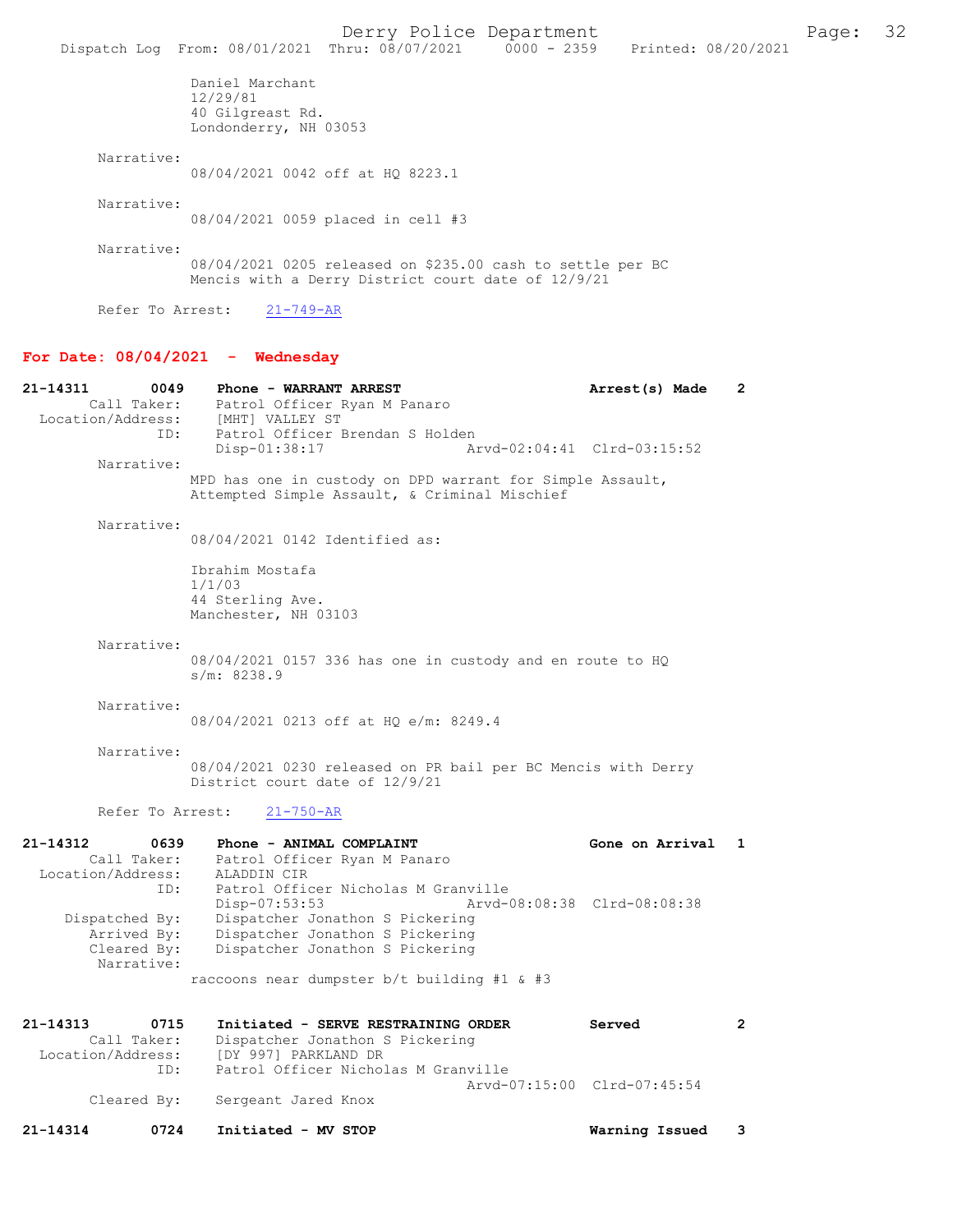Daniel Marchant
12/29/81
40 Gilgreast Rd.
Londonderry, NH 03053

Narrative:
08/04/2021 0042 off at HQ 8223.1

Narrative:
08/04/2021 0059 placed in cell #3

Narrative:
08/04/2021 0205 released on $235.00 cash to settle per BC Mencis with a Derry District court date of 12/9/21

Refer To Arrest: 21-749-AR

## For Date: 08/04/2021 - Wednesday

**21-14311 0049 Phone - WARRANT ARREST** — Arrest(s) Made 2
Call Taker: Patrol Officer Ryan M Panaro
Location/Address: [MHT] VALLEY ST
ID: Patrol Officer Brendan S Holden
Disp-01:38:17 Arvd-02:04:41 Clrd-03:15:52

Narrative:
MPD has one in custody on DPD warrant for Simple Assault, Attempted Simple Assault, & Criminal Mischief

Narrative:
08/04/2021 0142 Identified as:

Ibrahim Mostafa
1/1/03
44 Sterling Ave.
Manchester, NH 03103

Narrative:
08/04/2021 0157 336 has one in custody and en route to HQ s/m: 8238.9

Narrative:
08/04/2021 0213 off at HQ e/m: 8249.4

Narrative:
08/04/2021 0230 released on PR bail per BC Mencis with Derry District court date of 12/9/21

Refer To Arrest: 21-750-AR

**21-14312 0639 Phone - ANIMAL COMPLAINT** — Gone on Arrival 1
Call Taker: Patrol Officer Ryan M Panaro
Location/Address: ALADDIN CIR
ID: Patrol Officer Nicholas M Granville
Disp-07:53:53 Arvd-08:08:38 Clrd-08:08:38
Dispatched By: Dispatcher Jonathon S Pickering
Arrived By: Dispatcher Jonathon S Pickering
Cleared By: Dispatcher Jonathon S Pickering
Narrative:
raccoons near dumpster b/t building #1 & #3

**21-14313 0715 Initiated - SERVE RESTRAINING ORDER** — Served 2
Call Taker: Dispatcher Jonathon S Pickering
Location/Address: [DY 997] PARKLAND DR
ID: Patrol Officer Nicholas M Granville
Arvd-07:15:00 Clrd-07:45:54
Cleared By: Sergeant Jared Knox

**21-14314 0724 Initiated - MV STOP** — Warning Issued 3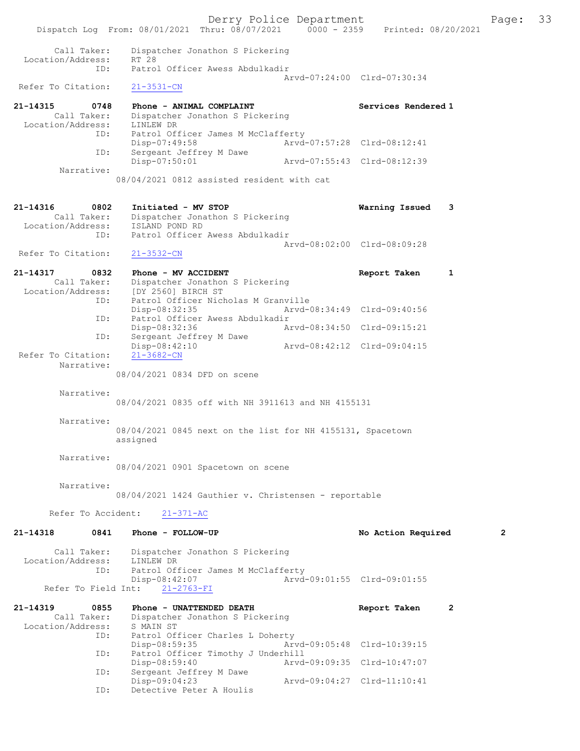Call Taker: Dispatcher Jonathon S Pickering
Location/Address: RT 28
ID: Patrol Officer Awess Abdulkadir
Arvd-07:24:00 Clrd-07:30:34
Refer To Citation: 21-3531-CN

**21-14315 0748 Phone - ANIMAL COMPLAINT** **Services Rendered 1**
Call Taker: Dispatcher Jonathon S Pickering
Location/Address: LINLEW DR
ID: Patrol Officer James M McClafferty
Disp-07:49:58 Arvd-07:57:28 Clrd-08:12:41
ID: Sergeant Jeffrey M Dawe
Disp-07:50:01 Arvd-07:55:43 Clrd-08:12:39
Narrative:
08/04/2021 0812 assisted resident with cat

**21-14316 0802 Initiated - MV STOP** **Warning Issued 3**
Call Taker: Dispatcher Jonathon S Pickering
Location/Address: ISLAND POND RD
ID: Patrol Officer Awess Abdulkadir
Arvd-08:02:00 Clrd-08:09:28
Refer To Citation: 21-3532-CN

**21-14317 0832 Phone - MV ACCIDENT** **Report Taken 1**
Call Taker: Dispatcher Jonathon S Pickering
Location/Address: [DY 2560] BIRCH ST
ID: Patrol Officer Nicholas M Granville
Disp-08:32:35 Arvd-08:34:49 Clrd-09:40:56
ID: Patrol Officer Awess Abdulkadir
Disp-08:32:36 Arvd-08:34:50 Clrd-09:15:21
ID: Sergeant Jeffrey M Dawe
Disp-08:42:10 Arvd-08:42:12 Clrd-09:04:15
Refer To Citation: 21-3682-CN
Narrative:
08/04/2021 0834 DFD on scene

Narrative:
08/04/2021 0835 off with NH 3911613 and NH 4155131

Narrative:
08/04/2021 0845 next on the list for NH 4155131, Spacetown assigned

Narrative:
08/04/2021 0901 Spacetown on scene

Narrative:
08/04/2021 1424 Gauthier v. Christensen - reportable

Refer To Accident: 21-371-AC

**21-14318 0841 Phone - FOLLOW-UP** **No Action Required 2**
Call Taker: Dispatcher Jonathon S Pickering
Location/Address: LINLEW DR
ID: Patrol Officer James M McClafferty
Disp-08:42:07 Arvd-09:01:55 Clrd-09:01:55
Refer To Field Int: 21-2763-FI

**21-14319 0855 Phone - UNATTENDED DEATH** **Report Taken 2**
Call Taker: Dispatcher Jonathon S Pickering
Location/Address: S MAIN ST
ID: Patrol Officer Charles L Doherty
Disp-08:59:35 Arvd-09:05:48 Clrd-10:39:15
ID: Patrol Officer Timothy J Underhill
Disp-08:59:40 Arvd-09:09:35 Clrd-10:47:07
ID: Sergeant Jeffrey M Dawe
Disp-09:04:23 Arvd-09:04:27 Clrd-11:10:41
ID: Detective Peter A Houlis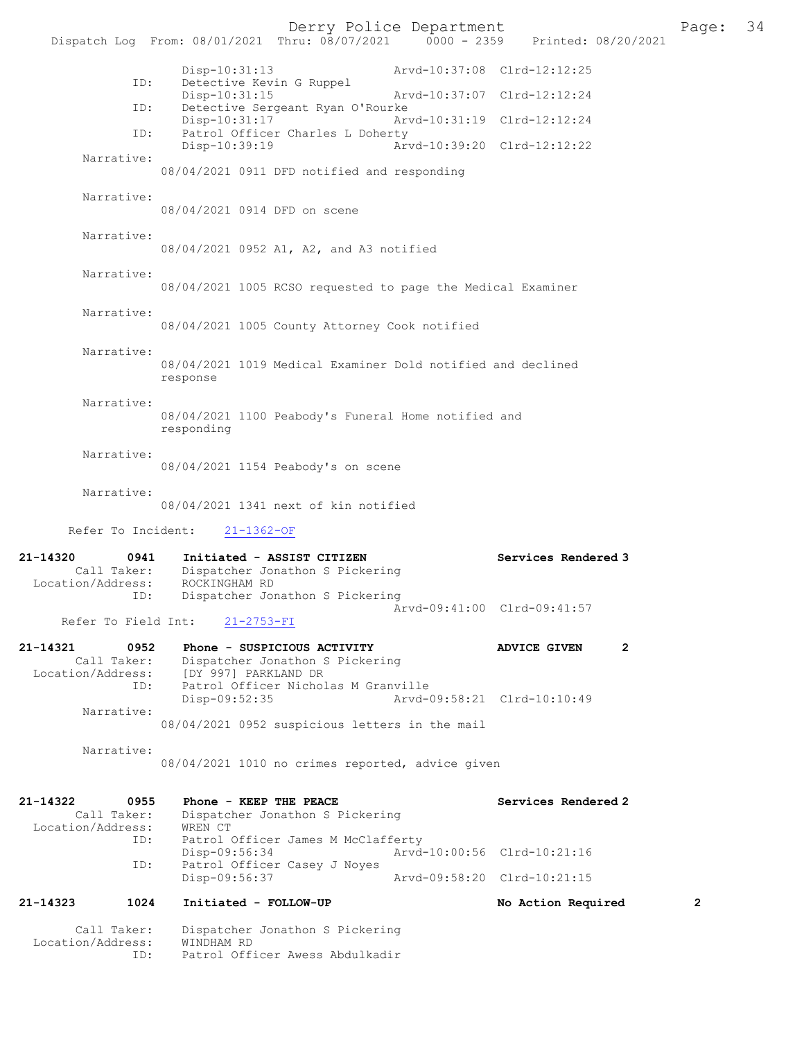```
            Disp-10:31:13                 Arvd-10:37:08  Clrd-12:12:25
        ID:  Detective Kevin G Ruppel
            Disp-10:31:15                 Arvd-10:37:07  Clrd-12:12:24
        ID:  Detective Sergeant Ryan O'Rourke
            Disp-10:31:17                 Arvd-10:31:19  Clrd-12:12:24
        ID:  Patrol Officer Charles L Doherty
            Disp-10:39:19                 Arvd-10:39:20  Clrd-12:12:22
  Narrative:
        08/04/2021 0911 DFD notified and responding

  Narrative:
        08/04/2021 0914 DFD on scene

  Narrative:
        08/04/2021 0952 A1, A2, and A3 notified

  Narrative:
        08/04/2021 1005 RCSO requested to page the Medical Examiner

  Narrative:
        08/04/2021 1005 County Attorney Cook notified

  Narrative:
        08/04/2021 1019 Medical Examiner Dold notified and declined
        response

  Narrative:
        08/04/2021 1100 Peabody's Funeral Home notified and
        responding

  Narrative:
        08/04/2021 1154 Peabody's on scene

  Narrative:
        08/04/2021 1341 next of kin notified

  Refer To Incident:    21-1362-OF

21-14320      0941   Initiated - ASSIST CITIZEN                Services Rendered 3
    Call Taker:   Dispatcher Jonathon S Pickering
  Location/Address:  ROCKINGHAM RD
        ID:   Dispatcher Jonathon S Pickering
                                        Arvd-09:41:00  Clrd-09:41:57
  Refer To Field Int:    21-2753-FI

21-14321      0952   Phone - SUSPICIOUS ACTIVITY               ADVICE GIVEN      2
    Call Taker:   Dispatcher Jonathon S Pickering
  Location/Address:  [DY 997] PARKLAND DR
        ID:   Patrol Officer Nicholas M Granville
            Disp-09:52:35                 Arvd-09:58:21  Clrd-10:10:49
  Narrative:
        08/04/2021 0952 suspicious letters in the mail

  Narrative:
        08/04/2021 1010 no crimes reported, advice given

21-14322      0955   Phone - KEEP THE PEACE                    Services Rendered 2
    Call Taker:   Dispatcher Jonathon S Pickering
  Location/Address:  WREN CT
        ID:   Patrol Officer James M McClafferty
            Disp-09:56:34                 Arvd-10:00:56  Clrd-10:21:16
        ID:   Patrol Officer Casey J Noyes
            Disp-09:56:37                 Arvd-09:58:20  Clrd-10:21:15

21-14323      1024   Initiated - FOLLOW-UP                     No Action Required       2

    Call Taker:   Dispatcher Jonathon S Pickering
  Location/Address:  WINDHAM RD
        ID:   Patrol Officer Awess Abdulkadir
```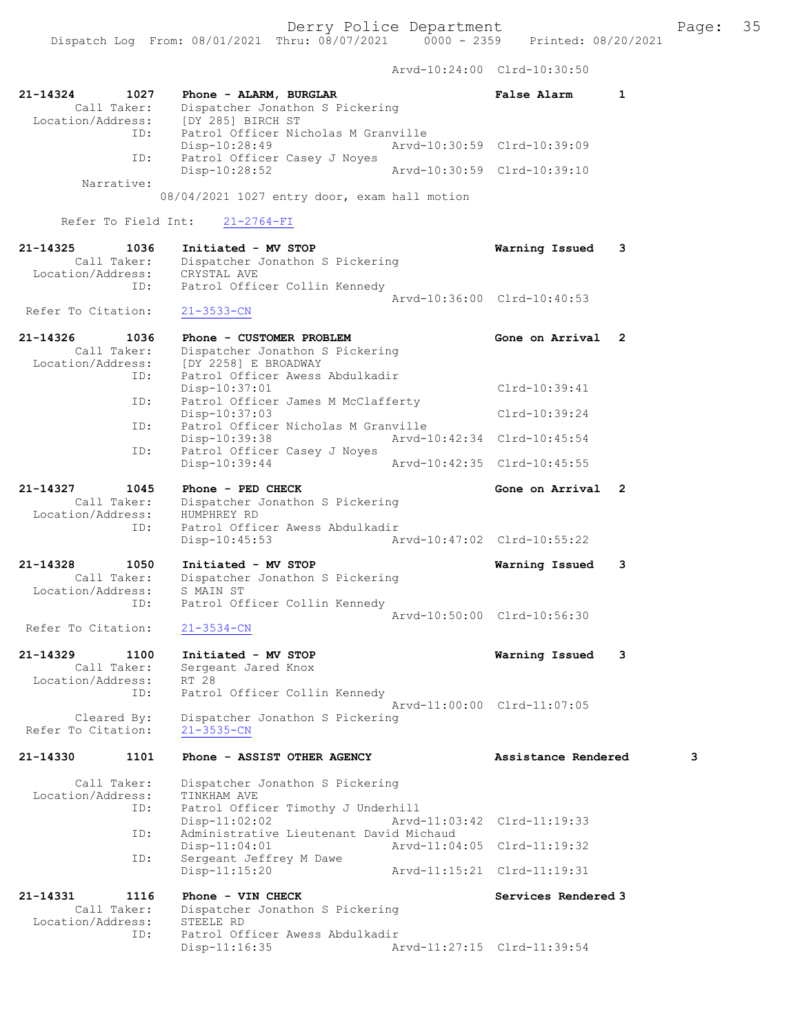Arvd-10:24:00 Clrd-10:30:50

**21-14324 1027 Phone - ALARM, BURGLAR** False Alarm 1
Call Taker: Dispatcher Jonathon S Pickering
Location/Address: [DY 285] BIRCH ST
ID: Patrol Officer Nicholas M Granville
Disp-10:28:49 Arvd-10:30:59 Clrd-10:39:09
ID: Patrol Officer Casey J Noyes
Disp-10:28:52 Arvd-10:30:59 Clrd-10:39:10
Narrative:
08/04/2021 1027 entry door, exam hall motion

Refer To Field Int: 21-2764-FI

**21-14325 1036 Initiated - MV STOP** Warning Issued 3
Call Taker: Dispatcher Jonathon S Pickering
Location/Address: CRYSTAL AVE
ID: Patrol Officer Collin Kennedy
Arvd-10:36:00 Clrd-10:40:53
Refer To Citation: 21-3533-CN

**21-14326 1036 Phone - CUSTOMER PROBLEM** Gone on Arrival 2
Call Taker: Dispatcher Jonathon S Pickering
Location/Address: [DY 2258] E BROADWAY
ID: Patrol Officer Awess Abdulkadir
Disp-10:37:01 Clrd-10:39:41
ID: Patrol Officer James M McClafferty
Disp-10:37:03 Clrd-10:39:24
ID: Patrol Officer Nicholas M Granville
Disp-10:39:38 Arvd-10:42:34 Clrd-10:45:54
ID: Patrol Officer Casey J Noyes
Disp-10:39:44 Arvd-10:42:35 Clrd-10:45:55

**21-14327 1045 Phone - PED CHECK** Gone on Arrival 2
Call Taker: Dispatcher Jonathon S Pickering
Location/Address: HUMPHREY RD
ID: Patrol Officer Awess Abdulkadir
Disp-10:45:53 Arvd-10:47:02 Clrd-10:55:22

**21-14328 1050 Initiated - MV STOP** Warning Issued 3
Call Taker: Dispatcher Jonathon S Pickering
Location/Address: S MAIN ST
ID: Patrol Officer Collin Kennedy
Arvd-10:50:00 Clrd-10:56:30
Refer To Citation: 21-3534-CN

**21-14329 1100 Initiated - MV STOP** Warning Issued 3
Call Taker: Sergeant Jared Knox
Location/Address: RT 28
ID: Patrol Officer Collin Kennedy
Arvd-11:00:00 Clrd-11:07:05
Cleared By: Dispatcher Jonathon S Pickering
Refer To Citation: 21-3535-CN

**21-14330 1101 Phone - ASSIST OTHER AGENCY** Assistance Rendered 3
Call Taker: Dispatcher Jonathon S Pickering
Location/Address: TINKHAM AVE
ID: Patrol Officer Timothy J Underhill
Disp-11:02:02 Arvd-11:03:42 Clrd-11:19:33
ID: Administrative Lieutenant David Michaud
Disp-11:04:01 Arvd-11:04:05 Clrd-11:19:32
ID: Sergeant Jeffrey M Dawe
Disp-11:15:20 Arvd-11:15:21 Clrd-11:19:31

**21-14331 1116 Phone - VIN CHECK** Services Rendered 3
Call Taker: Dispatcher Jonathon S Pickering
Location/Address: STEELE RD
ID: Patrol Officer Awess Abdulkadir
Disp-11:16:35 Arvd-11:27:15 Clrd-11:39:54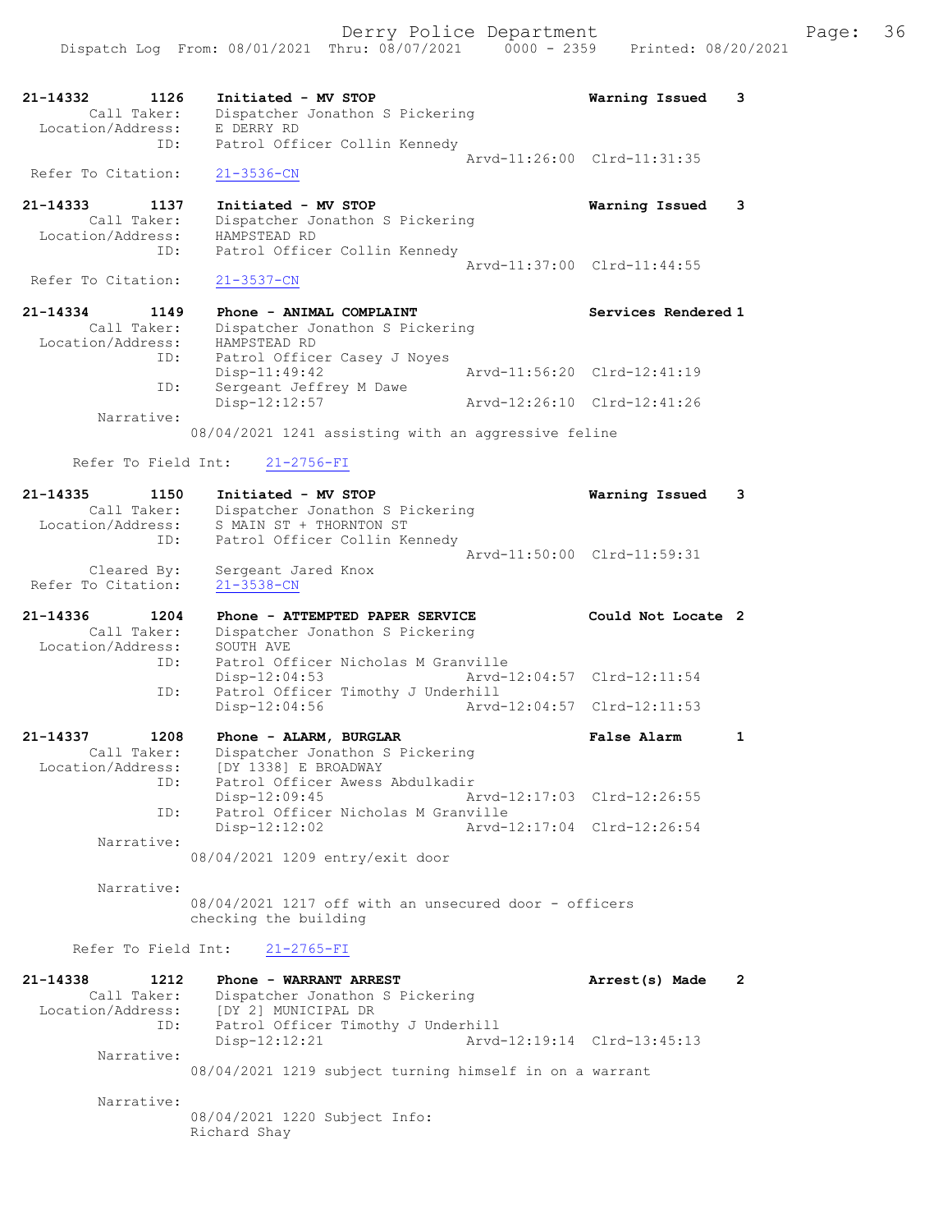```
21-14332        1126    Initiated - MV STOP                         Warning Issued    3
        Call Taker:     Dispatcher Jonathon S Pickering
  Location/Address:     E DERRY RD
                ID:     Patrol Officer Collin Kennedy
                                                   Arvd-11:26:00  Clrd-11:31:35
 Refer To Citation:     21-3536-CN

21-14333        1137    Initiated - MV STOP                         Warning Issued    3
        Call Taker:     Dispatcher Jonathon S Pickering
  Location/Address:     HAMPSTEAD RD
                ID:     Patrol Officer Collin Kennedy
                                                   Arvd-11:37:00  Clrd-11:44:55
 Refer To Citation:     21-3537-CN

21-14334        1149    Phone - ANIMAL COMPLAINT                    Services Rendered 1
        Call Taker:     Dispatcher Jonathon S Pickering
  Location/Address:     HAMPSTEAD RD
                ID:     Patrol Officer Casey J Noyes
                        Disp-11:49:42              Arvd-11:56:20  Clrd-12:41:19
                ID:     Sergeant Jeffrey M Dawe
                        Disp-12:12:57              Arvd-12:26:10  Clrd-12:41:26
         Narrative:
                        08/04/2021 1241 assisting with an aggressive feline

      Refer To Field Int:    21-2756-FI

21-14335        1150    Initiated - MV STOP                         Warning Issued    3
        Call Taker:     Dispatcher Jonathon S Pickering
  Location/Address:     S MAIN ST + THORNTON ST
                ID:     Patrol Officer Collin Kennedy
                                                   Arvd-11:50:00  Clrd-11:59:31
        Cleared By:     Sergeant Jared Knox
 Refer To Citation:     21-3538-CN

21-14336        1204    Phone - ATTEMPTED PAPER SERVICE             Could Not Locate  2
        Call Taker:     Dispatcher Jonathon S Pickering
  Location/Address:     SOUTH AVE
                ID:     Patrol Officer Nicholas M Granville
                        Disp-12:04:53              Arvd-12:04:57  Clrd-12:11:54
                ID:     Patrol Officer Timothy J Underhill
                        Disp-12:04:56              Arvd-12:04:57  Clrd-12:11:53

21-14337        1208    Phone - ALARM, BURGLAR                      False Alarm       1
        Call Taker:     Dispatcher Jonathon S Pickering
  Location/Address:     [DY 1338] E BROADWAY
                ID:     Patrol Officer Awess Abdulkadir
                        Disp-12:09:45              Arvd-12:17:03  Clrd-12:26:55
                ID:     Patrol Officer Nicholas M Granville
                        Disp-12:12:02              Arvd-12:17:04  Clrd-12:26:54
         Narrative:
                        08/04/2021 1209 entry/exit door

         Narrative:
                        08/04/2021 1217 off with an unsecured door - officers
                        checking the building

      Refer To Field Int:    21-2765-FI

21-14338        1212    Phone - WARRANT ARREST                      Arrest(s) Made    2
        Call Taker:     Dispatcher Jonathon S Pickering
  Location/Address:     [DY 2] MUNICIPAL DR
                ID:     Patrol Officer Timothy J Underhill
                        Disp-12:12:21              Arvd-12:19:14  Clrd-13:45:13
         Narrative:
                        08/04/2021 1219 subject turning himself in on a warrant

         Narrative:
                        08/04/2021 1220 Subject Info:
                        Richard Shay
```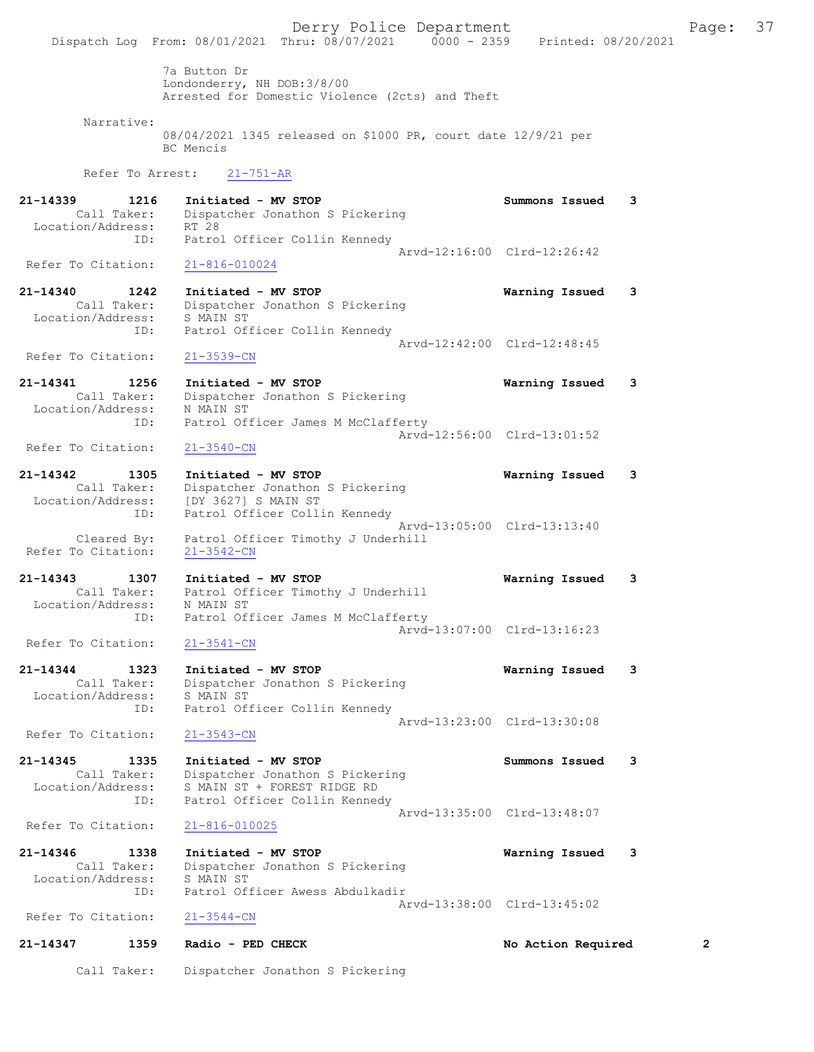7a Button Dr
Londonderry, NH DOB:3/8/00
Arrested for Domestic Violence (2cts) and Theft

Narrative:
08/04/2021 1345 released on $1000 PR, court date 12/9/21 per BC Mencis

Refer To Arrest: 21-751-AR

**21-14339 1216 Initiated - MV STOP** — Summons Issued 3
Call Taker: Dispatcher Jonathon S Pickering
Location/Address: RT 28
ID: Patrol Officer Collin Kennedy
Arvd-12:16:00 Clrd-12:26:42
Refer To Citation: 21-816-010024

**21-14340 1242 Initiated - MV STOP** — Warning Issued 3
Call Taker: Dispatcher Jonathon S Pickering
Location/Address: S MAIN ST
ID: Patrol Officer Collin Kennedy
Arvd-12:42:00 Clrd-12:48:45
Refer To Citation: 21-3539-CN

**21-14341 1256 Initiated - MV STOP** — Warning Issued 3
Call Taker: Dispatcher Jonathon S Pickering
Location/Address: N MAIN ST
ID: Patrol Officer James M McClafferty
Arvd-12:56:00 Clrd-13:01:52
Refer To Citation: 21-3540-CN

**21-14342 1305 Initiated - MV STOP** — Warning Issued 3
Call Taker: Dispatcher Jonathon S Pickering
Location/Address: [DY 3627] S MAIN ST
ID: Patrol Officer Collin Kennedy
Arvd-13:05:00 Clrd-13:13:40
Cleared By: Patrol Officer Timothy J Underhill
Refer To Citation: 21-3542-CN

**21-14343 1307 Initiated - MV STOP** — Warning Issued 3
Call Taker: Patrol Officer Timothy J Underhill
Location/Address: N MAIN ST
ID: Patrol Officer James M McClafferty
Arvd-13:07:00 Clrd-13:16:23
Refer To Citation: 21-3541-CN

**21-14344 1323 Initiated - MV STOP** — Warning Issued 3
Call Taker: Dispatcher Jonathon S Pickering
Location/Address: S MAIN ST
ID: Patrol Officer Collin Kennedy
Arvd-13:23:00 Clrd-13:30:08
Refer To Citation: 21-3543-CN

**21-14345 1335 Initiated - MV STOP** — Summons Issued 3
Call Taker: Dispatcher Jonathon S Pickering
Location/Address: S MAIN ST + FOREST RIDGE RD
ID: Patrol Officer Collin Kennedy
Arvd-13:35:00 Clrd-13:48:07
Refer To Citation: 21-816-010025

**21-14346 1338 Initiated - MV STOP** — Warning Issued 3
Call Taker: Dispatcher Jonathon S Pickering
Location/Address: S MAIN ST
ID: Patrol Officer Awess Abdulkadir
Arvd-13:38:00 Clrd-13:45:02
Refer To Citation: 21-3544-CN

**21-14347 1359 Radio - PED CHECK** — No Action Required 2
Call Taker: Dispatcher Jonathon S Pickering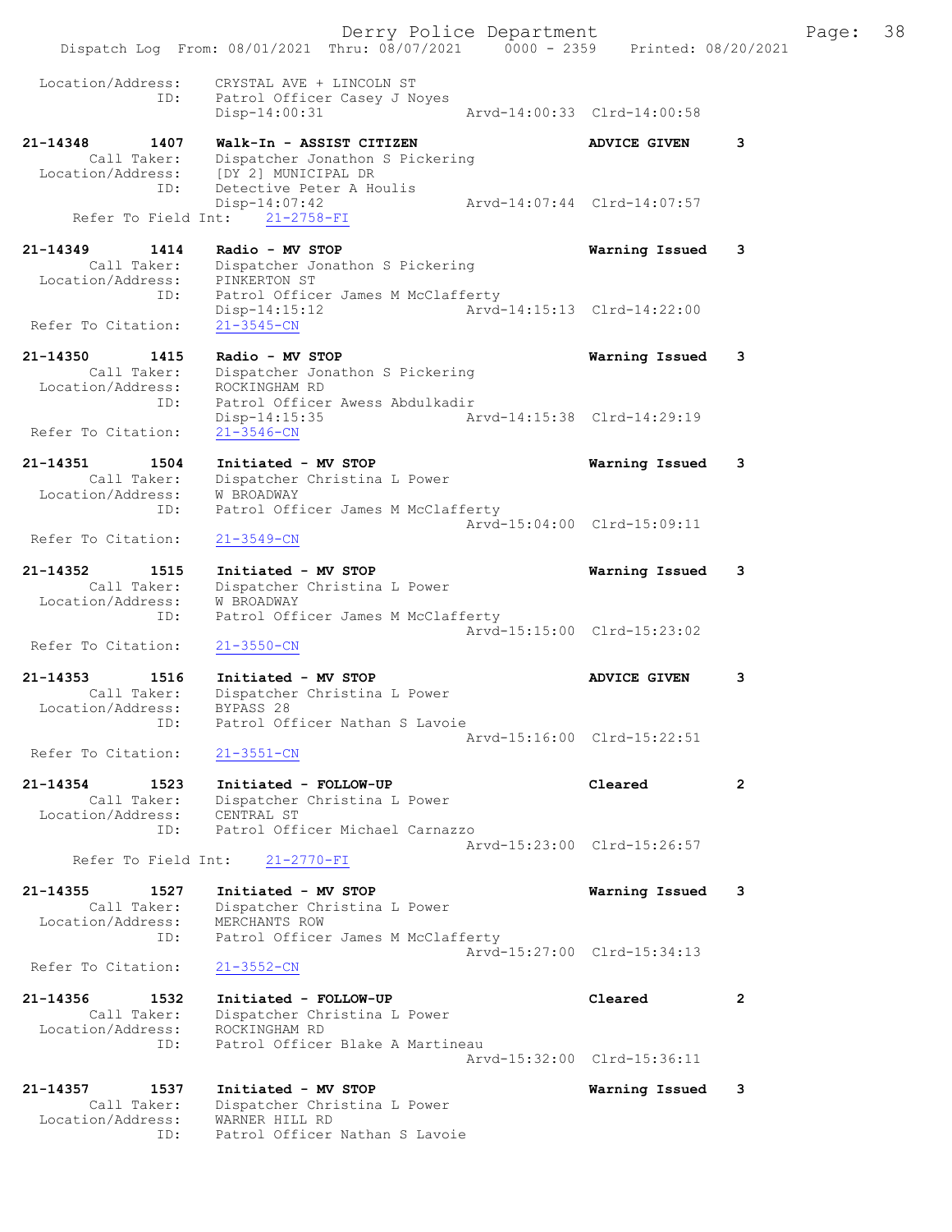Location/Address: CRYSTAL AVE + LINCOLN ST
ID: Patrol Officer Casey J Noyes
Disp-14:00:31 Arvd-14:00:33 Clrd-14:00:58

**21-14348 1407 Walk-In - ASSIST CITIZEN ADVICE GIVEN 3**
Call Taker: Dispatcher Jonathon S Pickering
Location/Address: [DY 2] MUNICIPAL DR
ID: Detective Peter A Houlis
Disp-14:07:42 Arvd-14:07:44 Clrd-14:07:57
Refer To Field Int: 21-2758-FI

**21-14349 1414 Radio - MV STOP Warning Issued 3**
Call Taker: Dispatcher Jonathon S Pickering
Location/Address: PINKERTON ST
ID: Patrol Officer James M McClafferty
Disp-14:15:12 Arvd-14:15:13 Clrd-14:22:00
Refer To Citation: 21-3545-CN

**21-14350 1415 Radio - MV STOP Warning Issued 3**
Call Taker: Dispatcher Jonathon S Pickering
Location/Address: ROCKINGHAM RD
ID: Patrol Officer Awess Abdulkadir
Disp-14:15:35 Arvd-14:15:38 Clrd-14:29:19
Refer To Citation: 21-3546-CN

**21-14351 1504 Initiated - MV STOP Warning Issued 3**
Call Taker: Dispatcher Christina L Power
Location/Address: W BROADWAY
ID: Patrol Officer James M McClafferty
Arvd-15:04:00 Clrd-15:09:11
Refer To Citation: 21-3549-CN

**21-14352 1515 Initiated - MV STOP Warning Issued 3**
Call Taker: Dispatcher Christina L Power
Location/Address: W BROADWAY
ID: Patrol Officer James M McClafferty
Arvd-15:15:00 Clrd-15:23:02
Refer To Citation: 21-3550-CN

**21-14353 1516 Initiated - MV STOP ADVICE GIVEN 3**
Call Taker: Dispatcher Christina L Power
Location/Address: BYPASS 28
ID: Patrol Officer Nathan S Lavoie
Arvd-15:16:00 Clrd-15:22:51
Refer To Citation: 21-3551-CN

**21-14354 1523 Initiated - FOLLOW-UP Cleared 2**
Call Taker: Dispatcher Christina L Power
Location/Address: CENTRAL ST
ID: Patrol Officer Michael Carnazzo
Arvd-15:23:00 Clrd-15:26:57
Refer To Field Int: 21-2770-FI

**21-14355 1527 Initiated - MV STOP Warning Issued 3**
Call Taker: Dispatcher Christina L Power
Location/Address: MERCHANTS ROW
ID: Patrol Officer James M McClafferty
Arvd-15:27:00 Clrd-15:34:13
Refer To Citation: 21-3552-CN

**21-14356 1532 Initiated - FOLLOW-UP Cleared 2**
Call Taker: Dispatcher Christina L Power
Location/Address: ROCKINGHAM RD
ID: Patrol Officer Blake A Martineau
Arvd-15:32:00 Clrd-15:36:11

**21-14357 1537 Initiated - MV STOP Warning Issued 3**
Call Taker: Dispatcher Christina L Power
Location/Address: WARNER HILL RD
ID: Patrol Officer Nathan S Lavoie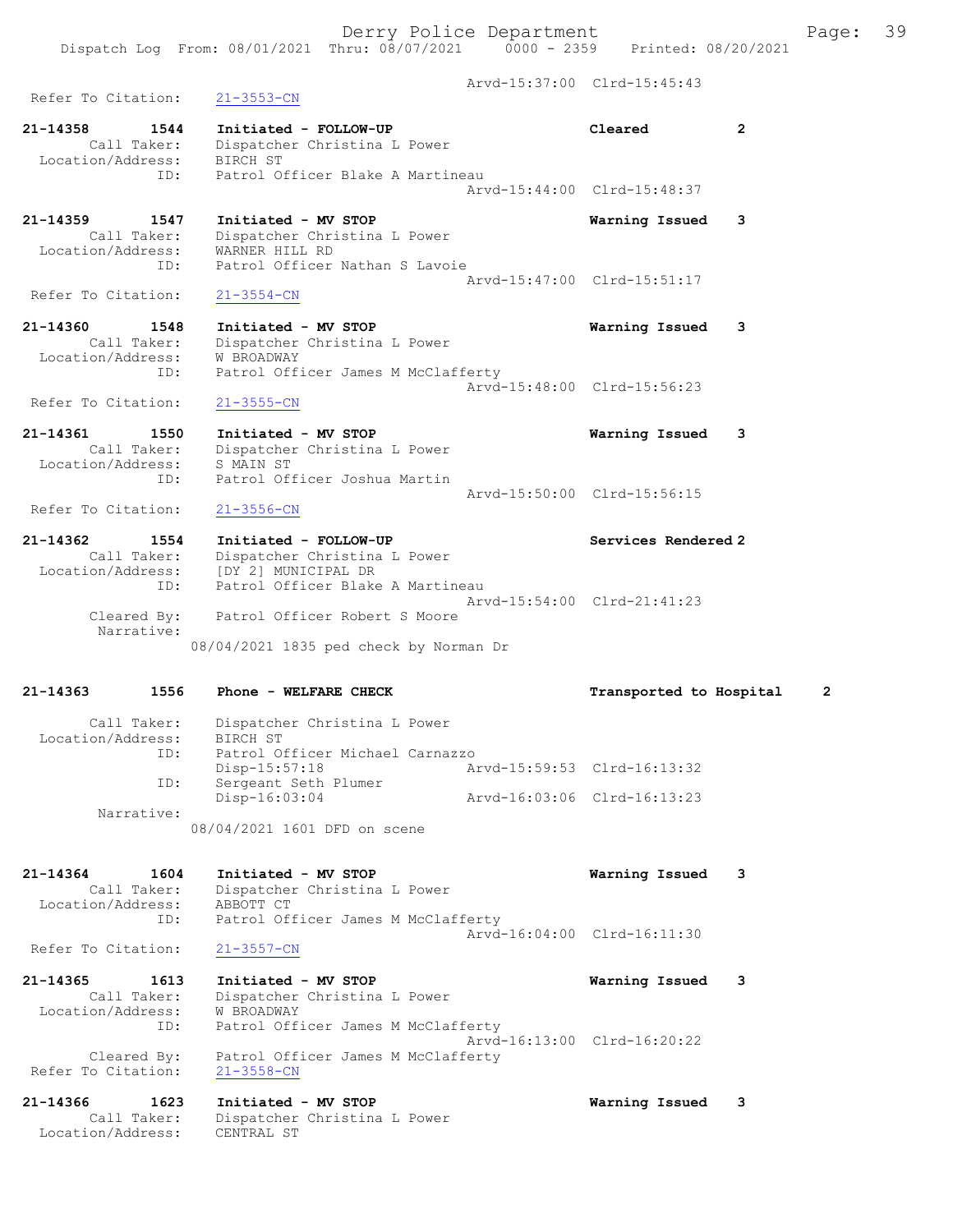Arvd-15:37:00 Clrd-15:45:43

Refer To Citation: 21-3553-CN

21-14358 1544 Initiated - FOLLOW-UP Cleared 2
Call Taker: Dispatcher Christina L Power
Location/Address: BIRCH ST
ID: Patrol Officer Blake A Martineau
Arvd-15:44:00 Clrd-15:48:37

21-14359 1547 Initiated - MV STOP Warning Issued 3
Call Taker: Dispatcher Christina L Power
Location/Address: WARNER HILL RD
ID: Patrol Officer Nathan S Lavoie
Arvd-15:47:00 Clrd-15:51:17
Refer To Citation: 21-3554-CN

21-14360 1548 Initiated - MV STOP Warning Issued 3
Call Taker: Dispatcher Christina L Power
Location/Address: W BROADWAY
ID: Patrol Officer James M McClafferty
Arvd-15:48:00 Clrd-15:56:23
Refer To Citation: 21-3555-CN

21-14361 1550 Initiated - MV STOP Warning Issued 3
Call Taker: Dispatcher Christina L Power
Location/Address: S MAIN ST
ID: Patrol Officer Joshua Martin
Arvd-15:50:00 Clrd-15:56:15
Refer To Citation: 21-3556-CN

21-14362 1554 Initiated - FOLLOW-UP Services Rendered 2
Call Taker: Dispatcher Christina L Power
Location/Address: [DY 2] MUNICIPAL DR
ID: Patrol Officer Blake A Martineau
Arvd-15:54:00 Clrd-21:41:23
Cleared By: Patrol Officer Robert S Moore
Narrative:
08/04/2021 1835 ped check by Norman Dr

21-14363 1556 Phone - WELFARE CHECK Transported to Hospital 2

Call Taker: Dispatcher Christina L Power
Location/Address: BIRCH ST
ID: Patrol Officer Michael Carnazzo
Disp-15:57:18 Arvd-15:59:53 Clrd-16:13:32
ID: Sergeant Seth Plumer
Disp-16:03:04 Arvd-16:03:06 Clrd-16:13:23
Narrative:
08/04/2021 1601 DFD on scene

21-14364 1604 Initiated - MV STOP Warning Issued 3
Call Taker: Dispatcher Christina L Power
Location/Address: ABBOTT CT
ID: Patrol Officer James M McClafferty
Arvd-16:04:00 Clrd-16:11:30
Refer To Citation: 21-3557-CN

21-14365 1613 Initiated - MV STOP Warning Issued 3
Call Taker: Dispatcher Christina L Power
Location/Address: W BROADWAY
ID: Patrol Officer James M McClafferty
Arvd-16:13:00 Clrd-16:20:22
Cleared By: Patrol Officer James M McClafferty
Refer To Citation: 21-3558-CN

21-14366 1623 Initiated - MV STOP Warning Issued 3
Call Taker: Dispatcher Christina L Power
Location/Address: CENTRAL ST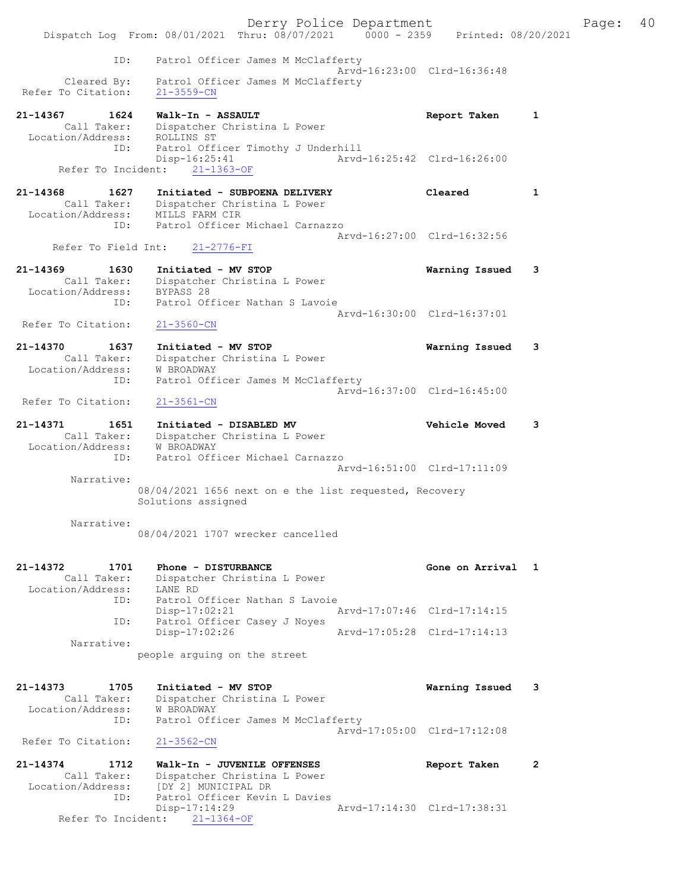```
             ID:     Patrol Officer James M McClafferty
                                             Arvd-16:23:00  Clrd-16:36:48
        Cleared By:  Patrol Officer James M McClafferty
  Refer To Citation:   21-3559-CN

21-14367        1624   Walk-In - ASSAULT                         Report Taken      1
         Call Taker:   Dispatcher Christina L Power
   Location/Address:   ROLLINS ST
                ID:   Patrol Officer Timothy J Underhill
                      Disp-16:25:41              Arvd-16:25:42  Clrd-16:26:00
      Refer To Incident:    21-1363-OF

21-14368        1627   Initiated - SUBPOENA DELIVERY             Cleared           1
         Call Taker:   Dispatcher Christina L Power
   Location/Address:   MILLS FARM CIR
                ID:   Patrol Officer Michael Carnazzo
                                             Arvd-16:27:00  Clrd-16:32:56
      Refer To Field Int:    21-2776-FI

21-14369        1630   Initiated - MV STOP                       Warning Issued    3
         Call Taker:   Dispatcher Christina L Power
   Location/Address:   BYPASS 28
                ID:   Patrol Officer Nathan S Lavoie
                                             Arvd-16:30:00  Clrd-16:37:01
  Refer To Citation:   21-3560-CN

21-14370        1637   Initiated - MV STOP                       Warning Issued    3
         Call Taker:   Dispatcher Christina L Power
   Location/Address:   W BROADWAY
                ID:   Patrol Officer James M McClafferty
                                             Arvd-16:37:00  Clrd-16:45:00
  Refer To Citation:   21-3561-CN

21-14371        1651   Initiated - DISABLED MV                   Vehicle Moved     3
         Call Taker:   Dispatcher Christina L Power
   Location/Address:   W BROADWAY
                ID:   Patrol Officer Michael Carnazzo
                                             Arvd-16:51:00  Clrd-17:11:09
         Narrative:
                    08/04/2021 1656 next on e the list requested, Recovery
                    Solutions assigned

         Narrative:
                    08/04/2021 1707 wrecker cancelled

21-14372        1701   Phone - DISTURBANCE                       Gone on Arrival   1
         Call Taker:   Dispatcher Christina L Power
   Location/Address:   LANE RD
                ID:   Patrol Officer Nathan S Lavoie
                      Disp-17:02:21              Arvd-17:07:46  Clrd-17:14:15
                ID:   Patrol Officer Casey J Noyes
                      Disp-17:02:26              Arvd-17:05:28  Clrd-17:14:13
         Narrative:
                    people arguing on the street

21-14373        1705   Initiated - MV STOP                       Warning Issued    3
         Call Taker:   Dispatcher Christina L Power
   Location/Address:   W BROADWAY
                ID:   Patrol Officer James M McClafferty
                                             Arvd-17:05:00  Clrd-17:12:08
  Refer To Citation:   21-3562-CN

21-14374        1712   Walk-In - JUVENILE OFFENSES               Report Taken      2
         Call Taker:   Dispatcher Christina L Power
   Location/Address:   [DY 2] MUNICIPAL DR
                ID:   Patrol Officer Kevin L Davies
                      Disp-17:14:29              Arvd-17:14:30  Clrd-17:38:31
      Refer To Incident:    21-1364-OF
```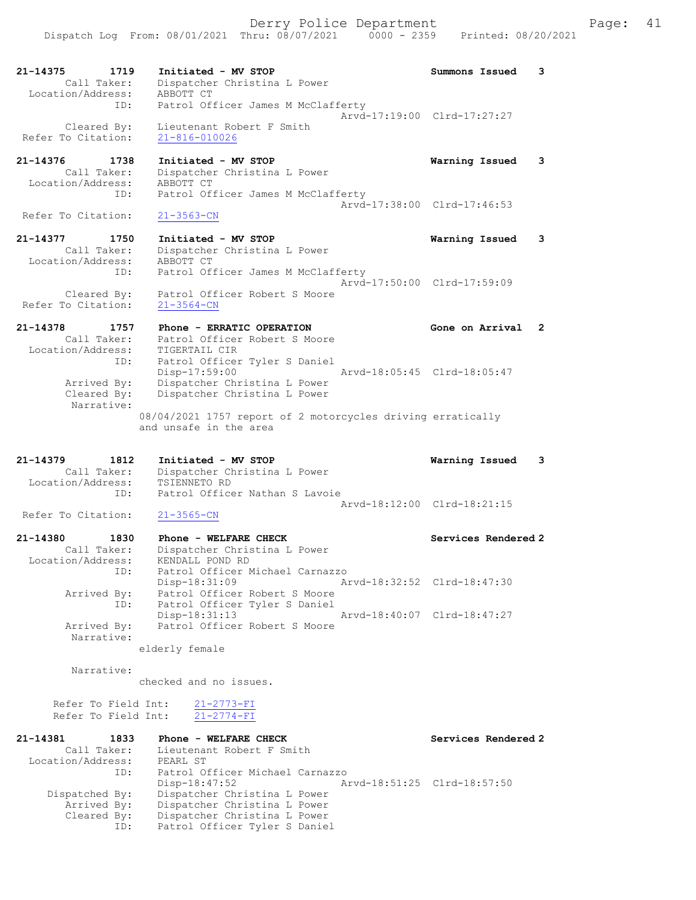```
21-14375        1719    Initiated - MV STOP                     Summons Issued    3
         Call Taker:    Dispatcher Christina L Power
   Location/Address:    ABBOTT CT
                 ID:    Patrol Officer James M McClafferty
                                                 Arvd-17:19:00  Clrd-17:27:27
         Cleared By:    Lieutenant Robert F Smith
  Refer To Citation:    21-816-010026

21-14376        1738    Initiated - MV STOP                     Warning Issued    3
         Call Taker:    Dispatcher Christina L Power
   Location/Address:    ABBOTT CT
                 ID:    Patrol Officer James M McClafferty
                                                 Arvd-17:38:00  Clrd-17:46:53
  Refer To Citation:    21-3563-CN

21-14377        1750    Initiated - MV STOP                     Warning Issued    3
         Call Taker:    Dispatcher Christina L Power
   Location/Address:    ABBOTT CT
                 ID:    Patrol Officer James M McClafferty
                                                 Arvd-17:50:00  Clrd-17:59:09
         Cleared By:    Patrol Officer Robert S Moore
  Refer To Citation:    21-3564-CN

21-14378        1757    Phone - ERRATIC OPERATION               Gone on Arrival   2
         Call Taker:    Patrol Officer Robert S Moore
   Location/Address:    TIGERTAIL CIR
                 ID:    Patrol Officer Tyler S Daniel
                        Disp-17:59:00            Arvd-18:05:45  Clrd-18:05:47
        Arrived By:     Dispatcher Christina L Power
        Cleared By:     Dispatcher Christina L Power
         Narrative:
                08/04/2021 1757 report of 2 motorcycles driving erratically
                and unsafe in the area

21-14379        1812    Initiated - MV STOP                     Warning Issued    3
         Call Taker:    Dispatcher Christina L Power
   Location/Address:    TSIENNETO RD
                 ID:    Patrol Officer Nathan S Lavoie
                                                 Arvd-18:12:00  Clrd-18:21:15
  Refer To Citation:    21-3565-CN

21-14380        1830    Phone - WELFARE CHECK                   Services Rendered 2
         Call Taker:    Dispatcher Christina L Power
   Location/Address:    KENDALL POND RD
                 ID:    Patrol Officer Michael Carnazzo
                        Disp-18:31:09            Arvd-18:32:52  Clrd-18:47:30
        Arrived By:     Patrol Officer Robert S Moore
                 ID:    Patrol Officer Tyler S Daniel
                        Disp-18:31:13            Arvd-18:40:07  Clrd-18:47:27
        Arrived By:     Patrol Officer Robert S Moore
         Narrative:
                elderly female

         Narrative:
                checked and no issues.

      Refer To Field Int:    21-2773-FI
      Refer To Field Int:    21-2774-FI

21-14381        1833    Phone - WELFARE CHECK                   Services Rendered 2
         Call Taker:    Lieutenant Robert F Smith
   Location/Address:    PEARL ST
                 ID:    Patrol Officer Michael Carnazzo
                        Disp-18:47:52            Arvd-18:51:25  Clrd-18:57:50
     Dispatched By:     Dispatcher Christina L Power
        Arrived By:     Dispatcher Christina L Power
        Cleared By:     Dispatcher Christina L Power
                 ID:    Patrol Officer Tyler S Daniel
```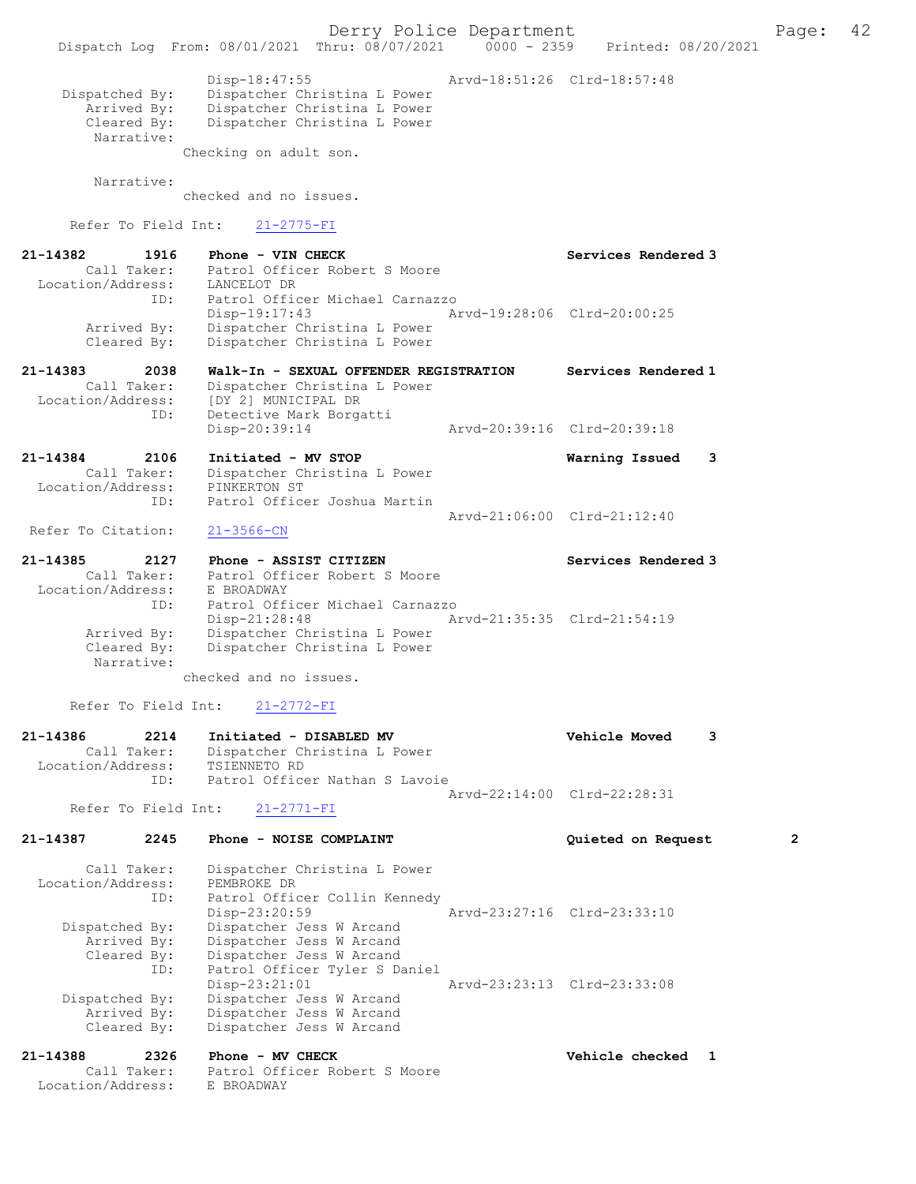```
                Disp-18:47:55                Arvd-18:51:26  Clrd-18:57:48
   Dispatched By:    Dispatcher Christina L Power
      Arrived By:    Dispatcher Christina L Power
      Cleared By:    Dispatcher Christina L Power
       Narrative:
                Checking on adult son.

       Narrative:
                checked and no issues.

     Refer To Field Int:     21-2775-FI

21-14382        1916    Phone - VIN CHECK                          Services Rendered 3
       Call Taker:    Patrol Officer Robert S Moore
 Location/Address:    LANCELOT DR
               ID:    Patrol Officer Michael Carnazzo
                      Disp-19:17:43                Arvd-19:28:06  Clrd-20:00:25
       Arrived By:    Dispatcher Christina L Power
       Cleared By:    Dispatcher Christina L Power

21-14383        2038    Walk-In - SEXUAL OFFENDER REGISTRATION     Services Rendered 1
       Call Taker:    Dispatcher Christina L Power
 Location/Address:    [DY 2] MUNICIPAL DR
               ID:    Detective Mark Borgatti
                      Disp-20:39:14                Arvd-20:39:16  Clrd-20:39:18

21-14384        2106    Initiated - MV STOP                        Warning Issued    3
       Call Taker:    Dispatcher Christina L Power
 Location/Address:    PINKERTON ST
               ID:    Patrol Officer Joshua Martin
                                                   Arvd-21:06:00  Clrd-21:12:40
 Refer To Citation:    21-3566-CN

21-14385        2127    Phone - ASSIST CITIZEN                     Services Rendered 3
       Call Taker:    Patrol Officer Robert S Moore
 Location/Address:    E BROADWAY
               ID:    Patrol Officer Michael Carnazzo
                      Disp-21:28:48                Arvd-21:35:35  Clrd-21:54:19
       Arrived By:    Dispatcher Christina L Power
       Cleared By:    Dispatcher Christina L Power
        Narrative:
                checked and no issues.

     Refer To Field Int:     21-2772-FI

21-14386        2214    Initiated - DISABLED MV                    Vehicle Moved     3
       Call Taker:    Dispatcher Christina L Power
 Location/Address:    TSIENNETO RD
               ID:    Patrol Officer Nathan S Lavoie
                                                   Arvd-22:14:00  Clrd-22:28:31
     Refer To Field Int:     21-2771-FI

21-14387        2245    Phone - NOISE COMPLAINT                    Quieted on Request          2

       Call Taker:    Dispatcher Christina L Power
 Location/Address:    PEMBROKE DR
               ID:    Patrol Officer Collin Kennedy
                      Disp-23:20:59                Arvd-23:27:16  Clrd-23:33:10
    Dispatched By:    Dispatcher Jess W Arcand
       Arrived By:    Dispatcher Jess W Arcand
       Cleared By:    Dispatcher Jess W Arcand
               ID:    Patrol Officer Tyler S Daniel
                      Disp-23:21:01                Arvd-23:23:13  Clrd-23:33:08
    Dispatched By:    Dispatcher Jess W Arcand
       Arrived By:    Dispatcher Jess W Arcand
       Cleared By:    Dispatcher Jess W Arcand

21-14388        2326    Phone - MV CHECK                           Vehicle checked   1
       Call Taker:    Patrol Officer Robert S Moore
 Location/Address:    E BROADWAY
```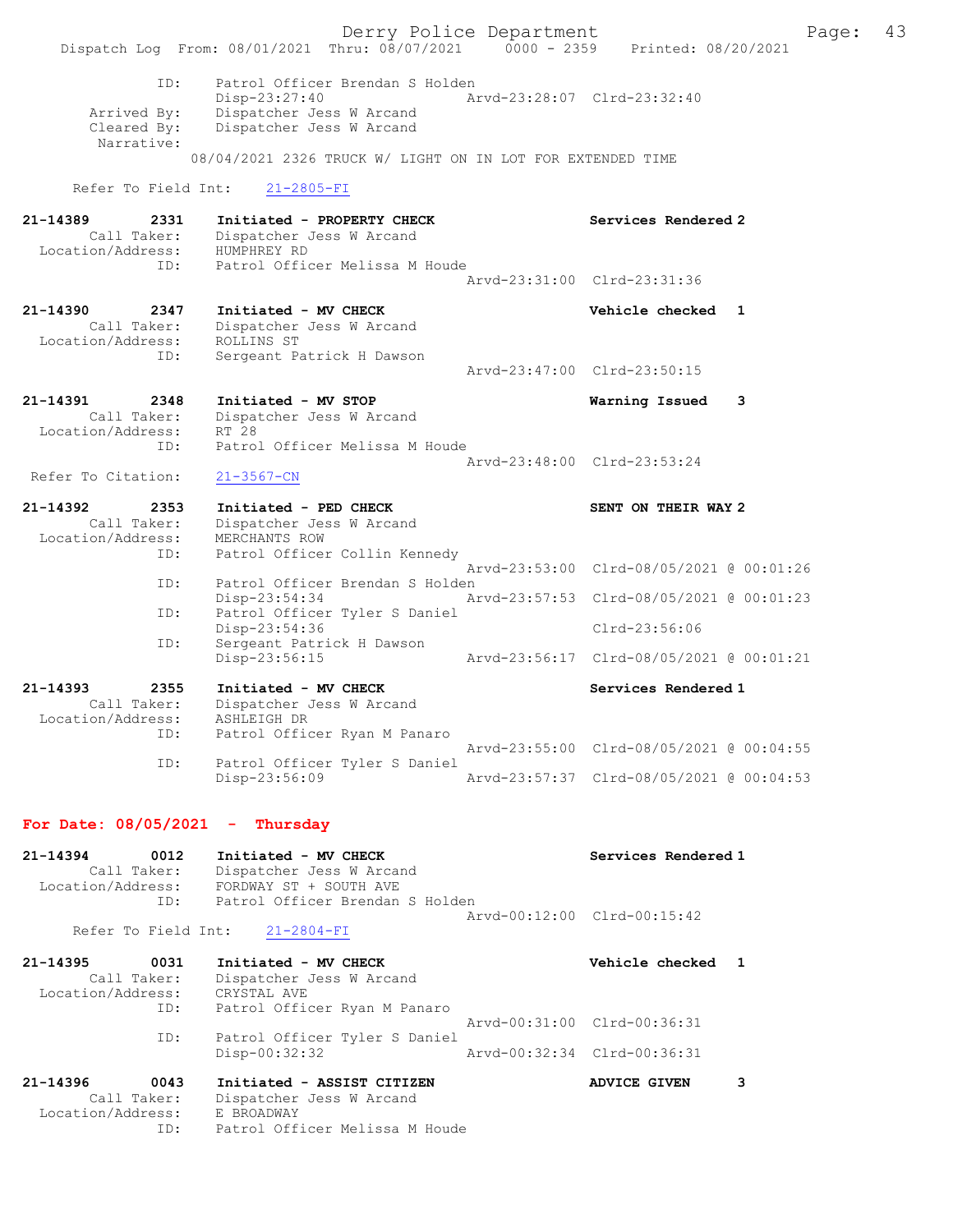Dispatch Log From: 08/01/2021 Thru: 08/07/2021 0000 - 2359 Printed: 08/20/2021

```
            ID:     Patrol Officer Brendan S Holden
                    Disp-23:27:40              Arvd-23:28:07  Clrd-23:32:40
     Arrived By:    Dispatcher Jess W Arcand
     Cleared By:    Dispatcher Jess W Arcand
      Narrative:
                  08/04/2021 2326 TRUCK W/ LIGHT ON IN LOT FOR EXTENDED TIME

    Refer To Field Int:    21-2805-FI

21-14389        2331    Initiated - PROPERTY CHECK              Services Rendered 2
        Call Taker:     Dispatcher Jess W Arcand
  Location/Address:     HUMPHREY RD
                ID:     Patrol Officer Melissa M Houde
                                               Arvd-23:31:00  Clrd-23:31:36

21-14390        2347    Initiated - MV CHECK                    Vehicle checked  1
        Call Taker:     Dispatcher Jess W Arcand
  Location/Address:     ROLLINS ST
                ID:     Sergeant Patrick H Dawson
                                               Arvd-23:47:00  Clrd-23:50:15

21-14391        2348    Initiated - MV STOP                     Warning Issued   3
        Call Taker:     Dispatcher Jess W Arcand
  Location/Address:     RT 28
                ID:     Patrol Officer Melissa M Houde
                                               Arvd-23:48:00  Clrd-23:53:24
  Refer To Citation:    21-3567-CN

21-14392        2353    Initiated - PED CHECK                   SENT ON THEIR WAY 2
        Call Taker:     Dispatcher Jess W Arcand
  Location/Address:     MERCHANTS ROW
                ID:     Patrol Officer Collin Kennedy
                                               Arvd-23:53:00  Clrd-08/05/2021 @ 00:01:26
                ID:     Patrol Officer Brendan S Holden
                        Disp-23:54:34          Arvd-23:57:53  Clrd-08/05/2021 @ 00:01:23
                ID:     Patrol Officer Tyler S Daniel
                        Disp-23:54:36                         Clrd-23:56:06
                ID:     Sergeant Patrick H Dawson
                        Disp-23:56:15          Arvd-23:56:17  Clrd-08/05/2021 @ 00:01:21

21-14393        2355    Initiated - MV CHECK                    Services Rendered 1
        Call Taker:     Dispatcher Jess W Arcand
  Location/Address:     ASHLEIGH DR
                ID:     Patrol Officer Ryan M Panaro
                                               Arvd-23:55:00  Clrd-08/05/2021 @ 00:04:55
                ID:     Patrol Officer Tyler S Daniel
                        Disp-23:56:09          Arvd-23:57:37  Clrd-08/05/2021 @ 00:04:53
```

**For Date: 08/05/2021 - Thursday**

```
21-14394        0012    Initiated - MV CHECK                    Services Rendered 1
        Call Taker:     Dispatcher Jess W Arcand
  Location/Address:     FORDWAY ST + SOUTH AVE
                ID:     Patrol Officer Brendan S Holden
                                               Arvd-00:12:00  Clrd-00:15:42
    Refer To Field Int:    21-2804-FI

21-14395        0031    Initiated - MV CHECK                    Vehicle checked  1
        Call Taker:     Dispatcher Jess W Arcand
  Location/Address:     CRYSTAL AVE
                ID:     Patrol Officer Ryan M Panaro
                                               Arvd-00:31:00  Clrd-00:36:31
                ID:     Patrol Officer Tyler S Daniel
                        Disp-00:32:32          Arvd-00:32:34  Clrd-00:36:31

21-14396        0043    Initiated - ASSIST CITIZEN              ADVICE GIVEN     3
        Call Taker:     Dispatcher Jess W Arcand
  Location/Address:     E BROADWAY
                ID:     Patrol Officer Melissa M Houde
```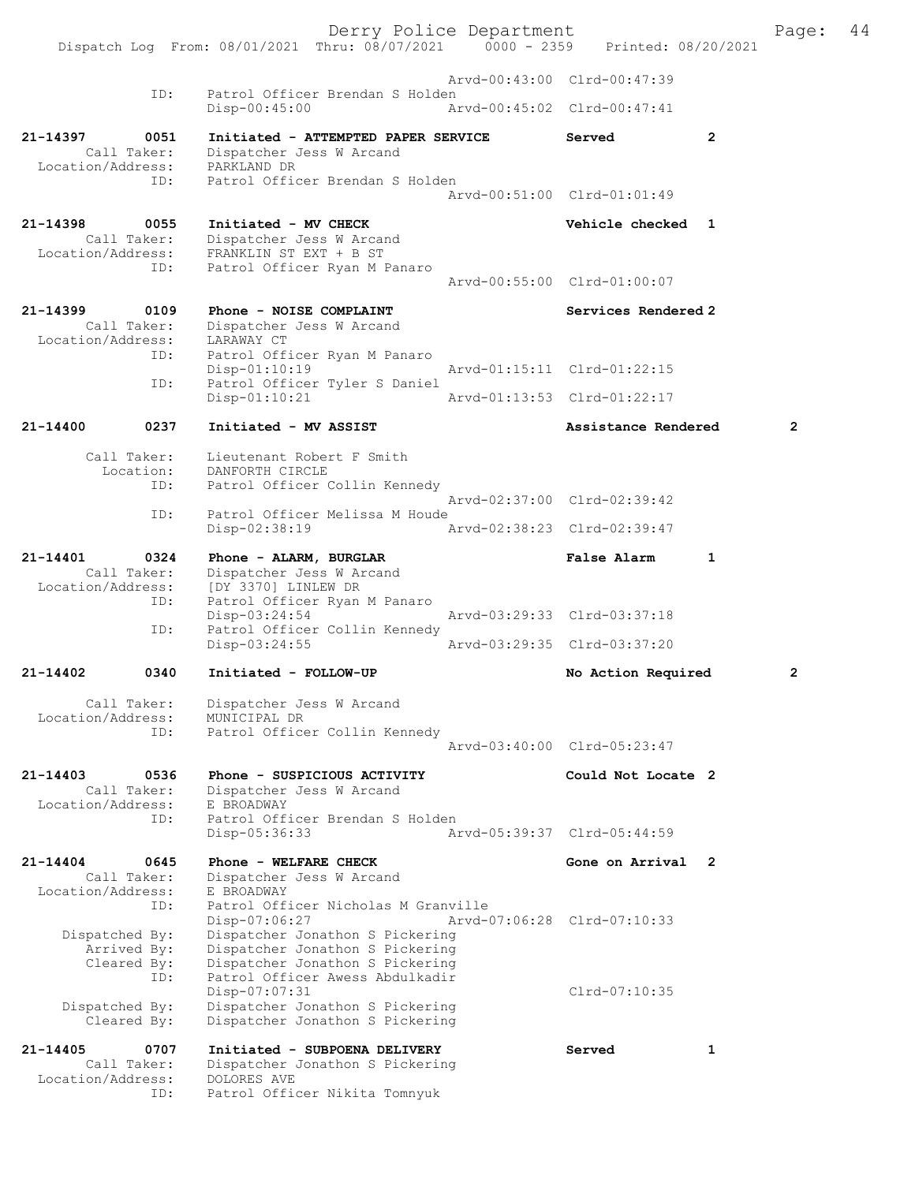Derry Police Department
Dispatch Log From: 08/01/2021 Thru: 08/07/2021 0000 - 2359 Printed: 08/20/2021

```
                                               Arvd-00:43:00  Clrd-00:47:39
              ID:      Patrol Officer Brendan S Holden
                       Disp-00:45:00           Arvd-00:45:02  Clrd-00:47:41

21-14397      0051     Initiated - ATTEMPTED PAPER SERVICE    Served             2
        Call Taker:    Dispatcher Jess W Arcand
  Location/Address:    PARKLAND DR
              ID:      Patrol Officer Brendan S Holden
                                               Arvd-00:51:00  Clrd-01:01:49

21-14398      0055     Initiated - MV CHECK                   Vehicle checked    1
        Call Taker:    Dispatcher Jess W Arcand
  Location/Address:    FRANKLIN ST EXT + B ST
              ID:      Patrol Officer Ryan M Panaro
                                               Arvd-00:55:00  Clrd-01:00:07

21-14399      0109     Phone - NOISE COMPLAINT                Services Rendered  2
        Call Taker:    Dispatcher Jess W Arcand
  Location/Address:    LARAWAY CT
              ID:      Patrol Officer Ryan M Panaro
                       Disp-01:10:19           Arvd-01:15:11  Clrd-01:22:15
              ID:      Patrol Officer Tyler S Daniel
                       Disp-01:10:21           Arvd-01:13:53  Clrd-01:22:17

21-14400      0237     Initiated - MV ASSIST                  Assistance Rendered      2

        Call Taker:    Lieutenant Robert F Smith
          Location:    DANFORTH CIRCLE
              ID:      Patrol Officer Collin Kennedy
                                               Arvd-02:37:00  Clrd-02:39:42
              ID:      Patrol Officer Melissa M Houde
                       Disp-02:38:19           Arvd-02:38:23  Clrd-02:39:47

21-14401      0324     Phone - ALARM, BURGLAR                 False Alarm        1
        Call Taker:    Dispatcher Jess W Arcand
  Location/Address:    [DY 3370] LINLEW DR
              ID:      Patrol Officer Ryan M Panaro
                       Disp-03:24:54           Arvd-03:29:33  Clrd-03:37:18
              ID:      Patrol Officer Collin Kennedy
                       Disp-03:24:55           Arvd-03:29:35  Clrd-03:37:20

21-14402      0340     Initiated - FOLLOW-UP                  No Action Required       2

        Call Taker:    Dispatcher Jess W Arcand
  Location/Address:    MUNICIPAL DR
              ID:      Patrol Officer Collin Kennedy
                                               Arvd-03:40:00  Clrd-05:23:47

21-14403      0536     Phone - SUSPICIOUS ACTIVITY            Could Not Locate   2
        Call Taker:    Dispatcher Jess W Arcand
  Location/Address:    E BROADWAY
              ID:      Patrol Officer Brendan S Holden
                       Disp-05:36:33           Arvd-05:39:37  Clrd-05:44:59

21-14404      0645     Phone - WELFARE CHECK                  Gone on Arrival    2
        Call Taker:    Dispatcher Jess W Arcand
  Location/Address:    E BROADWAY
              ID:      Patrol Officer Nicholas M Granville
                       Disp-07:06:27           Arvd-07:06:28  Clrd-07:10:33
    Dispatched By:     Dispatcher Jonathon S Pickering
       Arrived By:     Dispatcher Jonathon S Pickering
       Cleared By:     Dispatcher Jonathon S Pickering
              ID:      Patrol Officer Awess Abdulkadir
                       Disp-07:07:31                          Clrd-07:10:35
    Dispatched By:     Dispatcher Jonathon S Pickering
       Cleared By:     Dispatcher Jonathon S Pickering

21-14405      0707     Initiated - SUBPOENA DELIVERY          Served             1
        Call Taker:    Dispatcher Jonathon S Pickering
  Location/Address:    DOLORES AVE
              ID:      Patrol Officer Nikita Tomnyuk
```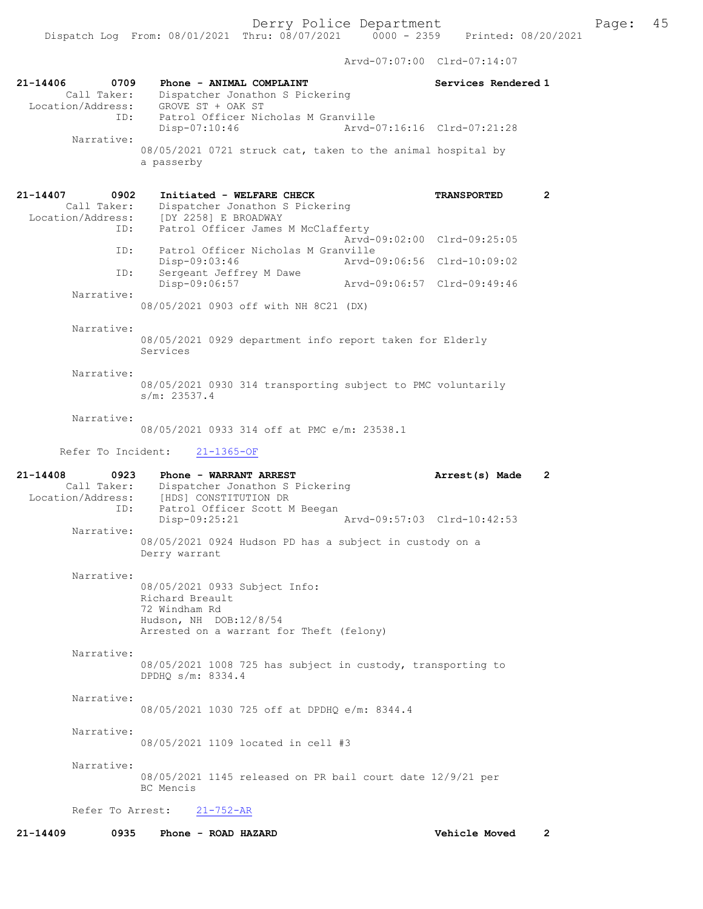Arvd-07:07:00 Clrd-07:14:07

**21-14406 0709 Phone - ANIMAL COMPLAINT** Services Rendered 1
Call Taker: Dispatcher Jonathon S Pickering
Location/Address: GROVE ST + OAK ST
ID: Patrol Officer Nicholas M Granville
Disp-07:10:46 Arvd-07:16:16 Clrd-07:21:28
Narrative:
08/05/2021 0721 struck cat, taken to the animal hospital by a passerby

**21-14407 0902 Initiated - WELFARE CHECK** TRANSPORTED 2
Call Taker: Dispatcher Jonathon S Pickering
Location/Address: [DY 2258] E BROADWAY
ID: Patrol Officer James M McClafferty
Arvd-09:02:00 Clrd-09:25:05
ID: Patrol Officer Nicholas M Granville
Disp-09:03:46 Arvd-09:06:56 Clrd-10:09:02
ID: Sergeant Jeffrey M Dawe
Disp-09:06:57 Arvd-09:06:57 Clrd-09:49:46
Narrative:
08/05/2021 0903 off with NH 8C21 (DX)

Narrative:
08/05/2021 0929 department info report taken for Elderly Services

Narrative:
08/05/2021 0930 314 transporting subject to PMC voluntarily s/m: 23537.4

Narrative:
08/05/2021 0933 314 off at PMC e/m: 23538.1

Refer To Incident: 21-1365-OF

**21-14408 0923 Phone - WARRANT ARREST** Arrest(s) Made 2
Call Taker: Dispatcher Jonathon S Pickering
Location/Address: [HDS] CONSTITUTION DR
ID: Patrol Officer Scott M Beegan
Disp-09:25:21 Arvd-09:57:03 Clrd-10:42:53
Narrative:
08/05/2021 0924 Hudson PD has a subject in custody on a Derry warrant

Narrative:
08/05/2021 0933 Subject Info:
Richard Breault
72 Windham Rd
Hudson, NH DOB:12/8/54
Arrested on a warrant for Theft (felony)

Narrative:
08/05/2021 1008 725 has subject in custody, transporting to DPDHQ s/m: 8334.4

Narrative:
08/05/2021 1030 725 off at DPDHQ e/m: 8344.4

Narrative:
08/05/2021 1109 located in cell #3

Narrative:
08/05/2021 1145 released on PR bail court date 12/9/21 per BC Mencis

Refer To Arrest: 21-752-AR

**21-14409 0935 Phone - ROAD HAZARD** Vehicle Moved 2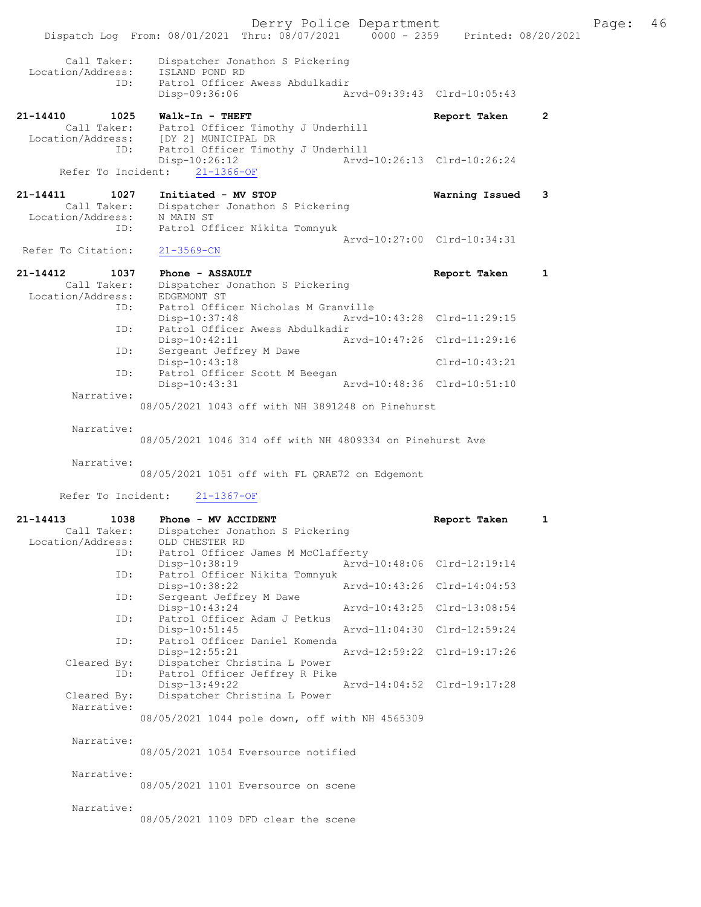```
        Call Taker:    Dispatcher Jonathon S Pickering
  Location/Address:    ISLAND POND RD
               ID:    Patrol Officer Awess Abdulkadir
                      Disp-09:36:06                 Arvd-09:39:43  Clrd-10:05:43

21-14410       1025    Walk-In - THEFT                              Report Taken     2
        Call Taker:    Patrol Officer Timothy J Underhill
  Location/Address:    [DY 2] MUNICIPAL DR
               ID:    Patrol Officer Timothy J Underhill
                      Disp-10:26:12                 Arvd-10:26:13  Clrd-10:26:24
    Refer To Incident:    21-1366-OF

21-14411       1027    Initiated - MV STOP                          Warning Issued   3
        Call Taker:    Dispatcher Jonathon S Pickering
  Location/Address:    N MAIN ST
               ID:    Patrol Officer Nikita Tomnyuk
                                                    Arvd-10:27:00  Clrd-10:34:31
  Refer To Citation:    21-3569-CN

21-14412       1037    Phone - ASSAULT                              Report Taken     1
        Call Taker:    Dispatcher Jonathon S Pickering
  Location/Address:    EDGEMONT ST
               ID:    Patrol Officer Nicholas M Granville
                      Disp-10:37:48                 Arvd-10:43:28  Clrd-11:29:15
               ID:    Patrol Officer Awess Abdulkadir
                      Disp-10:42:11                 Arvd-10:47:26  Clrd-11:29:16
               ID:    Sergeant Jeffrey M Dawe
                      Disp-10:43:18                                Clrd-10:43:21
               ID:    Patrol Officer Scott M Beegan
                      Disp-10:43:31                 Arvd-10:48:36  Clrd-10:51:10
        Narrative:
                 08/05/2021 1043 off with NH 3891248 on Pinehurst

        Narrative:
                 08/05/2021 1046 314 off with NH 4809334 on Pinehurst Ave

        Narrative:
                 08/05/2021 1051 off with FL QRAE72 on Edgemont

    Refer To Incident:    21-1367-OF

21-14413       1038    Phone - MV ACCIDENT                          Report Taken     1
        Call Taker:    Dispatcher Jonathon S Pickering
  Location/Address:    OLD CHESTER RD
               ID:    Patrol Officer James M McClafferty
                      Disp-10:38:19                 Arvd-10:48:06  Clrd-12:19:14
               ID:    Patrol Officer Nikita Tomnyuk
                      Disp-10:38:22                 Arvd-10:43:26  Clrd-14:04:53
               ID:    Sergeant Jeffrey M Dawe
                      Disp-10:43:24                 Arvd-10:43:25  Clrd-13:08:54
               ID:    Patrol Officer Adam J Petkus
                      Disp-10:51:45                 Arvd-11:04:30  Clrd-12:59:24
               ID:    Patrol Officer Daniel Komenda
                      Disp-12:55:21                 Arvd-12:59:22  Clrd-19:17:26
        Cleared By:    Dispatcher Christina L Power
               ID:    Patrol Officer Jeffrey R Pike
                      Disp-13:49:22                 Arvd-14:04:52  Clrd-19:17:28
        Cleared By:    Dispatcher Christina L Power
        Narrative:
                 08/05/2021 1044 pole down, off with NH 4565309

        Narrative:
                 08/05/2021 1054 Eversource notified

        Narrative:
                 08/05/2021 1101 Eversource on scene

        Narrative:
                 08/05/2021 1109 DFD clear the scene
```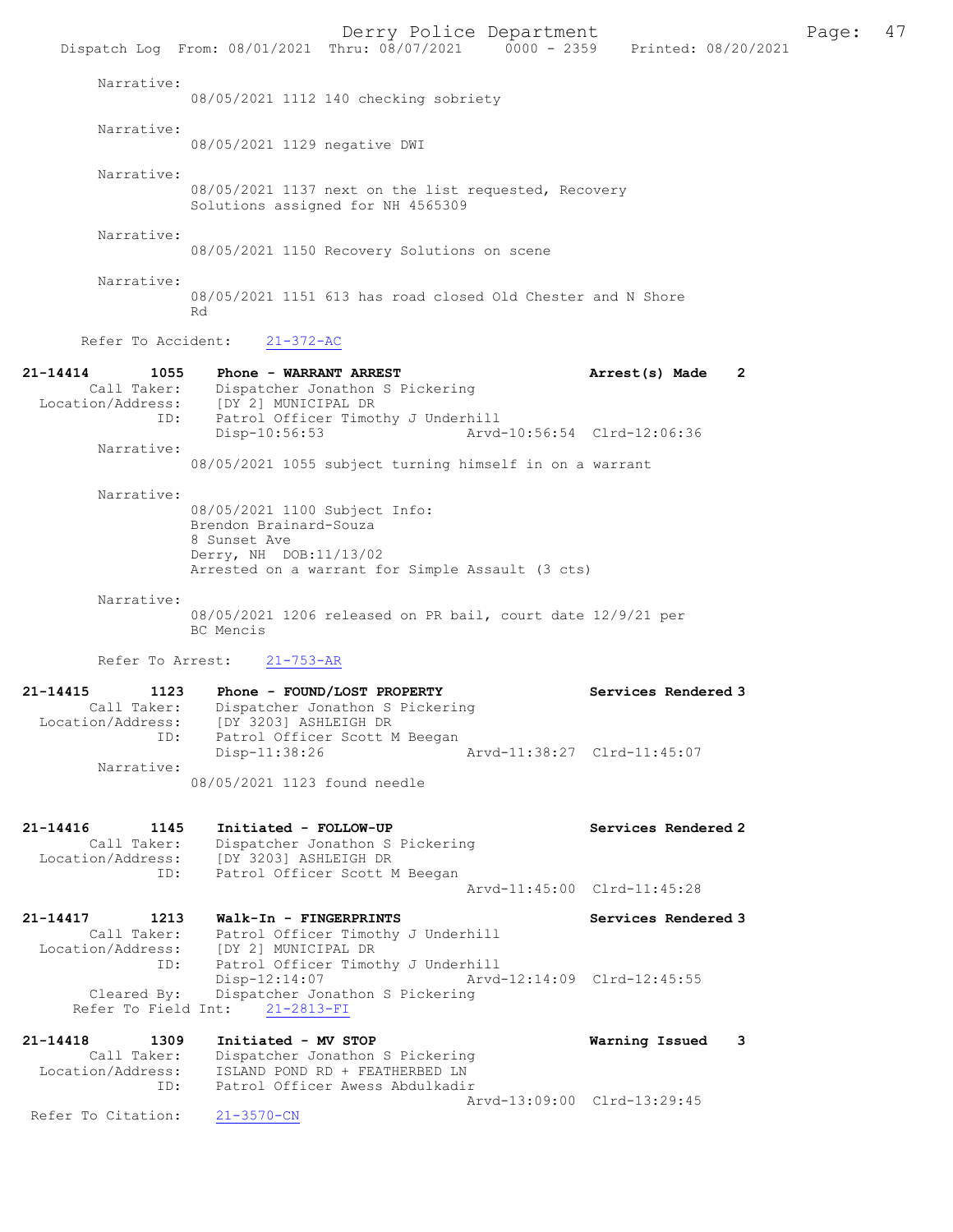Narrative:
08/05/2021 1112 140 checking sobriety

Narrative:
08/05/2021 1129 negative DWI

Narrative:
08/05/2021 1137 next on the list requested, Recovery Solutions assigned for NH 4565309

Narrative:
08/05/2021 1150 Recovery Solutions on scene

Narrative:
08/05/2021 1151 613 has road closed Old Chester and N Shore Rd

Refer To Accident: 21-372-AC

**21-14414 1055 Phone - WARRANT ARREST — Arrest(s) Made 2**
Call Taker: Dispatcher Jonathon S Pickering
Location/Address: [DY 2] MUNICIPAL DR
ID: Patrol Officer Timothy J Underhill
Disp-10:56:53 Arvd-10:56:54 Clrd-12:06:36

Narrative:
08/05/2021 1055 subject turning himself in on a warrant

Narrative:
08/05/2021 1100 Subject Info:
Brendon Brainard-Souza
8 Sunset Ave
Derry, NH DOB:11/13/02
Arrested on a warrant for Simple Assault (3 cts)

Narrative:
08/05/2021 1206 released on PR bail, court date 12/9/21 per BC Mencis

Refer To Arrest: 21-753-AR

**21-14415 1123 Phone - FOUND/LOST PROPERTY — Services Rendered 3**
Call Taker: Dispatcher Jonathon S Pickering
Location/Address: [DY 3203] ASHLEIGH DR
ID: Patrol Officer Scott M Beegan
Disp-11:38:26 Arvd-11:38:27 Clrd-11:45:07

Narrative:
08/05/2021 1123 found needle

**21-14416 1145 Initiated - FOLLOW-UP — Services Rendered 2**
Call Taker: Dispatcher Jonathon S Pickering
Location/Address: [DY 3203] ASHLEIGH DR
ID: Patrol Officer Scott M Beegan
Arvd-11:45:00 Clrd-11:45:28

**21-14417 1213 Walk-In - FINGERPRINTS — Services Rendered 3**
Call Taker: Patrol Officer Timothy J Underhill
Location/Address: [DY 2] MUNICIPAL DR
ID: Patrol Officer Timothy J Underhill
Disp-12:14:07 Arvd-12:14:09 Clrd-12:45:55
Cleared By: Dispatcher Jonathon S Pickering
Refer To Field Int: 21-2813-FI

**21-14418 1309 Initiated - MV STOP — Warning Issued 3**
Call Taker: Dispatcher Jonathon S Pickering
Location/Address: ISLAND POND RD + FEATHERBED LN
ID: Patrol Officer Awess Abdulkadir
Arvd-13:09:00 Clrd-13:29:45
Refer To Citation: 21-3570-CN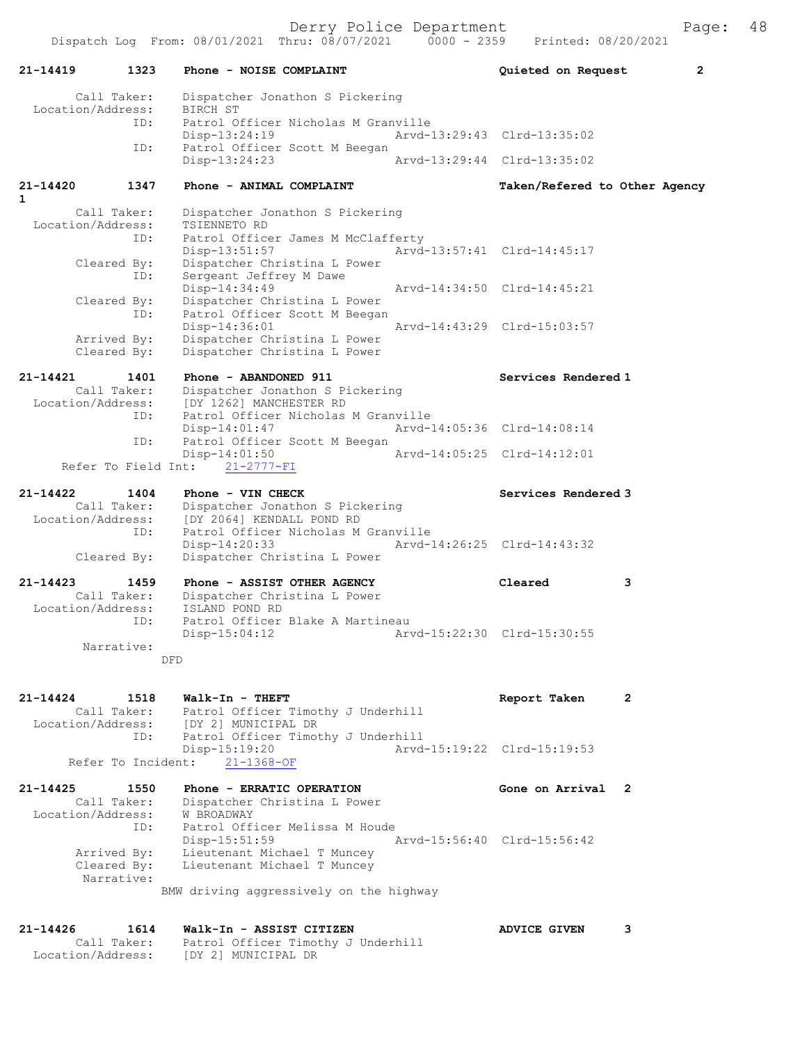```
21-14419        1323    Phone - NOISE COMPLAINT                     Quieted on Request        2

        Call Taker:     Dispatcher Jonathon S Pickering
  Location/Address:     BIRCH ST
                ID:     Patrol Officer Nicholas M Granville
                        Disp-13:24:19               Arvd-13:29:43  Clrd-13:35:02
                ID:     Patrol Officer Scott M Beegan
                        Disp-13:24:23               Arvd-13:29:44  Clrd-13:35:02

21-14420        1347    Phone - ANIMAL COMPLAINT                    Taken/Refered to Other Agency
1
        Call Taker:     Dispatcher Jonathon S Pickering
  Location/Address:     TSIENNETO RD
                ID:     Patrol Officer James M McClafferty
                        Disp-13:51:57               Arvd-13:57:41  Clrd-14:45:17
        Cleared By:     Dispatcher Christina L Power
                ID:     Sergeant Jeffrey M Dawe
                        Disp-14:34:49               Arvd-14:34:50  Clrd-14:45:21
        Cleared By:     Dispatcher Christina L Power
                ID:     Patrol Officer Scott M Beegan
                        Disp-14:36:01               Arvd-14:43:29  Clrd-15:03:57
        Arrived By:     Dispatcher Christina L Power
        Cleared By:     Dispatcher Christina L Power

21-14421        1401    Phone - ABANDONED 911                       Services Rendered 1
        Call Taker:     Dispatcher Jonathon S Pickering
  Location/Address:     [DY 1262] MANCHESTER RD
                ID:     Patrol Officer Nicholas M Granville
                        Disp-14:01:47               Arvd-14:05:36  Clrd-14:08:14
                ID:     Patrol Officer Scott M Beegan
                        Disp-14:01:50               Arvd-14:05:25  Clrd-14:12:01
     Refer To Field Int:    21-2777-FI

21-14422        1404    Phone - VIN CHECK                           Services Rendered 3
        Call Taker:     Dispatcher Jonathon S Pickering
  Location/Address:     [DY 2064] KENDALL POND RD
                ID:     Patrol Officer Nicholas M Granville
                        Disp-14:20:33               Arvd-14:26:25  Clrd-14:43:32
        Cleared By:     Dispatcher Christina L Power

21-14423        1459    Phone - ASSIST OTHER AGENCY                 Cleared               3
        Call Taker:     Dispatcher Christina L Power
  Location/Address:     ISLAND POND RD
                ID:     Patrol Officer Blake A Martineau
                        Disp-15:04:12               Arvd-15:22:30  Clrd-15:30:55
         Narrative:
                    DFD

21-14424        1518    Walk-In - THEFT                             Report Taken          2
        Call Taker:     Patrol Officer Timothy J Underhill
  Location/Address:     [DY 2] MUNICIPAL DR
                ID:     Patrol Officer Timothy J Underhill
                        Disp-15:19:20               Arvd-15:19:22  Clrd-15:19:53
      Refer To Incident:    21-1368-OF

21-14425        1550    Phone - ERRATIC OPERATION                   Gone on Arrival   2
        Call Taker:     Dispatcher Christina L Power
  Location/Address:     W BROADWAY
                ID:     Patrol Officer Melissa M Houde
                        Disp-15:51:59               Arvd-15:56:40  Clrd-15:56:42
        Arrived By:     Lieutenant Michael T Muncey
        Cleared By:     Lieutenant Michael T Muncey
         Narrative:
                    BMW driving aggressively on the highway

21-14426        1614    Walk-In - ASSIST CITIZEN                    ADVICE GIVEN          3
        Call Taker:     Patrol Officer Timothy J Underhill
  Location/Address:     [DY 2] MUNICIPAL DR
```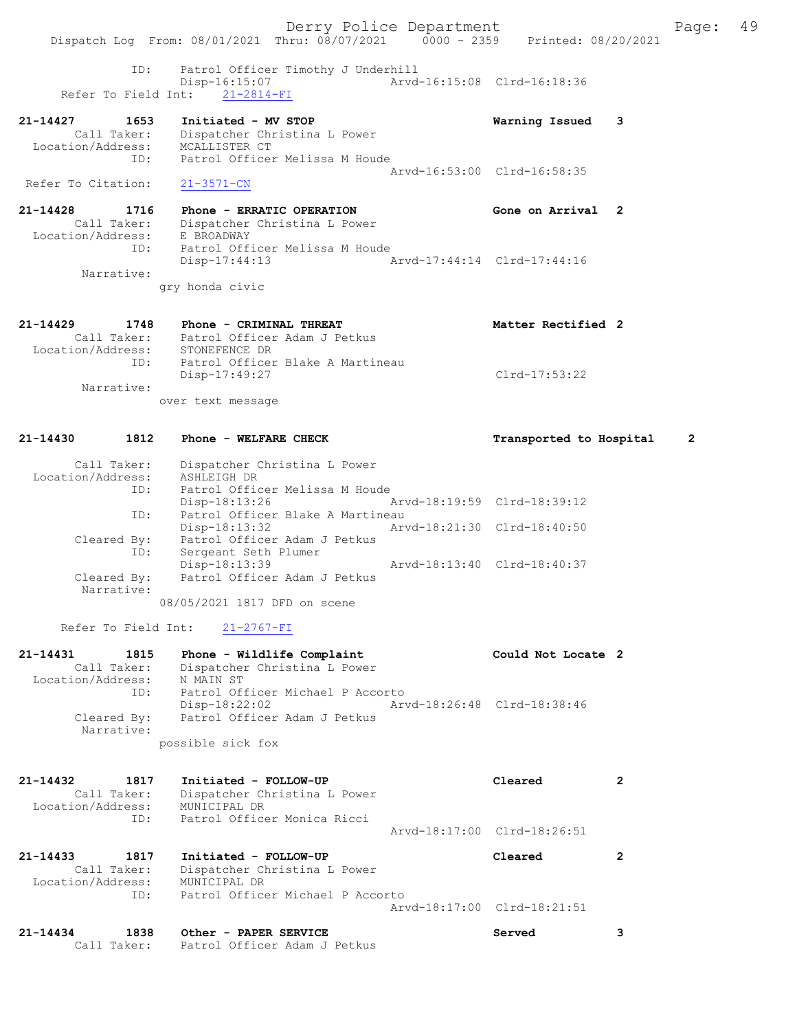```
                ID:    Patrol Officer Timothy J Underhill
                       Disp-16:15:07                 Arvd-16:15:08  Clrd-16:18:36
     Refer To Field Int:    21-2814-FI

21-14427        1653    Initiated - MV STOP                        Warning Issued    3
         Call Taker:    Dispatcher Christina L Power
   Location/Address:    MCALLISTER CT
                ID:    Patrol Officer Melissa M Houde
                                                     Arvd-16:53:00  Clrd-16:58:35
   Refer To Citation:    21-3571-CN

21-14428        1716    Phone - ERRATIC OPERATION                  Gone on Arrival  2
         Call Taker:    Dispatcher Christina L Power
   Location/Address:    E BROADWAY
                ID:    Patrol Officer Melissa M Houde
                       Disp-17:44:13                 Arvd-17:44:14  Clrd-17:44:16
          Narrative:
                      gry honda civic

21-14429        1748    Phone - CRIMINAL THREAT                    Matter Rectified 2
         Call Taker:    Patrol Officer Adam J Petkus
   Location/Address:    STONEFENCE DR
                ID:    Patrol Officer Blake A Martineau
                       Disp-17:49:27                                Clrd-17:53:22
          Narrative:
                      over text message

21-14430        1812    Phone - WELFARE CHECK                      Transported to Hospital     2

         Call Taker:    Dispatcher Christina L Power
   Location/Address:    ASHLEIGH DR
                ID:    Patrol Officer Melissa M Houde
                       Disp-18:13:26                 Arvd-18:19:59  Clrd-18:39:12
                ID:    Patrol Officer Blake A Martineau
                       Disp-18:13:32                 Arvd-18:21:30  Clrd-18:40:50
         Cleared By:    Patrol Officer Adam J Petkus
                ID:    Sergeant Seth Plumer
                       Disp-18:13:39                 Arvd-18:13:40  Clrd-18:40:37
         Cleared By:    Patrol Officer Adam J Petkus
          Narrative:
                      08/05/2021 1817 DFD on scene

     Refer To Field Int:    21-2767-FI

21-14431        1815    Phone - Wildlife Complaint                 Could Not Locate 2
         Call Taker:    Dispatcher Christina L Power
   Location/Address:    N MAIN ST
                ID:    Patrol Officer Michael P Accorto
                       Disp-18:22:02                 Arvd-18:26:48  Clrd-18:38:46
         Cleared By:    Patrol Officer Adam J Petkus
          Narrative:
                      possible sick fox

21-14432        1817    Initiated - FOLLOW-UP                      Cleared           2
         Call Taker:    Dispatcher Christina L Power
   Location/Address:    MUNICIPAL DR
                ID:    Patrol Officer Monica Ricci
                                                     Arvd-18:17:00  Clrd-18:26:51

21-14433        1817    Initiated - FOLLOW-UP                      Cleared           2
         Call Taker:    Dispatcher Christina L Power
   Location/Address:    MUNICIPAL DR
                ID:    Patrol Officer Michael P Accorto
                                                     Arvd-18:17:00  Clrd-18:21:51

21-14434        1838    Other - PAPER SERVICE                      Served            3
         Call Taker:    Patrol Officer Adam J Petkus
```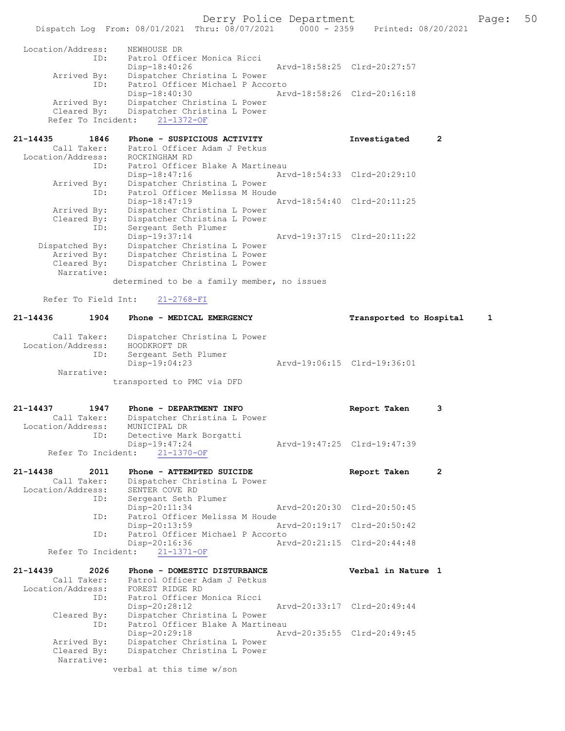```
Location/Address:    NEWHOUSE DR
              ID:    Patrol Officer Monica Ricci
                     Disp-18:40:26                 Arvd-18:58:25  Clrd-20:27:57
      Arrived By:    Dispatcher Christina L Power
              ID:    Patrol Officer Michael P Accorto
                     Disp-18:40:30                 Arvd-18:58:26  Clrd-20:16:18
      Arrived By:    Dispatcher Christina L Power
      Cleared By:    Dispatcher Christina L Power
  Refer To Incident:    21-1372-OF

21-14435        1846    Phone - SUSPICIOUS ACTIVITY                 Investigated      2
      Call Taker:    Patrol Officer Adam J Petkus
Location/Address:    ROCKINGHAM RD
              ID:    Patrol Officer Blake A Martineau
                     Disp-18:47:16                 Arvd-18:54:33  Clrd-20:29:10
      Arrived By:    Dispatcher Christina L Power
              ID:    Patrol Officer Melissa M Houde
                     Disp-18:47:19                 Arvd-18:54:40  Clrd-20:11:25
      Arrived By:    Dispatcher Christina L Power
      Cleared By:    Dispatcher Christina L Power
              ID:    Sergeant Seth Plumer
                     Disp-19:37:14                 Arvd-19:37:15  Clrd-20:11:22
   Dispatched By:    Dispatcher Christina L Power
      Arrived By:    Dispatcher Christina L Power
      Cleared By:    Dispatcher Christina L Power
       Narrative:
                 determined to be a family member, no issues

     Refer To Field Int:    21-2768-FI

21-14436        1904    Phone - MEDICAL EMERGENCY                   Transported to Hospital    1

      Call Taker:    Dispatcher Christina L Power
Location/Address:    HOODKROFT DR
              ID:    Sergeant Seth Plumer
                     Disp-19:04:23                 Arvd-19:06:15  Clrd-19:36:01
       Narrative:
                 transported to PMC via DFD

21-14437        1947    Phone - DEPARTMENT INFO                     Report Taken      3
      Call Taker:    Dispatcher Christina L Power
Location/Address:    MUNICIPAL DR
              ID:    Detective Mark Borgatti
                     Disp-19:47:24                 Arvd-19:47:25  Clrd-19:47:39
  Refer To Incident:    21-1370-OF

21-14438        2011    Phone - ATTEMPTED SUICIDE                   Report Taken      2
      Call Taker:    Dispatcher Christina L Power
Location/Address:    SENTER COVE RD
              ID:    Sergeant Seth Plumer
                     Disp-20:11:34                 Arvd-20:20:30  Clrd-20:50:45
              ID:    Patrol Officer Melissa M Houde
                     Disp-20:13:59                 Arvd-20:19:17  Clrd-20:50:42
              ID:    Patrol Officer Michael P Accorto
                     Disp-20:16:36                 Arvd-20:21:15  Clrd-20:44:48
  Refer To Incident:    21-1371-OF

21-14439        2026    Phone - DOMESTIC DISTURBANCE                Verbal in Nature 1
      Call Taker:    Patrol Officer Adam J Petkus
Location/Address:    FOREST RIDGE RD
              ID:    Patrol Officer Monica Ricci
                     Disp-20:28:12                 Arvd-20:33:17  Clrd-20:49:44
      Cleared By:    Dispatcher Christina L Power
              ID:    Patrol Officer Blake A Martineau
                     Disp-20:29:18                 Arvd-20:35:55  Clrd-20:49:45
      Arrived By:    Dispatcher Christina L Power
      Cleared By:    Dispatcher Christina L Power
       Narrative:
                 verbal at this time w/son
```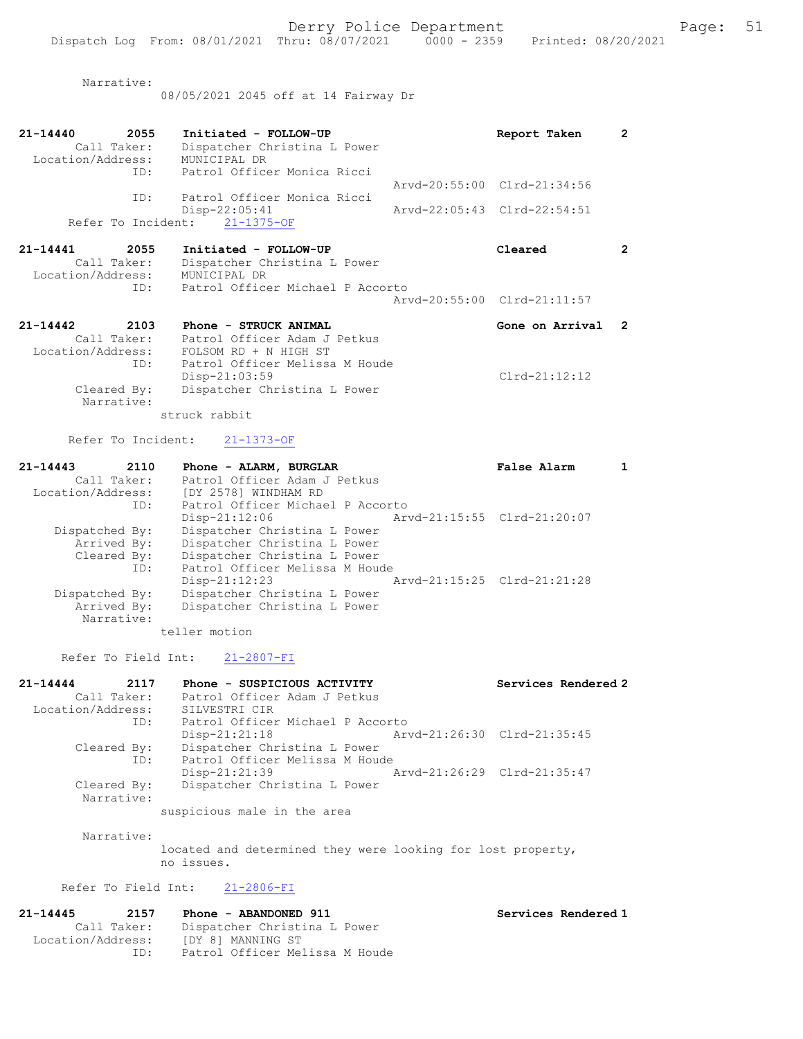Narrative:
08/05/2021 2045 off at 14 Fairway Dr

21-14440 2055 Initiated - FOLLOW-UP Report Taken 2
Call Taker: Dispatcher Christina L Power
Location/Address: MUNICIPAL DR
ID: Patrol Officer Monica Ricci
Arvd-20:55:00 Clrd-21:34:56
ID: Patrol Officer Monica Ricci
Disp-22:05:41 Arvd-22:05:43 Clrd-22:54:51
Refer To Incident: 21-1375-OF

21-14441 2055 Initiated - FOLLOW-UP Cleared 2
Call Taker: Dispatcher Christina L Power
Location/Address: MUNICIPAL DR
ID: Patrol Officer Michael P Accorto
Arvd-20:55:00 Clrd-21:11:57

21-14442 2103 Phone - STRUCK ANIMAL Gone on Arrival 2
Call Taker: Patrol Officer Adam J Petkus
Location/Address: FOLSOM RD + N HIGH ST
ID: Patrol Officer Melissa M Houde
Disp-21:03:59 Clrd-21:12:12
Cleared By: Dispatcher Christina L Power
Narrative:
struck rabbit

Refer To Incident: 21-1373-OF

21-14443 2110 Phone - ALARM, BURGLAR False Alarm 1
Call Taker: Patrol Officer Adam J Petkus
Location/Address: [DY 2578] WINDHAM RD
ID: Patrol Officer Michael P Accorto
Disp-21:12:06 Arvd-21:15:55 Clrd-21:20:07
Dispatched By: Dispatcher Christina L Power
Arrived By: Dispatcher Christina L Power
Cleared By: Dispatcher Christina L Power
ID: Patrol Officer Melissa M Houde
Disp-21:12:23 Arvd-21:15:25 Clrd-21:21:28
Dispatched By: Dispatcher Christina L Power
Arrived By: Dispatcher Christina L Power
Narrative:
teller motion

Refer To Field Int: 21-2807-FI

21-14444 2117 Phone - SUSPICIOUS ACTIVITY Services Rendered 2
Call Taker: Patrol Officer Adam J Petkus
Location/Address: SILVESTRI CIR
ID: Patrol Officer Michael P Accorto
Disp-21:21:18 Arvd-21:26:30 Clrd-21:35:45
Cleared By: Dispatcher Christina L Power
ID: Patrol Officer Melissa M Houde
Disp-21:21:39 Arvd-21:26:29 Clrd-21:35:47
Cleared By: Dispatcher Christina L Power
Narrative:
suspicious male in the area

Narrative:
located and determined they were looking for lost property, no issues.

Refer To Field Int: 21-2806-FI

21-14445 2157 Phone - ABANDONED 911 Services Rendered 1
Call Taker: Dispatcher Christina L Power
Location/Address: [DY 8] MANNING ST
ID: Patrol Officer Melissa M Houde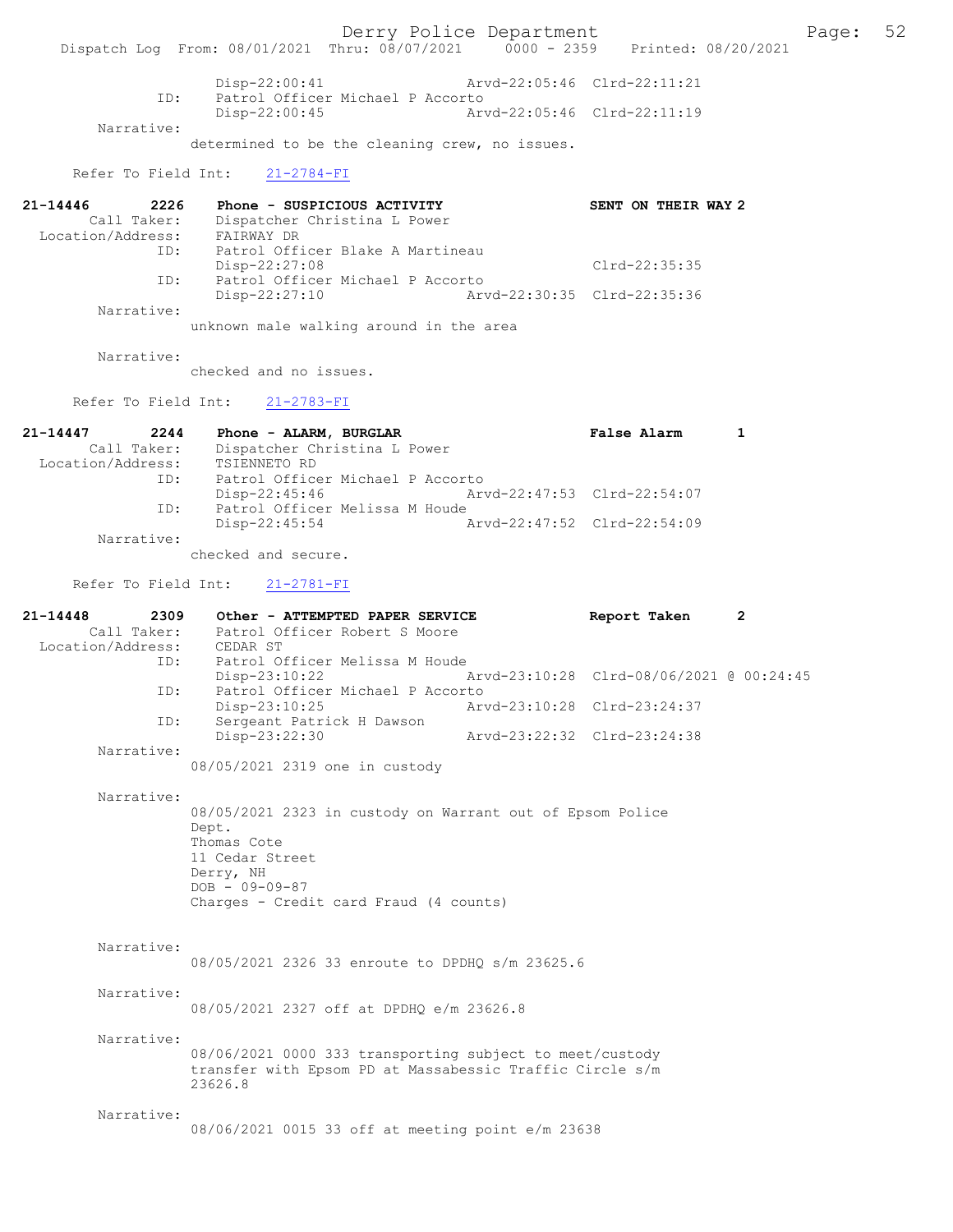```
                Disp-22:00:41                 Arvd-22:05:46  Clrd-22:11:21
           ID:  Patrol Officer Michael P Accorto
                Disp-22:00:45                 Arvd-22:05:46  Clrd-22:11:19
    Narrative:
              determined to be the cleaning crew, no issues.

    Refer To Field Int:    21-2784-FI

21-14446        2226    Phone - SUSPICIOUS ACTIVITY                 SENT ON THEIR WAY 2
        Call Taker:     Dispatcher Christina L Power
  Location/Address:     FAIRWAY DR
               ID:      Patrol Officer Blake A Martineau
                        Disp-22:27:08                               Clrd-22:35:35
               ID:      Patrol Officer Michael P Accorto
                        Disp-22:27:10               Arvd-22:30:35   Clrd-22:35:36
        Narrative:
                 unknown male walking around in the area

        Narrative:
                 checked and no issues.

    Refer To Field Int:    21-2783-FI

21-14447        2244    Phone - ALARM, BURGLAR                      False Alarm      1
        Call Taker:     Dispatcher Christina L Power
  Location/Address:     TSIENNETO RD
               ID:      Patrol Officer Michael P Accorto
                        Disp-22:45:46               Arvd-22:47:53   Clrd-22:54:07
               ID:      Patrol Officer Melissa M Houde
                        Disp-22:45:54               Arvd-22:47:52   Clrd-22:54:09
        Narrative:
                 checked and secure.

    Refer To Field Int:    21-2781-FI

21-14448        2309    Other - ATTEMPTED PAPER SERVICE             Report Taken     2
        Call Taker:     Patrol Officer Robert S Moore
  Location/Address:     CEDAR ST
               ID:      Patrol Officer Melissa M Houde
                        Disp-23:10:22               Arvd-23:10:28   Clrd-08/06/2021 @ 00:24:45
               ID:      Patrol Officer Michael P Accorto
                        Disp-23:10:25               Arvd-23:10:28   Clrd-23:24:37
               ID:      Sergeant Patrick H Dawson
                        Disp-23:22:30               Arvd-23:22:32   Clrd-23:24:38
        Narrative:
                 08/05/2021 2319 one in custody

        Narrative:
                 08/05/2021 2323 in custody on Warrant out of Epsom Police
                 Dept.
                 Thomas Cote
                 11 Cedar Street
                 Derry, NH
                 DOB - 09-09-87
                 Charges - Credit card Fraud (4 counts)

        Narrative:
                 08/05/2021 2326 33 enroute to DPDHQ s/m 23625.6

        Narrative:
                 08/05/2021 2327 off at DPDHQ e/m 23626.8

        Narrative:
                 08/06/2021 0000 333 transporting subject to meet/custody
                 transfer with Epsom PD at Massabessic Traffic Circle s/m
                 23626.8

        Narrative:
                 08/06/2021 0015 33 off at meeting point e/m 23638
```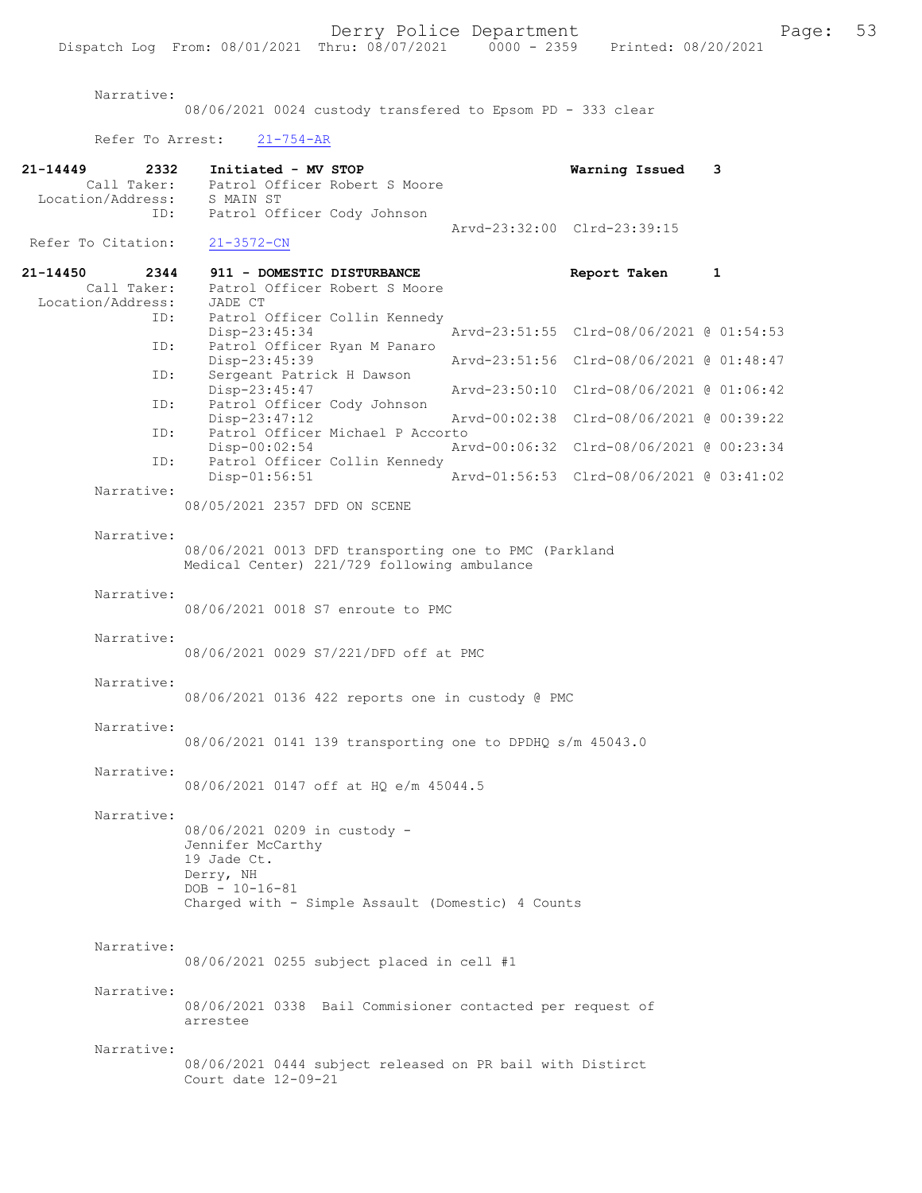Narrative:
08/06/2021 0024 custody transfered to Epsom PD - 333 clear

Refer To Arrest: 21-754-AR

**21-14449 2332 Initiated - MV STOP** — **Warning Issued 3**
Call Taker: Patrol Officer Robert S Moore
Location/Address: S MAIN ST
ID: Patrol Officer Cody Johnson
Arvd-23:32:00 Clrd-23:39:15
Refer To Citation: 21-3572-CN

**21-14450 2344 911 - DOMESTIC DISTURBANCE** — **Report Taken 1**
Call Taker: Patrol Officer Robert S Moore
Location/Address: JADE CT

| ID | Disp | Arvd | Clrd |
|---|---|---|---|
| Patrol Officer Collin Kennedy | Disp-23:45:34 | Arvd-23:51:55 | Clrd-08/06/2021 @ 01:54:53 |
| Patrol Officer Ryan M Panaro | Disp-23:45:39 | Arvd-23:51:56 | Clrd-08/06/2021 @ 01:48:47 |
| Sergeant Patrick H Dawson | Disp-23:45:47 | Arvd-23:50:10 | Clrd-08/06/2021 @ 01:06:42 |
| Patrol Officer Cody Johnson | Disp-23:47:12 | Arvd-00:02:38 | Clrd-08/06/2021 @ 00:39:22 |
| Patrol Officer Michael P Accorto | Disp-00:02:54 | Arvd-00:06:32 | Clrd-08/06/2021 @ 00:23:34 |
| Patrol Officer Collin Kennedy | Disp-01:56:51 | Arvd-01:56:53 | Clrd-08/06/2021 @ 03:41:02 |

Narrative:
08/05/2021 2357 DFD ON SCENE

Narrative:
08/06/2021 0013 DFD transporting one to PMC (Parkland Medical Center) 221/729 following ambulance

Narrative:
08/06/2021 0018 S7 enroute to PMC

Narrative:
08/06/2021 0029 S7/221/DFD off at PMC

Narrative:
08/06/2021 0136 422 reports one in custody @ PMC

Narrative:
08/06/2021 0141 139 transporting one to DPDHQ s/m 45043.0

Narrative:
08/06/2021 0147 off at HQ e/m 45044.5

Narrative:
08/06/2021 0209 in custody -
Jennifer McCarthy
19 Jade Ct.
Derry, NH
DOB - 10-16-81
Charged with - Simple Assault (Domestic) 4 Counts

Narrative:
08/06/2021 0255 subject placed in cell #1

Narrative:
08/06/2021 0338 Bail Commisioner contacted per request of arrestee

Narrative:
08/06/2021 0444 subject released on PR bail with Distirct Court date 12-09-21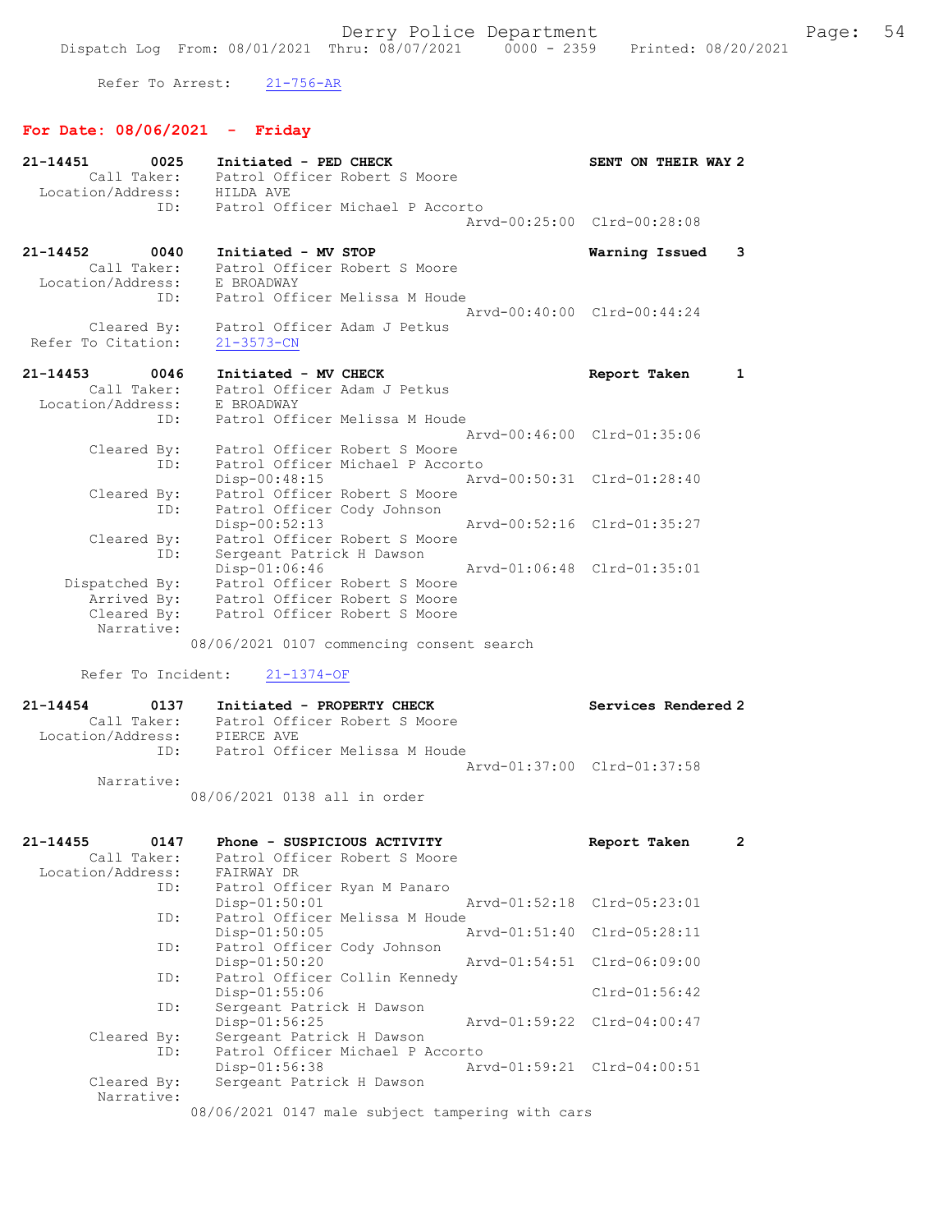Refer To Arrest: 21-756-AR

## For Date: 08/06/2021 - Friday

```
21-14451        0025    Initiated - PED CHECK                         SENT ON THEIR WAY 2
        Call Taker:     Patrol Officer Robert S Moore
  Location/Address:     HILDA AVE
                ID:     Patrol Officer Michael P Accorto
                                              Arvd-00:25:00  Clrd-00:28:08

21-14452        0040    Initiated - MV STOP                           Warning Issued    3
        Call Taker:     Patrol Officer Robert S Moore
  Location/Address:     E BROADWAY
                ID:     Patrol Officer Melissa M Houde
                                              Arvd-00:40:00  Clrd-00:44:24
        Cleared By:     Patrol Officer Adam J Petkus
 Refer To Citation:     21-3573-CN

21-14453        0046    Initiated - MV CHECK                          Report Taken      1
        Call Taker:     Patrol Officer Adam J Petkus
  Location/Address:     E BROADWAY
                ID:     Patrol Officer Melissa M Houde
                                              Arvd-00:46:00  Clrd-01:35:06
        Cleared By:     Patrol Officer Robert S Moore
                ID:     Patrol Officer Michael P Accorto
                        Disp-00:48:15         Arvd-00:50:31  Clrd-01:28:40
        Cleared By:     Patrol Officer Robert S Moore
                ID:     Patrol Officer Cody Johnson
                        Disp-00:52:13         Arvd-00:52:16  Clrd-01:35:27
        Cleared By:     Patrol Officer Robert S Moore
                ID:     Sergeant Patrick H Dawson
                        Disp-01:06:46         Arvd-01:06:48  Clrd-01:35:01
     Dispatched By:     Patrol Officer Robert S Moore
        Arrived By:     Patrol Officer Robert S Moore
        Cleared By:     Patrol Officer Robert S Moore
         Narrative:
                08/06/2021 0107 commencing consent search

       Refer To Incident:    21-1374-OF

21-14454        0137    Initiated - PROPERTY CHECK                    Services Rendered 2
        Call Taker:     Patrol Officer Robert S Moore
  Location/Address:     PIERCE AVE
                ID:     Patrol Officer Melissa M Houde
                                              Arvd-01:37:00  Clrd-01:37:58
         Narrative:
                08/06/2021 0138 all in order

21-14455        0147    Phone - SUSPICIOUS ACTIVITY                   Report Taken      2
        Call Taker:     Patrol Officer Robert S Moore
  Location/Address:     FAIRWAY DR
                ID:     Patrol Officer Ryan M Panaro
                        Disp-01:50:01         Arvd-01:52:18  Clrd-05:23:01
                ID:     Patrol Officer Melissa M Houde
                        Disp-01:50:05         Arvd-01:51:40  Clrd-05:28:11
                ID:     Patrol Officer Cody Johnson
                        Disp-01:50:20         Arvd-01:54:51  Clrd-06:09:00
                ID:     Patrol Officer Collin Kennedy
                        Disp-01:55:06                        Clrd-01:56:42
                ID:     Sergeant Patrick H Dawson
                        Disp-01:56:25         Arvd-01:59:22  Clrd-04:00:47
        Cleared By:     Sergeant Patrick H Dawson
                ID:     Patrol Officer Michael P Accorto
                        Disp-01:56:38         Arvd-01:59:21  Clrd-04:00:51
        Cleared By:     Sergeant Patrick H Dawson
         Narrative:
                08/06/2021 0147 male subject tampering with cars
```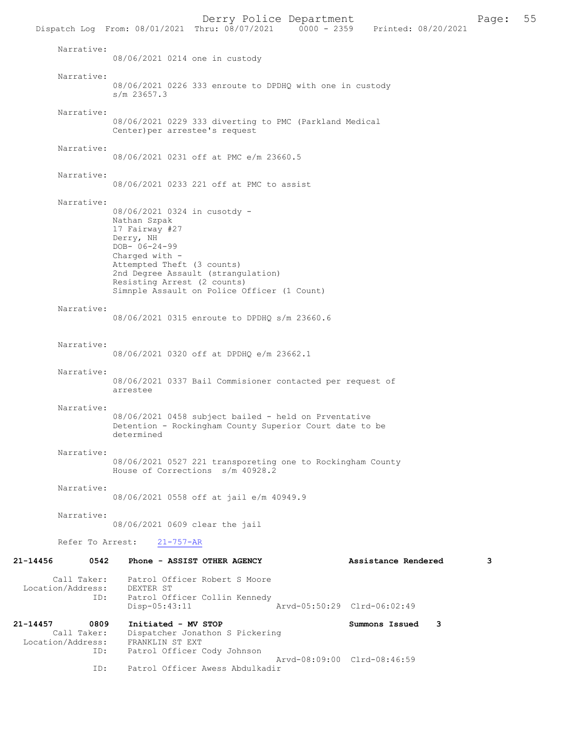Narrative:
08/06/2021 0214 one in custody

Narrative:
08/06/2021 0226 333 enroute to DPDHQ with one in custody s/m 23657.3

Narrative:
08/06/2021 0229 333 diverting to PMC (Parkland Medical Center)per arrestee's request

Narrative:
08/06/2021 0231 off at PMC e/m 23660.5

Narrative:
08/06/2021 0233 221 off at PMC to assist

Narrative:
08/06/2021 0324 in cusotdy -
Nathan Szpak
17 Fairway #27
Derry, NH
DOB- 06-24-99
Charged with -
Attempted Theft (3 counts)
2nd Degree Assault (strangulation)
Resisting Arrest (2 counts)
Simnple Assault on Police Officer (1 Count)

Narrative:
08/06/2021 0315 enroute to DPDHQ s/m 23660.6

Narrative:
08/06/2021 0320 off at DPDHQ e/m 23662.1

Narrative:
08/06/2021 0337 Bail Commisioner contacted per request of arrestee

Narrative:
08/06/2021 0458 subject bailed - held on Prventative Detention - Rockingham County Superior Court date to be determined

Narrative:
08/06/2021 0527 221 transporeting one to Rockingham County House of Corrections s/m 40928.2

Narrative:
08/06/2021 0558 off at jail e/m 40949.9

Narrative:
08/06/2021 0609 clear the jail

Refer To Arrest: 21-757-AR

**21-14456 0542 Phone - ASSIST OTHER AGENCY — Assistance Rendered 3**

Call Taker: Patrol Officer Robert S Moore
Location/Address: DEXTER ST
ID: Patrol Officer Collin Kennedy
Disp-05:43:11 Arvd-05:50:29 Clrd-06:02:49

**21-14457 0809 Initiated - MV STOP — Summons Issued 3**

Call Taker: Dispatcher Jonathon S Pickering
Location/Address: FRANKLIN ST EXT
ID: Patrol Officer Cody Johnson
Arvd-08:09:00 Clrd-08:46:59
ID: Patrol Officer Awess Abdulkadir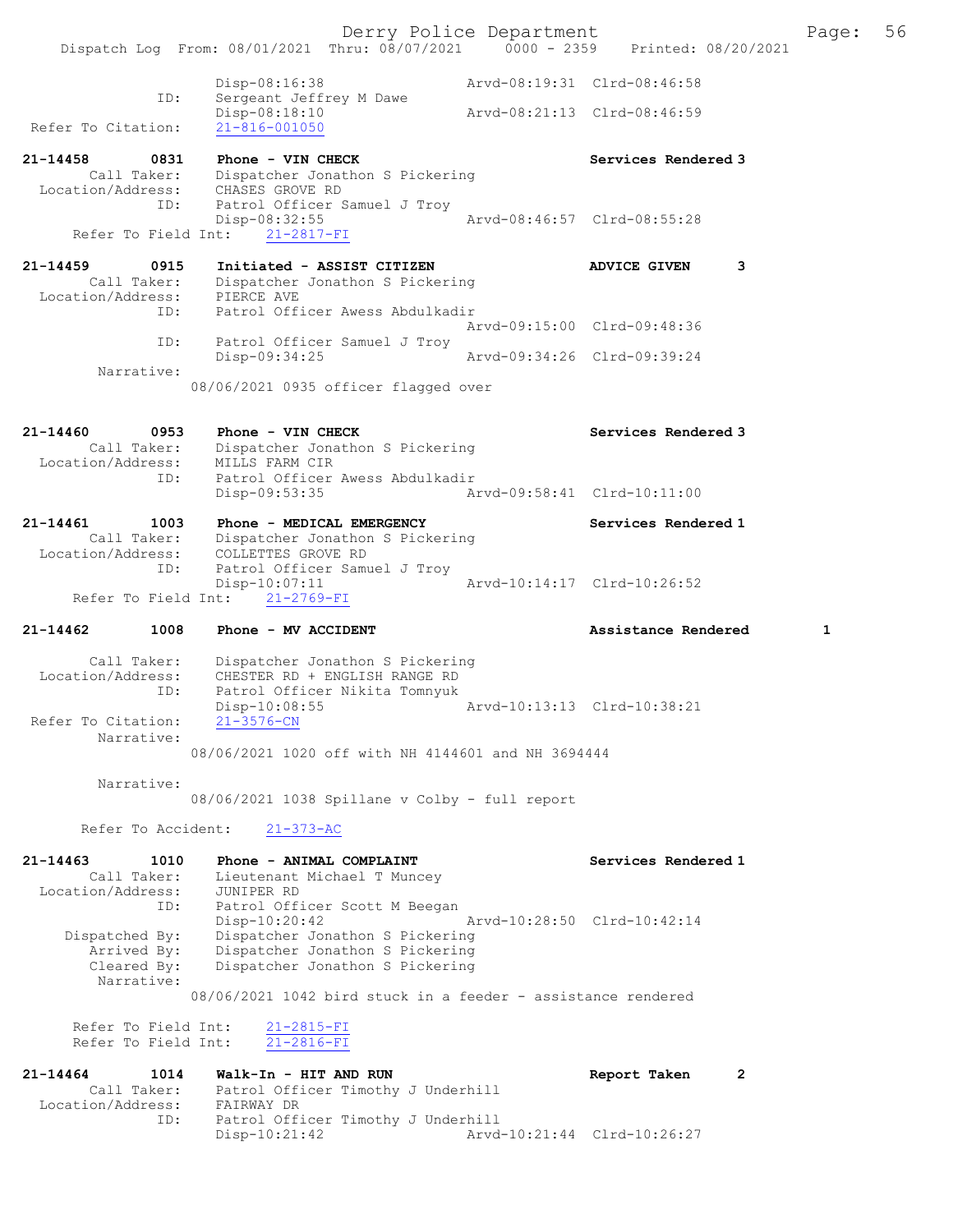```
                Disp-08:16:38                Arvd-08:19:31  Clrd-08:46:58
           ID:  Sergeant Jeffrey M Dawe
                Disp-08:18:10                Arvd-08:21:13  Clrd-08:46:59
 Refer To Citation:   21-816-001050

21-14458       0831   Phone - VIN CHECK                          Services Rendered 3
       Call Taker:  Dispatcher Jonathon S Pickering
  Location/Address:  CHASES GROVE RD
               ID:  Patrol Officer Samuel J Troy
                    Disp-08:32:55                Arvd-08:46:57  Clrd-08:55:28
    Refer To Field Int:    21-2817-FI

21-14459       0915   Initiated - ASSIST CITIZEN                 ADVICE GIVEN      3
       Call Taker:  Dispatcher Jonathon S Pickering
  Location/Address:  PIERCE AVE
               ID:  Patrol Officer Awess Abdulkadir
                                                 Arvd-09:15:00  Clrd-09:48:36
               ID:  Patrol Officer Samuel J Troy
                    Disp-09:34:25                Arvd-09:34:26  Clrd-09:39:24
        Narrative:
                  08/06/2021 0935 officer flagged over


21-14460       0953   Phone - VIN CHECK                          Services Rendered 3
       Call Taker:  Dispatcher Jonathon S Pickering
  Location/Address:  MILLS FARM CIR
               ID:  Patrol Officer Awess Abdulkadir
                    Disp-09:53:35                Arvd-09:58:41  Clrd-10:11:00

21-14461       1003   Phone - MEDICAL EMERGENCY                  Services Rendered 1
       Call Taker:  Dispatcher Jonathon S Pickering
  Location/Address:  COLLETTES GROVE RD
               ID:  Patrol Officer Samuel J Troy
                    Disp-10:07:11                Arvd-10:14:17  Clrd-10:26:52
    Refer To Field Int:    21-2769-FI

21-14462       1008   Phone - MV ACCIDENT                        Assistance Rendered       1

       Call Taker:  Dispatcher Jonathon S Pickering
  Location/Address:  CHESTER RD + ENGLISH RANGE RD
               ID:  Patrol Officer Nikita Tomnyuk
                    Disp-10:08:55                Arvd-10:13:13  Clrd-10:38:21
 Refer To Citation:   21-3576-CN
        Narrative:
                  08/06/2021 1020 off with NH 4144601 and NH 3694444

        Narrative:
                  08/06/2021 1038 Spillane v Colby - full report

      Refer To Accident:    21-373-AC

21-14463       1010   Phone - ANIMAL COMPLAINT                   Services Rendered 1
       Call Taker:  Lieutenant Michael T Muncey
  Location/Address:  JUNIPER RD
               ID:  Patrol Officer Scott M Beegan
                    Disp-10:20:42                Arvd-10:28:50  Clrd-10:42:14
     Dispatched By:  Dispatcher Jonathon S Pickering
        Arrived By:  Dispatcher Jonathon S Pickering
        Cleared By:  Dispatcher Jonathon S Pickering
        Narrative:
                  08/06/2021 1042 bird stuck in a feeder - assistance rendered

    Refer To Field Int:    21-2815-FI
    Refer To Field Int:    21-2816-FI

21-14464       1014   Walk-In - HIT AND RUN                      Report Taken      2
       Call Taker:  Patrol Officer Timothy J Underhill
  Location/Address:  FAIRWAY DR
               ID:  Patrol Officer Timothy J Underhill
                    Disp-10:21:42                Arvd-10:21:44  Clrd-10:26:27
```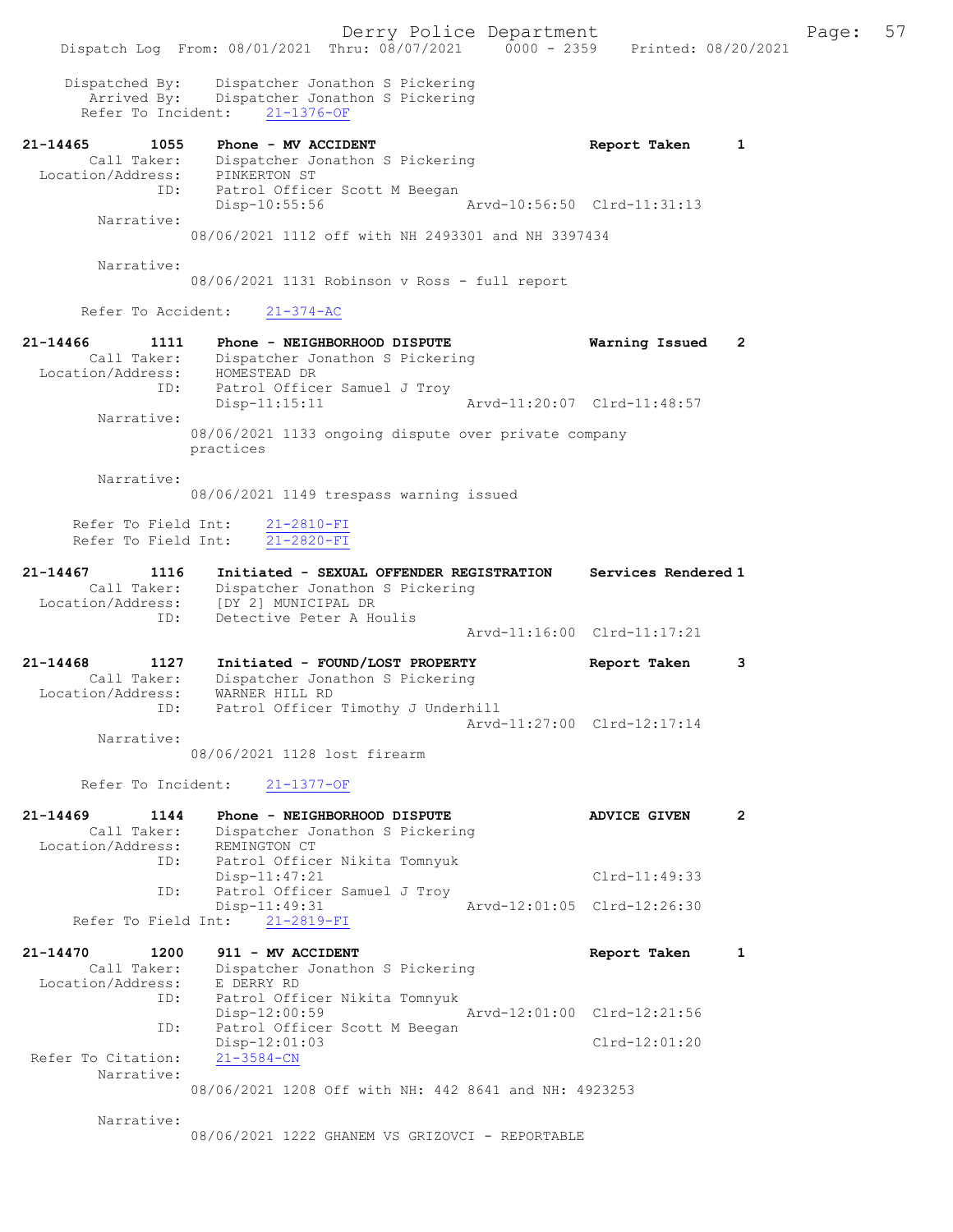Dispatched By: Dispatcher Jonathon S Pickering
Arrived By: Dispatcher Jonathon S Pickering
Refer To Incident: 21-1376-OF

21-14465 1055 Phone - MV ACCIDENT Report Taken 1
Call Taker: Dispatcher Jonathon S Pickering
Location/Address: PINKERTON ST
ID: Patrol Officer Scott M Beegan
Disp-10:55:56 Arvd-10:56:50 Clrd-11:31:13
Narrative:
08/06/2021 1112 off with NH 2493301 and NH 3397434

Narrative:
08/06/2021 1131 Robinson v Ross - full report

Refer To Accident: 21-374-AC

21-14466 1111 Phone - NEIGHBORHOOD DISPUTE Warning Issued 2
Call Taker: Dispatcher Jonathon S Pickering
Location/Address: HOMESTEAD DR
ID: Patrol Officer Samuel J Troy
Disp-11:15:11 Arvd-11:20:07 Clrd-11:48:57
Narrative:
08/06/2021 1133 ongoing dispute over private company practices

Narrative:
08/06/2021 1149 trespass warning issued

Refer To Field Int: 21-2810-FI
Refer To Field Int: 21-2820-FI

21-14467 1116 Initiated - SEXUAL OFFENDER REGISTRATION Services Rendered 1
Call Taker: Dispatcher Jonathon S Pickering
Location/Address: [DY 2] MUNICIPAL DR
ID: Detective Peter A Houlis
Arvd-11:16:00 Clrd-11:17:21

21-14468 1127 Initiated - FOUND/LOST PROPERTY Report Taken 3
Call Taker: Dispatcher Jonathon S Pickering
Location/Address: WARNER HILL RD
ID: Patrol Officer Timothy J Underhill
Arvd-11:27:00 Clrd-12:17:14
Narrative:
08/06/2021 1128 lost firearm

Refer To Incident: 21-1377-OF

21-14469 1144 Phone - NEIGHBORHOOD DISPUTE ADVICE GIVEN 2
Call Taker: Dispatcher Jonathon S Pickering
Location/Address: REMINGTON CT
ID: Patrol Officer Nikita Tomnyuk
Disp-11:47:21 Clrd-11:49:33
ID: Patrol Officer Samuel J Troy
Disp-11:49:31 Arvd-12:01:05 Clrd-12:26:30
Refer To Field Int: 21-2819-FI

21-14470 1200 911 - MV ACCIDENT Report Taken 1
Call Taker: Dispatcher Jonathon S Pickering
Location/Address: E DERRY RD
ID: Patrol Officer Nikita Tomnyuk
Disp-12:00:59 Arvd-12:01:00 Clrd-12:21:56
ID: Patrol Officer Scott M Beegan
Disp-12:01:03 Clrd-12:01:20
Refer To Citation: 21-3584-CN
Narrative:
08/06/2021 1208 Off with NH: 442 8641 and NH: 4923253

Narrative:
08/06/2021 1222 GHANEM VS GRIZOVCI - REPORTABLE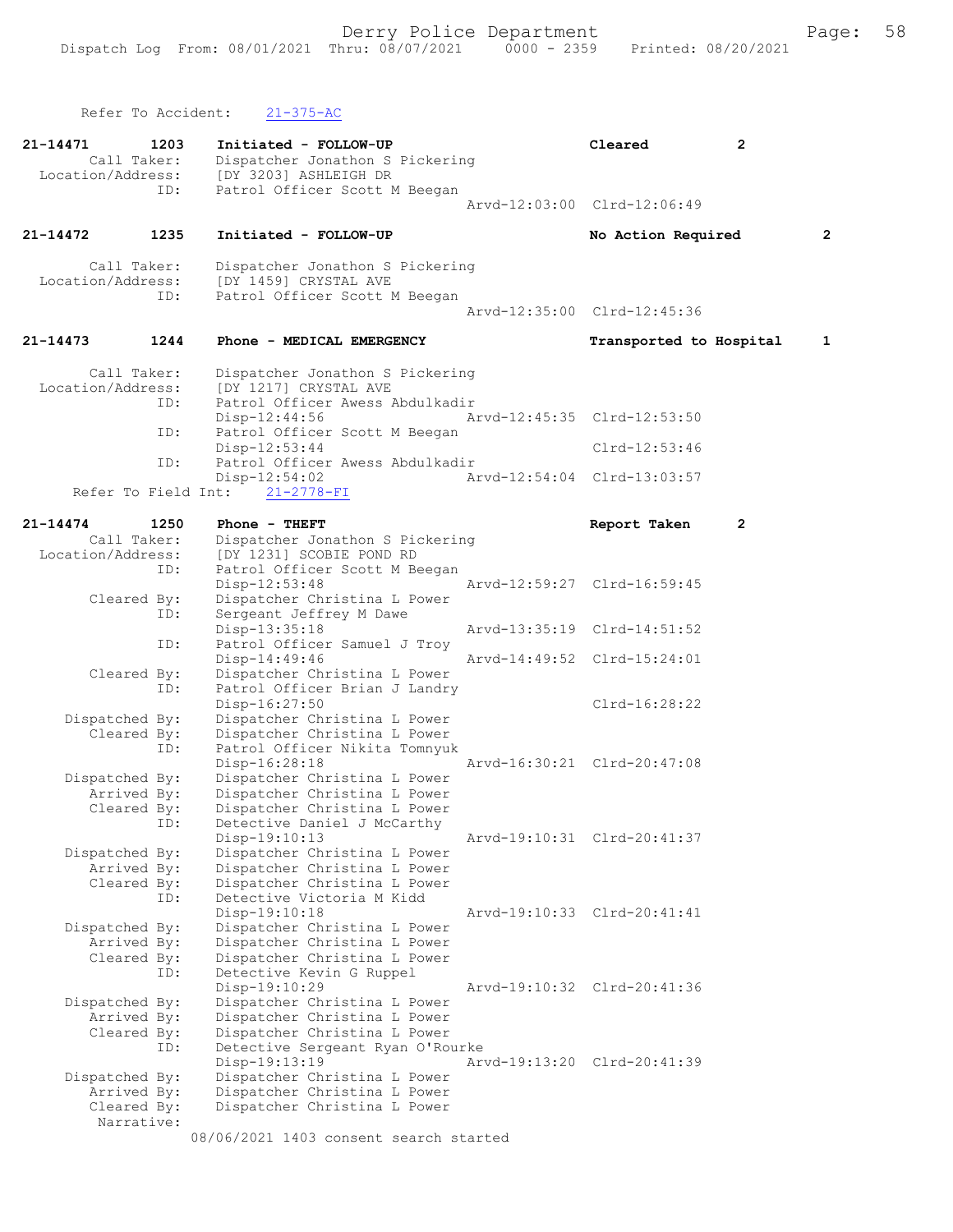Refer To Accident: 21-375-AC

**21-14471 1203 Initiated - FOLLOW-UP** Cleared 2
Call Taker: Dispatcher Jonathon S Pickering
Location/Address: [DY 3203] ASHLEIGH DR
ID: Patrol Officer Scott M Beegan
Arvd-12:03:00 Clrd-12:06:49

**21-14472 1235 Initiated - FOLLOW-UP** No Action Required 2
Call Taker: Dispatcher Jonathon S Pickering
Location/Address: [DY 1459] CRYSTAL AVE
ID: Patrol Officer Scott M Beegan
Arvd-12:35:00 Clrd-12:45:36

**21-14473 1244 Phone - MEDICAL EMERGENCY** Transported to Hospital 1
Call Taker: Dispatcher Jonathon S Pickering
Location/Address: [DY 1217] CRYSTAL AVE
ID: Patrol Officer Awess Abdulkadir
Disp-12:44:56 Arvd-12:45:35 Clrd-12:53:50
ID: Patrol Officer Scott M Beegan
Disp-12:53:44 Clrd-12:53:46
ID: Patrol Officer Awess Abdulkadir
Disp-12:54:02 Arvd-12:54:04 Clrd-13:03:57
Refer To Field Int: 21-2778-FI

**21-14474 1250 Phone - THEFT** Report Taken 2
Call Taker: Dispatcher Jonathon S Pickering
Location/Address: [DY 1231] SCOBIE POND RD
ID: Patrol Officer Scott M Beegan
Disp-12:53:48 Arvd-12:59:27 Clrd-16:59:45
Cleared By: Dispatcher Christina L Power
ID: Sergeant Jeffrey M Dawe
Disp-13:35:18 Arvd-13:35:19 Clrd-14:51:52
ID: Patrol Officer Samuel J Troy
Disp-14:49:46 Arvd-14:49:52 Clrd-15:24:01
Cleared By: Dispatcher Christina L Power
ID: Patrol Officer Brian J Landry
Disp-16:27:50 Clrd-16:28:22
Dispatched By: Dispatcher Christina L Power
Cleared By: Dispatcher Christina L Power
ID: Patrol Officer Nikita Tomnyuk
Disp-16:28:18 Arvd-16:30:21 Clrd-20:47:08
Dispatched By: Dispatcher Christina L Power
Arrived By: Dispatcher Christina L Power
Cleared By: Dispatcher Christina L Power
ID: Detective Daniel J McCarthy
Disp-19:10:13 Arvd-19:10:31 Clrd-20:41:37
Dispatched By: Dispatcher Christina L Power
Arrived By: Dispatcher Christina L Power
Cleared By: Dispatcher Christina L Power
ID: Detective Victoria M Kidd
Disp-19:10:18 Arvd-19:10:33 Clrd-20:41:41
Dispatched By: Dispatcher Christina L Power
Arrived By: Dispatcher Christina L Power
Cleared By: Dispatcher Christina L Power
ID: Detective Kevin G Ruppel
Disp-19:10:29 Arvd-19:10:32 Clrd-20:41:36
Dispatched By: Dispatcher Christina L Power
Arrived By: Dispatcher Christina L Power
Cleared By: Dispatcher Christina L Power
ID: Detective Sergeant Ryan O'Rourke
Disp-19:13:19 Arvd-19:13:20 Clrd-20:41:39
Dispatched By: Dispatcher Christina L Power
Arrived By: Dispatcher Christina L Power
Cleared By: Dispatcher Christina L Power
Narrative:
08/06/2021 1403 consent search started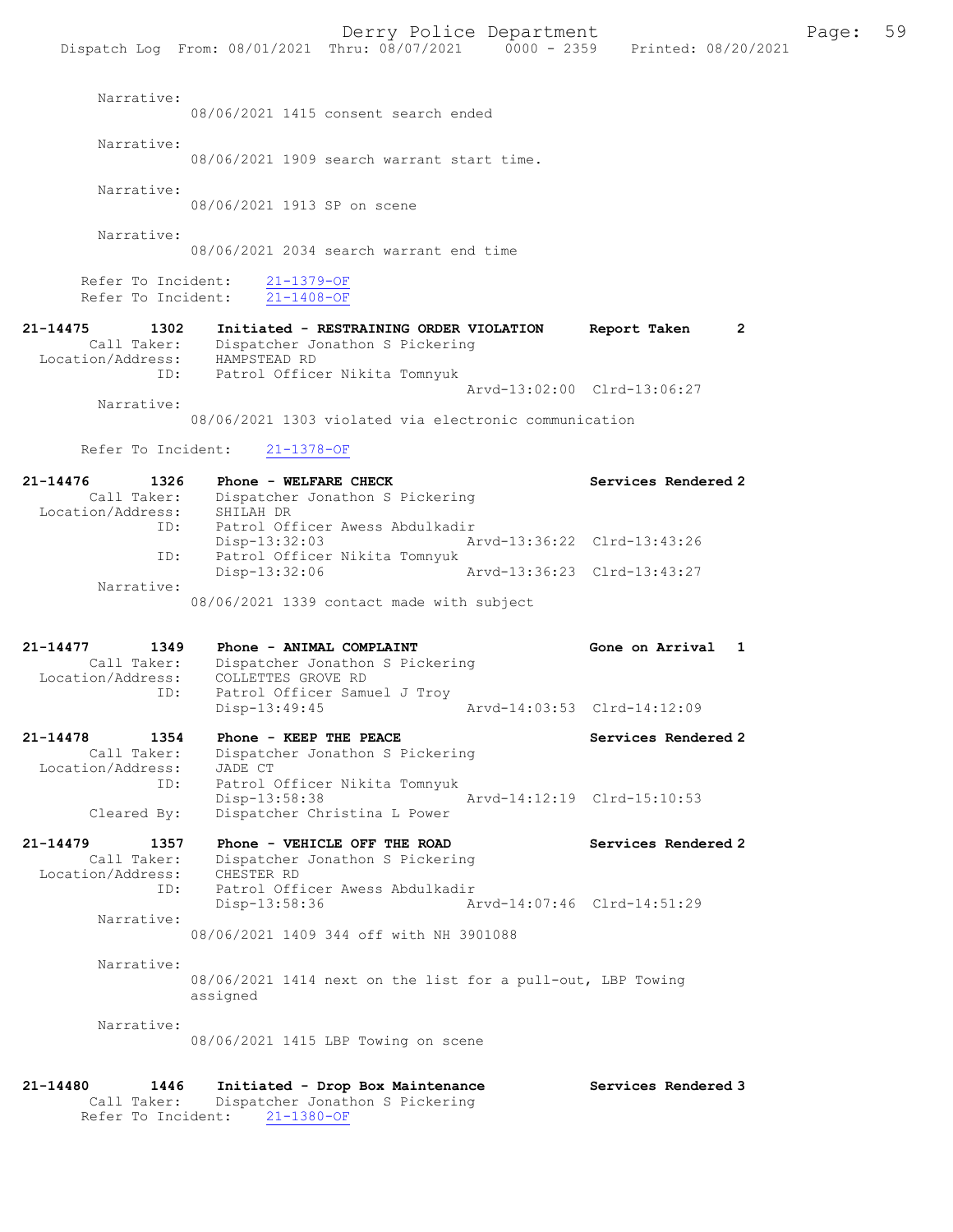Narrative:
08/06/2021 1415 consent search ended

Narrative:
08/06/2021 1909 search warrant start time.

Narrative:
08/06/2021 1913 SP on scene

Narrative:
08/06/2021 2034 search warrant end time

Refer To Incident: 21-1379-OF
Refer To Incident: 21-1408-OF

**21-14475 1302 Initiated - RESTRAINING ORDER VIOLATION Report Taken 2**
Call Taker: Dispatcher Jonathon S Pickering
Location/Address: HAMPSTEAD RD
ID: Patrol Officer Nikita Tomnyuk
Arvd-13:02:00 Clrd-13:06:27
Narrative:
08/06/2021 1303 violated via electronic communication

Refer To Incident: 21-1378-OF

**21-14476 1326 Phone - WELFARE CHECK Services Rendered 2**
Call Taker: Dispatcher Jonathon S Pickering
Location/Address: SHILAH DR
ID: Patrol Officer Awess Abdulkadir
Disp-13:32:03 Arvd-13:36:22 Clrd-13:43:26
ID: Patrol Officer Nikita Tomnyuk
Disp-13:32:06 Arvd-13:36:23 Clrd-13:43:27
Narrative:
08/06/2021 1339 contact made with subject

**21-14477 1349 Phone - ANIMAL COMPLAINT Gone on Arrival 1**
Call Taker: Dispatcher Jonathon S Pickering
Location/Address: COLLETTES GROVE RD
ID: Patrol Officer Samuel J Troy
Disp-13:49:45 Arvd-14:03:53 Clrd-14:12:09

**21-14478 1354 Phone - KEEP THE PEACE Services Rendered 2**
Call Taker: Dispatcher Jonathon S Pickering
Location/Address: JADE CT
ID: Patrol Officer Nikita Tomnyuk
Disp-13:58:38 Arvd-14:12:19 Clrd-15:10:53
Cleared By: Dispatcher Christina L Power

**21-14479 1357 Phone - VEHICLE OFF THE ROAD Services Rendered 2**
Call Taker: Dispatcher Jonathon S Pickering
Location/Address: CHESTER RD
ID: Patrol Officer Awess Abdulkadir
Disp-13:58:36 Arvd-14:07:46 Clrd-14:51:29
Narrative:
08/06/2021 1409 344 off with NH 3901088

Narrative:
08/06/2021 1414 next on the list for a pull-out, LBP Towing assigned

Narrative:
08/06/2021 1415 LBP Towing on scene

**21-14480 1446 Initiated - Drop Box Maintenance Services Rendered 3**
Call Taker: Dispatcher Jonathon S Pickering
Refer To Incident: 21-1380-OF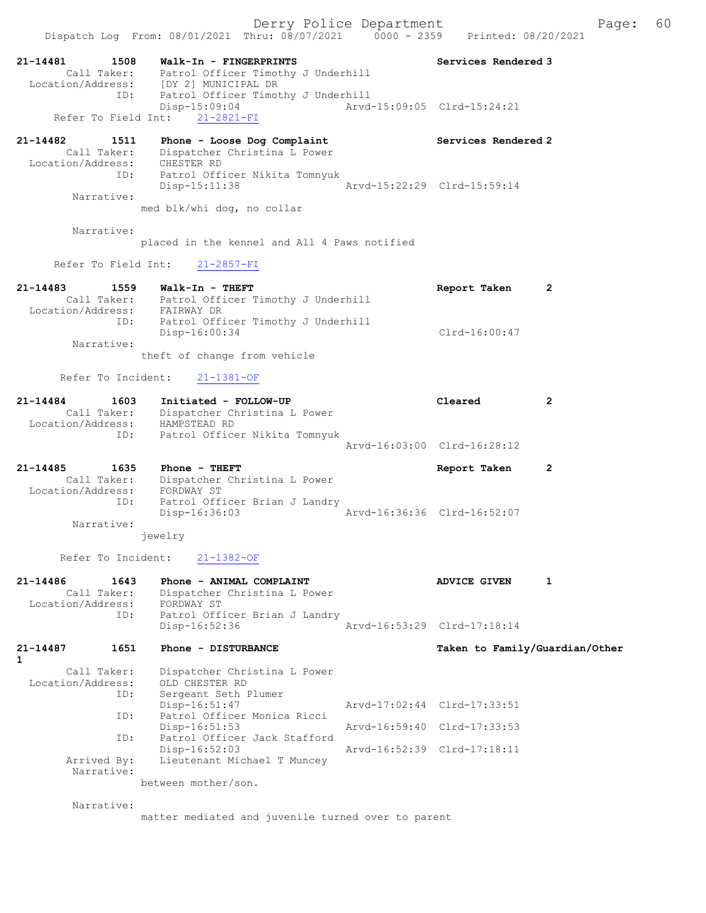Dispatch Log From: 08/01/2021 Thru: 08/07/2021 0000 - 2359 Printed: 08/20/2021

```
21-14481       1508    Walk-In - FINGERPRINTS                        Services Rendered 3
        Call Taker:    Patrol Officer Timothy J Underhill
  Location/Address:    [DY 2] MUNICIPAL DR
                ID:    Patrol Officer Timothy J Underhill
                       Disp-15:09:04                  Arvd-15:09:05  Clrd-15:24:21
     Refer To Field Int:    21-2821-FI

21-14482       1511    Phone - Loose Dog Complaint                   Services Rendered 2
        Call Taker:    Dispatcher Christina L Power
  Location/Address:    CHESTER RD
                ID:    Patrol Officer Nikita Tomnyuk
                       Disp-15:11:38                  Arvd-15:22:29  Clrd-15:59:14
         Narrative:
                    med blk/whi dog, no collar

         Narrative:
                    placed in the kennel and All 4 Paws notified

     Refer To Field Int:    21-2857-FI

21-14483       1559    Walk-In - THEFT                               Report Taken      2
        Call Taker:    Patrol Officer Timothy J Underhill
  Location/Address:    FAIRWAY DR
                ID:    Patrol Officer Timothy J Underhill
                       Disp-16:00:34                                 Clrd-16:00:47
         Narrative:
                    theft of change from vehicle

      Refer To Incident:    21-1381-OF

21-14484       1603    Initiated - FOLLOW-UP                         Cleared           2
        Call Taker:    Dispatcher Christina L Power
  Location/Address:    HAMPSTEAD RD
                ID:    Patrol Officer Nikita Tomnyuk
                                                      Arvd-16:03:00  Clrd-16:28:12

21-14485       1635    Phone - THEFT                                 Report Taken      2
        Call Taker:    Dispatcher Christina L Power
  Location/Address:    FORDWAY ST
                ID:    Patrol Officer Brian J Landry
                       Disp-16:36:03                  Arvd-16:36:36  Clrd-16:52:07
         Narrative:
                    jewelry

      Refer To Incident:    21-1382-OF

21-14486       1643    Phone - ANIMAL COMPLAINT                      ADVICE GIVEN      1
        Call Taker:    Dispatcher Christina L Power
  Location/Address:    FORDWAY ST
                ID:    Patrol Officer Brian J Landry
                       Disp-16:52:36                  Arvd-16:53:29  Clrd-17:18:14

21-14487       1651    Phone - DISTURBANCE                           Taken to Family/Guardian/Other
1
        Call Taker:    Dispatcher Christina L Power
  Location/Address:    OLD CHESTER RD
                ID:    Sergeant Seth Plumer
                       Disp-16:51:47                  Arvd-17:02:44  Clrd-17:33:51
                ID:    Patrol Officer Monica Ricci
                       Disp-16:51:53                  Arvd-16:59:40  Clrd-17:33:53
                ID:    Patrol Officer Jack Stafford
                       Disp-16:52:03                  Arvd-16:52:39  Clrd-17:18:11
        Arrived By:    Lieutenant Michael T Muncey
         Narrative:
                    between mother/son.

         Narrative:
                    matter mediated and juvenile turned over to parent
```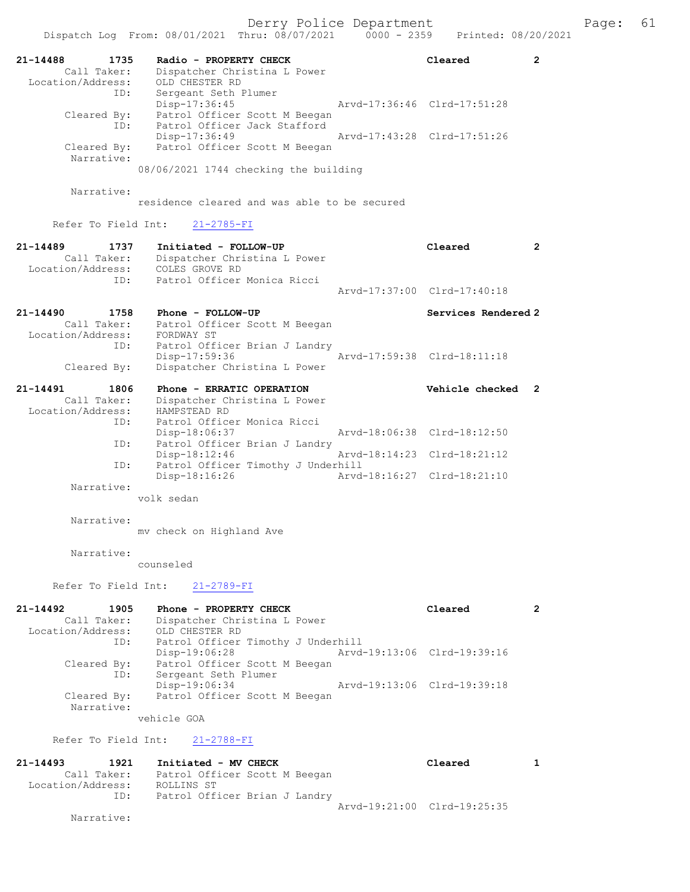```
21-14488        1735    Radio - PROPERTY CHECK                      Cleared          2
        Call Taker:     Dispatcher Christina L Power
  Location/Address:     OLD CHESTER RD
                ID:     Sergeant Seth Plumer
                        Disp-17:36:45                Arvd-17:36:46  Clrd-17:51:28
        Cleared By:     Patrol Officer Scott M Beegan
                ID:     Patrol Officer Jack Stafford
                        Disp-17:36:49                Arvd-17:43:28  Clrd-17:51:26
        Cleared By:     Patrol Officer Scott M Beegan
         Narrative:
                    08/06/2021 1744 checking the building

         Narrative:
                    residence cleared and was able to be secured

      Refer To Field Int:     21-2785-FI

21-14489        1737    Initiated - FOLLOW-UP                       Cleared          2
        Call Taker:     Dispatcher Christina L Power
  Location/Address:     COLES GROVE RD
                ID:     Patrol Officer Monica Ricci
                                                     Arvd-17:37:00  Clrd-17:40:18

21-14490        1758    Phone - FOLLOW-UP                           Services Rendered 2
        Call Taker:     Patrol Officer Scott M Beegan
  Location/Address:     FORDWAY ST
                ID:     Patrol Officer Brian J Landry
                        Disp-17:59:36                Arvd-17:59:38  Clrd-18:11:18
        Cleared By:     Dispatcher Christina L Power

21-14491        1806    Phone - ERRATIC OPERATION                   Vehicle checked  2
        Call Taker:     Dispatcher Christina L Power
  Location/Address:     HAMPSTEAD RD
                ID:     Patrol Officer Monica Ricci
                        Disp-18:06:37                Arvd-18:06:38  Clrd-18:12:50
                ID:     Patrol Officer Brian J Landry
                        Disp-18:12:46                Arvd-18:14:23  Clrd-18:21:12
                ID:     Patrol Officer Timothy J Underhill
                        Disp-18:16:26                Arvd-18:16:27  Clrd-18:21:10
         Narrative:
                    volk sedan

         Narrative:
                    mv check on Highland Ave

         Narrative:
                    counseled

      Refer To Field Int:     21-2789-FI

21-14492        1905    Phone - PROPERTY CHECK                      Cleared          2
        Call Taker:     Dispatcher Christina L Power
  Location/Address:     OLD CHESTER RD
                ID:     Patrol Officer Timothy J Underhill
                        Disp-19:06:28                Arvd-19:13:06  Clrd-19:39:16
        Cleared By:     Patrol Officer Scott M Beegan
                ID:     Sergeant Seth Plumer
                        Disp-19:06:34                Arvd-19:13:06  Clrd-19:39:18
        Cleared By:     Patrol Officer Scott M Beegan
         Narrative:
                    vehicle GOA

      Refer To Field Int:     21-2788-FI

21-14493        1921    Initiated - MV CHECK                        Cleared          1
        Call Taker:     Patrol Officer Scott M Beegan
  Location/Address:     ROLLINS ST
                ID:     Patrol Officer Brian J Landry
                                                     Arvd-19:21:00  Clrd-19:25:35
         Narrative:
```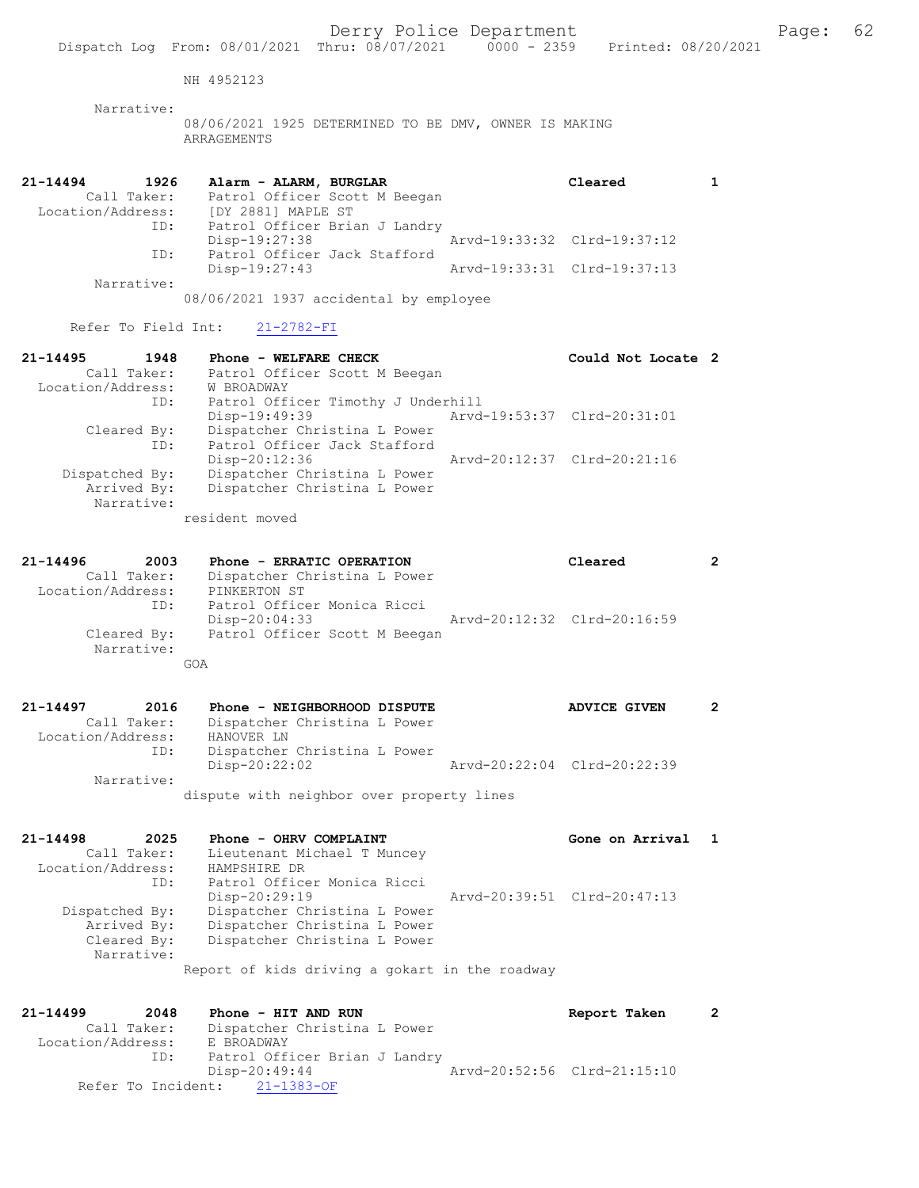NH 4952123

Narrative:
08/06/2021 1925 DETERMINED TO BE DMV, OWNER IS MAKING ARRAGEMENTS

```
21-14494        1926    Alarm - ALARM, BURGLAR                     Cleared          1
         Call Taker:    Patrol Officer Scott M Beegan
   Location/Address:    [DY 2881] MAPLE ST
                ID:     Patrol Officer Brian J Landry
                        Disp-19:27:38                 Arvd-19:33:32  Clrd-19:37:12
                ID:     Patrol Officer Jack Stafford
                        Disp-19:27:43                 Arvd-19:33:31  Clrd-19:37:13
          Narrative:
                        08/06/2021 1937 accidental by employee

      Refer To Field Int:    21-2782-FI

21-14495        1948    Phone - WELFARE CHECK                      Could Not Locate 2
         Call Taker:    Patrol Officer Scott M Beegan
   Location/Address:    W BROADWAY
                ID:     Patrol Officer Timothy J Underhill
                        Disp-19:49:39                 Arvd-19:53:37  Clrd-20:31:01
        Cleared By:     Dispatcher Christina L Power
                ID:     Patrol Officer Jack Stafford
                        Disp-20:12:36                 Arvd-20:12:37  Clrd-20:21:16
     Dispatched By:     Dispatcher Christina L Power
        Arrived By:     Dispatcher Christina L Power
          Narrative:
                        resident moved

21-14496        2003    Phone - ERRATIC OPERATION                  Cleared          2
         Call Taker:    Dispatcher Christina L Power
   Location/Address:    PINKERTON ST
                ID:     Patrol Officer Monica Ricci
                        Disp-20:04:33                 Arvd-20:12:32  Clrd-20:16:59
        Cleared By:     Patrol Officer Scott M Beegan
          Narrative:
                        GOA

21-14497        2016    Phone - NEIGHBORHOOD DISPUTE               ADVICE GIVEN     2
         Call Taker:    Dispatcher Christina L Power
   Location/Address:    HANOVER LN
                ID:     Dispatcher Christina L Power
                        Disp-20:22:02                 Arvd-20:22:04  Clrd-20:22:39
          Narrative:
                        dispute with neighbor over property lines

21-14498        2025    Phone - OHRV COMPLAINT                     Gone on Arrival  1
         Call Taker:    Lieutenant Michael T Muncey
   Location/Address:    HAMPSHIRE DR
                ID:     Patrol Officer Monica Ricci
                        Disp-20:29:19                 Arvd-20:39:51  Clrd-20:47:13
     Dispatched By:     Dispatcher Christina L Power
        Arrived By:     Dispatcher Christina L Power
        Cleared By:     Dispatcher Christina L Power
          Narrative:
                        Report of kids driving a gokart in the roadway

21-14499        2048    Phone - HIT AND RUN                        Report Taken     2
         Call Taker:    Dispatcher Christina L Power
   Location/Address:    E BROADWAY
                ID:     Patrol Officer Brian J Landry
                        Disp-20:49:44                 Arvd-20:52:56  Clrd-21:15:10
      Refer To Incident:    21-1383-OF
```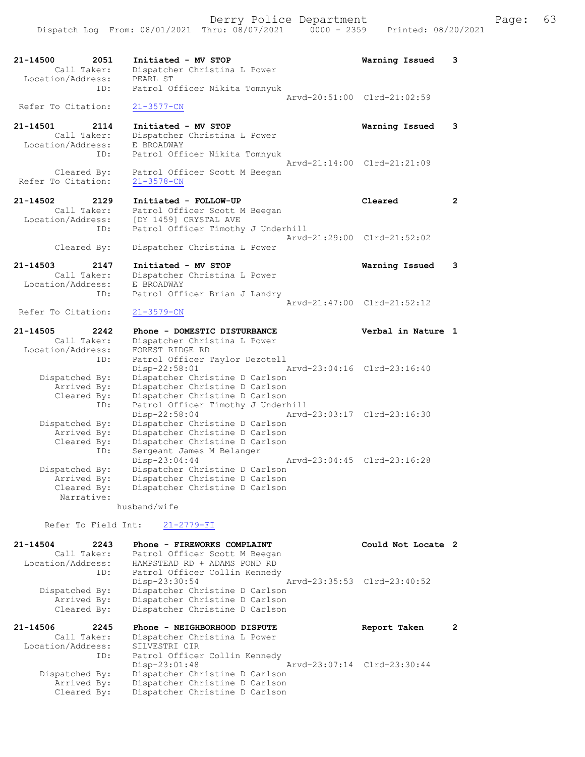```
21-14500        2051    Initiated - MV STOP                          Warning Issued    3
        Call Taker:     Dispatcher Christina L Power
  Location/Address:     PEARL ST
                ID:     Patrol Officer Nikita Tomnyuk
                                               Arvd-20:51:00  Clrd-21:02:59
 Refer To Citation:     21-3577-CN

21-14501        2114    Initiated - MV STOP                          Warning Issued    3
        Call Taker:     Dispatcher Christina L Power
  Location/Address:     E BROADWAY
                ID:     Patrol Officer Nikita Tomnyuk
                                               Arvd-21:14:00  Clrd-21:21:09
        Cleared By:     Patrol Officer Scott M Beegan
 Refer To Citation:     21-3578-CN

21-14502        2129    Initiated - FOLLOW-UP                        Cleared           2
        Call Taker:     Patrol Officer Scott M Beegan
  Location/Address:     [DY 1459] CRYSTAL AVE
                ID:     Patrol Officer Timothy J Underhill
                                               Arvd-21:29:00  Clrd-21:52:02
        Cleared By:     Dispatcher Christina L Power

21-14503        2147    Initiated - MV STOP                          Warning Issued    3
        Call Taker:     Dispatcher Christina L Power
  Location/Address:     E BROADWAY
                ID:     Patrol Officer Brian J Landry
                                               Arvd-21:47:00  Clrd-21:52:12
 Refer To Citation:     21-3579-CN

21-14505        2242    Phone - DOMESTIC DISTURBANCE                 Verbal in Nature 1
        Call Taker:     Dispatcher Christina L Power
  Location/Address:     FOREST RIDGE RD
                ID:     Patrol Officer Taylor Dezotell
                        Disp-22:58:01          Arvd-23:04:16  Clrd-23:16:40
     Dispatched By:     Dispatcher Christine D Carlson
        Arrived By:     Dispatcher Christine D Carlson
        Cleared By:     Dispatcher Christine D Carlson
                ID:     Patrol Officer Timothy J Underhill
                        Disp-22:58:04          Arvd-23:03:17  Clrd-23:16:30
     Dispatched By:     Dispatcher Christine D Carlson
        Arrived By:     Dispatcher Christine D Carlson
        Cleared By:     Dispatcher Christine D Carlson
                ID:     Sergeant James M Belanger
                        Disp-23:04:44          Arvd-23:04:45  Clrd-23:16:28
     Dispatched By:     Dispatcher Christine D Carlson
        Arrived By:     Dispatcher Christine D Carlson
        Cleared By:     Dispatcher Christine D Carlson
         Narrative:
                      husband/wife

      Refer To Field Int:    21-2779-FI

21-14504        2243    Phone - FIREWORKS COMPLAINT                  Could Not Locate 2
        Call Taker:     Patrol Officer Scott M Beegan
  Location/Address:     HAMPSTEAD RD + ADAMS POND RD
                ID:     Patrol Officer Collin Kennedy
                        Disp-23:30:54          Arvd-23:35:53  Clrd-23:40:52
     Dispatched By:     Dispatcher Christine D Carlson
        Arrived By:     Dispatcher Christine D Carlson
        Cleared By:     Dispatcher Christine D Carlson

21-14506        2245    Phone - NEIGHBORHOOD DISPUTE                 Report Taken      2
        Call Taker:     Dispatcher Christina L Power
  Location/Address:     SILVESTRI CIR
                ID:     Patrol Officer Collin Kennedy
                        Disp-23:01:48          Arvd-23:07:14  Clrd-23:30:44
     Dispatched By:     Dispatcher Christine D Carlson
        Arrived By:     Dispatcher Christine D Carlson
        Cleared By:     Dispatcher Christine D Carlson
```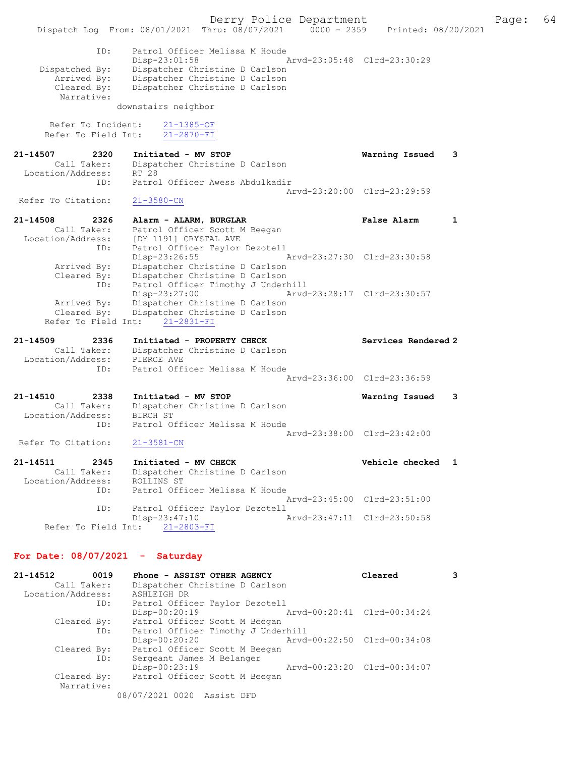```
              ID:     Patrol Officer Melissa M Houde
                      Disp-23:01:58                 Arvd-23:05:48  Clrd-23:30:29
     Dispatched By:   Dispatcher Christine D Carlson
        Arrived By:   Dispatcher Christine D Carlson
        Cleared By:   Dispatcher Christine D Carlson
         Narrative:
                    downstairs neighbor

       Refer To Incident:    21-1385-OF
      Refer To Field Int:    21-2870-FI

21-14507        2320    Initiated - MV STOP                           Warning Issued    3
         Call Taker:    Dispatcher Christine D Carlson
   Location/Address:    RT 28
                ID:     Patrol Officer Awess Abdulkadir
                                                    Arvd-23:20:00  Clrd-23:29:59
  Refer To Citation:    21-3580-CN

21-14508        2326    Alarm - ALARM, BURGLAR                        False Alarm       1
         Call Taker:    Patrol Officer Scott M Beegan
   Location/Address:    [DY 1191] CRYSTAL AVE
                ID:     Patrol Officer Taylor Dezotell
                        Disp-23:26:55               Arvd-23:27:30  Clrd-23:30:58
         Arrived By:    Dispatcher Christine D Carlson
         Cleared By:    Dispatcher Christine D Carlson
                ID:     Patrol Officer Timothy J Underhill
                        Disp-23:27:00               Arvd-23:28:17  Clrd-23:30:57
         Arrived By:    Dispatcher Christine D Carlson
         Cleared By:    Dispatcher Christine D Carlson
      Refer To Field Int:    21-2831-FI

21-14509        2336    Initiated - PROPERTY CHECK                    Services Rendered 2
         Call Taker:    Dispatcher Christine D Carlson
   Location/Address:    PIERCE AVE
                ID:     Patrol Officer Melissa M Houde
                                                    Arvd-23:36:00  Clrd-23:36:59

21-14510        2338    Initiated - MV STOP                           Warning Issued    3
         Call Taker:    Dispatcher Christine D Carlson
   Location/Address:    BIRCH ST
                ID:     Patrol Officer Melissa M Houde
                                                    Arvd-23:38:00  Clrd-23:42:00
  Refer To Citation:    21-3581-CN

21-14511        2345    Initiated - MV CHECK                          Vehicle checked   1
         Call Taker:    Dispatcher Christine D Carlson
   Location/Address:    ROLLINS ST
                ID:     Patrol Officer Melissa M Houde
                                                    Arvd-23:45:00  Clrd-23:51:00
                ID:     Patrol Officer Taylor Dezotell
                        Disp-23:47:10               Arvd-23:47:11  Clrd-23:50:58
      Refer To Field Int:    21-2803-FI
```

## For Date: 08/07/2021 - Saturday

```
21-14512        0019    Phone - ASSIST OTHER AGENCY                   Cleared           3
         Call Taker:    Dispatcher Christine D Carlson
   Location/Address:    ASHLEIGH DR
                ID:     Patrol Officer Taylor Dezotell
                        Disp-00:20:19               Arvd-00:20:41  Clrd-00:34:24
         Cleared By:    Patrol Officer Scott M Beegan
                ID:     Patrol Officer Timothy J Underhill
                        Disp-00:20:20               Arvd-00:22:50  Clrd-00:34:08
         Cleared By:    Patrol Officer Scott M Beegan
                ID:     Sergeant James M Belanger
                        Disp-00:23:19               Arvd-00:23:20  Clrd-00:34:07
         Cleared By:    Patrol Officer Scott M Beegan
          Narrative:
                    08/07/2021 0020  Assist DFD
```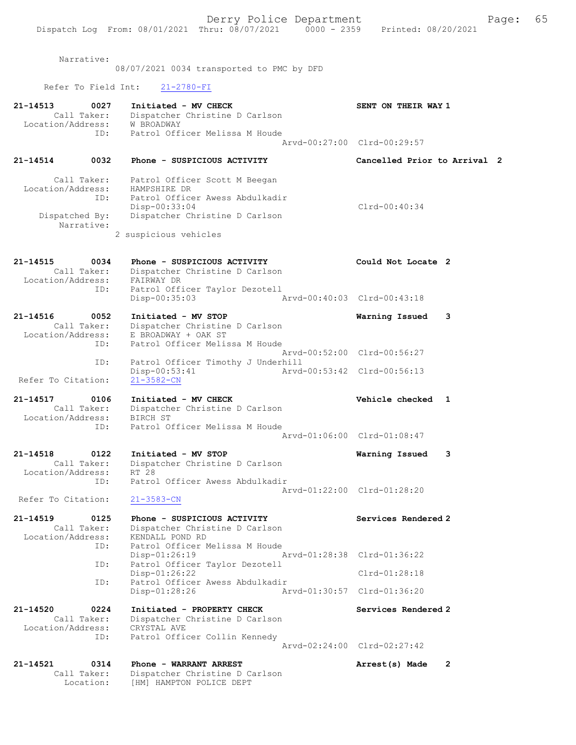Narrative:
08/07/2021 0034 transported to PMC by DFD

Refer To Field Int: 21-2780-FI

```
21-14513        0027    Initiated - MV CHECK                    SENT ON THEIR WAY 1
        Call Taker:     Dispatcher Christine D Carlson
  Location/Address:     W BROADWAY
                ID:     Patrol Officer Melissa M Houde
                                            Arvd-00:27:00  Clrd-00:29:57

21-14514        0032    Phone - SUSPICIOUS ACTIVITY             Cancelled Prior to Arrival  2

        Call Taker:     Patrol Officer Scott M Beegan
  Location/Address:     HAMPSHIRE DR
                ID:     Patrol Officer Awess Abdulkadir
                        Disp-00:33:04                          Clrd-00:40:34
     Dispatched By:     Dispatcher Christine D Carlson
         Narrative:
                      2 suspicious vehicles

21-14515        0034    Phone - SUSPICIOUS ACTIVITY             Could Not Locate  2
        Call Taker:     Dispatcher Christine D Carlson
  Location/Address:     FAIRWAY DR
                ID:     Patrol Officer Taylor Dezotell
                        Disp-00:35:03       Arvd-00:40:03  Clrd-00:43:18

21-14516        0052    Initiated - MV STOP                     Warning Issued    3
        Call Taker:     Dispatcher Christine D Carlson
  Location/Address:     E BROADWAY + OAK ST
                ID:     Patrol Officer Melissa M Houde
                                            Arvd-00:52:00  Clrd-00:56:27
                ID:     Patrol Officer Timothy J Underhill
                        Disp-00:53:41       Arvd-00:53:42  Clrd-00:56:13
 Refer To Citation:     21-3582-CN

21-14517        0106    Initiated - MV CHECK                    Vehicle checked   1
        Call Taker:     Dispatcher Christine D Carlson
  Location/Address:     BIRCH ST
                ID:     Patrol Officer Melissa M Houde
                                            Arvd-01:06:00  Clrd-01:08:47

21-14518        0122    Initiated - MV STOP                     Warning Issued    3
        Call Taker:     Dispatcher Christine D Carlson
  Location/Address:     RT 28
                ID:     Patrol Officer Awess Abdulkadir
                                            Arvd-01:22:00  Clrd-01:28:20
 Refer To Citation:     21-3583-CN

21-14519        0125    Phone - SUSPICIOUS ACTIVITY             Services Rendered 2
        Call Taker:     Dispatcher Christine D Carlson
  Location/Address:     KENDALL POND RD
                ID:     Patrol Officer Melissa M Houde
                        Disp-01:26:19       Arvd-01:28:38  Clrd-01:36:22
                ID:     Patrol Officer Taylor Dezotell
                        Disp-01:26:22                      Clrd-01:28:18
                ID:     Patrol Officer Awess Abdulkadir
                        Disp-01:28:26       Arvd-01:30:57  Clrd-01:36:20

21-14520        0224    Initiated - PROPERTY CHECK              Services Rendered 2
        Call Taker:     Dispatcher Christine D Carlson
  Location/Address:     CRYSTAL AVE
                ID:     Patrol Officer Collin Kennedy
                                            Arvd-02:24:00  Clrd-02:27:42

21-14521        0314    Phone - WARRANT ARREST                  Arrest(s) Made    2
        Call Taker:     Dispatcher Christine D Carlson
          Location:     [HM] HAMPTON POLICE DEPT
```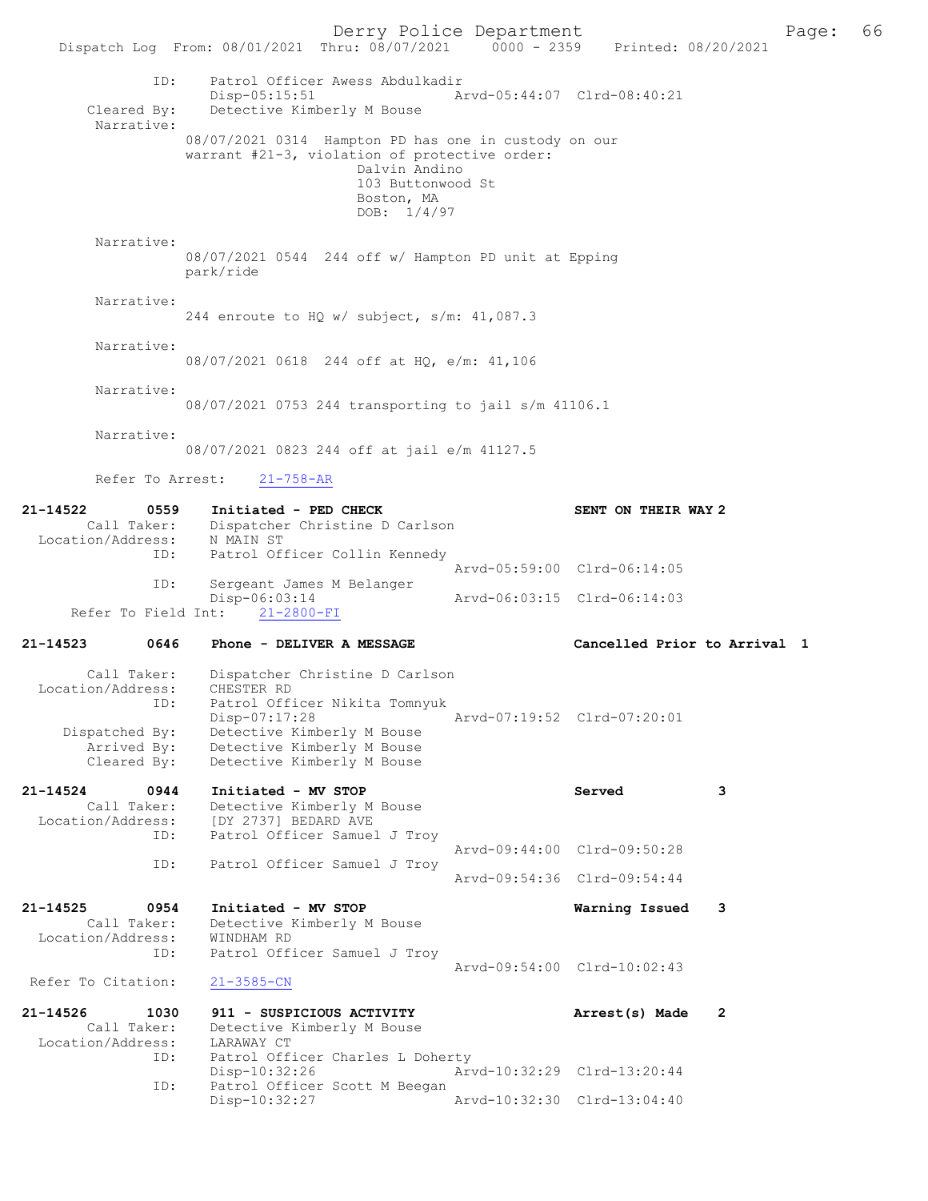```
            ID:     Patrol Officer Awess Abdulkadir
                    Disp-05:15:51               Arvd-05:44:07  Clrd-08:40:21
   Cleared By:      Detective Kimberly M Bouse
    Narrative:
                08/07/2021 0314  Hampton PD has one in custody on our
                warrant #21-3, violation of protective order:
                                 Dalvin Andino
                                 103 Buttonwood St
                                 Boston, MA
                                 DOB:  1/4/97

    Narrative:
                08/07/2021 0544  244 off w/ Hampton PD unit at Epping
                park/ride

    Narrative:
                244 enroute to HQ w/ subject, s/m: 41,087.3

    Narrative:
                08/07/2021 0618  244 off at HQ, e/m: 41,106

    Narrative:
                08/07/2021 0753 244 transporting to jail s/m 41106.1

    Narrative:
                08/07/2021 0823 244 off at jail e/m 41127.5

    Refer To Arrest:    21-758-AR

21-14522       0559    Initiated - PED CHECK                      SENT ON THEIR WAY 2
      Call Taker:      Dispatcher Christine D Carlson
 Location/Address:     N MAIN ST
              ID:      Patrol Officer Collin Kennedy
                                                   Arvd-05:59:00  Clrd-06:14:05
              ID:      Sergeant James M Belanger
                       Disp-06:03:14               Arvd-06:03:15  Clrd-06:14:03
   Refer To Field Int:    21-2800-FI

21-14523       0646    Phone - DELIVER A MESSAGE                  Cancelled Prior to Arrival  1

      Call Taker:      Dispatcher Christine D Carlson
 Location/Address:     CHESTER RD
              ID:      Patrol Officer Nikita Tomnyuk
                       Disp-07:17:28               Arvd-07:19:52  Clrd-07:20:01
   Dispatched By:      Detective Kimberly M Bouse
      Arrived By:      Detective Kimberly M Bouse
      Cleared By:      Detective Kimberly M Bouse

21-14524       0944    Initiated - MV STOP                        Served            3
      Call Taker:      Detective Kimberly M Bouse
 Location/Address:     [DY 2737] BEDARD AVE
              ID:      Patrol Officer Samuel J Troy
                                                   Arvd-09:44:00  Clrd-09:50:28
              ID:      Patrol Officer Samuel J Troy
                                                   Arvd-09:54:36  Clrd-09:54:44

21-14525       0954    Initiated - MV STOP                        Warning Issued    3
      Call Taker:      Detective Kimberly M Bouse
 Location/Address:     WINDHAM RD
              ID:      Patrol Officer Samuel J Troy
                                                   Arvd-09:54:00  Clrd-10:02:43
 Refer To Citation:    21-3585-CN

21-14526       1030    911 - SUSPICIOUS ACTIVITY                  Arrest(s) Made    2
      Call Taker:      Detective Kimberly M Bouse
 Location/Address:     LARAWAY CT
              ID:      Patrol Officer Charles L Doherty
                       Disp-10:32:26               Arvd-10:32:29  Clrd-13:20:44
              ID:      Patrol Officer Scott M Beegan
                       Disp-10:32:27               Arvd-10:32:30  Clrd-13:04:40
```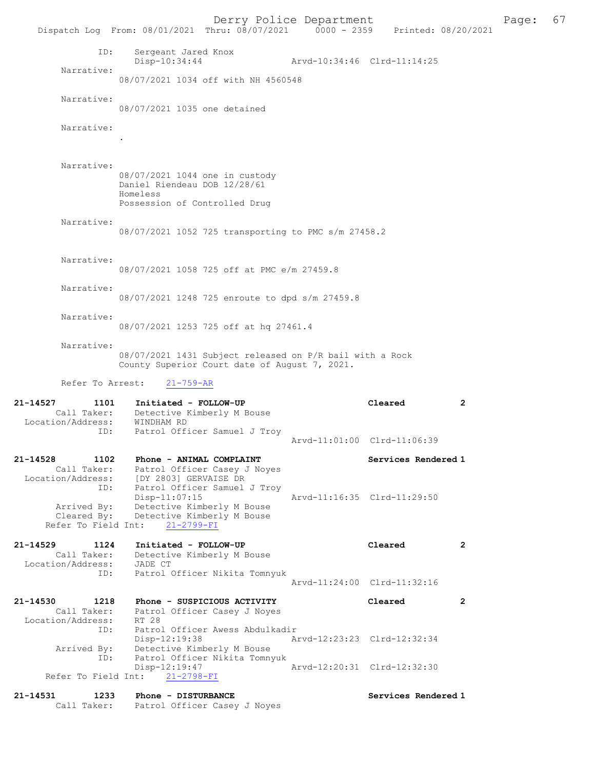```
            ID:      Sergeant Jared Knox
                     Disp-10:34:44                 Arvd-10:34:46  Clrd-11:14:25
     Narrative:
                     08/07/2021 1034 off with NH 4560548

     Narrative:
                     08/07/2021 1035 one detained

     Narrative:
                     .


     Narrative:
                     08/07/2021 1044 one in custody
                     Daniel Riendeau DOB 12/28/61
                     Homeless
                     Possession of Controlled Drug

     Narrative:
                     08/07/2021 1052 725 transporting to PMC s/m 27458.2


     Narrative:
                     08/07/2021 1058 725 off at PMC e/m 27459.8

     Narrative:
                     08/07/2021 1248 725 enroute to dpd s/m 27459.8

     Narrative:
                     08/07/2021 1253 725 off at hq 27461.4

     Narrative:
                     08/07/2021 1431 Subject released on P/R bail with a Rock
                     County Superior Court date of August 7, 2021.

     Refer To Arrest:    21-759-AR

21-14527        1101    Initiated - FOLLOW-UP                        Cleared            2
        Call Taker:     Detective Kimberly M Bouse
  Location/Address:     WINDHAM RD
               ID:      Patrol Officer Samuel J Troy
                                                   Arvd-11:01:00  Clrd-11:06:39

21-14528        1102    Phone - ANIMAL COMPLAINT                     Services Rendered 1
        Call Taker:     Patrol Officer Casey J Noyes
  Location/Address:     [DY 2803] GERVAISE DR
               ID:      Patrol Officer Samuel J Troy
                        Disp-11:07:15              Arvd-11:16:35  Clrd-11:29:50
       Arrived By:      Detective Kimberly M Bouse
       Cleared By:      Detective Kimberly M Bouse
   Refer To Field Int:     21-2799-FI

21-14529        1124    Initiated - FOLLOW-UP                        Cleared            2
        Call Taker:     Detective Kimberly M Bouse
  Location/Address:     JADE CT
               ID:      Patrol Officer Nikita Tomnyuk
                                                   Arvd-11:24:00  Clrd-11:32:16

21-14530        1218    Phone - SUSPICIOUS ACTIVITY                  Cleared            2
        Call Taker:     Patrol Officer Casey J Noyes
  Location/Address:     RT 28
               ID:      Patrol Officer Awess Abdulkadir
                        Disp-12:19:38              Arvd-12:23:23  Clrd-12:32:34
       Arrived By:      Detective Kimberly M Bouse
               ID:      Patrol Officer Nikita Tomnyuk
                        Disp-12:19:47              Arvd-12:20:31  Clrd-12:32:30
   Refer To Field Int:     21-2798-FI

21-14531        1233    Phone - DISTURBANCE                          Services Rendered 1
        Call Taker:     Patrol Officer Casey J Noyes
```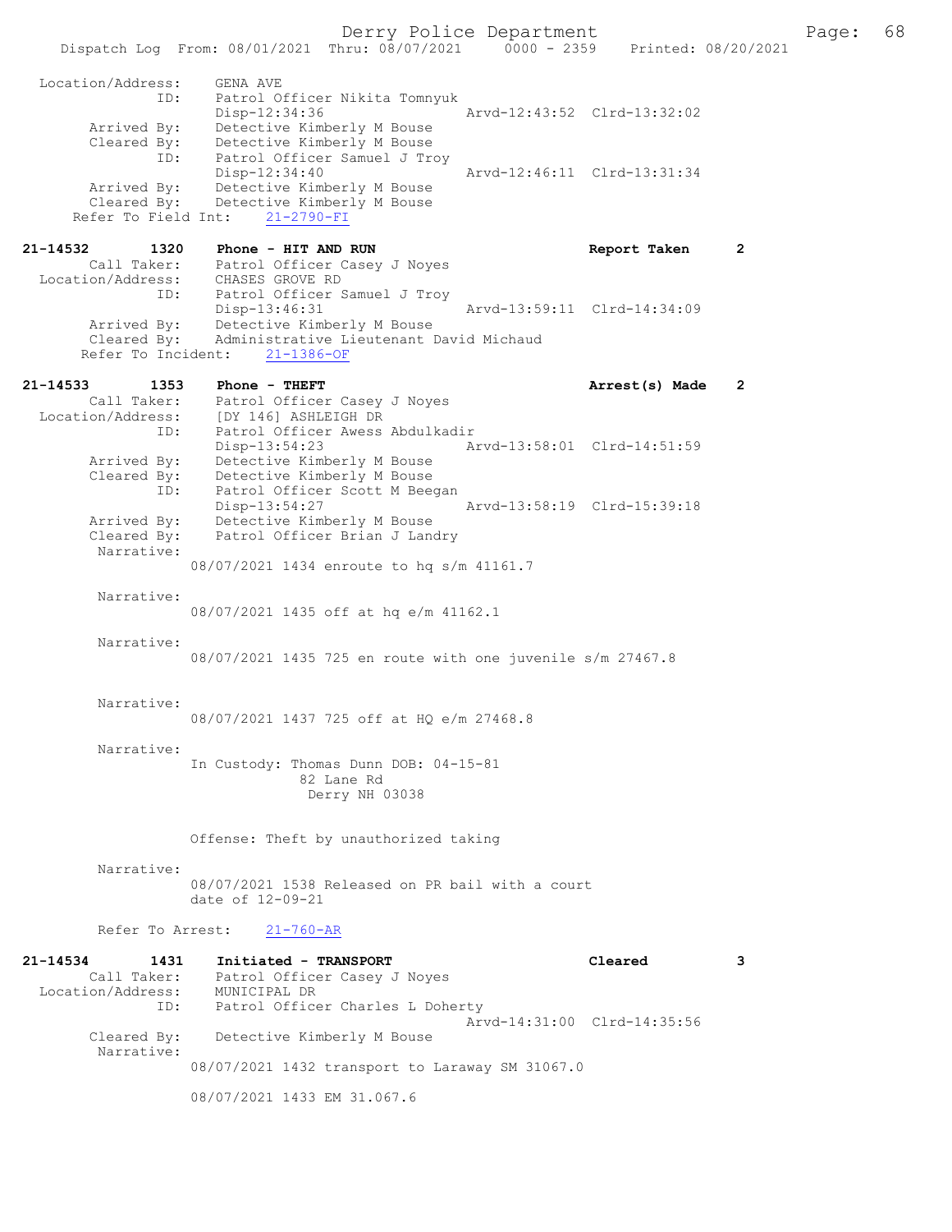```
 Location/Address:     GENA AVE
                ID:    Patrol Officer Nikita Tomnyuk
                       Disp-12:34:36                 Arvd-12:43:52  Clrd-13:32:02
        Arrived By:    Detective Kimberly M Bouse
        Cleared By:    Detective Kimberly M Bouse
                ID:    Patrol Officer Samuel J Troy
                       Disp-12:34:40                 Arvd-12:46:11  Clrd-13:31:34
        Arrived By:    Detective Kimberly M Bouse
        Cleared By:    Detective Kimberly M Bouse
      Refer To Field Int:    21-2790-FI

21-14532        1320    Phone - HIT AND RUN                          Report Taken     2
         Call Taker:    Patrol Officer Casey J Noyes
  Location/Address:     CHASES GROVE RD
                ID:    Patrol Officer Samuel J Troy
                       Disp-13:46:31                 Arvd-13:59:11  Clrd-14:34:09
        Arrived By:    Detective Kimberly M Bouse
        Cleared By:    Administrative Lieutenant David Michaud
       Refer To Incident:    21-1386-OF

21-14533        1353    Phone - THEFT                                Arrest(s) Made   2
         Call Taker:    Patrol Officer Casey J Noyes
  Location/Address:     [DY 146] ASHLEIGH DR
                ID:    Patrol Officer Awess Abdulkadir
                       Disp-13:54:23                 Arvd-13:58:01  Clrd-14:51:59
        Arrived By:    Detective Kimberly M Bouse
        Cleared By:    Detective Kimberly M Bouse
                ID:    Patrol Officer Scott M Beegan
                       Disp-13:54:27                 Arvd-13:58:19  Clrd-15:39:18
        Arrived By:    Detective Kimberly M Bouse
        Cleared By:    Patrol Officer Brian J Landry
         Narrative:
                    08/07/2021 1434 enroute to hq s/m 41161.7

         Narrative:
                    08/07/2021 1435 off at hq e/m 41162.1

         Narrative:
                    08/07/2021 1435 725 en route with one juvenile s/m 27467.8

         Narrative:
                    08/07/2021 1437 725 off at HQ e/m 27468.8

         Narrative:
                    In Custody: Thomas Dunn DOB: 04-15-81
                                82 Lane Rd
                                 Derry NH 03038

                    Offense: Theft by unauthorized taking

         Narrative:
                    08/07/2021 1538 Released on PR bail with a court
                    date of 12-09-21

         Refer To Arrest:    21-760-AR

21-14534        1431    Initiated - TRANSPORT                        Cleared          3
         Call Taker:    Patrol Officer Casey J Noyes
  Location/Address:     MUNICIPAL DR
                ID:    Patrol Officer Charles L Doherty
                                                     Arvd-14:31:00  Clrd-14:35:56
        Cleared By:    Detective Kimberly M Bouse
         Narrative:
                    08/07/2021 1432 transport to Laraway SM 31067.0

                    08/07/2021 1433 EM 31.067.6
```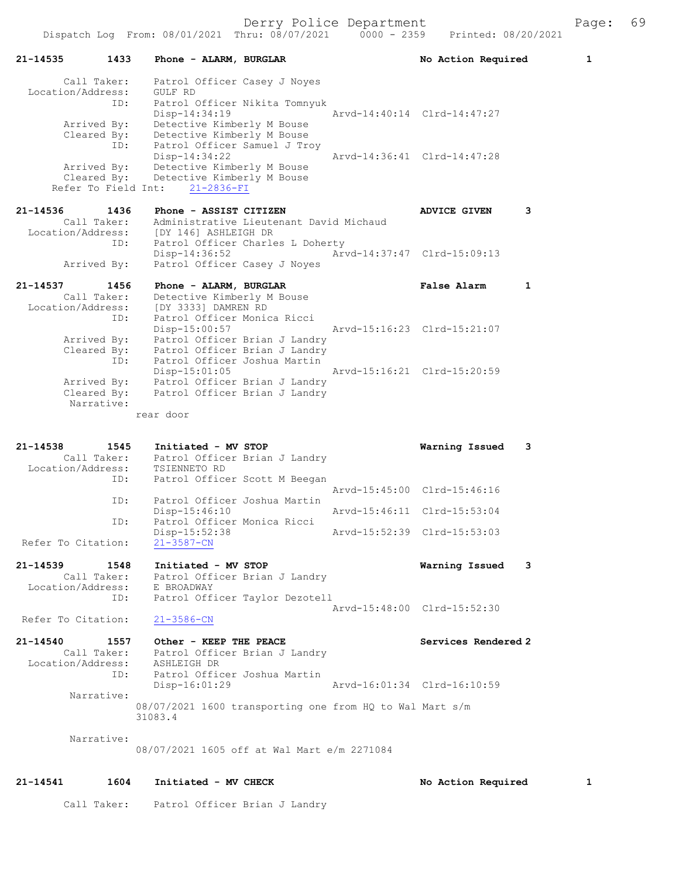```
21-14535        1433    Phone - ALARM, BURGLAR                    No Action Required         1

        Call Taker:     Patrol Officer Casey J Noyes
  Location/Address:     GULF RD
                ID:     Patrol Officer Nikita Tomnyuk
                        Disp-14:34:19                  Arvd-14:40:14  Clrd-14:47:27
        Arrived By:     Detective Kimberly M Bouse
        Cleared By:     Detective Kimberly M Bouse
                ID:     Patrol Officer Samuel J Troy
                        Disp-14:34:22                  Arvd-14:36:41  Clrd-14:47:28
        Arrived By:     Detective Kimberly M Bouse
        Cleared By:     Detective Kimberly M Bouse
     Refer To Field Int:    21-2836-FI

21-14536        1436    Phone - ASSIST CITIZEN                    ADVICE GIVEN       3
        Call Taker:     Administrative Lieutenant David Michaud
  Location/Address:     [DY 146] ASHLEIGH DR
                ID:     Patrol Officer Charles L Doherty
                        Disp-14:36:52                  Arvd-14:37:47  Clrd-15:09:13
        Arrived By:     Patrol Officer Casey J Noyes

21-14537        1456    Phone - ALARM, BURGLAR                    False Alarm        1
        Call Taker:     Detective Kimberly M Bouse
  Location/Address:     [DY 3333] DAMREN RD
                ID:     Patrol Officer Monica Ricci
                        Disp-15:00:57                  Arvd-15:16:23  Clrd-15:21:07
        Arrived By:     Patrol Officer Brian J Landry
        Cleared By:     Patrol Officer Brian J Landry
                ID:     Patrol Officer Joshua Martin
                        Disp-15:01:05                  Arvd-15:16:21  Clrd-15:20:59
        Arrived By:     Patrol Officer Brian J Landry
        Cleared By:     Patrol Officer Brian J Landry
         Narrative:
                    rear door

21-14538        1545    Initiated - MV STOP                       Warning Issued     3
        Call Taker:     Patrol Officer Brian J Landry
  Location/Address:     TSIENNETO RD
                ID:     Patrol Officer Scott M Beegan
                                                       Arvd-15:45:00  Clrd-15:46:16
                ID:     Patrol Officer Joshua Martin
                        Disp-15:46:10                  Arvd-15:46:11  Clrd-15:53:04
                ID:     Patrol Officer Monica Ricci
                        Disp-15:52:38                  Arvd-15:52:39  Clrd-15:53:03
 Refer To Citation:     21-3587-CN

21-14539        1548    Initiated - MV STOP                       Warning Issued     3
        Call Taker:     Patrol Officer Brian J Landry
  Location/Address:     E BROADWAY
                ID:     Patrol Officer Taylor Dezotell
                                                       Arvd-15:48:00  Clrd-15:52:30
 Refer To Citation:     21-3586-CN

21-14540        1557    Other - KEEP THE PEACE                    Services Rendered 2
        Call Taker:     Patrol Officer Brian J Landry
  Location/Address:     ASHLEIGH DR
                ID:     Patrol Officer Joshua Martin
                        Disp-16:01:29                  Arvd-16:01:34  Clrd-16:10:59
         Narrative:
                    08/07/2021 1600 transporting one from HQ to Wal Mart s/m
                    31083.4

         Narrative:
                    08/07/2021 1605 off at Wal Mart e/m 2271084


21-14541        1604    Initiated - MV CHECK                      No Action Required         1

        Call Taker:     Patrol Officer Brian J Landry
```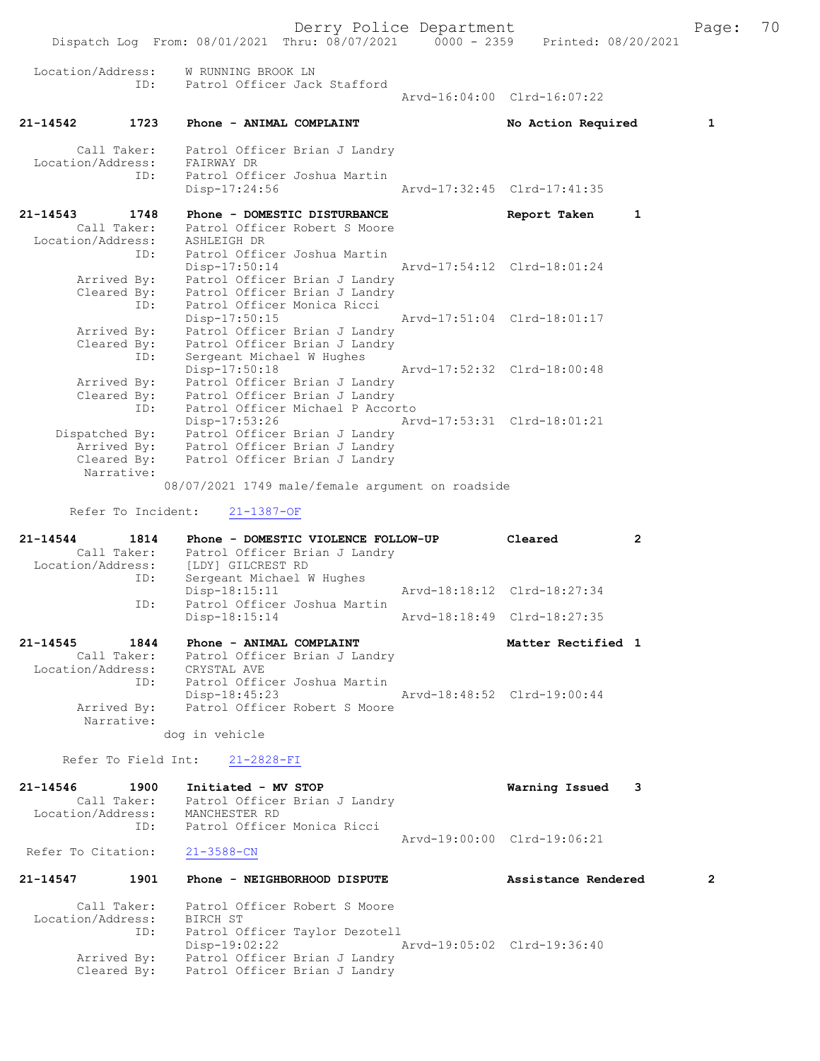```
  Location/Address:    W RUNNING BROOK LN
                ID:    Patrol Officer Jack Stafford
                                             Arvd-16:04:00  Clrd-16:07:22

21-14542        1723    Phone - ANIMAL COMPLAINT                  No Action Required        1

        Call Taker:    Patrol Officer Brian J Landry
  Location/Address:    FAIRWAY DR
                ID:    Patrol Officer Joshua Martin
                       Disp-17:24:56                 Arvd-17:32:45  Clrd-17:41:35

21-14543        1748    Phone - DOMESTIC DISTURBANCE              Report Taken      1
        Call Taker:    Patrol Officer Robert S Moore
  Location/Address:    ASHLEIGH DR
                ID:    Patrol Officer Joshua Martin
                       Disp-17:50:14                 Arvd-17:54:12  Clrd-18:01:24
        Arrived By:    Patrol Officer Brian J Landry
        Cleared By:    Patrol Officer Brian J Landry
                ID:    Patrol Officer Monica Ricci
                       Disp-17:50:15                 Arvd-17:51:04  Clrd-18:01:17
        Arrived By:    Patrol Officer Brian J Landry
        Cleared By:    Patrol Officer Brian J Landry
                ID:    Sergeant Michael W Hughes
                       Disp-17:50:18                 Arvd-17:52:32  Clrd-18:00:48
        Arrived By:    Patrol Officer Brian J Landry
        Cleared By:    Patrol Officer Brian J Landry
                ID:    Patrol Officer Michael P Accorto
                       Disp-17:53:26                 Arvd-17:53:31  Clrd-18:01:21
     Dispatched By:    Patrol Officer Brian J Landry
        Arrived By:    Patrol Officer Brian J Landry
        Cleared By:    Patrol Officer Brian J Landry
         Narrative:
                     08/07/2021 1749 male/female argument on roadside

       Refer To Incident:    21-1387-OF

21-14544        1814    Phone - DOMESTIC VIOLENCE FOLLOW-UP       Cleared           2
        Call Taker:    Patrol Officer Brian J Landry
  Location/Address:    [LDY] GILCREST RD
                ID:    Sergeant Michael W Hughes
                       Disp-18:15:11                 Arvd-18:18:12  Clrd-18:27:34
                ID:    Patrol Officer Joshua Martin
                       Disp-18:15:14                 Arvd-18:18:49  Clrd-18:27:35

21-14545        1844    Phone - ANIMAL COMPLAINT                  Matter Rectified 1
        Call Taker:    Patrol Officer Brian J Landry
  Location/Address:    CRYSTAL AVE
                ID:    Patrol Officer Joshua Martin
                       Disp-18:45:23                 Arvd-18:48:52  Clrd-19:00:44
        Arrived By:    Patrol Officer Robert S Moore
         Narrative:
                     dog in vehicle

      Refer To Field Int:    21-2828-FI

21-14546        1900    Initiated - MV STOP                       Warning Issued    3
        Call Taker:    Patrol Officer Brian J Landry
  Location/Address:    MANCHESTER RD
                ID:    Patrol Officer Monica Ricci
                                             Arvd-19:00:00  Clrd-19:06:21
 Refer To Citation:    21-3588-CN

21-14547        1901    Phone - NEIGHBORHOOD DISPUTE              Assistance Rendered       2

        Call Taker:    Patrol Officer Robert S Moore
  Location/Address:    BIRCH ST
                ID:    Patrol Officer Taylor Dezotell
                       Disp-19:02:22                 Arvd-19:05:02  Clrd-19:36:40
        Arrived By:    Patrol Officer Brian J Landry
        Cleared By:    Patrol Officer Brian J Landry
```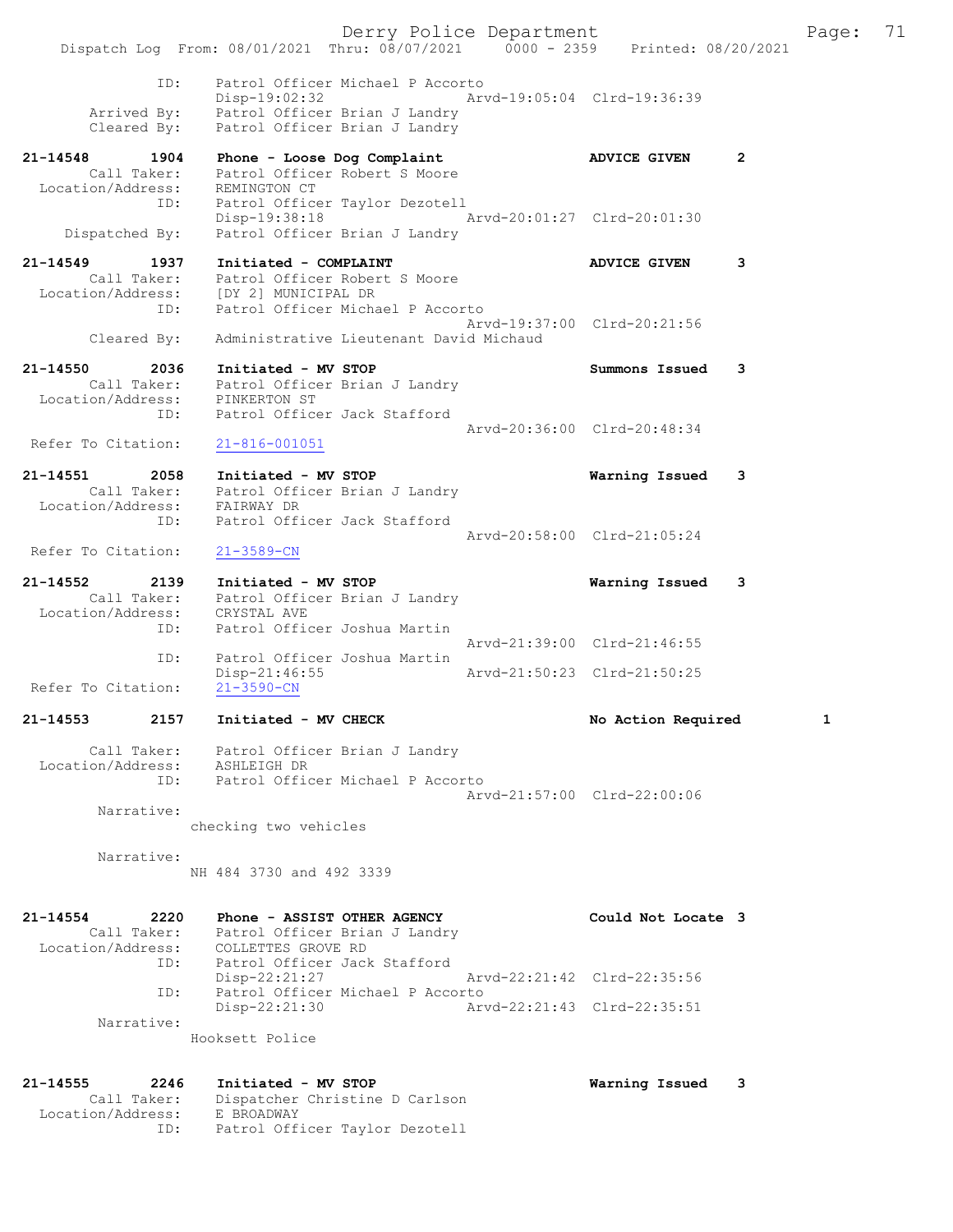```
            ID:      Patrol Officer Michael P Accorto
                     Disp-19:02:32              Arvd-19:05:04  Clrd-19:36:39
       Arrived By:   Patrol Officer Brian J Landry
       Cleared By:   Patrol Officer Brian J Landry

21-14548       1904  Phone - Loose Dog Complaint               ADVICE GIVEN     2
       Call Taker:   Patrol Officer Robert S Moore
  Location/Address:  REMINGTON CT
              ID:    Patrol Officer Taylor Dezotell
                     Disp-19:38:18              Arvd-20:01:27  Clrd-20:01:30
    Dispatched By:   Patrol Officer Brian J Landry

21-14549       1937  Initiated - COMPLAINT                     ADVICE GIVEN     3
       Call Taker:   Patrol Officer Robert S Moore
  Location/Address:  [DY 2] MUNICIPAL DR
              ID:    Patrol Officer Michael P Accorto
                                                Arvd-19:37:00  Clrd-20:21:56
       Cleared By:   Administrative Lieutenant David Michaud

21-14550       2036  Initiated - MV STOP                       Summons Issued   3
       Call Taker:   Patrol Officer Brian J Landry
  Location/Address:  PINKERTON ST
              ID:    Patrol Officer Jack Stafford
                                                Arvd-20:36:00  Clrd-20:48:34
 Refer To Citation:  21-816-001051

21-14551       2058  Initiated - MV STOP                       Warning Issued   3
       Call Taker:   Patrol Officer Brian J Landry
  Location/Address:  FAIRWAY DR
              ID:    Patrol Officer Jack Stafford
                                                Arvd-20:58:00  Clrd-21:05:24
 Refer To Citation:  21-3589-CN

21-14552       2139  Initiated - MV STOP                       Warning Issued   3
       Call Taker:   Patrol Officer Brian J Landry
  Location/Address:  CRYSTAL AVE
              ID:    Patrol Officer Joshua Martin
                                                Arvd-21:39:00  Clrd-21:46:55
              ID:    Patrol Officer Joshua Martin
                     Disp-21:46:55              Arvd-21:50:23  Clrd-21:50:25
 Refer To Citation:  21-3590-CN

21-14553       2157  Initiated - MV CHECK                      No Action Required      1

       Call Taker:   Patrol Officer Brian J Landry
  Location/Address:  ASHLEIGH DR
              ID:    Patrol Officer Michael P Accorto
                                                Arvd-21:57:00  Clrd-22:00:06
        Narrative:
                   checking two vehicles

        Narrative:
                   NH 484 3730 and 492 3339


21-14554       2220  Phone - ASSIST OTHER AGENCY               Could Not Locate 3
       Call Taker:   Patrol Officer Brian J Landry
  Location/Address:  COLLETTES GROVE RD
              ID:    Patrol Officer Jack Stafford
                     Disp-22:21:27              Arvd-22:21:42  Clrd-22:35:56
              ID:    Patrol Officer Michael P Accorto
                     Disp-22:21:30              Arvd-22:21:43  Clrd-22:35:51
        Narrative:
                   Hooksett Police


21-14555       2246  Initiated - MV STOP                       Warning Issued   3
       Call Taker:   Dispatcher Christine D Carlson
  Location/Address:  E BROADWAY
              ID:    Patrol Officer Taylor Dezotell
```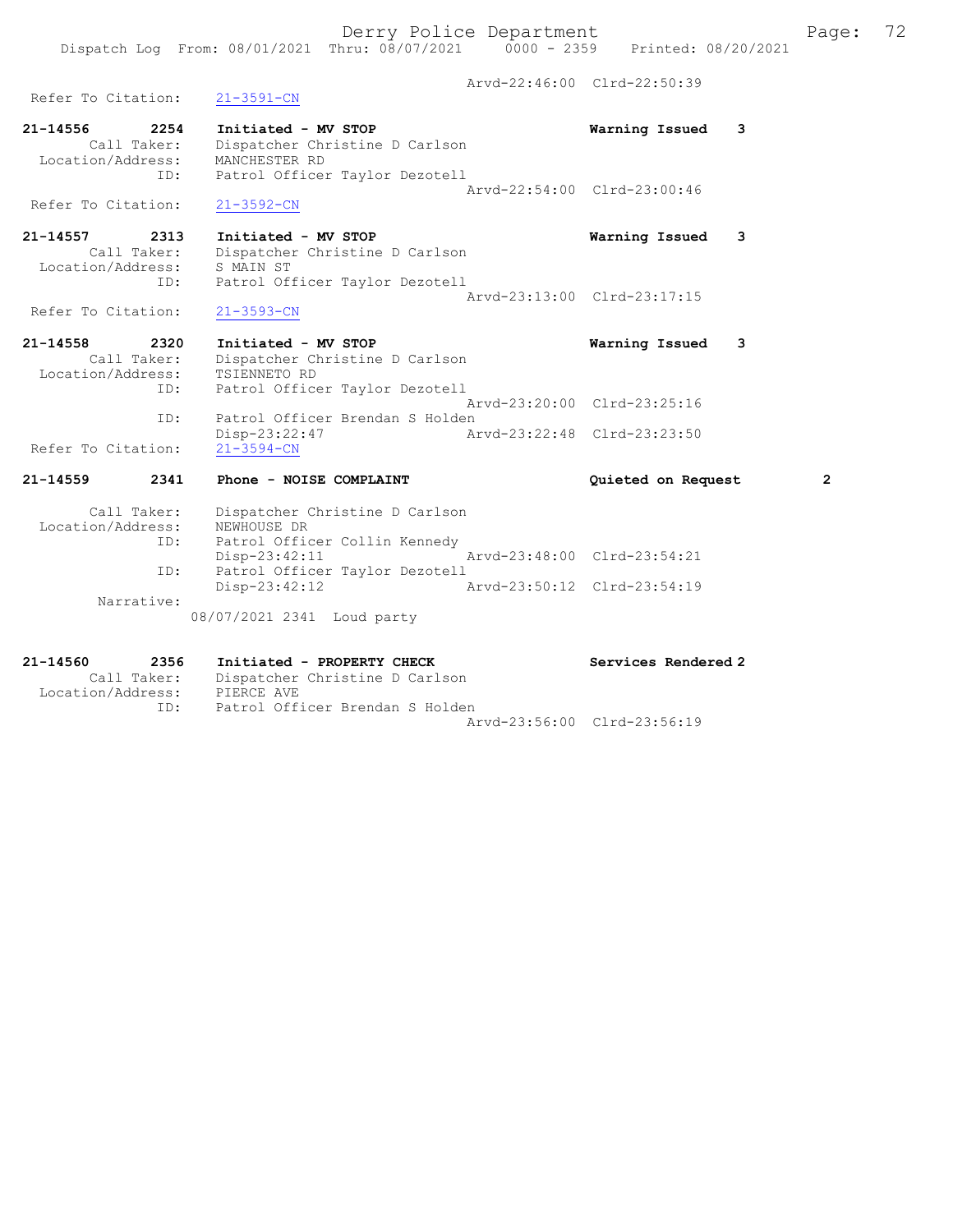Arvd-22:46:00 Clrd-22:50:39

Refer To Citation: 21-3591-CN

**21-14556 2254 Initiated - MV STOP** **Warning Issued 3**

Call Taker: Dispatcher Christine D Carlson
Location/Address: MANCHESTER RD
ID: Patrol Officer Taylor Dezotell
Arvd-22:54:00 Clrd-23:00:46
Refer To Citation: 21-3592-CN

**21-14557 2313 Initiated - MV STOP** **Warning Issued 3**

Call Taker: Dispatcher Christine D Carlson
Location/Address: S MAIN ST
ID: Patrol Officer Taylor Dezotell
Arvd-23:13:00 Clrd-23:17:15
Refer To Citation: 21-3593-CN

**21-14558 2320 Initiated - MV STOP** **Warning Issued 3**

Call Taker: Dispatcher Christine D Carlson
Location/Address: TSIENNETO RD
ID: Patrol Officer Taylor Dezotell
Arvd-23:20:00 Clrd-23:25:16
ID: Patrol Officer Brendan S Holden
Disp-23:22:47 Arvd-23:22:48 Clrd-23:23:50
Refer To Citation: 21-3594-CN

**21-14559 2341 Phone - NOISE COMPLAINT** **Quieted on Request 2**

Call Taker: Dispatcher Christine D Carlson
Location/Address: NEWHOUSE DR
ID: Patrol Officer Collin Kennedy
Disp-23:42:11 Arvd-23:48:00 Clrd-23:54:21
ID: Patrol Officer Taylor Dezotell
Disp-23:42:12 Arvd-23:50:12 Clrd-23:54:19
Narrative:
08/07/2021 2341 Loud party

**21-14560 2356 Initiated - PROPERTY CHECK** **Services Rendered 2**

Call Taker: Dispatcher Christine D Carlson
Location/Address: PIERCE AVE
ID: Patrol Officer Brendan S Holden
Arvd-23:56:00 Clrd-23:56:19